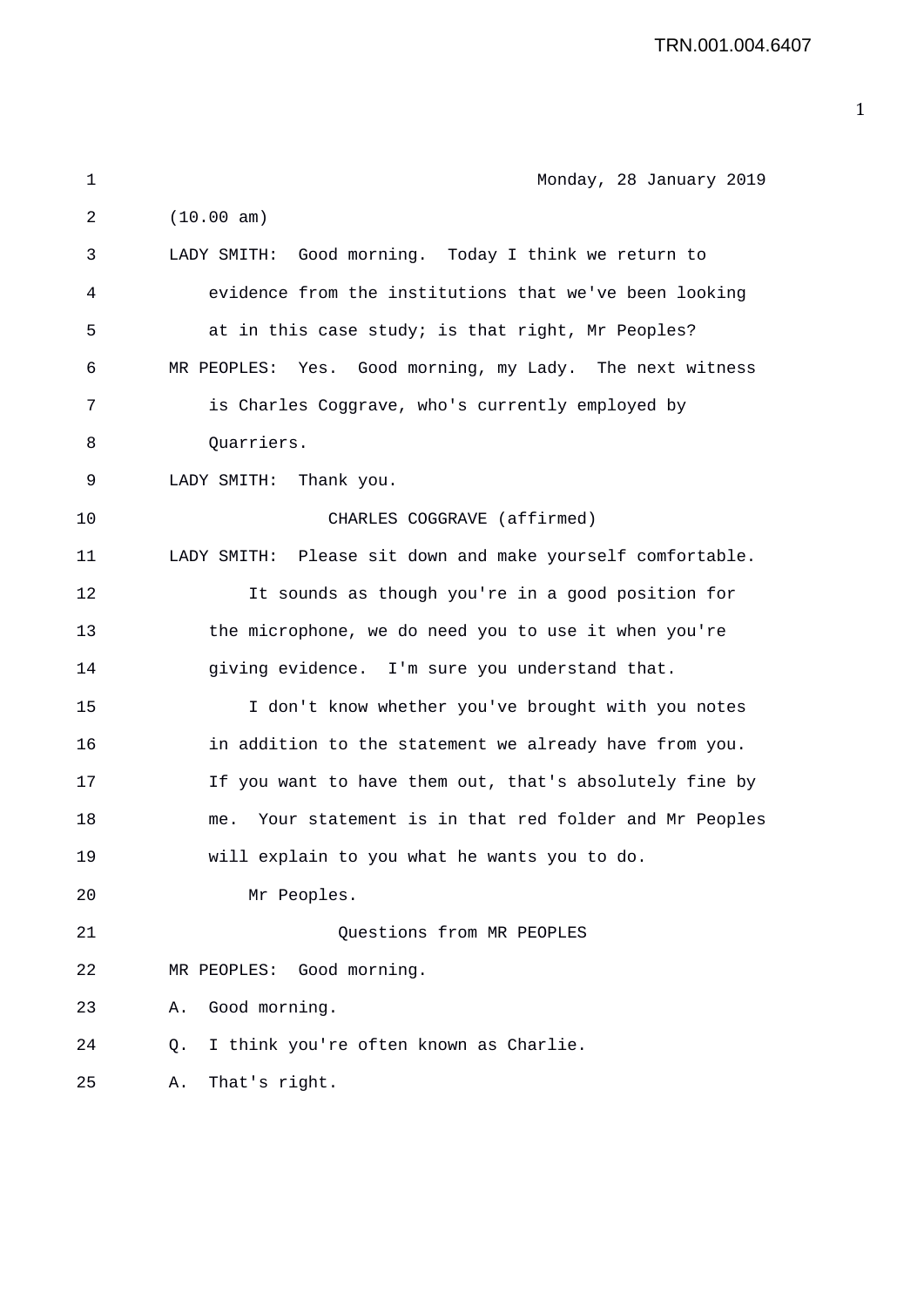Monday, 28 January 2019

(10.00 am)

LADY SMITH: Good morning. Today I think we return to evidence from the institutions that we've been looking at in this case study; is that right, Mr Peoples?

MR PEOPLES: Yes. Good morning, my Lady. The next witness is Charles Coggrave, who's currently employed by Quarriers.

LADY SMITH: Thank you.

CHARLES COGGRAVE (affirmed)

LADY SMITH: Please sit down and make yourself comfortable.

It sounds as though you're in a good position for the microphone, we do need you to use it when you're giving evidence. I'm sure you understand that.

I don't know whether you've brought with you notes in addition to the statement we already have from you. If you want to have them out, that's absolutely fine by me. Your statement is in that red folder and Mr Peoples will explain to you what he wants you to do.

Mr Peoples.

Questions from MR PEOPLES

MR PEOPLES: Good morning.

A. Good morning.

Q. I think you're often known as Charlie.

A. That's right.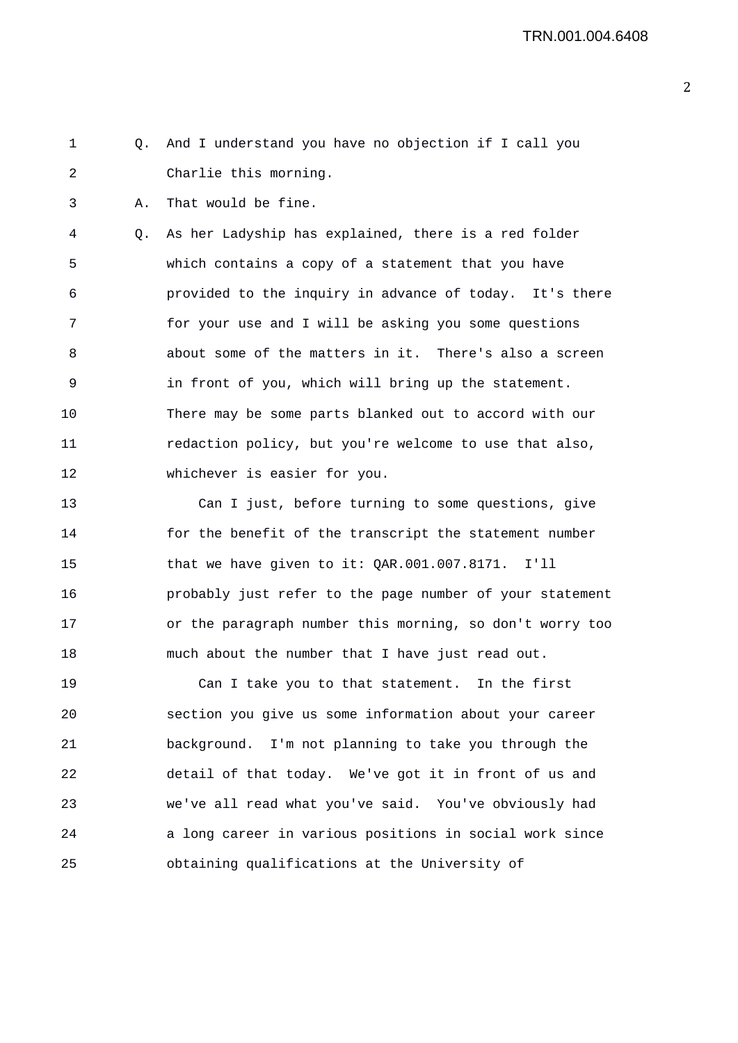Q. And I understand you have no objection if I call you Charlie this morning.

A. That would be fine.

Q. As her Ladyship has explained, there is a red folder which contains a copy of a statement that you have provided to the inquiry in advance of today. It's there for your use and I will be asking you some questions about some of the matters in it. There's also a screen in front of you, which will bring up the statement. There may be some parts blanked out to accord with our redaction policy, but you're welcome to use that also, whichever is easier for you.

Can I just, before turning to some questions, give for the benefit of the transcript the statement number that we have given to it: QAR.001.007.8171. I'll probably just refer to the page number of your statement or the paragraph number this morning, so don't worry too much about the number that I have just read out.

Can I take you to that statement. In the first section you give us some information about your career background. I'm not planning to take you through the detail of that today. We've got it in front of us and we've all read what you've said. You've obviously had a long career in various positions in social work since obtaining qualifications at the University of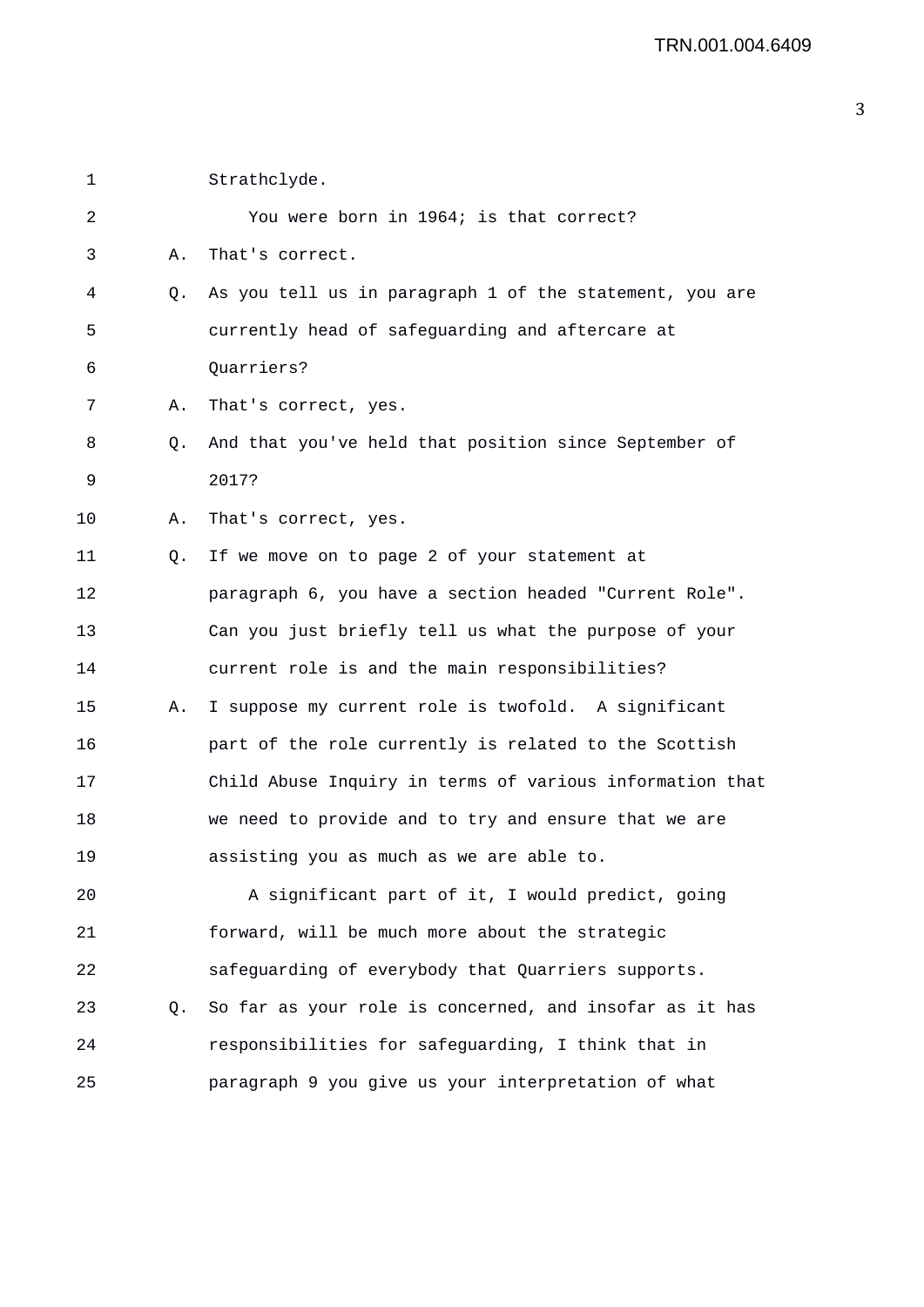Strathclyde.

You were born in 1964; is that correct?

A. That's correct.

Q. As you tell us in paragraph 1 of the statement, you are currently head of safeguarding and aftercare at Quarriers?

A. That's correct, yes.

Q. And that you've held that position since September of 2017?

A. That's correct, yes.

Q. If we move on to page 2 of your statement at paragraph 6, you have a section headed "Current Role". Can you just briefly tell us what the purpose of your current role is and the main responsibilities?

A. I suppose my current role is twofold. A significant part of the role currently is related to the Scottish Child Abuse Inquiry in terms of various information that we need to provide and to try and ensure that we are assisting you as much as we are able to.

A significant part of it, I would predict, going forward, will be much more about the strategic safeguarding of everybody that Quarriers supports.

Q. So far as your role is concerned, and insofar as it has responsibilities for safeguarding, I think that in paragraph 9 you give us your interpretation of what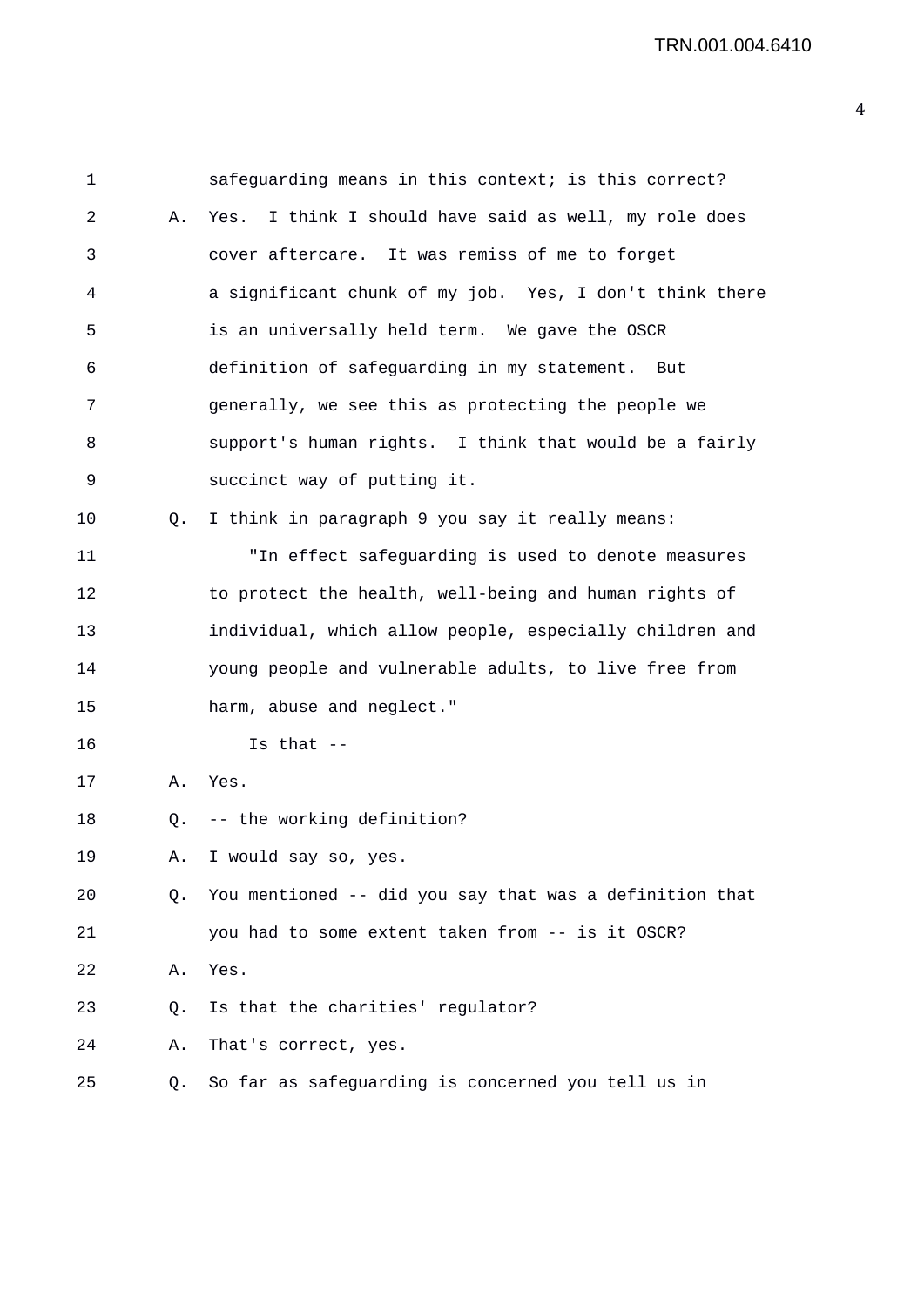1 safeguarding means in this context; is this correct?

2 A. Yes. I think I should have said as well, my role does

3 cover aftercare. It was remiss of me to forget

4 a significant chunk of my job. Yes, I don't think there

5 is an universally held term. We gave the OSCR

6 definition of safeguarding in my statement. But

7 generally, we see this as protecting the people we

8 support's human rights. I think that would be a fairly

9 succinct way of putting it.

10 Q. I think in paragraph 9 you say it really means:

11 "In effect safeguarding is used to denote measures

12 to protect the health, well-being and human rights of

13 individual, which allow people, especially children and

14 young people and vulnerable adults, to live free from

15 harm, abuse and neglect."

16 Is that --

17 A. Yes.

18 Q. -- the working definition?

19 A. I would say so, yes.

20 Q. You mentioned -- did you say that was a definition that

21 you had to some extent taken from -- is it OSCR?

22 A. Yes.

23 Q. Is that the charities' regulator?

24 A. That's correct, yes.

25 Q. So far as safeguarding is concerned you tell us in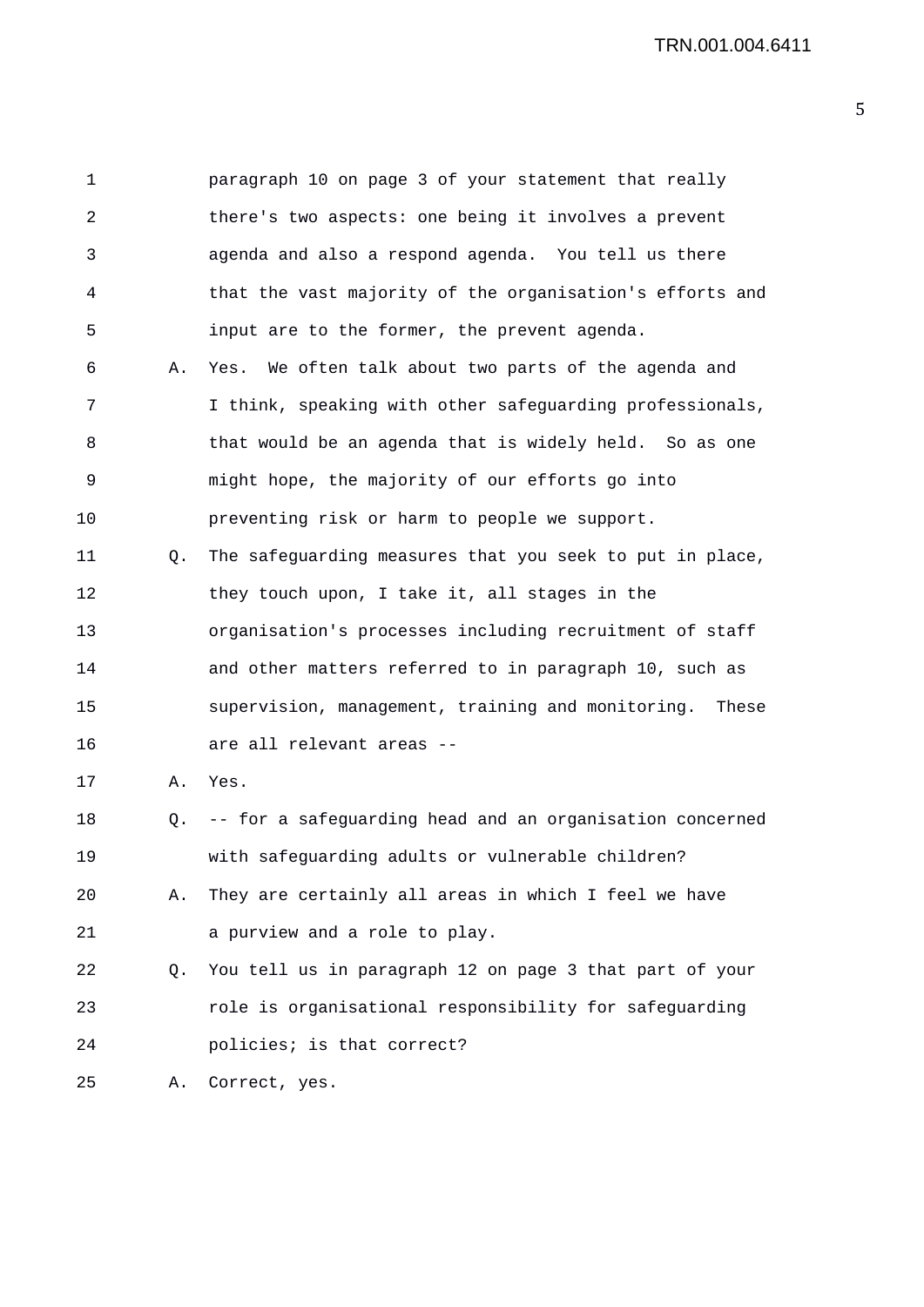paragraph 10 on page 3 of your statement that really there's two aspects: one being it involves a prevent agenda and also a respond agenda. You tell us there that the vast majority of the organisation's efforts and input are to the former, the prevent agenda.

A. Yes. We often talk about two parts of the agenda and I think, speaking with other safeguarding professionals, that would be an agenda that is widely held. So as one might hope, the majority of our efforts go into preventing risk or harm to people we support.

Q. The safeguarding measures that you seek to put in place, they touch upon, I take it, all stages in the organisation's processes including recruitment of staff and other matters referred to in paragraph 10, such as supervision, management, training and monitoring. These are all relevant areas --

A. Yes.

Q. -- for a safeguarding head and an organisation concerned with safeguarding adults or vulnerable children?

A. They are certainly all areas in which I feel we have a purview and a role to play.

Q. You tell us in paragraph 12 on page 3 that part of your role is organisational responsibility for safeguarding policies; is that correct?

A. Correct, yes.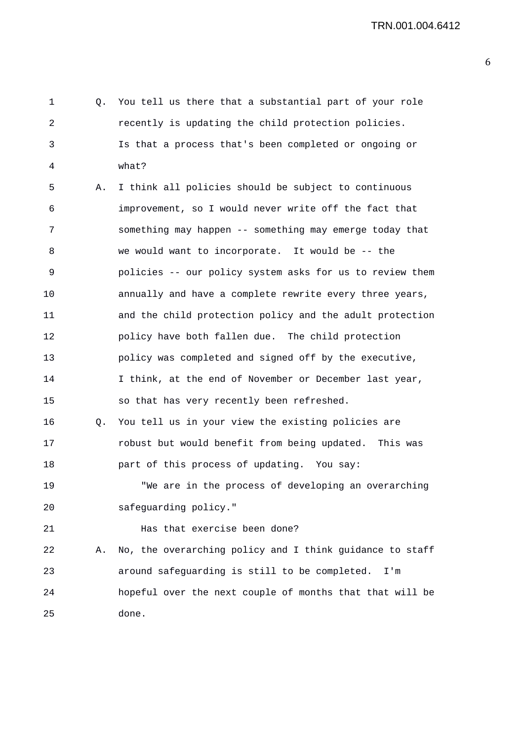Q. You tell us there that a substantial part of your role recently is updating the child protection policies. Is that a process that's been completed or ongoing or what?

A. I think all policies should be subject to continuous improvement, so I would never write off the fact that something may happen -- something may emerge today that we would want to incorporate. It would be -- the policies -- our policy system asks for us to review them annually and have a complete rewrite every three years, and the child protection policy and the adult protection policy have both fallen due. The child protection policy was completed and signed off by the executive, I think, at the end of November or December last year, so that has very recently been refreshed.

Q. You tell us in your view the existing policies are robust but would benefit from being updated. This was part of this process of updating. You say:

"We are in the process of developing an overarching safeguarding policy."

Has that exercise been done?

A. No, the overarching policy and I think guidance to staff around safeguarding is still to be completed. I'm hopeful over the next couple of months that that will be done.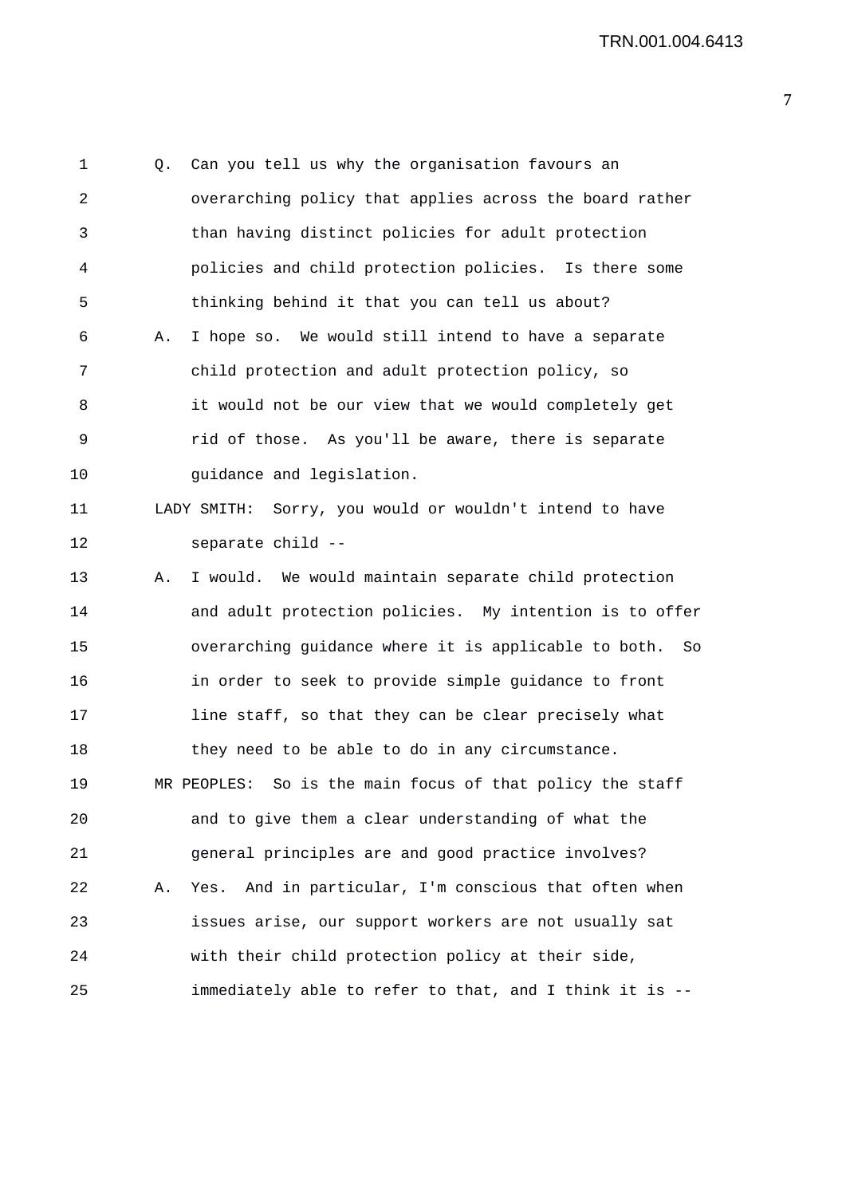Q. Can you tell us why the organisation favours an overarching policy that applies across the board rather than having distinct policies for adult protection policies and child protection policies. Is there some thinking behind it that you can tell us about?

A. I hope so. We would still intend to have a separate child protection and adult protection policy, so it would not be our view that we would completely get rid of those. As you'll be aware, there is separate guidance and legislation.

LADY SMITH: Sorry, you would or wouldn't intend to have separate child --

A. I would. We would maintain separate child protection and adult protection policies. My intention is to offer overarching guidance where it is applicable to both. So in order to seek to provide simple guidance to front line staff, so that they can be clear precisely what they need to be able to do in any circumstance.

MR PEOPLES: So is the main focus of that policy the staff and to give them a clear understanding of what the general principles are and good practice involves?

A. Yes. And in particular, I'm conscious that often when issues arise, our support workers are not usually sat with their child protection policy at their side, immediately able to refer to that, and I think it is --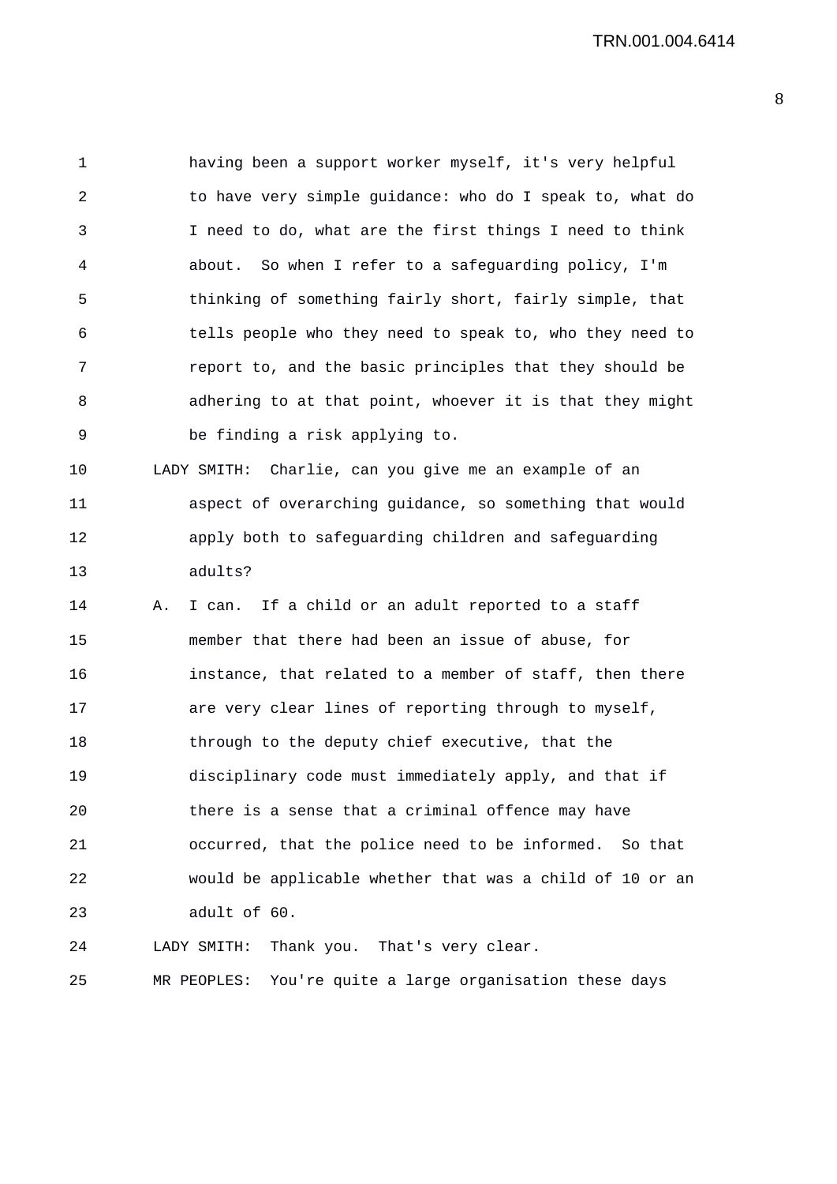having been a support worker myself, it's very helpful to have very simple guidance: who do I speak to, what do I need to do, what are the first things I need to think about. So when I refer to a safeguarding policy, I'm thinking of something fairly short, fairly simple, that tells people who they need to speak to, who they need to report to, and the basic principles that they should be adhering to at that point, whoever it is that they might be finding a risk applying to.

LADY SMITH: Charlie, can you give me an example of an aspect of overarching guidance, so something that would apply both to safeguarding children and safeguarding adults?

A. I can. If a child or an adult reported to a staff member that there had been an issue of abuse, for instance, that related to a member of staff, then there are very clear lines of reporting through to myself, through to the deputy chief executive, that the disciplinary code must immediately apply, and that if there is a sense that a criminal offence may have occurred, that the police need to be informed. So that would be applicable whether that was a child of 10 or an adult of 60.

LADY SMITH: Thank you. That's very clear.

MR PEOPLES: You're quite a large organisation these days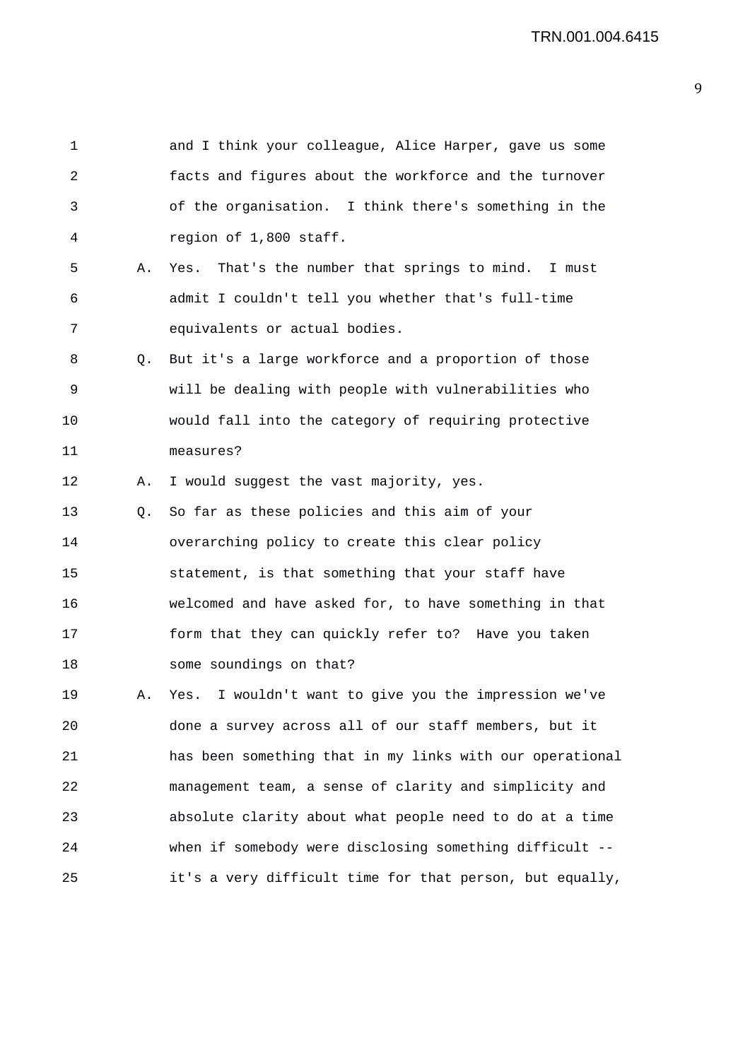1 and I think your colleague, Alice Harper, gave us some
2 facts and figures about the workforce and the turnover
3 of the organisation. I think there's something in the
4 region of 1,800 staff.

5 A. Yes. That's the number that springs to mind. I must
6 admit I couldn't tell you whether that's full-time
7 equivalents or actual bodies.

8 Q. But it's a large workforce and a proportion of those
9 will be dealing with people with vulnerabilities who
10 would fall into the category of requiring protective
11 measures?

12 A. I would suggest the vast majority, yes.

13 Q. So far as these policies and this aim of your
14 overarching policy to create this clear policy
15 statement, is that something that your staff have
16 welcomed and have asked for, to have something in that
17 form that they can quickly refer to? Have you taken
18 some soundings on that?

19 A. Yes. I wouldn't want to give you the impression we've
20 done a survey across all of our staff members, but it
21 has been something that in my links with our operational
22 management team, a sense of clarity and simplicity and
23 absolute clarity about what people need to do at a time
24 when if somebody were disclosing something difficult --
25 it's a very difficult time for that person, but equally,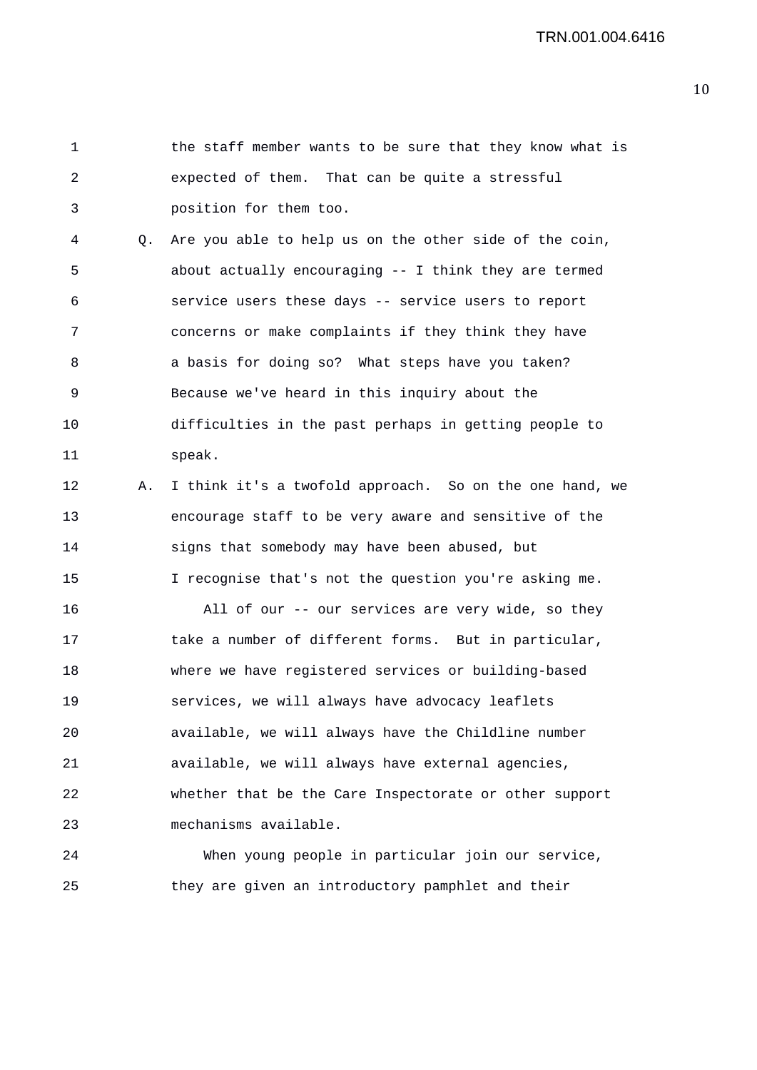the staff member wants to be sure that they know what is expected of them. That can be quite a stressful position for them too.

Q. Are you able to help us on the other side of the coin, about actually encouraging -- I think they are termed service users these days -- service users to report concerns or make complaints if they think they have a basis for doing so? What steps have you taken? Because we've heard in this inquiry about the difficulties in the past perhaps in getting people to speak.

A. I think it's a twofold approach. So on the one hand, we encourage staff to be very aware and sensitive of the signs that somebody may have been abused, but I recognise that's not the question you're asking me.

All of our -- our services are very wide, so they take a number of different forms. But in particular, where we have registered services or building-based services, we will always have advocacy leaflets available, we will always have the Childline number available, we will always have external agencies, whether that be the Care Inspectorate or other support mechanisms available.

When young people in particular join our service, they are given an introductory pamphlet and their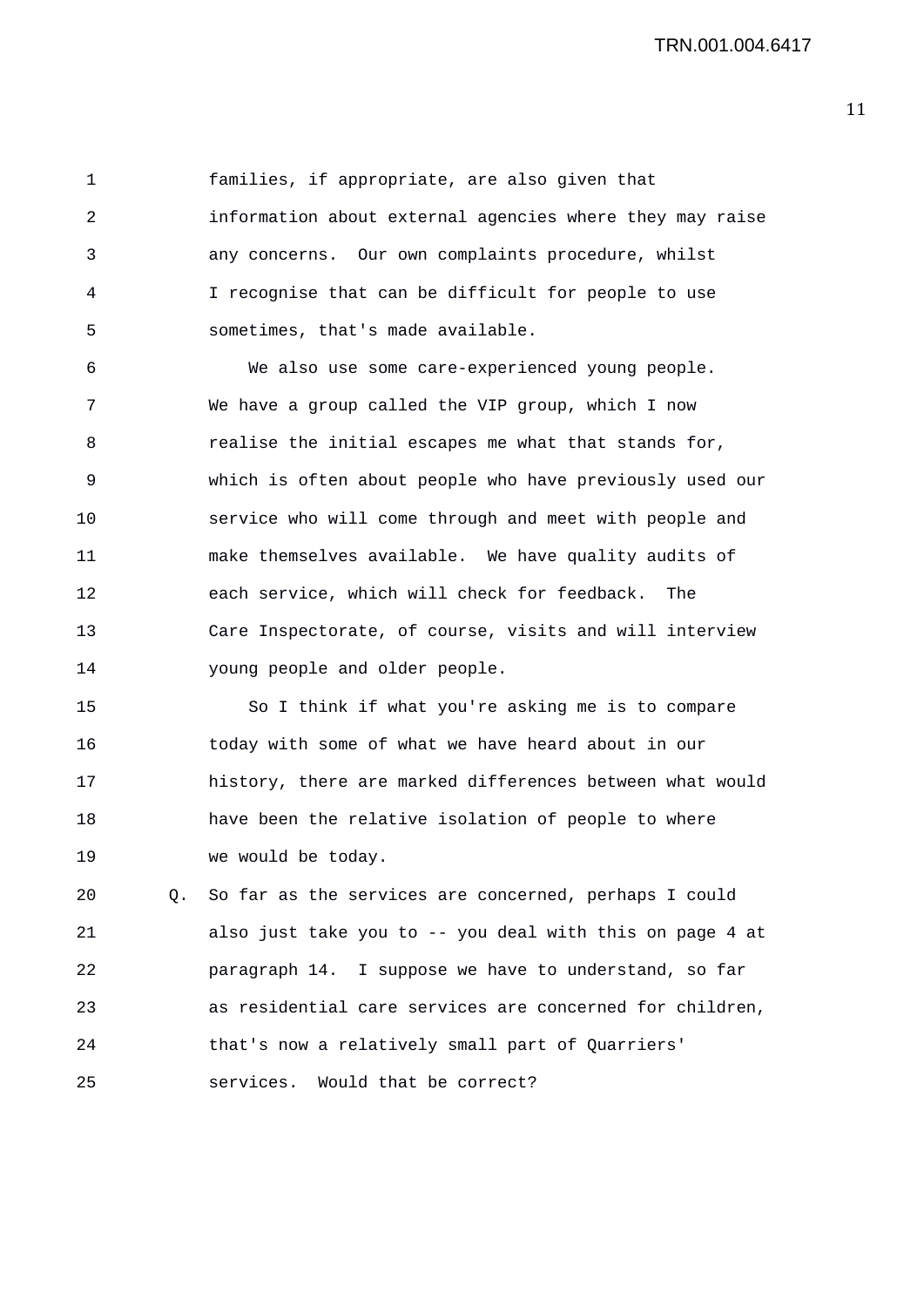families, if appropriate, are also given that information about external agencies where they may raise any concerns. Our own complaints procedure, whilst I recognise that can be difficult for people to use sometimes, that's made available.

We also use some care-experienced young people. We have a group called the VIP group, which I now realise the initial escapes me what that stands for, which is often about people who have previously used our service who will come through and meet with people and make themselves available. We have quality audits of each service, which will check for feedback. The Care Inspectorate, of course, visits and will interview young people and older people.

So I think if what you're asking me is to compare today with some of what we have heard about in our history, there are marked differences between what would have been the relative isolation of people to where we would be today.

Q. So far as the services are concerned, perhaps I could also just take you to -- you deal with this on page 4 at paragraph 14. I suppose we have to understand, so far as residential care services are concerned for children, that's now a relatively small part of Quarriers' services. Would that be correct?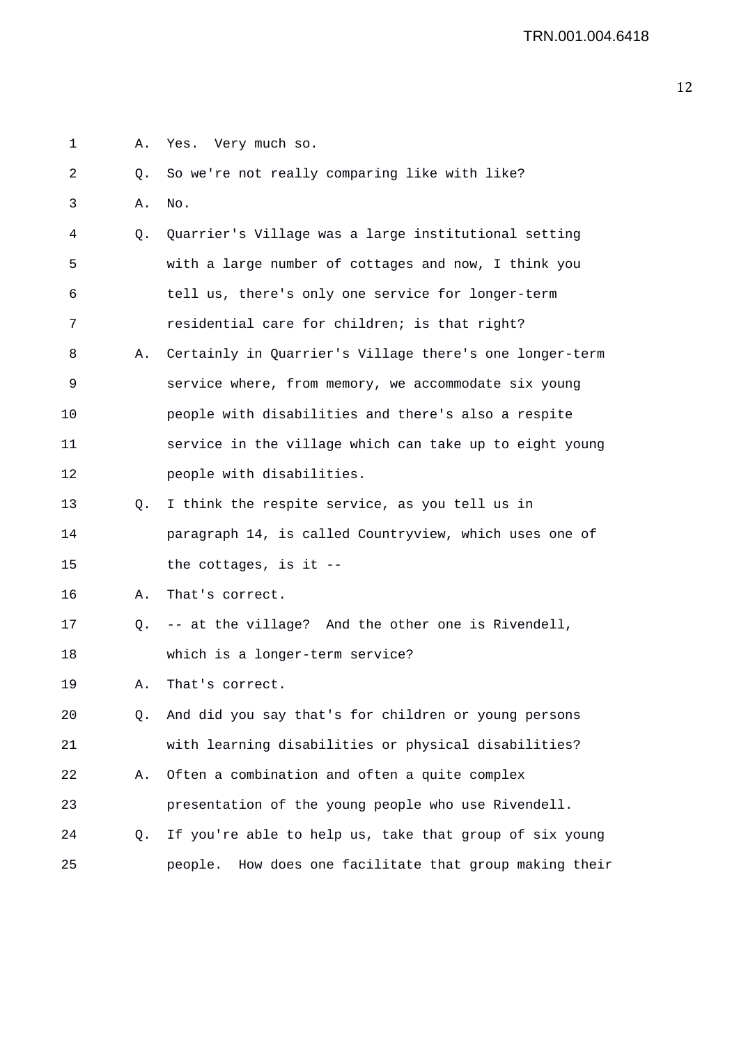A. Yes. Very much so.

Q. So we're not really comparing like with like?

A. No.

Q. Quarrier's Village was a large institutional setting with a large number of cottages and now, I think you tell us, there's only one service for longer-term residential care for children; is that right?

A. Certainly in Quarrier's Village there's one longer-term service where, from memory, we accommodate six young people with disabilities and there's also a respite service in the village which can take up to eight young people with disabilities.

Q. I think the respite service, as you tell us in paragraph 14, is called Countryview, which uses one of the cottages, is it --

A. That's correct.

Q. -- at the village? And the other one is Rivendell, which is a longer-term service?

A. That's correct.

Q. And did you say that's for children or young persons with learning disabilities or physical disabilities?

A. Often a combination and often a quite complex presentation of the young people who use Rivendell.

Q. If you're able to help us, take that group of six young people. How does one facilitate that group making their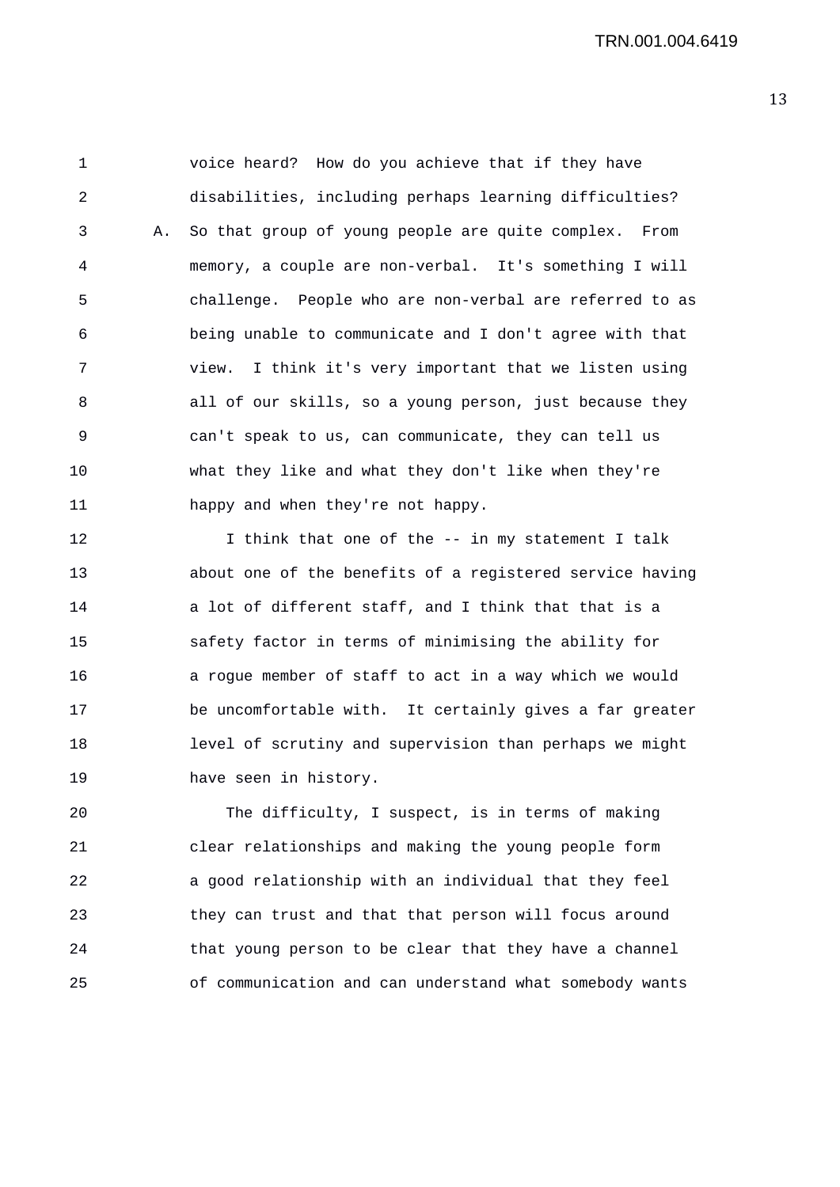voice heard? How do you achieve that if they have disabilities, including perhaps learning difficulties?

A. So that group of young people are quite complex. From memory, a couple are non-verbal. It's something I will challenge. People who are non-verbal are referred to as being unable to communicate and I don't agree with that view. I think it's very important that we listen using all of our skills, so a young person, just because they can't speak to us, can communicate, they can tell us what they like and what they don't like when they're happy and when they're not happy.

I think that one of the -- in my statement I talk about one of the benefits of a registered service having a lot of different staff, and I think that that is a safety factor in terms of minimising the ability for a rogue member of staff to act in a way which we would be uncomfortable with. It certainly gives a far greater level of scrutiny and supervision than perhaps we might have seen in history.

The difficulty, I suspect, is in terms of making clear relationships and making the young people form a good relationship with an individual that they feel they can trust and that that person will focus around that young person to be clear that they have a channel of communication and can understand what somebody wants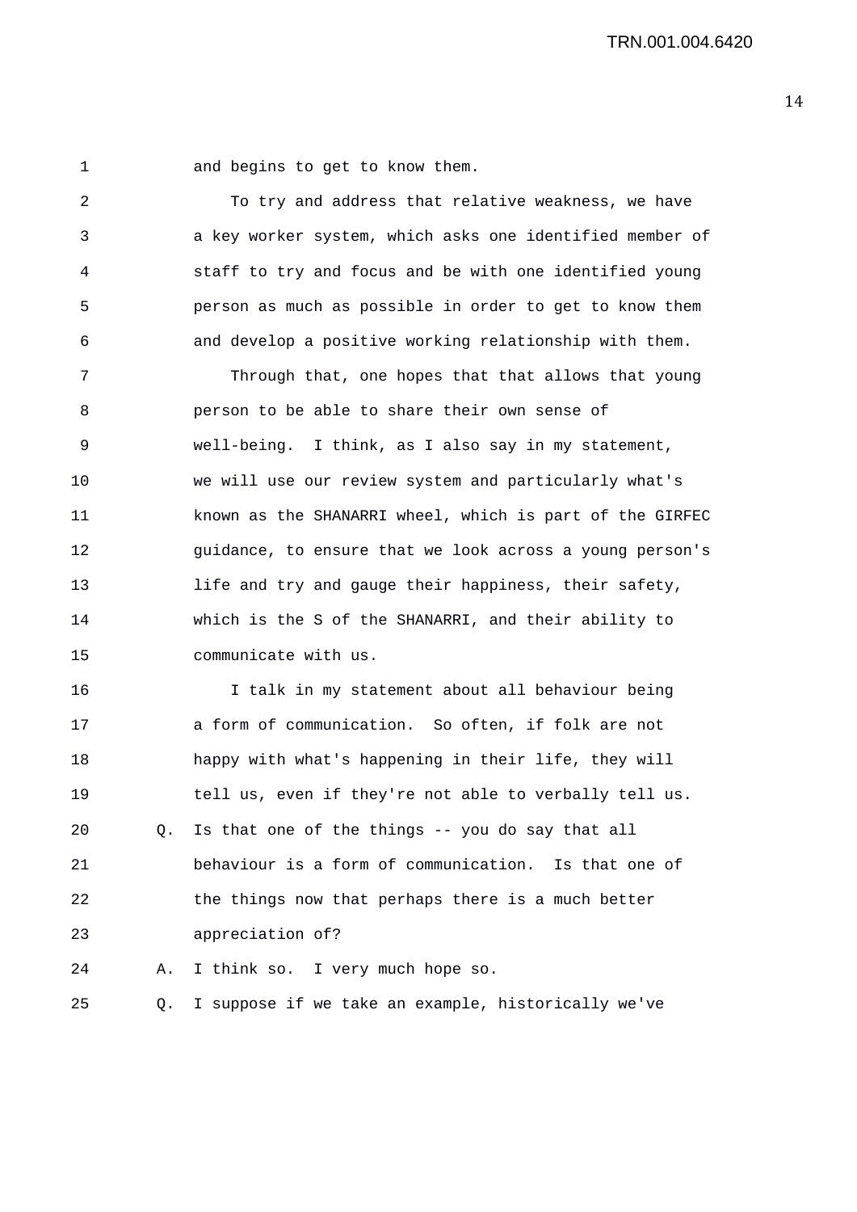and begins to get to know them.

To try and address that relative weakness, we have a key worker system, which asks one identified member of staff to try and focus and be with one identified young person as much as possible in order to get to know them and develop a positive working relationship with them.

Through that, one hopes that that allows that young person to be able to share their own sense of well-being. I think, as I also say in my statement, we will use our review system and particularly what's known as the SHANARRI wheel, which is part of the GIRFEC guidance, to ensure that we look across a young person's life and try and gauge their happiness, their safety, which is the S of the SHANARRI, and their ability to communicate with us.

I talk in my statement about all behaviour being a form of communication. So often, if folk are not happy with what's happening in their life, they will tell us, even if they're not able to verbally tell us.

Q. Is that one of the things -- you do say that all behaviour is a form of communication. Is that one of the things now that perhaps there is a much better appreciation of?

A. I think so. I very much hope so.

Q. I suppose if we take an example, historically we've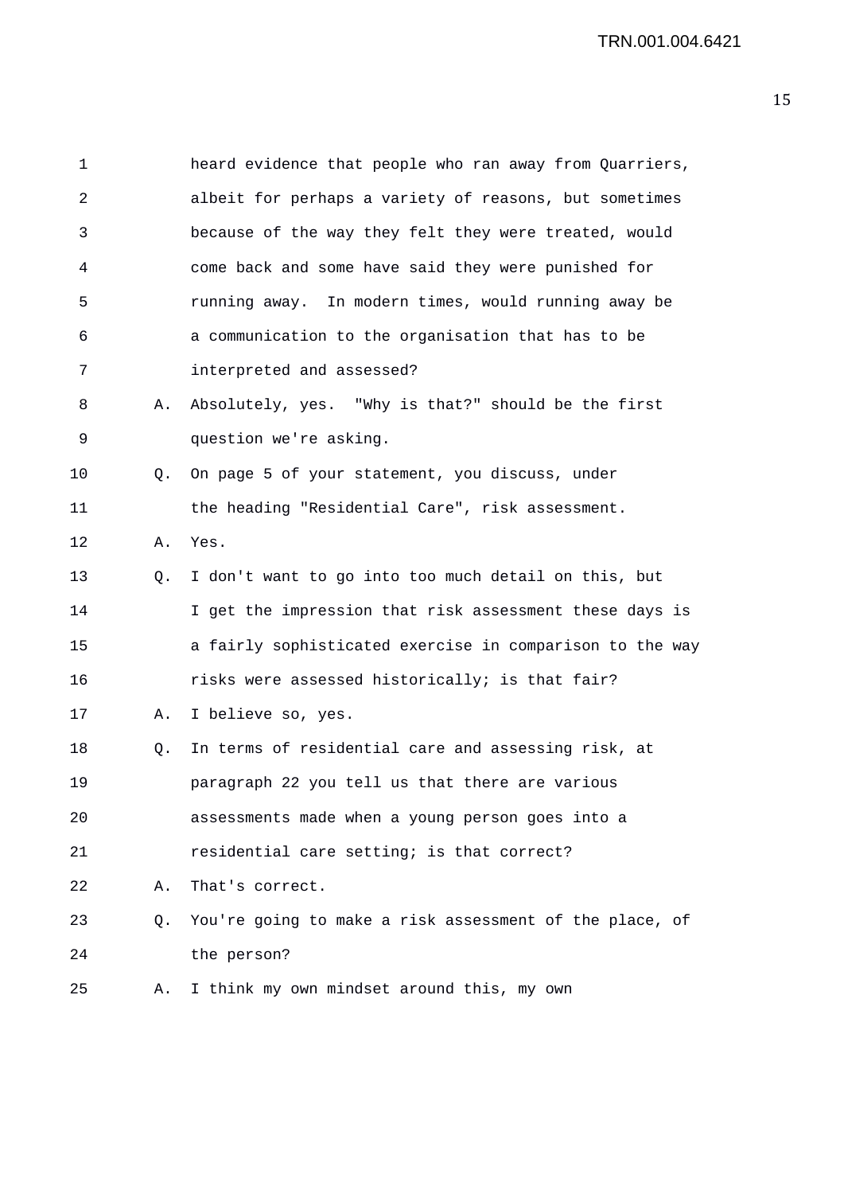heard evidence that people who ran away from Quarriers, albeit for perhaps a variety of reasons, but sometimes because of the way they felt they were treated, would come back and some have said they were punished for running away. In modern times, would running away be a communication to the organisation that has to be interpreted and assessed?

A. Absolutely, yes. "Why is that?" should be the first question we're asking.

Q. On page 5 of your statement, you discuss, under the heading "Residential Care", risk assessment.

A. Yes.

Q. I don't want to go into too much detail on this, but I get the impression that risk assessment these days is a fairly sophisticated exercise in comparison to the way risks were assessed historically; is that fair?

A. I believe so, yes.

Q. In terms of residential care and assessing risk, at paragraph 22 you tell us that there are various assessments made when a young person goes into a residential care setting; is that correct?

A. That's correct.

Q. You're going to make a risk assessment of the place, of the person?

A. I think my own mindset around this, my own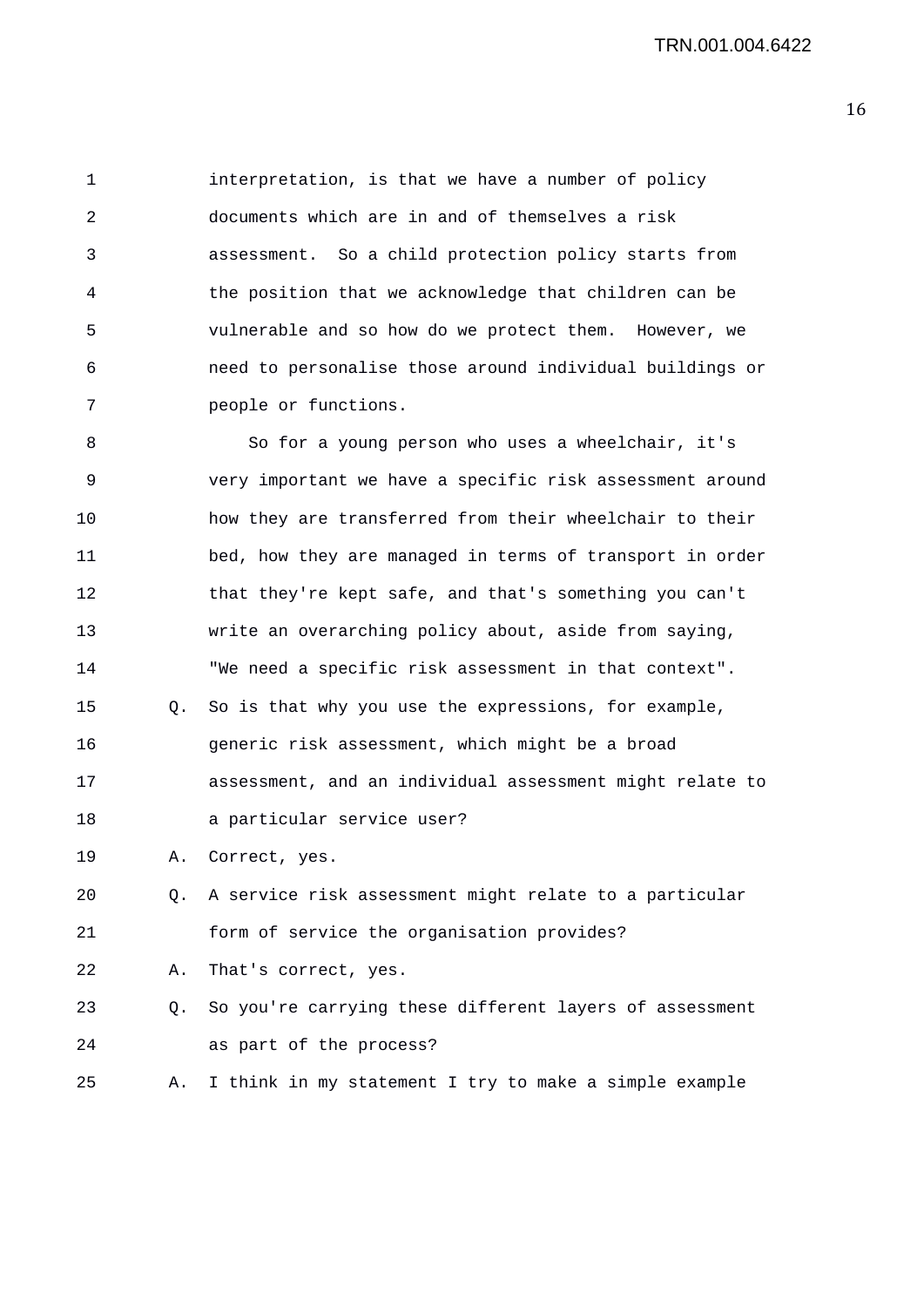interpretation, is that we have a number of policy documents which are in and of themselves a risk assessment. So a child protection policy starts from the position that we acknowledge that children can be vulnerable and so how do we protect them. However, we need to personalise those around individual buildings or people or functions.

So for a young person who uses a wheelchair, it's very important we have a specific risk assessment around how they are transferred from their wheelchair to their bed, how they are managed in terms of transport in order that they're kept safe, and that's something you can't write an overarching policy about, aside from saying, "We need a specific risk assessment in that context".

Q. So is that why you use the expressions, for example, generic risk assessment, which might be a broad assessment, and an individual assessment might relate to a particular service user?

A. Correct, yes.

Q. A service risk assessment might relate to a particular form of service the organisation provides?

A. That's correct, yes.

Q. So you're carrying these different layers of assessment as part of the process?

A. I think in my statement I try to make a simple example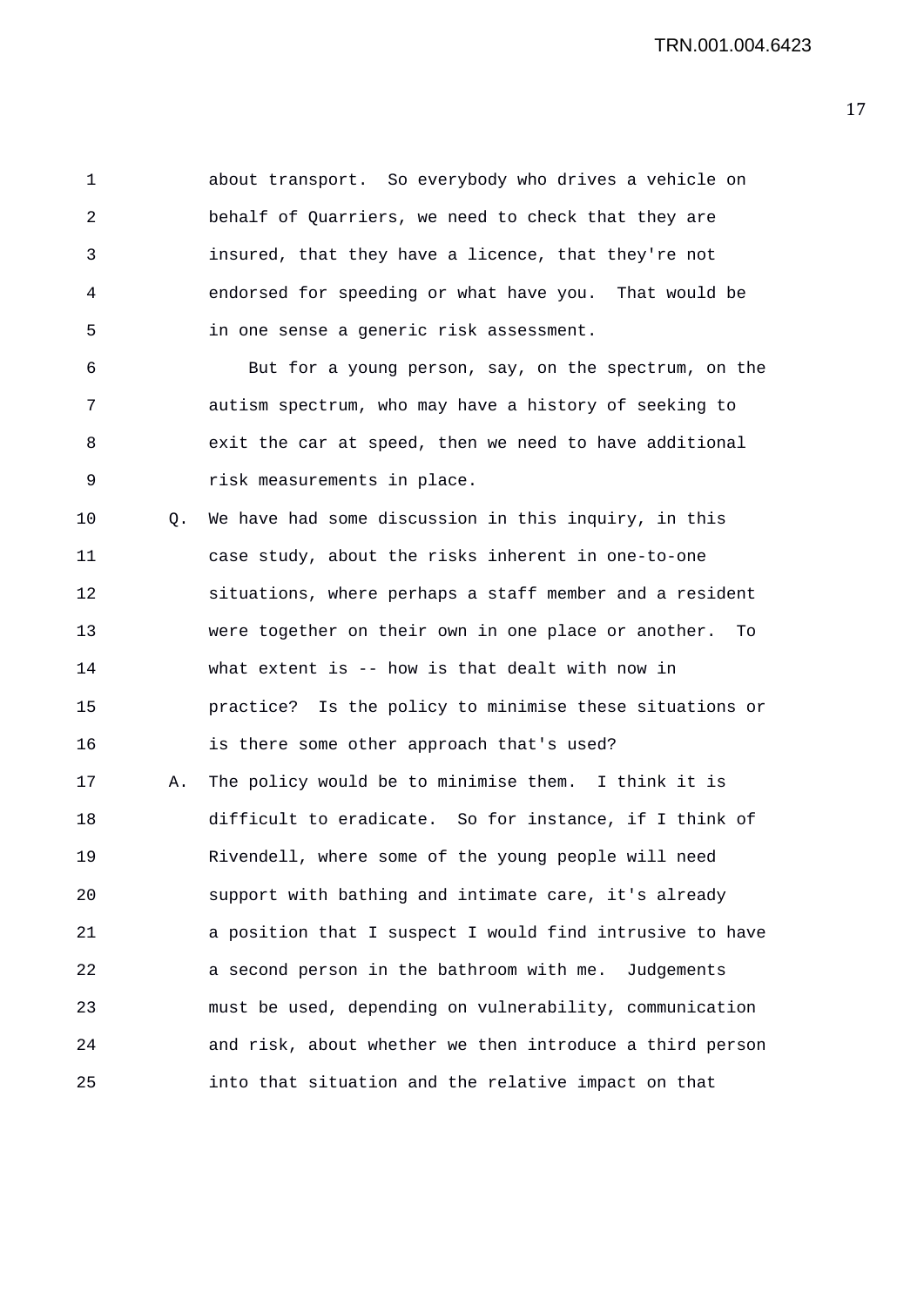about transport. So everybody who drives a vehicle on behalf of Quarriers, we need to check that they are insured, that they have a licence, that they're not endorsed for speeding or what have you. That would be in one sense a generic risk assessment.

But for a young person, say, on the spectrum, on the autism spectrum, who may have a history of seeking to exit the car at speed, then we need to have additional risk measurements in place.

Q. We have had some discussion in this inquiry, in this case study, about the risks inherent in one-to-one situations, where perhaps a staff member and a resident were together on their own in one place or another. To what extent is -- how is that dealt with now in practice? Is the policy to minimise these situations or is there some other approach that's used?

A. The policy would be to minimise them. I think it is difficult to eradicate. So for instance, if I think of Rivendell, where some of the young people will need support with bathing and intimate care, it's already a position that I suspect I would find intrusive to have a second person in the bathroom with me. Judgements must be used, depending on vulnerability, communication and risk, about whether we then introduce a third person into that situation and the relative impact on that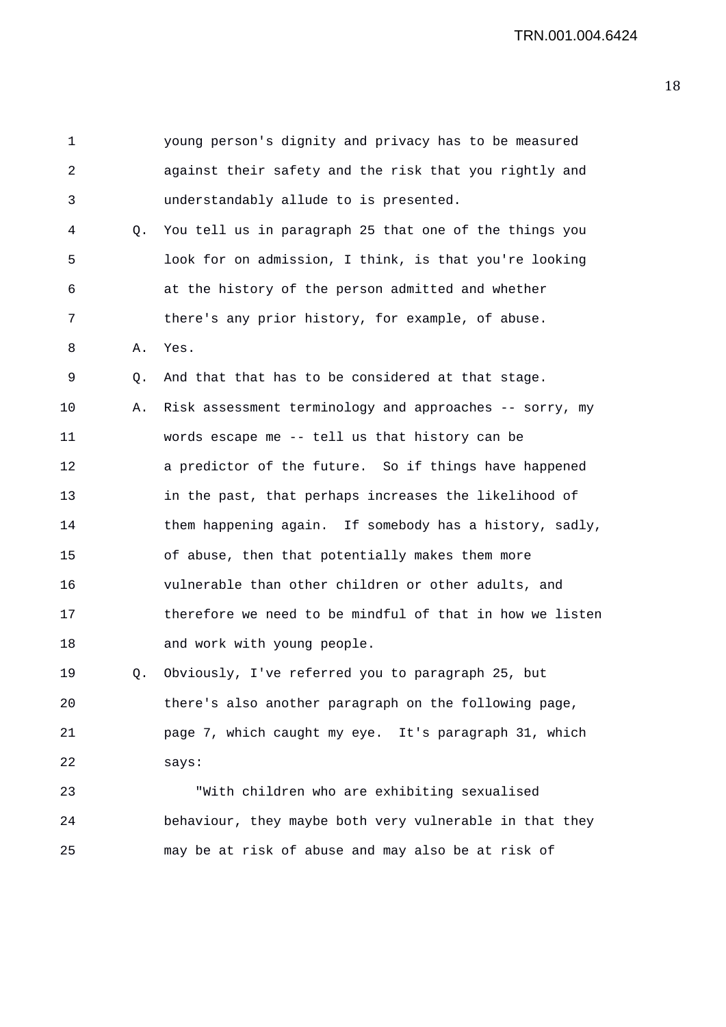young person's dignity and privacy has to be measured against their safety and the risk that you rightly and understandably allude to is presented.

Q. You tell us in paragraph 25 that one of the things you look for on admission, I think, is that you're looking at the history of the person admitted and whether there's any prior history, for example, of abuse.

A. Yes.

Q. And that that has to be considered at that stage.

A. Risk assessment terminology and approaches -- sorry, my words escape me -- tell us that history can be a predictor of the future. So if things have happened in the past, that perhaps increases the likelihood of them happening again. If somebody has a history, sadly, of abuse, then that potentially makes them more vulnerable than other children or other adults, and therefore we need to be mindful of that in how we listen and work with young people.

Q. Obviously, I've referred you to paragraph 25, but there's also another paragraph on the following page, page 7, which caught my eye. It's paragraph 31, which says:

"With children who are exhibiting sexualised behaviour, they maybe both very vulnerable in that they may be at risk of abuse and may also be at risk of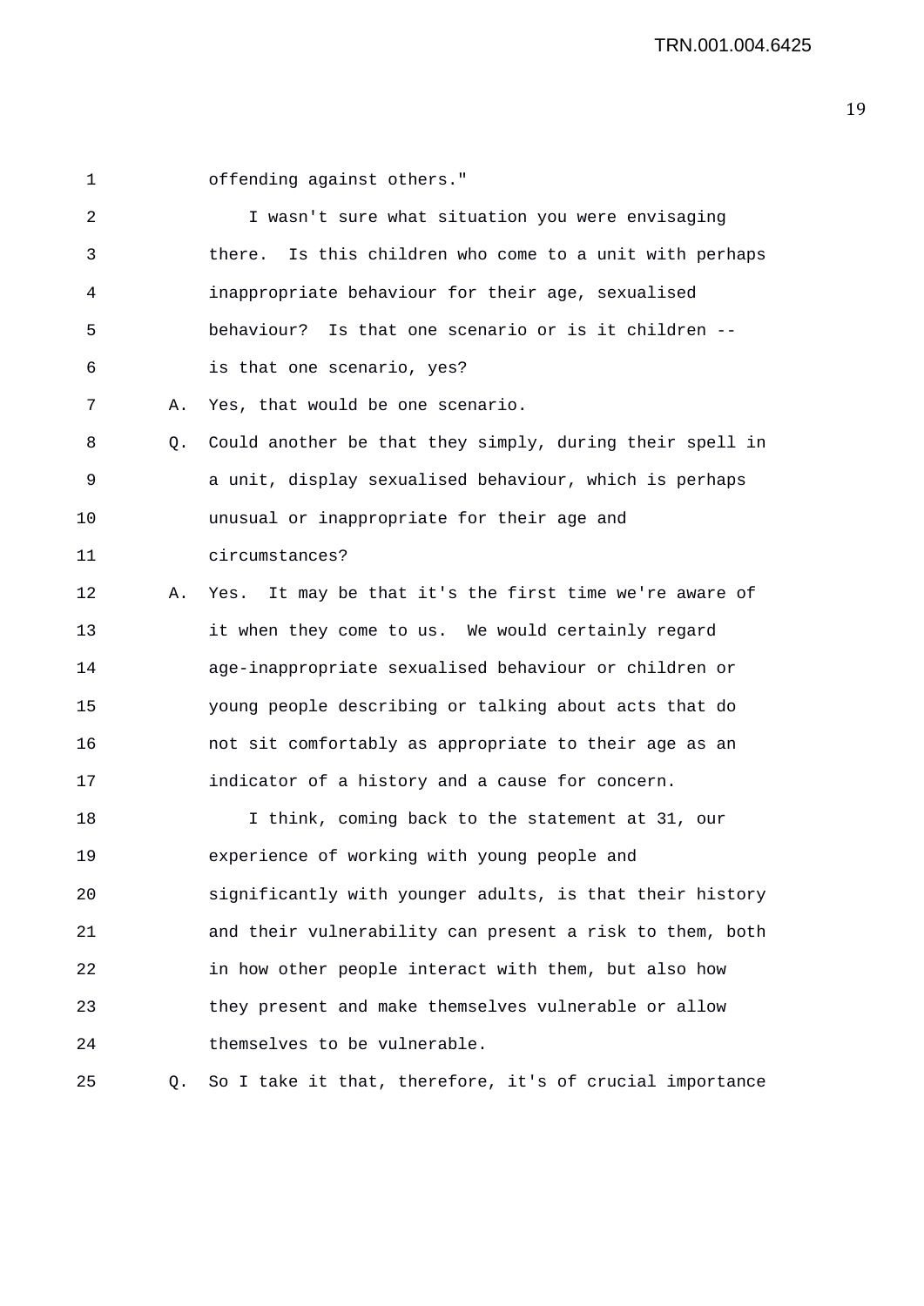offending against others."

I wasn't sure what situation you were envisaging there. Is this children who come to a unit with perhaps inappropriate behaviour for their age, sexualised behaviour? Is that one scenario or is it children -- is that one scenario, yes?

A. Yes, that would be one scenario.

Q. Could another be that they simply, during their spell in a unit, display sexualised behaviour, which is perhaps unusual or inappropriate for their age and circumstances?

A. Yes. It may be that it's the first time we're aware of it when they come to us. We would certainly regard age-inappropriate sexualised behaviour or children or young people describing or talking about acts that do not sit comfortably as appropriate to their age as an indicator of a history and a cause for concern.

I think, coming back to the statement at 31, our experience of working with young people and significantly with younger adults, is that their history and their vulnerability can present a risk to them, both in how other people interact with them, but also how they present and make themselves vulnerable or allow themselves to be vulnerable.

Q. So I take it that, therefore, it's of crucial importance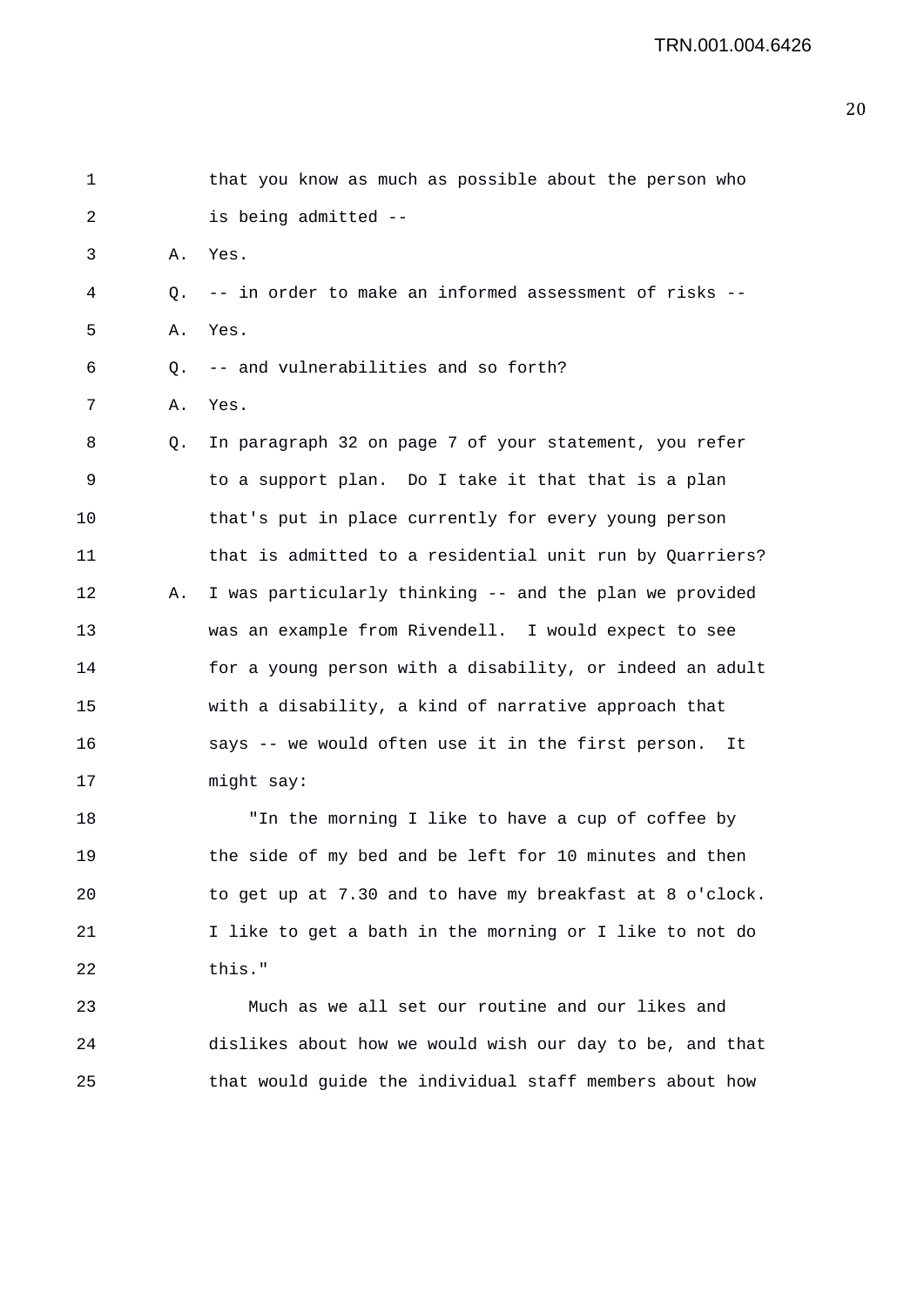that you know as much as possible about the person who is being admitted --

A. Yes.

Q. -- in order to make an informed assessment of risks --

A. Yes.

Q. -- and vulnerabilities and so forth?

A. Yes.

Q. In paragraph 32 on page 7 of your statement, you refer to a support plan. Do I take it that that is a plan that's put in place currently for every young person that is admitted to a residential unit run by Quarriers?

A. I was particularly thinking -- and the plan we provided was an example from Rivendell. I would expect to see for a young person with a disability, or indeed an adult with a disability, a kind of narrative approach that says -- we would often use it in the first person. It might say:

"In the morning I like to have a cup of coffee by the side of my bed and be left for 10 minutes and then to get up at 7.30 and to have my breakfast at 8 o'clock. I like to get a bath in the morning or I like to not do this."

Much as we all set our routine and our likes and dislikes about how we would wish our day to be, and that that would guide the individual staff members about how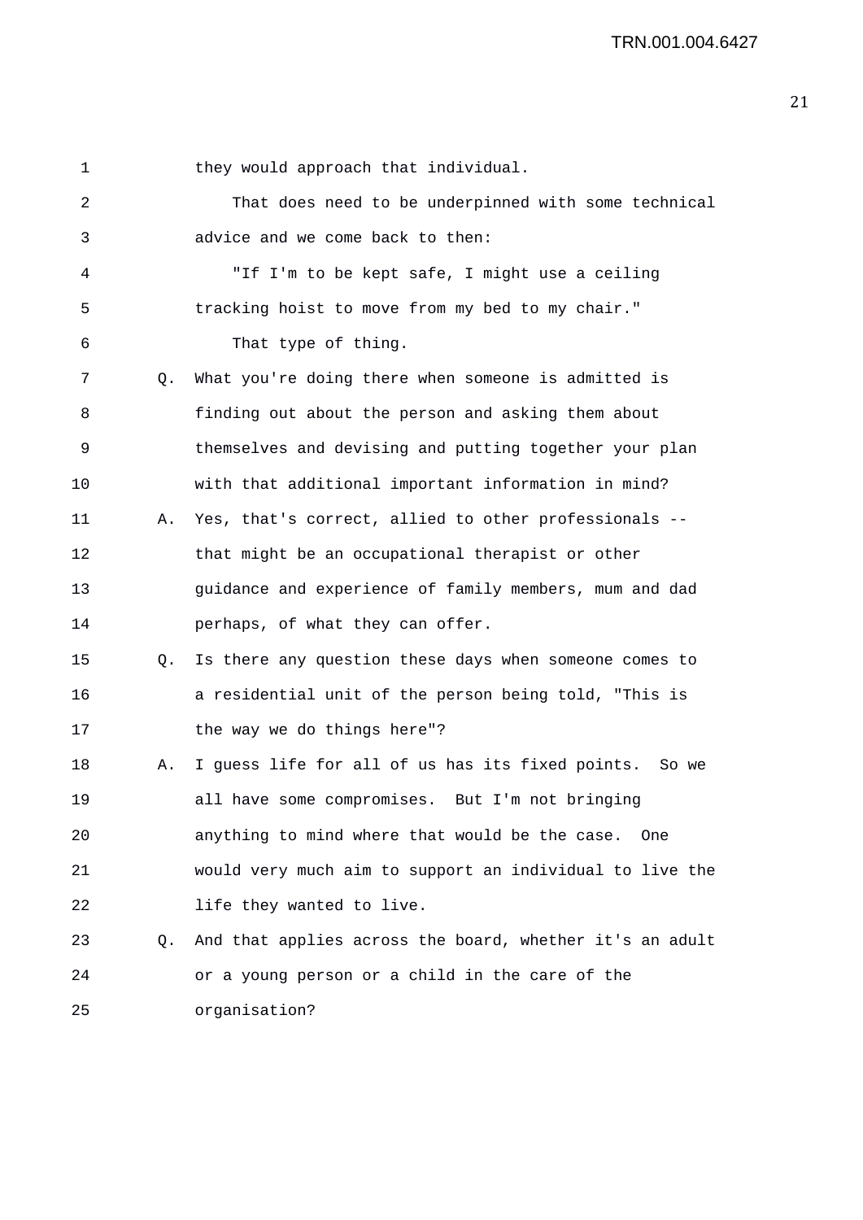they would approach that individual.

That does need to be underpinned with some technical advice and we come back to then:

"If I'm to be kept safe, I might use a ceiling tracking hoist to move from my bed to my chair."

That type of thing.

Q. What you're doing there when someone is admitted is finding out about the person and asking them about themselves and devising and putting together your plan with that additional important information in mind?

A. Yes, that's correct, allied to other professionals -- that might be an occupational therapist or other guidance and experience of family members, mum and dad perhaps, of what they can offer.

Q. Is there any question these days when someone comes to a residential unit of the person being told, "This is the way we do things here"?

A. I guess life for all of us has its fixed points. So we all have some compromises. But I'm not bringing anything to mind where that would be the case. One would very much aim to support an individual to live the life they wanted to live.

Q. And that applies across the board, whether it's an adult or a young person or a child in the care of the organisation?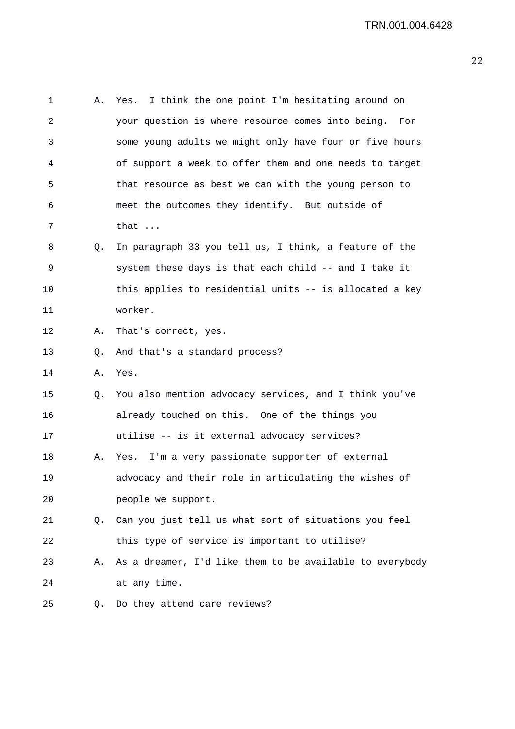1 A. Yes. I think the one point I'm hesitating around on
2 your question is where resource comes into being. For
3 some young adults we might only have four or five hours
4 of support a week to offer them and one needs to target
5 that resource as best we can with the young person to
6 meet the outcomes they identify. But outside of
7 that ...
8 Q. In paragraph 33 you tell us, I think, a feature of the
9 system these days is that each child -- and I take it
10 this applies to residential units -- is allocated a key
11 worker.
12 A. That's correct, yes.
13 Q. And that's a standard process?
14 A. Yes.
15 Q. You also mention advocacy services, and I think you've
16 already touched on this. One of the things you
17 utilise -- is it external advocacy services?
18 A. Yes. I'm a very passionate supporter of external
19 advocacy and their role in articulating the wishes of
20 people we support.
21 Q. Can you just tell us what sort of situations you feel
22 this type of service is important to utilise?
23 A. As a dreamer, I'd like them to be available to everybody
24 at any time.
25 Q. Do they attend care reviews?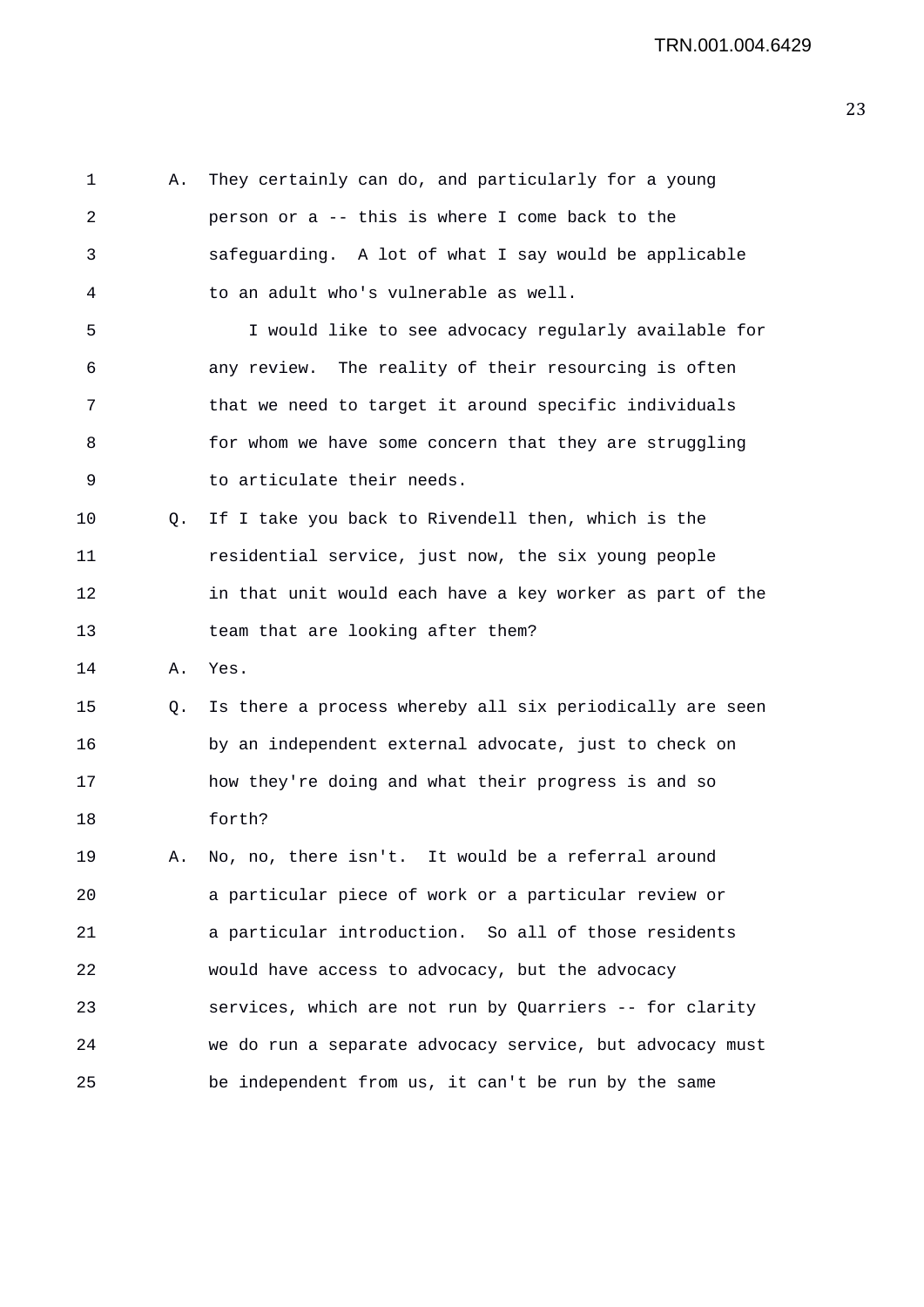1 A. They certainly can do, and particularly for a young
2 person or a -- this is where I come back to the
3 safeguarding. A lot of what I say would be applicable
4 to an adult who's vulnerable as well.
5 I would like to see advocacy regularly available for
6 any review. The reality of their resourcing is often
7 that we need to target it around specific individuals
8 for whom we have some concern that they are struggling
9 to articulate their needs.
10 Q. If I take you back to Rivendell then, which is the
11 residential service, just now, the six young people
12 in that unit would each have a key worker as part of the
13 team that are looking after them?
14 A. Yes.
15 Q. Is there a process whereby all six periodically are seen
16 by an independent external advocate, just to check on
17 how they're doing and what their progress is and so
18 forth?
19 A. No, no, there isn't. It would be a referral around
20 a particular piece of work or a particular review or
21 a particular introduction. So all of those residents
22 would have access to advocacy, but the advocacy
23 services, which are not run by Quarriers -- for clarity
24 we do run a separate advocacy service, but advocacy must
25 be independent from us, it can't be run by the same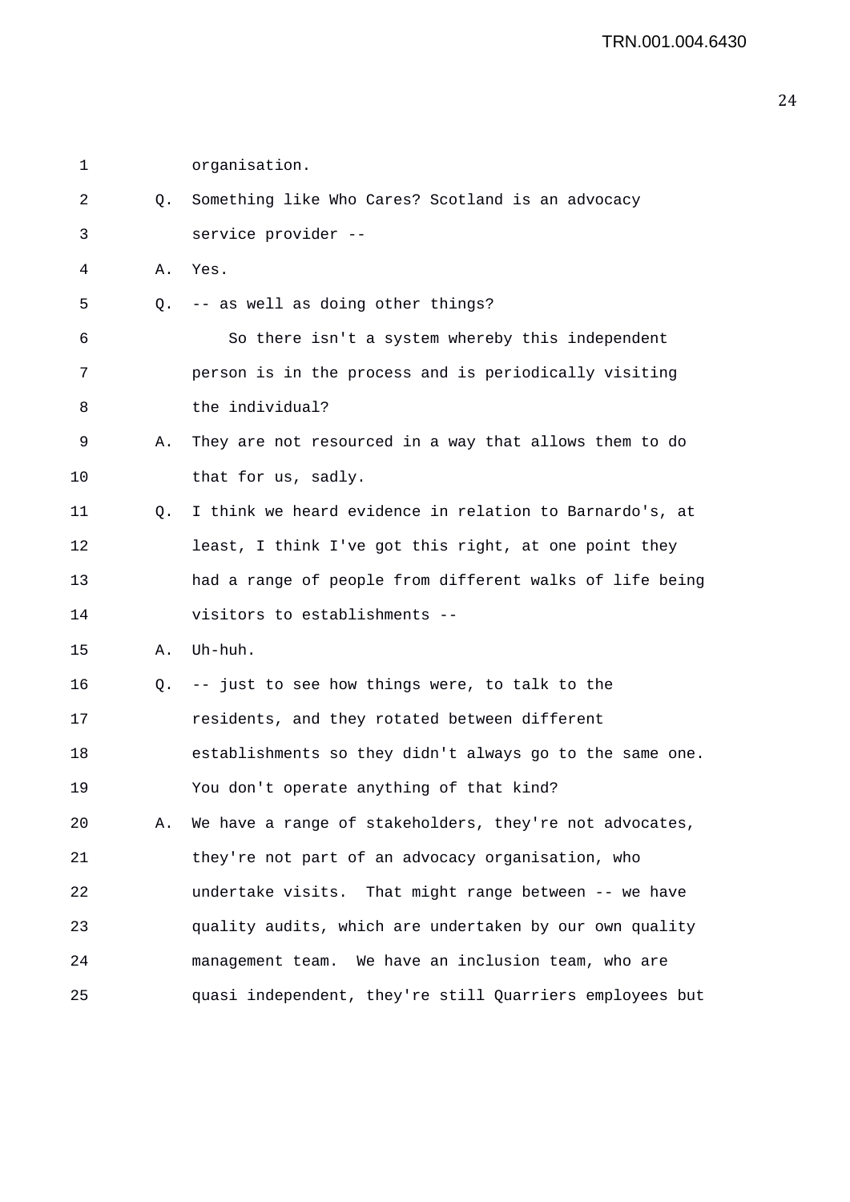1 organisation.

2 Q. Something like Who Cares? Scotland is an advocacy

3 service provider --

4 A. Yes.

5 Q. -- as well as doing other things?

6 So there isn't a system whereby this independent

7 person is in the process and is periodically visiting

8 the individual?

9 A. They are not resourced in a way that allows them to do

10 that for us, sadly.

11 Q. I think we heard evidence in relation to Barnardo's, at

12 least, I think I've got this right, at one point they

13 had a range of people from different walks of life being

14 visitors to establishments --

15 A. Uh-huh.

16 Q. -- just to see how things were, to talk to the

17 residents, and they rotated between different

18 establishments so they didn't always go to the same one.

19 You don't operate anything of that kind?

20 A. We have a range of stakeholders, they're not advocates,

21 they're not part of an advocacy organisation, who

22 undertake visits. That might range between -- we have

23 quality audits, which are undertaken by our own quality

24 management team. We have an inclusion team, who are

25 quasi independent, they're still Quarriers employees but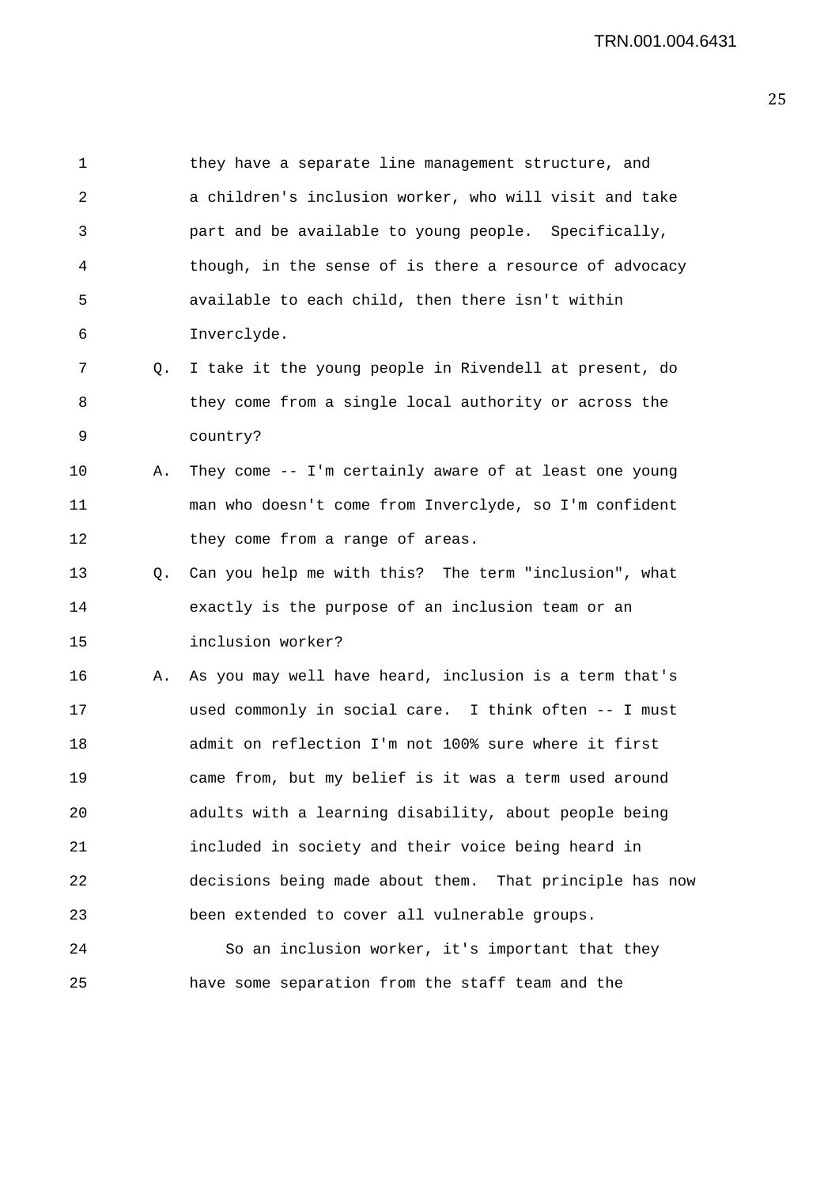they have a separate line management structure, and a children's inclusion worker, who will visit and take part and be available to young people. Specifically, though, in the sense of is there a resource of advocacy available to each child, then there isn't within Inverclyde.

Q. I take it the young people in Rivendell at present, do they come from a single local authority or across the country?

A. They come -- I'm certainly aware of at least one young man who doesn't come from Inverclyde, so I'm confident they come from a range of areas.

Q. Can you help me with this? The term "inclusion", what exactly is the purpose of an inclusion team or an inclusion worker?

A. As you may well have heard, inclusion is a term that's used commonly in social care. I think often -- I must admit on reflection I'm not 100% sure where it first came from, but my belief is it was a term used around adults with a learning disability, about people being included in society and their voice being heard in decisions being made about them. That principle has now been extended to cover all vulnerable groups.

So an inclusion worker, it's important that they have some separation from the staff team and the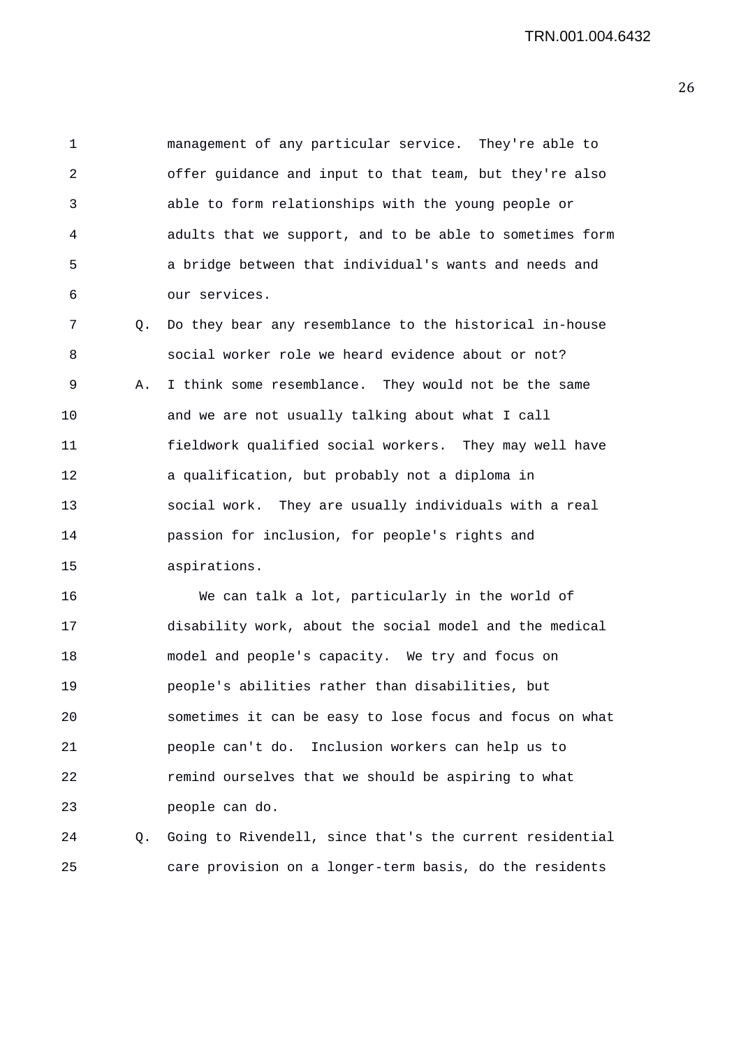management of any particular service. They're able to offer guidance and input to that team, but they're also able to form relationships with the young people or adults that we support, and to be able to sometimes form a bridge between that individual's wants and needs and our services.

Q. Do they bear any resemblance to the historical in-house social worker role we heard evidence about or not?

A. I think some resemblance. They would not be the same and we are not usually talking about what I call fieldwork qualified social workers. They may well have a qualification, but probably not a diploma in social work. They are usually individuals with a real passion for inclusion, for people's rights and aspirations.

We can talk a lot, particularly in the world of disability work, about the social model and the medical model and people's capacity. We try and focus on people's abilities rather than disabilities, but sometimes it can be easy to lose focus and focus on what people can't do. Inclusion workers can help us to remind ourselves that we should be aspiring to what people can do.

Q. Going to Rivendell, since that's the current residential care provision on a longer-term basis, do the residents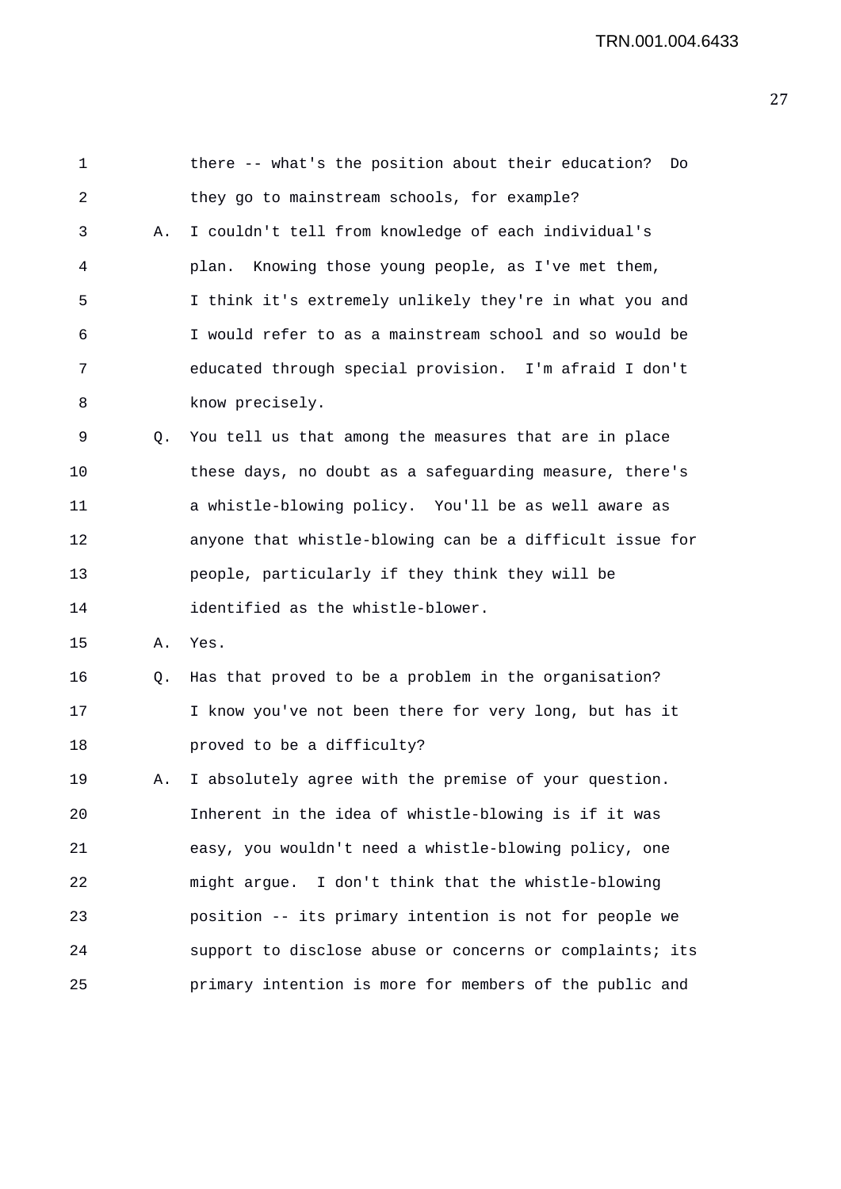there -- what's the position about their education? Do they go to mainstream schools, for example?

A. I couldn't tell from knowledge of each individual's plan. Knowing those young people, as I've met them, I think it's extremely unlikely they're in what you and I would refer to as a mainstream school and so would be educated through special provision. I'm afraid I don't know precisely.

Q. You tell us that among the measures that are in place these days, no doubt as a safeguarding measure, there's a whistle-blowing policy. You'll be as well aware as anyone that whistle-blowing can be a difficult issue for people, particularly if they think they will be identified as the whistle-blower.

A. Yes.

Q. Has that proved to be a problem in the organisation? I know you've not been there for very long, but has it proved to be a difficulty?

A. I absolutely agree with the premise of your question. Inherent in the idea of whistle-blowing is if it was easy, you wouldn't need a whistle-blowing policy, one might argue. I don't think that the whistle-blowing position -- its primary intention is not for people we support to disclose abuse or concerns or complaints; its primary intention is more for members of the public and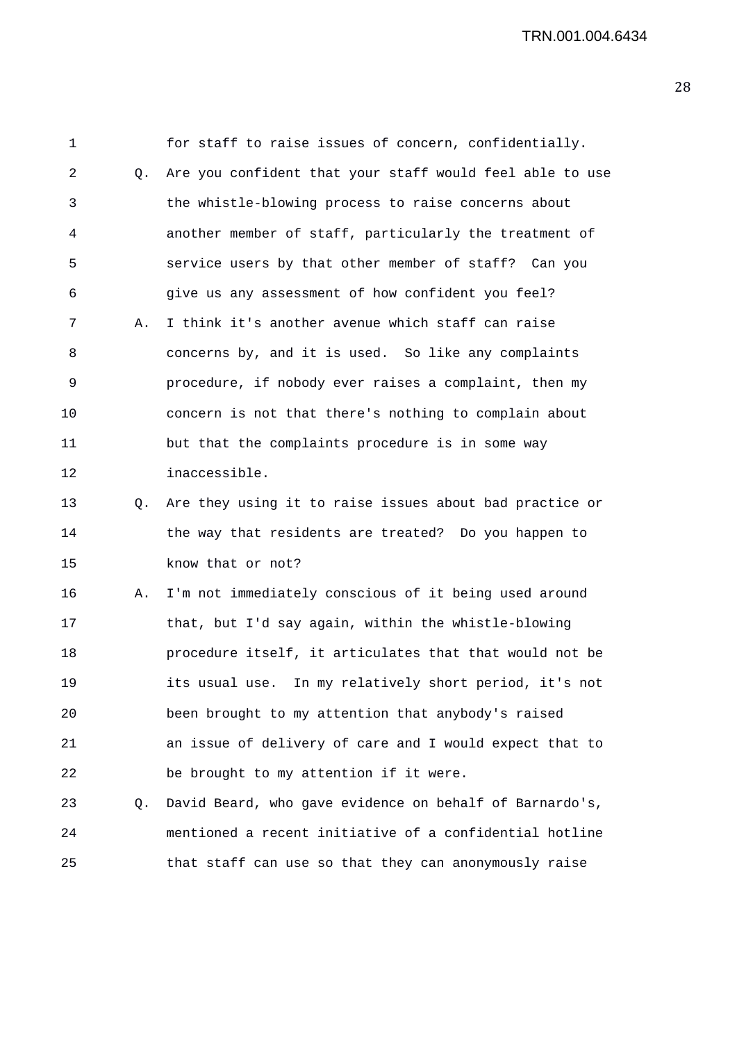for staff to raise issues of concern, confidentially.

Q. Are you confident that your staff would feel able to use the whistle-blowing process to raise concerns about another member of staff, particularly the treatment of service users by that other member of staff? Can you give us any assessment of how confident you feel?

A. I think it's another avenue which staff can raise concerns by, and it is used. So like any complaints procedure, if nobody ever raises a complaint, then my concern is not that there's nothing to complain about but that the complaints procedure is in some way inaccessible.

Q. Are they using it to raise issues about bad practice or the way that residents are treated? Do you happen to know that or not?

A. I'm not immediately conscious of it being used around that, but I'd say again, within the whistle-blowing procedure itself, it articulates that that would not be its usual use. In my relatively short period, it's not been brought to my attention that anybody's raised an issue of delivery of care and I would expect that to be brought to my attention if it were.

Q. David Beard, who gave evidence on behalf of Barnardo's, mentioned a recent initiative of a confidential hotline that staff can use so that they can anonymously raise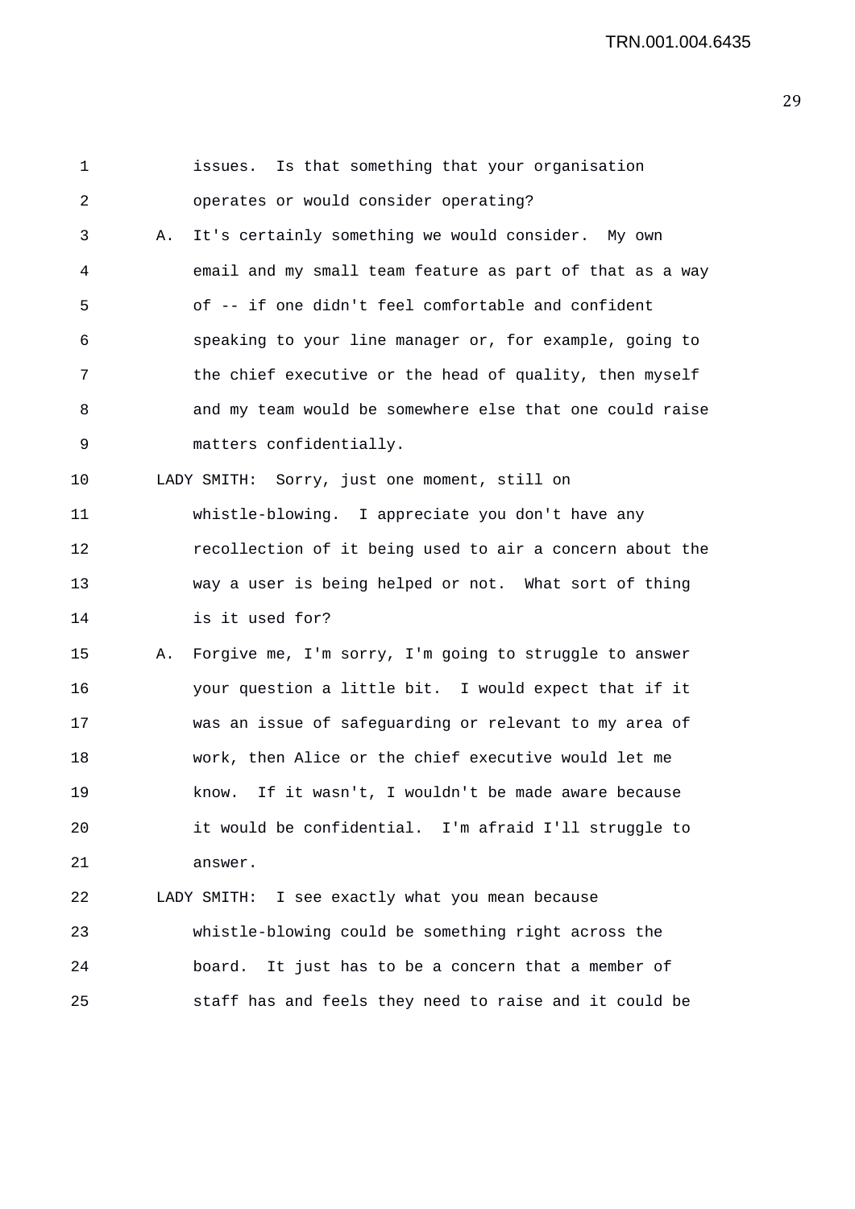issues. Is that something that your organisation operates or would consider operating?

A. It's certainly something we would consider. My own email and my small team feature as part of that as a way of -- if one didn't feel comfortable and confident speaking to your line manager or, for example, going to the chief executive or the head of quality, then myself and my team would be somewhere else that one could raise matters confidentially.

LADY SMITH: Sorry, just one moment, still on whistle-blowing. I appreciate you don't have any recollection of it being used to air a concern about the way a user is being helped or not. What sort of thing is it used for?

A. Forgive me, I'm sorry, I'm going to struggle to answer your question a little bit. I would expect that if it was an issue of safeguarding or relevant to my area of work, then Alice or the chief executive would let me know. If it wasn't, I wouldn't be made aware because it would be confidential. I'm afraid I'll struggle to answer.

LADY SMITH: I see exactly what you mean because whistle-blowing could be something right across the board. It just has to be a concern that a member of staff has and feels they need to raise and it could be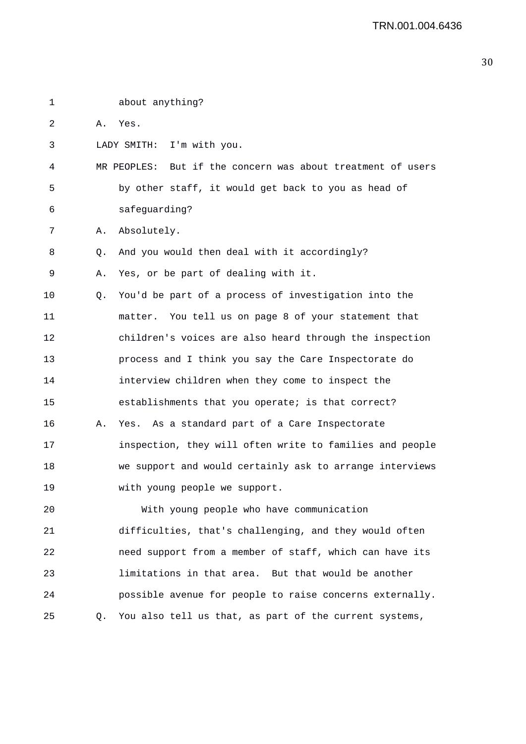about anything?

A. Yes.

LADY SMITH: I'm with you.

MR PEOPLES: But if the concern was about treatment of users by other staff, it would get back to you as head of safeguarding?

A. Absolutely.

Q. And you would then deal with it accordingly?

A. Yes, or be part of dealing with it.

Q. You'd be part of a process of investigation into the matter. You tell us on page 8 of your statement that children's voices are also heard through the inspection process and I think you say the Care Inspectorate do interview children when they come to inspect the establishments that you operate; is that correct?

A. Yes. As a standard part of a Care Inspectorate inspection, they will often write to families and people we support and would certainly ask to arrange interviews with young people we support.

With young people who have communication difficulties, that's challenging, and they would often need support from a member of staff, which can have its limitations in that area. But that would be another possible avenue for people to raise concerns externally.

Q. You also tell us that, as part of the current systems,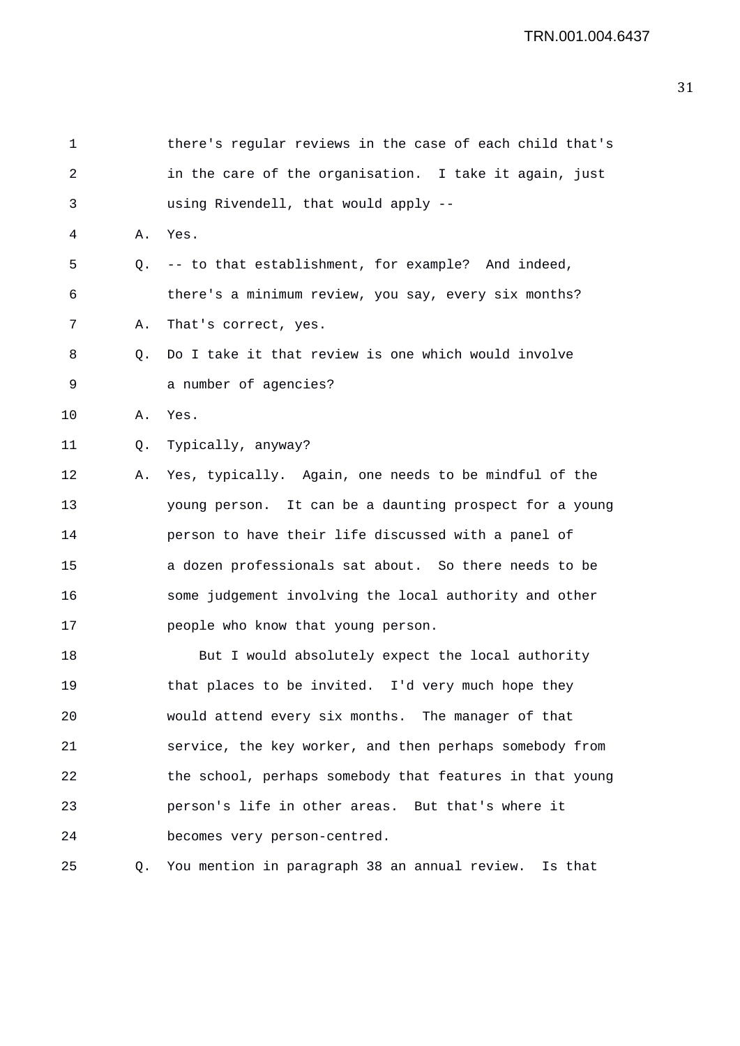there's regular reviews in the case of each child that's in the care of the organisation. I take it again, just using Rivendell, that would apply --

A. Yes.

Q. -- to that establishment, for example? And indeed, there's a minimum review, you say, every six months?

A. That's correct, yes.

Q. Do I take it that review is one which would involve a number of agencies?

A. Yes.

Q. Typically, anyway?

A. Yes, typically. Again, one needs to be mindful of the young person. It can be a daunting prospect for a young person to have their life discussed with a panel of a dozen professionals sat about. So there needs to be some judgement involving the local authority and other people who know that young person.

But I would absolutely expect the local authority that places to be invited. I'd very much hope they would attend every six months. The manager of that service, the key worker, and then perhaps somebody from the school, perhaps somebody that features in that young person's life in other areas. But that's where it becomes very person-centred.

Q. You mention in paragraph 38 an annual review. Is that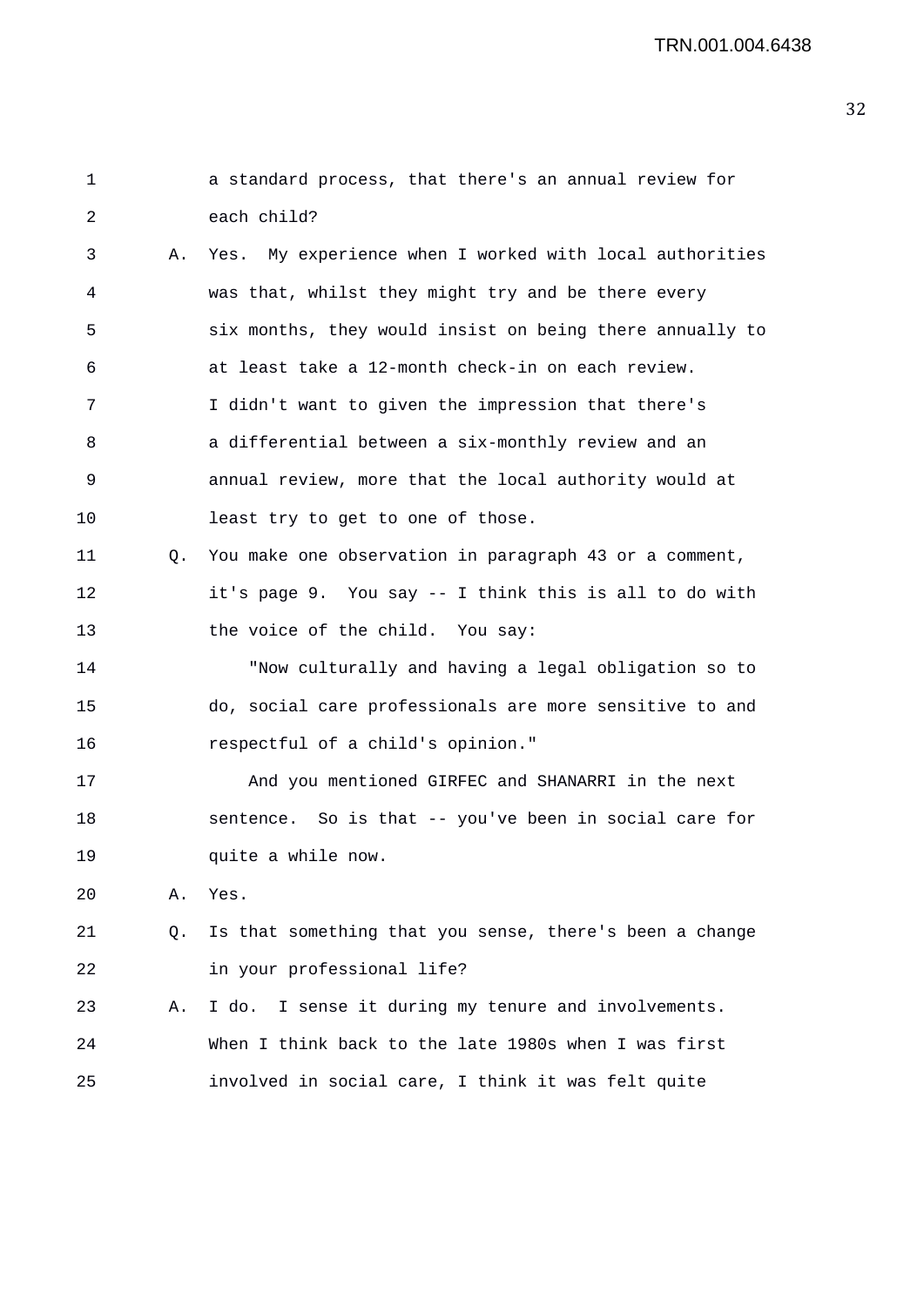1 a standard process, that there's an annual review for
2 each child?

3 A. Yes. My experience when I worked with local authorities
4 was that, whilst they might try and be there every
5 six months, they would insist on being there annually to
6 at least take a 12-month check-in on each review.
7 I didn't want to given the impression that there's
8 a differential between a six-monthly review and an
9 annual review, more that the local authority would at
10 least try to get to one of those.

11 Q. You make one observation in paragraph 43 or a comment,
12 it's page 9. You say -- I think this is all to do with
13 the voice of the child. You say:

14 "Now culturally and having a legal obligation so to
15 do, social care professionals are more sensitive to and
16 respectful of a child's opinion."

17 And you mentioned GIRFEC and SHANARRI in the next
18 sentence. So is that -- you've been in social care for
19 quite a while now.

20 A. Yes.

21 Q. Is that something that you sense, there's been a change
22 in your professional life?

23 A. I do. I sense it during my tenure and involvements.
24 When I think back to the late 1980s when I was first
25 involved in social care, I think it was felt quite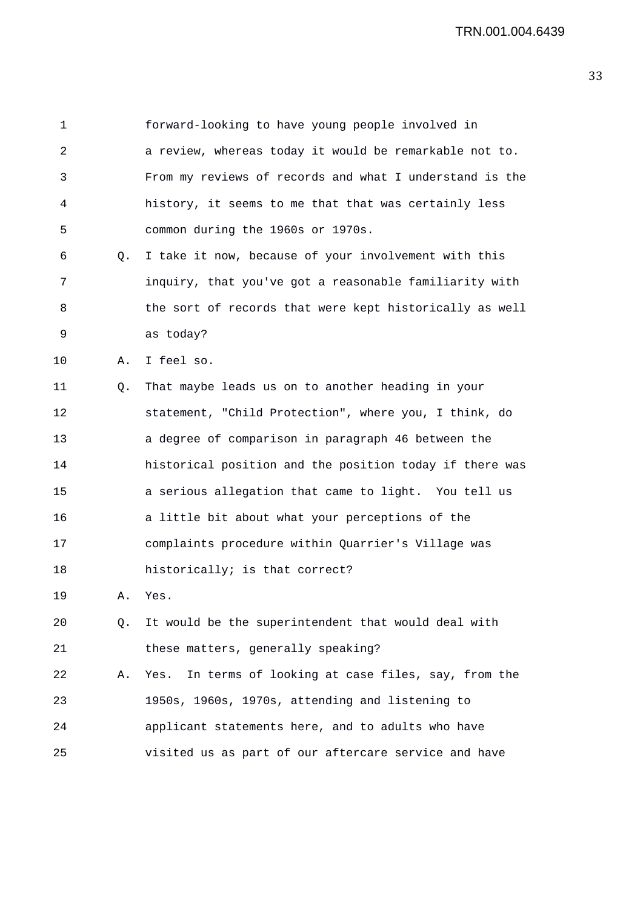forward-looking to have young people involved in a review, whereas today it would be remarkable not to. From my reviews of records and what I understand is the history, it seems to me that that was certainly less common during the 1960s or 1970s.

Q. I take it now, because of your involvement with this inquiry, that you've got a reasonable familiarity with the sort of records that were kept historically as well as today?

A. I feel so.

Q. That maybe leads us on to another heading in your statement, "Child Protection", where you, I think, do a degree of comparison in paragraph 46 between the historical position and the position today if there was a serious allegation that came to light. You tell us a little bit about what your perceptions of the complaints procedure within Quarrier's Village was historically; is that correct?

A. Yes.

Q. It would be the superintendent that would deal with these matters, generally speaking?

A. Yes. In terms of looking at case files, say, from the 1950s, 1960s, 1970s, attending and listening to applicant statements here, and to adults who have visited us as part of our aftercare service and have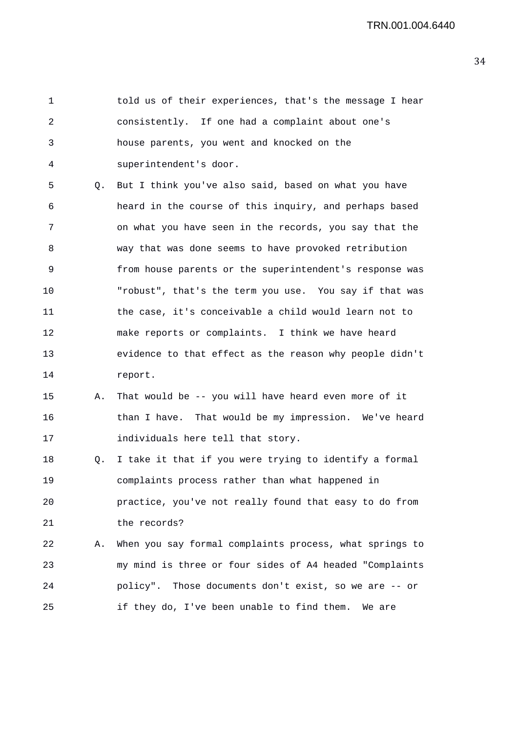1 told us of their experiences, that's the message I hear
2 consistently. If one had a complaint about one's
3 house parents, you went and knocked on the
4 superintendent's door.

5 Q. But I think you've also said, based on what you have
6 heard in the course of this inquiry, and perhaps based
7 on what you have seen in the records, you say that the
8 way that was done seems to have provoked retribution
9 from house parents or the superintendent's response was
10 "robust", that's the term you use. You say if that was
11 the case, it's conceivable a child would learn not to
12 make reports or complaints. I think we have heard
13 evidence to that effect as the reason why people didn't
14 report.

15 A. That would be -- you will have heard even more of it
16 than I have. That would be my impression. We've heard
17 individuals here tell that story.

18 Q. I take it that if you were trying to identify a formal
19 complaints process rather than what happened in
20 practice, you've not really found that easy to do from
21 the records?

22 A. When you say formal complaints process, what springs to
23 my mind is three or four sides of A4 headed "Complaints
24 policy". Those documents don't exist, so we are -- or
25 if they do, I've been unable to find them. We are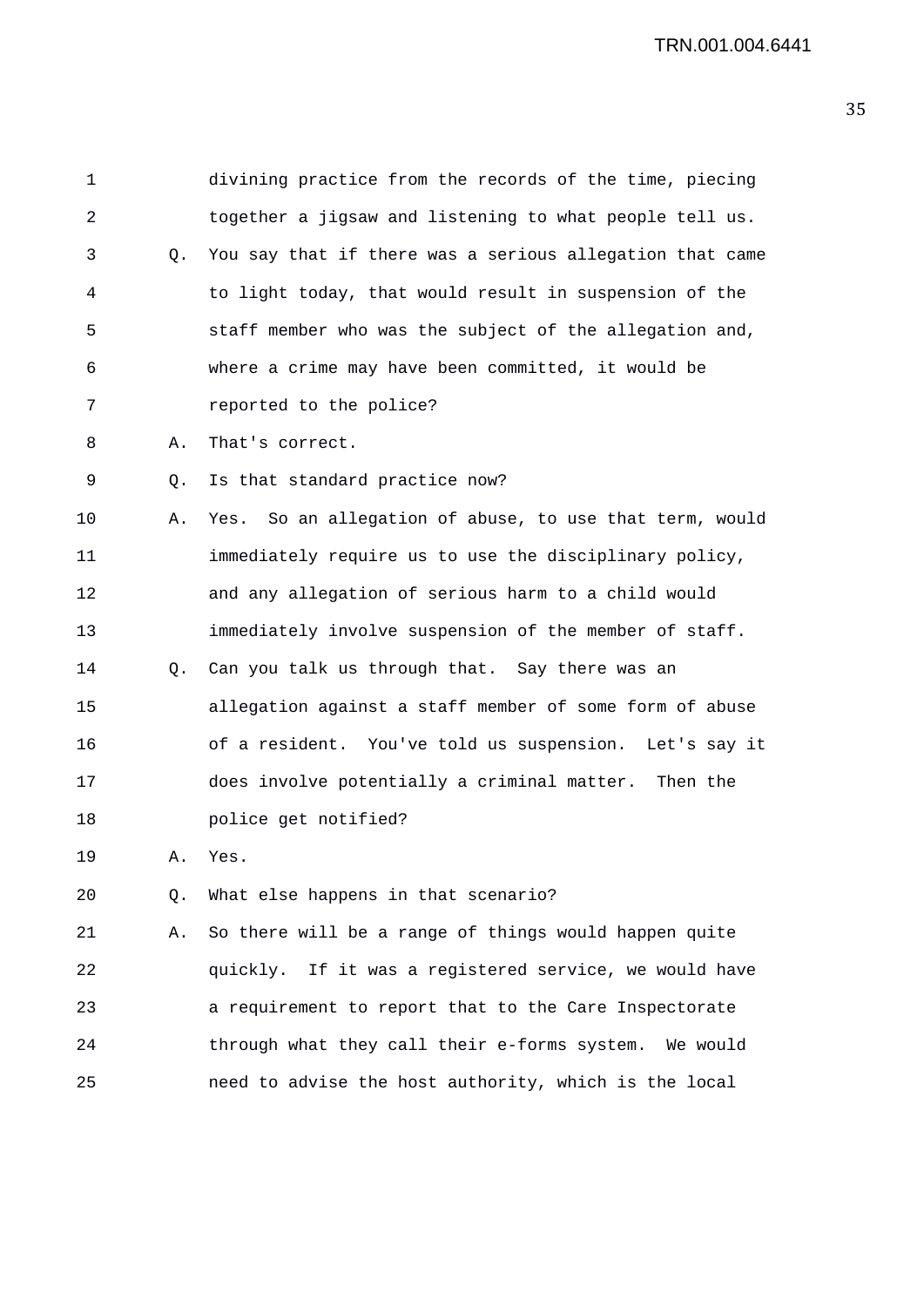divining practice from the records of the time, piecing together a jigsaw and listening to what people tell us.

Q. You say that if there was a serious allegation that came to light today, that would result in suspension of the staff member who was the subject of the allegation and, where a crime may have been committed, it would be reported to the police?

A. That's correct.

Q. Is that standard practice now?

A. Yes. So an allegation of abuse, to use that term, would immediately require us to use the disciplinary policy, and any allegation of serious harm to a child would immediately involve suspension of the member of staff.

Q. Can you talk us through that. Say there was an allegation against a staff member of some form of abuse of a resident. You've told us suspension. Let's say it does involve potentially a criminal matter. Then the police get notified?

A. Yes.

Q. What else happens in that scenario?

A. So there will be a range of things would happen quite quickly. If it was a registered service, we would have a requirement to report that to the Care Inspectorate through what they call their e-forms system. We would need to advise the host authority, which is the local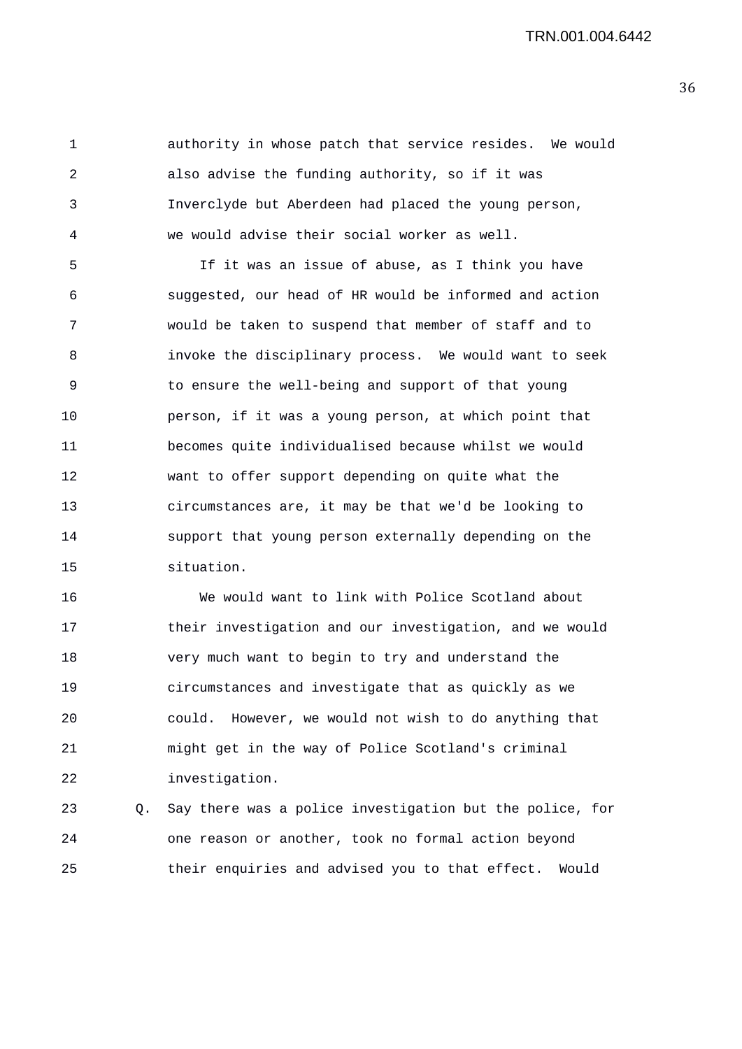authority in whose patch that service resides. We would also advise the funding authority, so if it was Inverclyde but Aberdeen had placed the young person, we would advise their social worker as well.

If it was an issue of abuse, as I think you have suggested, our head of HR would be informed and action would be taken to suspend that member of staff and to invoke the disciplinary process. We would want to seek to ensure the well-being and support of that young person, if it was a young person, at which point that becomes quite individualised because whilst we would want to offer support depending on quite what the circumstances are, it may be that we'd be looking to support that young person externally depending on the situation.

We would want to link with Police Scotland about their investigation and our investigation, and we would very much want to begin to try and understand the circumstances and investigate that as quickly as we could. However, we would not wish to do anything that might get in the way of Police Scotland's criminal investigation.

Q. Say there was a police investigation but the police, for one reason or another, took no formal action beyond their enquiries and advised you to that effect. Would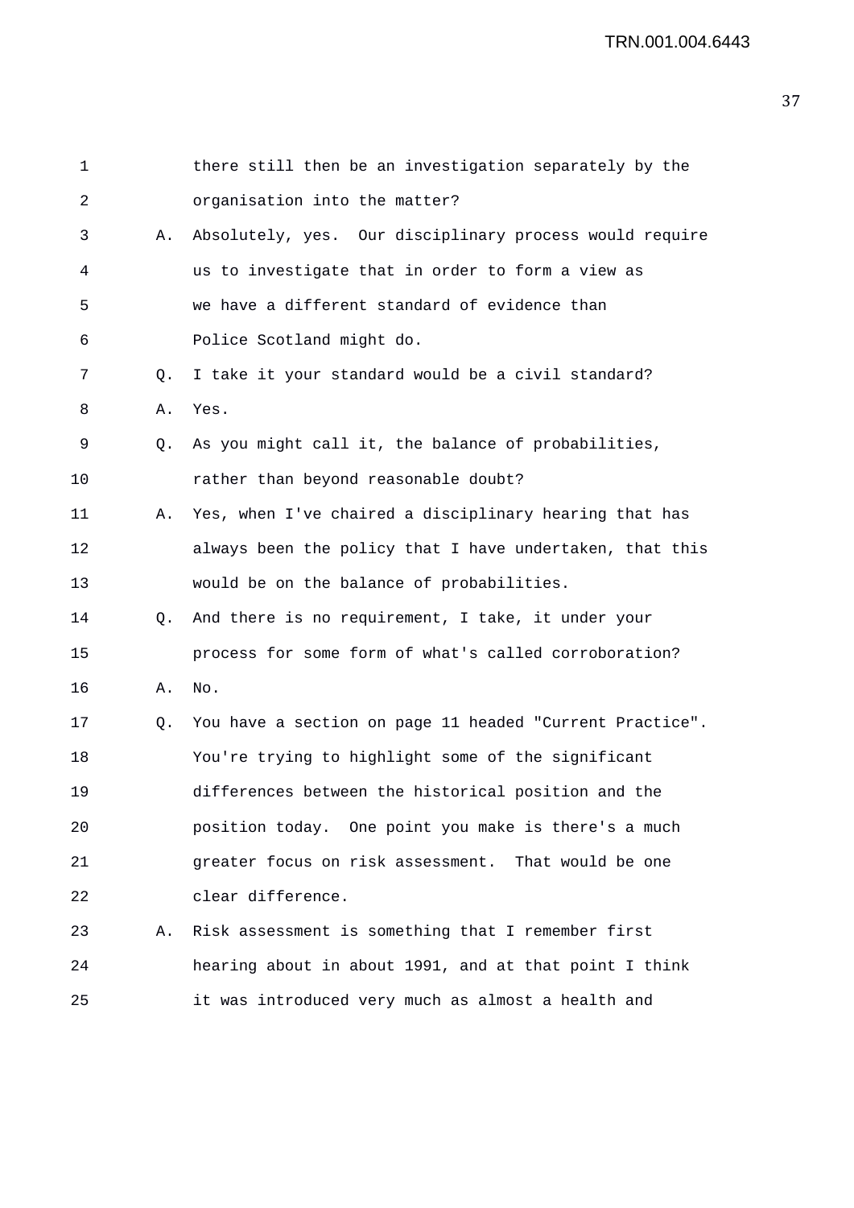there still then be an investigation separately by the organisation into the matter?

A. Absolutely, yes. Our disciplinary process would require us to investigate that in order to form a view as we have a different standard of evidence than Police Scotland might do.

Q. I take it your standard would be a civil standard?

A. Yes.

Q. As you might call it, the balance of probabilities, rather than beyond reasonable doubt?

A. Yes, when I've chaired a disciplinary hearing that has always been the policy that I have undertaken, that this would be on the balance of probabilities.

Q. And there is no requirement, I take, it under your process for some form of what's called corroboration?

A. No.

Q. You have a section on page 11 headed "Current Practice". You're trying to highlight some of the significant differences between the historical position and the position today. One point you make is there's a much greater focus on risk assessment. That would be one clear difference.

A. Risk assessment is something that I remember first hearing about in about 1991, and at that point I think it was introduced very much as almost a health and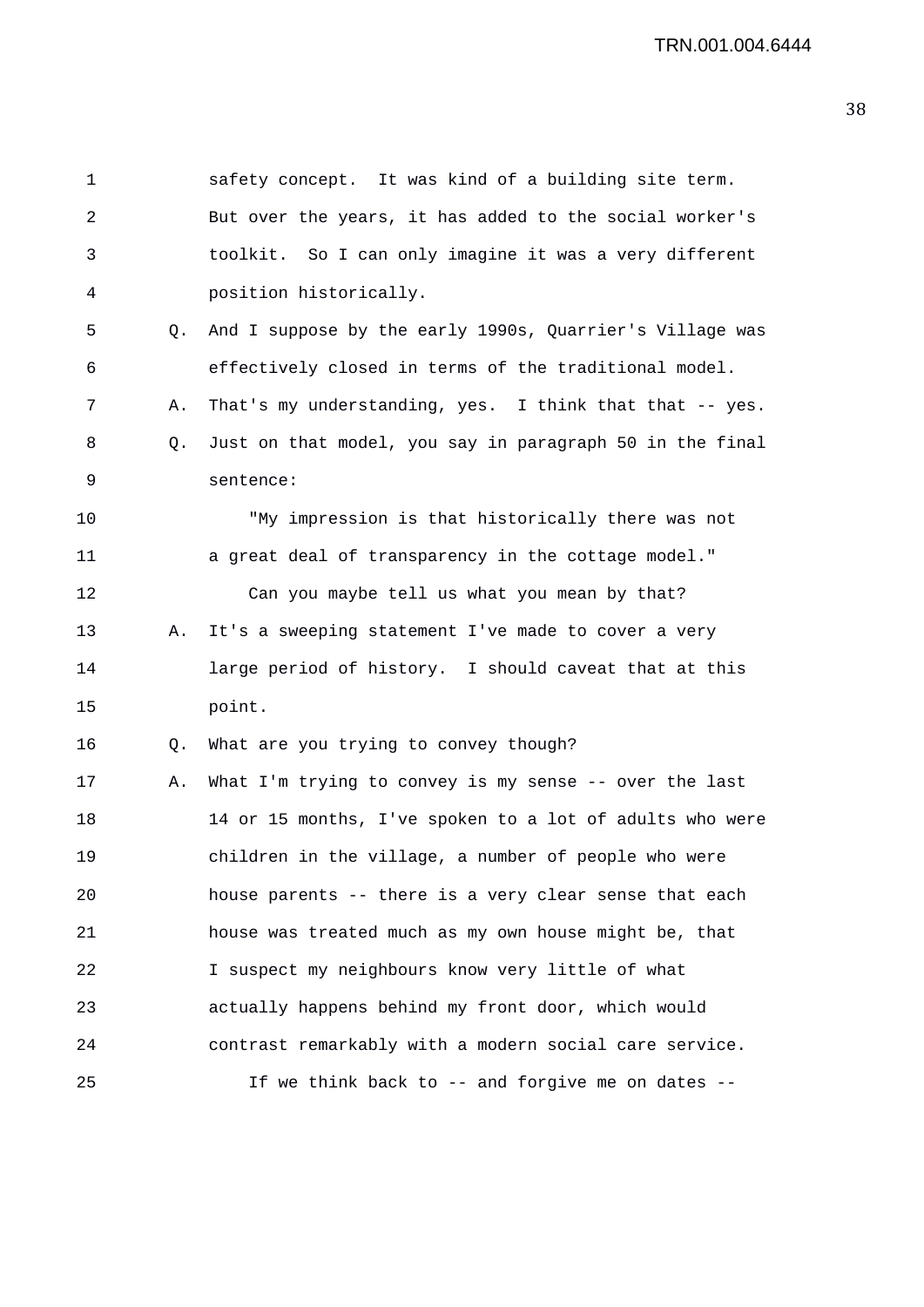1 safety concept. It was kind of a building site term.
2 But over the years, it has added to the social worker's
3 toolkit. So I can only imagine it was a very different
4 position historically.
5 Q. And I suppose by the early 1990s, Quarrier's Village was
6 effectively closed in terms of the traditional model.
7 A. That's my understanding, yes. I think that that -- yes.
8 Q. Just on that model, you say in paragraph 50 in the final
9 sentence:
10 "My impression is that historically there was not
11 a great deal of transparency in the cottage model."
12 Can you maybe tell us what you mean by that?
13 A. It's a sweeping statement I've made to cover a very
14 large period of history. I should caveat that at this
15 point.
16 Q. What are you trying to convey though?
17 A. What I'm trying to convey is my sense -- over the last
18 14 or 15 months, I've spoken to a lot of adults who were
19 children in the village, a number of people who were
20 house parents -- there is a very clear sense that each
21 house was treated much as my own house might be, that
22 I suspect my neighbours know very little of what
23 actually happens behind my front door, which would
24 contrast remarkably with a modern social care service.
25 If we think back to -- and forgive me on dates --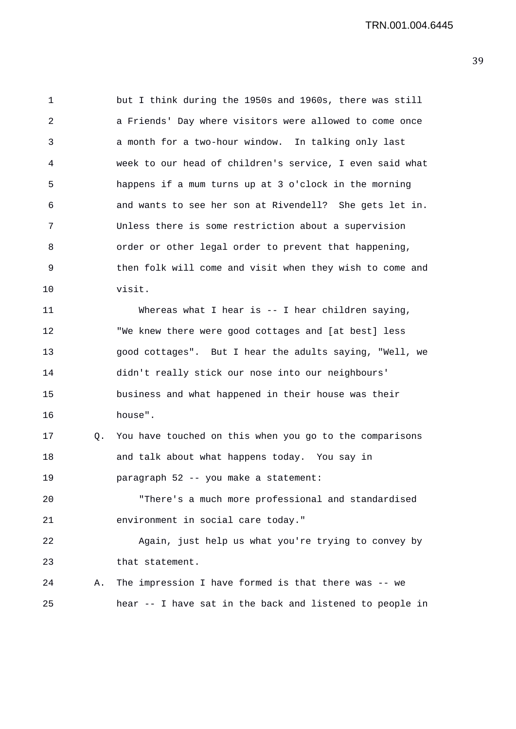1 but I think during the 1950s and 1960s, there was still
2 a Friends' Day where visitors were allowed to come once
3 a month for a two-hour window. In talking only last
4 week to our head of children's service, I even said what
5 happens if a mum turns up at 3 o'clock in the morning
6 and wants to see her son at Rivendell? She gets let in.
7 Unless there is some restriction about a supervision
8 order or other legal order to prevent that happening,
9 then folk will come and visit when they wish to come and
10 visit.

11 Whereas what I hear is -- I hear children saying,
12 "We knew there were good cottages and [at best] less
13 good cottages". But I hear the adults saying, "Well, we
14 didn't really stick our nose into our neighbours'
15 business and what happened in their house was their
16 house".

17 Q. You have touched on this when you go to the comparisons
18 and talk about what happens today. You say in
19 paragraph 52 -- you make a statement:

20 "There's a much more professional and standardised
21 environment in social care today."

22 Again, just help us what you're trying to convey by
23 that statement.

24 A. The impression I have formed is that there was -- we
25 hear -- I have sat in the back and listened to people in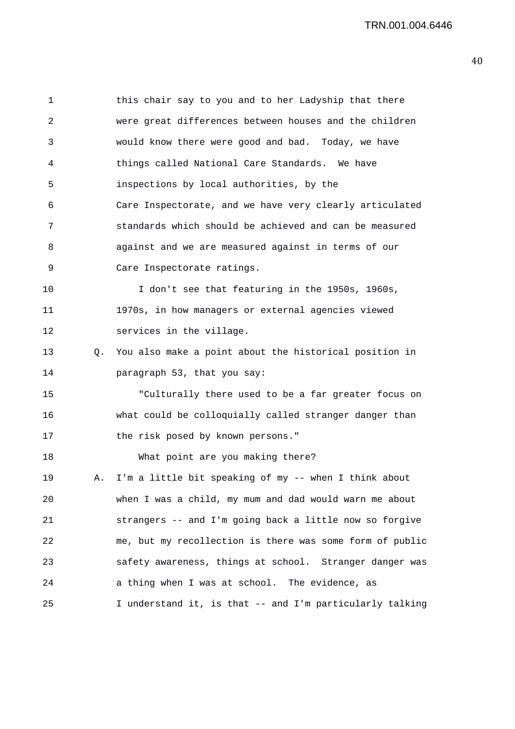this chair say to you and to her Ladyship that there were great differences between houses and the children would know there were good and bad. Today, we have things called National Care Standards. We have inspections by local authorities, by the Care Inspectorate, and we have very clearly articulated standards which should be achieved and can be measured against and we are measured against in terms of our Care Inspectorate ratings.

I don't see that featuring in the 1950s, 1960s, 1970s, in how managers or external agencies viewed services in the village.

Q. You also make a point about the historical position in paragraph 53, that you say:

"Culturally there used to be a far greater focus on what could be colloquially called stranger danger than the risk posed by known persons."

What point are you making there?

A. I'm a little bit speaking of my -- when I think about when I was a child, my mum and dad would warn me about strangers -- and I'm going back a little now so forgive me, but my recollection is there was some form of public safety awareness, things at school. Stranger danger was a thing when I was at school. The evidence, as I understand it, is that -- and I'm particularly talking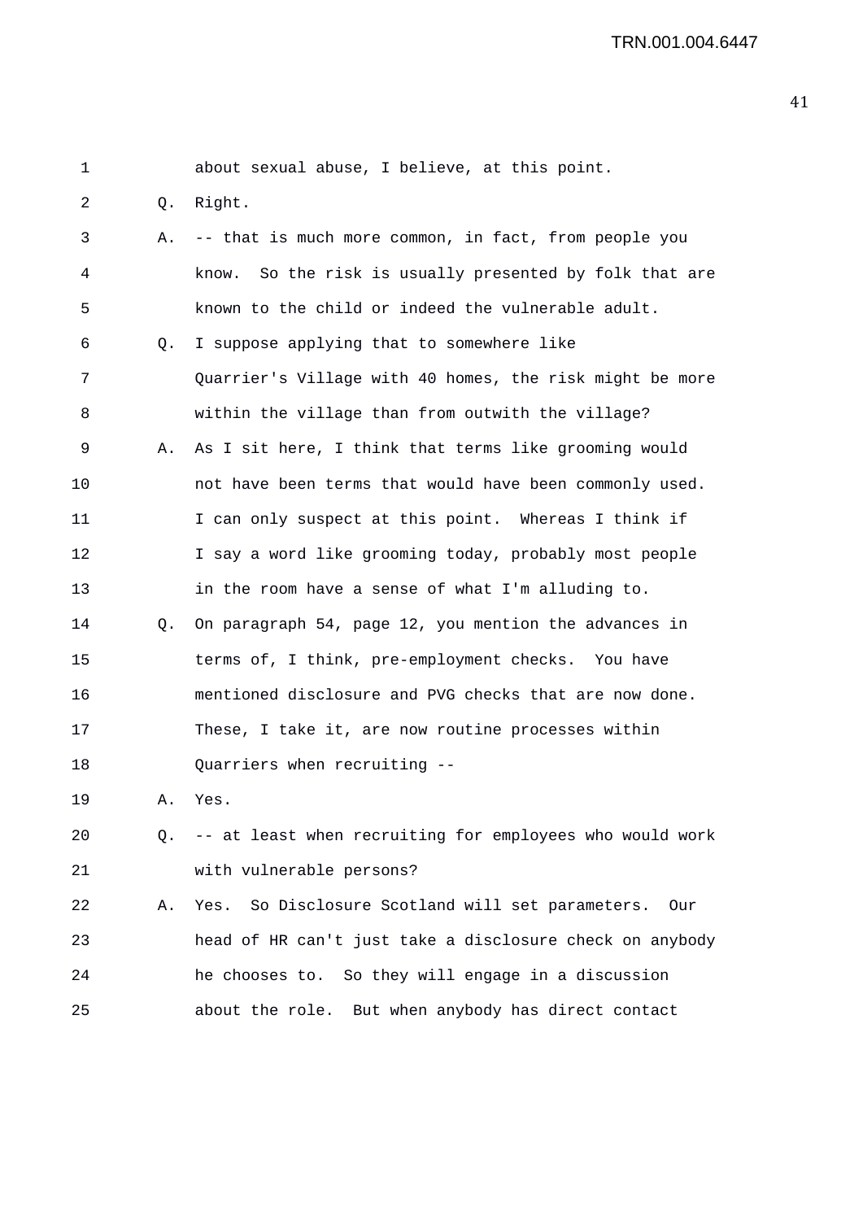1 about sexual abuse, I believe, at this point.

2 Q. Right.

3 A. -- that is much more common, in fact, from people you

4 know. So the risk is usually presented by folk that are

5 known to the child or indeed the vulnerable adult.

6 Q. I suppose applying that to somewhere like

7 Quarrier's Village with 40 homes, the risk might be more

8 within the village than from outwith the village?

9 A. As I sit here, I think that terms like grooming would

10 not have been terms that would have been commonly used.

11 I can only suspect at this point. Whereas I think if

12 I say a word like grooming today, probably most people

13 in the room have a sense of what I'm alluding to.

14 Q. On paragraph 54, page 12, you mention the advances in

15 terms of, I think, pre-employment checks. You have

16 mentioned disclosure and PVG checks that are now done.

17 These, I take it, are now routine processes within

18 Quarriers when recruiting --

19 A. Yes.

20 Q. -- at least when recruiting for employees who would work

21 with vulnerable persons?

22 A. Yes. So Disclosure Scotland will set parameters. Our

23 head of HR can't just take a disclosure check on anybody

24 he chooses to. So they will engage in a discussion

25 about the role. But when anybody has direct contact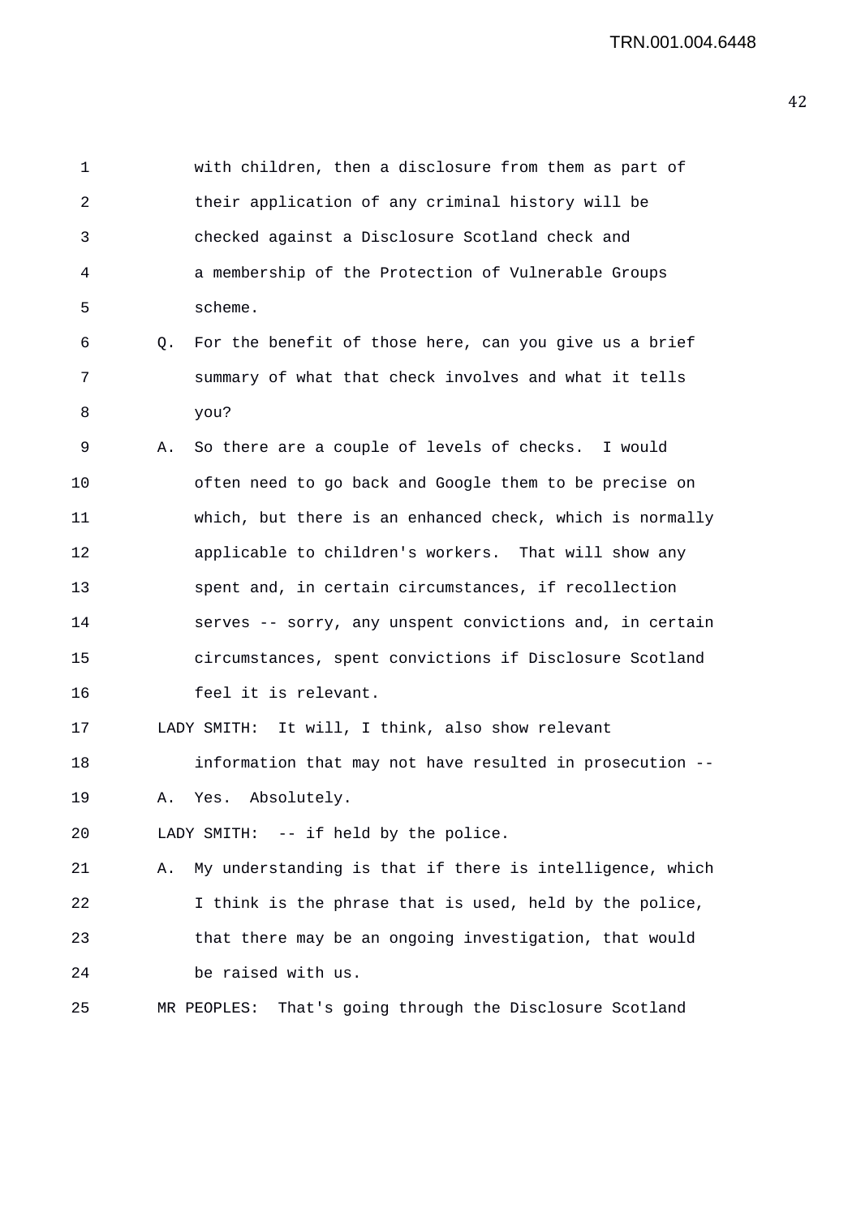1 with children, then a disclosure from them as part of
2 their application of any criminal history will be
3 checked against a Disclosure Scotland check and
4 a membership of the Protection of Vulnerable Groups
5 scheme.

6 Q. For the benefit of those here, can you give us a brief
7 summary of what that check involves and what it tells
8 you?

9 A. So there are a couple of levels of checks. I would
10 often need to go back and Google them to be precise on
11 which, but there is an enhanced check, which is normally
12 applicable to children's workers. That will show any
13 spent and, in certain circumstances, if recollection
14 serves -- sorry, any unspent convictions and, in certain
15 circumstances, spent convictions if Disclosure Scotland
16 feel it is relevant.

17 LADY SMITH: It will, I think, also show relevant
18 information that may not have resulted in prosecution --

19 A. Yes. Absolutely.

20 LADY SMITH: -- if held by the police.

21 A. My understanding is that if there is intelligence, which
22 I think is the phrase that is used, held by the police,
23 that there may be an ongoing investigation, that would
24 be raised with us.

25 MR PEOPLES: That's going through the Disclosure Scotland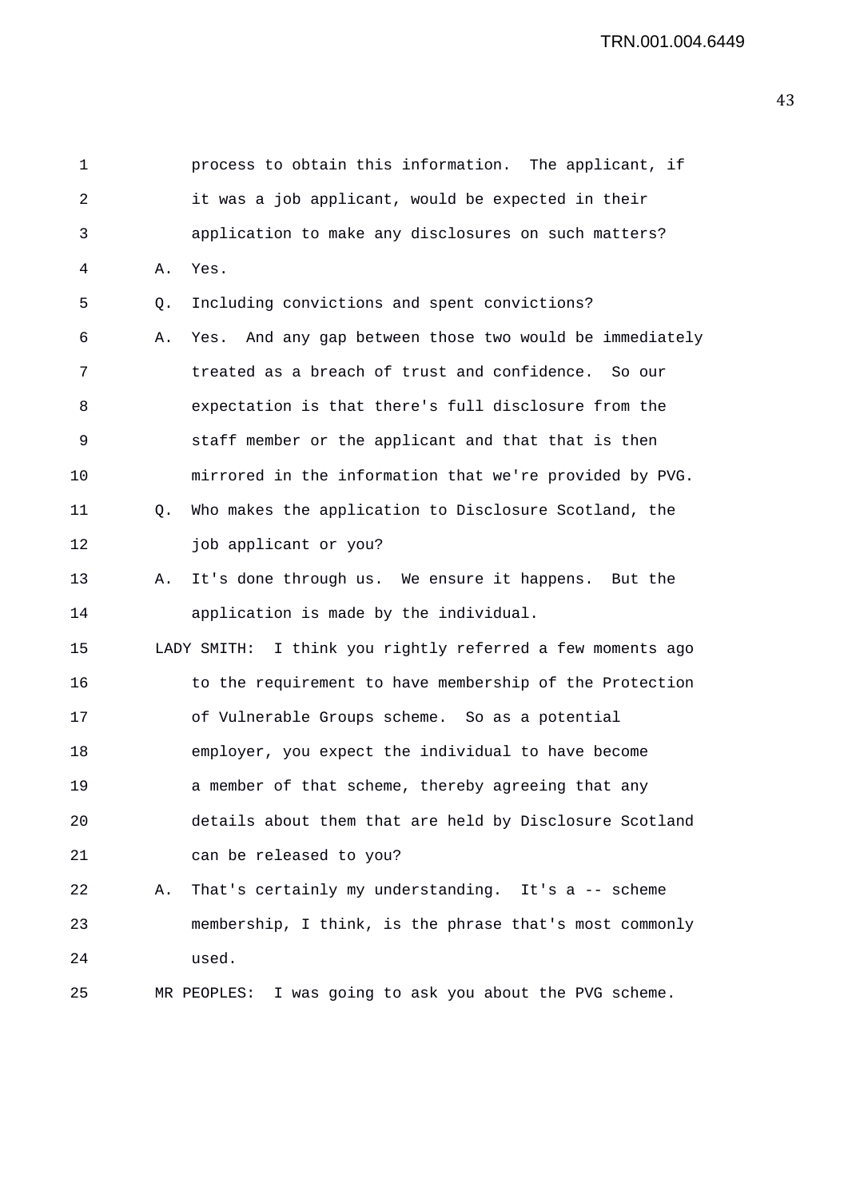1 process to obtain this information. The applicant, if
2 it was a job applicant, would be expected in their
3 application to make any disclosures on such matters?
4 A. Yes.
5 Q. Including convictions and spent convictions?
6 A. Yes. And any gap between those two would be immediately
7 treated as a breach of trust and confidence. So our
8 expectation is that there's full disclosure from the
9 staff member or the applicant and that that is then
10 mirrored in the information that we're provided by PVG.
11 Q. Who makes the application to Disclosure Scotland, the
12 job applicant or you?
13 A. It's done through us. We ensure it happens. But the
14 application is made by the individual.
15 LADY SMITH: I think you rightly referred a few moments ago
16 to the requirement to have membership of the Protection
17 of Vulnerable Groups scheme. So as a potential
18 employer, you expect the individual to have become
19 a member of that scheme, thereby agreeing that any
20 details about them that are held by Disclosure Scotland
21 can be released to you?
22 A. That's certainly my understanding. It's a -- scheme
23 membership, I think, is the phrase that's most commonly
24 used.
25 MR PEOPLES: I was going to ask you about the PVG scheme.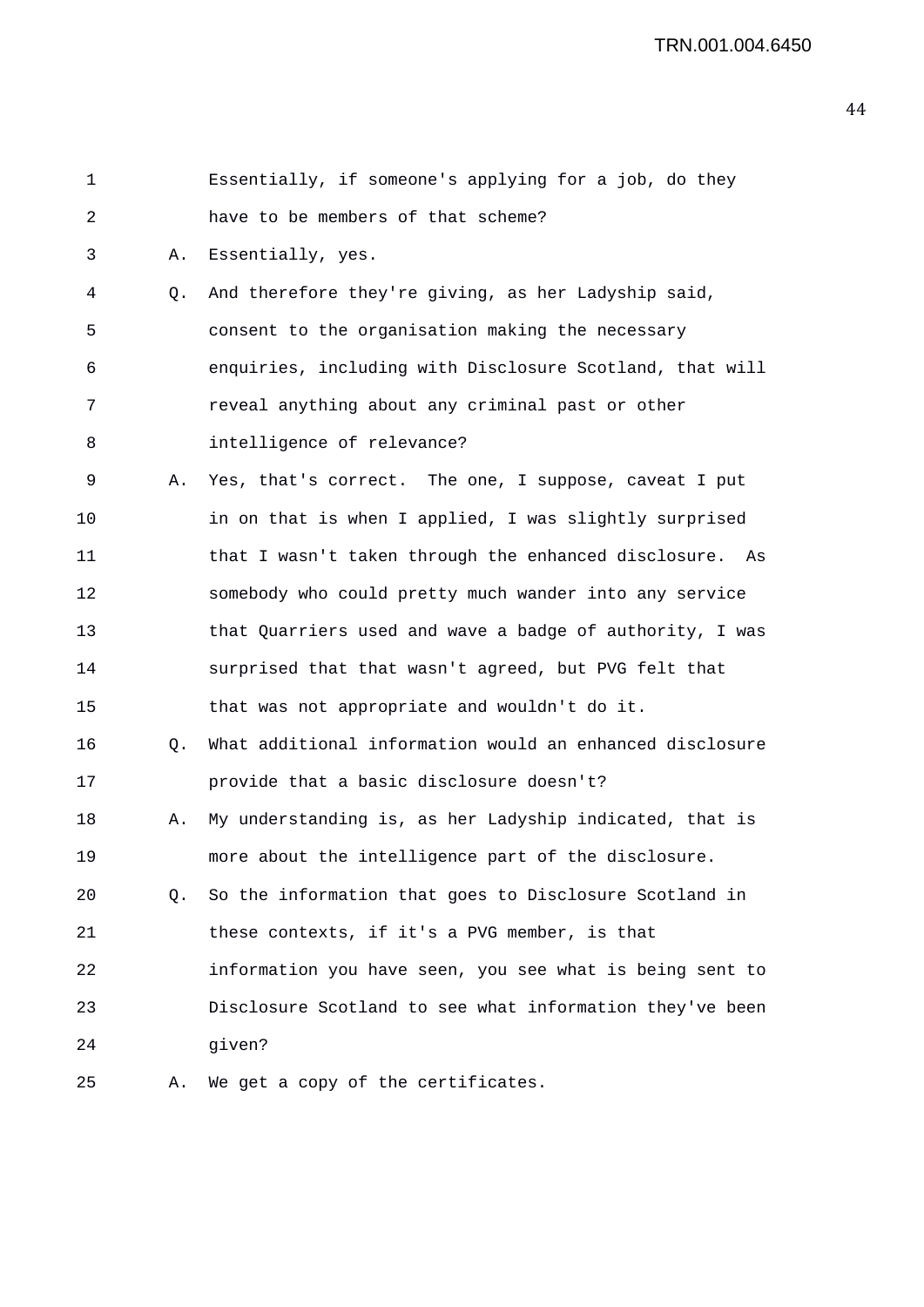Essentially, if someone's applying for a job, do they have to be members of that scheme?

A. Essentially, yes.

Q. And therefore they're giving, as her Ladyship said, consent to the organisation making the necessary enquiries, including with Disclosure Scotland, that will reveal anything about any criminal past or other intelligence of relevance?

A. Yes, that's correct. The one, I suppose, caveat I put in on that is when I applied, I was slightly surprised that I wasn't taken through the enhanced disclosure. As somebody who could pretty much wander into any service that Quarriers used and wave a badge of authority, I was surprised that that wasn't agreed, but PVG felt that that was not appropriate and wouldn't do it.

Q. What additional information would an enhanced disclosure provide that a basic disclosure doesn't?

A. My understanding is, as her Ladyship indicated, that is more about the intelligence part of the disclosure.

Q. So the information that goes to Disclosure Scotland in these contexts, if it's a PVG member, is that information you have seen, you see what is being sent to Disclosure Scotland to see what information they've been given?

A. We get a copy of the certificates.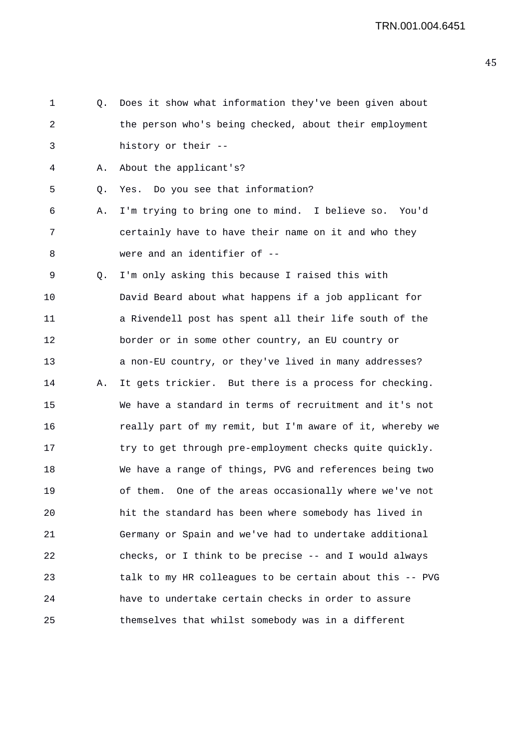1 Q. Does it show what information they've been given about
2 the person who's being checked, about their employment
3 history or their --
4 A. About the applicant's?
5 Q. Yes. Do you see that information?
6 A. I'm trying to bring one to mind. I believe so. You'd
7 certainly have to have their name on it and who they
8 were and an identifier of --
9 Q. I'm only asking this because I raised this with
10 David Beard about what happens if a job applicant for
11 a Rivendell post has spent all their life south of the
12 border or in some other country, an EU country or
13 a non-EU country, or they've lived in many addresses?
14 A. It gets trickier. But there is a process for checking.
15 We have a standard in terms of recruitment and it's not
16 really part of my remit, but I'm aware of it, whereby we
17 try to get through pre-employment checks quite quickly.
18 We have a range of things, PVG and references being two
19 of them. One of the areas occasionally where we've not
20 hit the standard has been where somebody has lived in
21 Germany or Spain and we've had to undertake additional
22 checks, or I think to be precise -- and I would always
23 talk to my HR colleagues to be certain about this -- PVG
24 have to undertake certain checks in order to assure
25 themselves that whilst somebody was in a different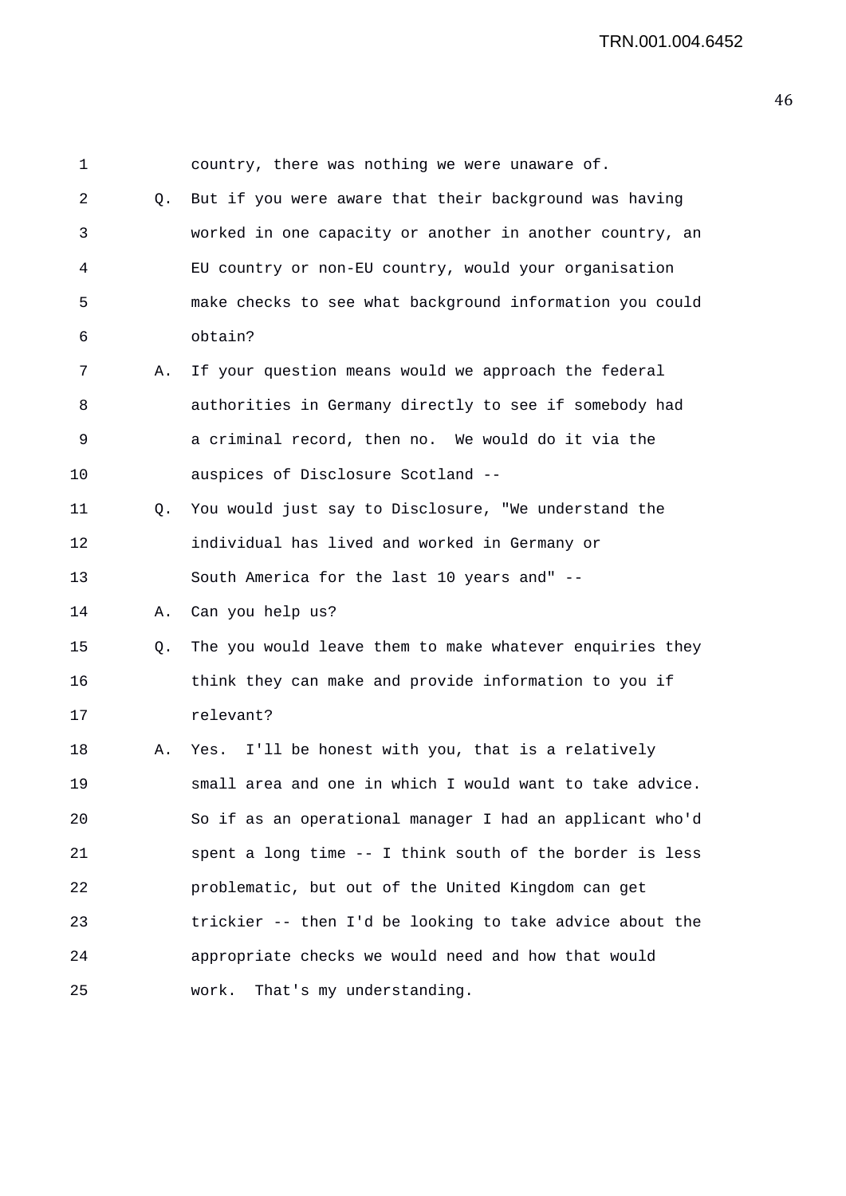country, there was nothing we were unaware of.

Q. But if you were aware that their background was having worked in one capacity or another in another country, an EU country or non-EU country, would your organisation make checks to see what background information you could obtain?

A. If your question means would we approach the federal authorities in Germany directly to see if somebody had a criminal record, then no. We would do it via the auspices of Disclosure Scotland --

Q. You would just say to Disclosure, "We understand the individual has lived and worked in Germany or South America for the last 10 years and" --

A. Can you help us?

Q. The you would leave them to make whatever enquiries they think they can make and provide information to you if relevant?

A. Yes. I'll be honest with you, that is a relatively small area and one in which I would want to take advice. So if as an operational manager I had an applicant who'd spent a long time -- I think south of the border is less problematic, but out of the United Kingdom can get trickier -- then I'd be looking to take advice about the appropriate checks we would need and how that would work. That's my understanding.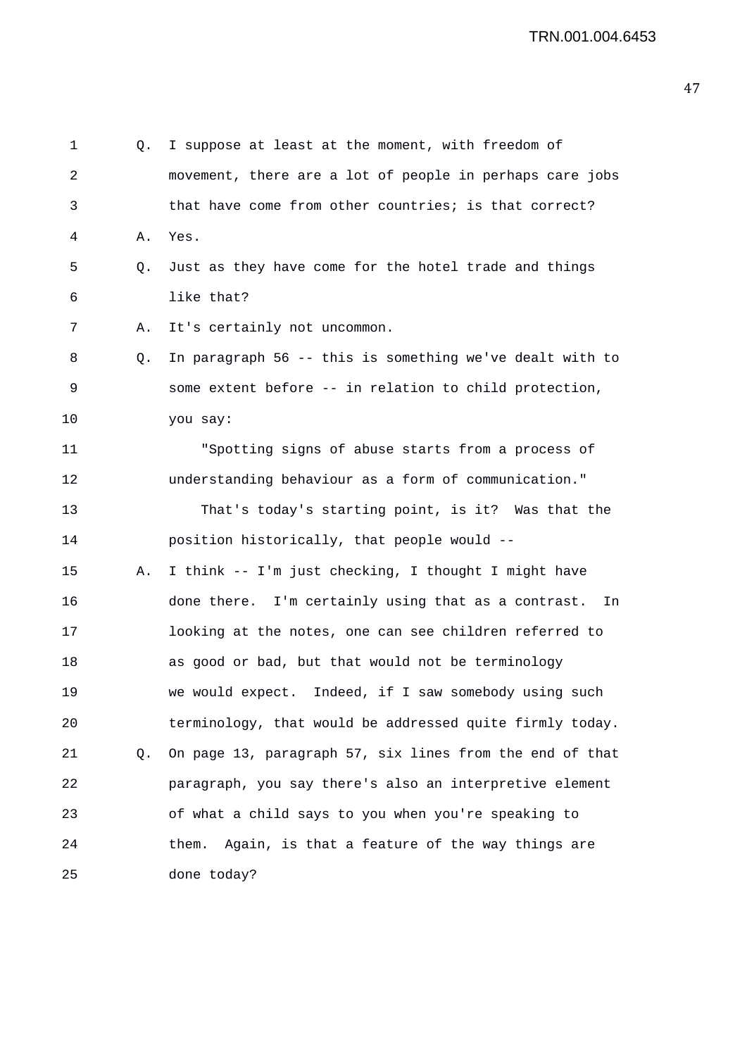Q. I suppose at least at the moment, with freedom of movement, there are a lot of people in perhaps care jobs that have come from other countries; is that correct?

A. Yes.

Q. Just as they have come for the hotel trade and things like that?

A. It's certainly not uncommon.

Q. In paragraph 56 -- this is something we've dealt with to some extent before -- in relation to child protection, you say:

"Spotting signs of abuse starts from a process of understanding behaviour as a form of communication."

That's today's starting point, is it? Was that the position historically, that people would --

A. I think -- I'm just checking, I thought I might have done there. I'm certainly using that as a contrast. In looking at the notes, one can see children referred to as good or bad, but that would not be terminology we would expect. Indeed, if I saw somebody using such terminology, that would be addressed quite firmly today.

Q. On page 13, paragraph 57, six lines from the end of that paragraph, you say there's also an interpretive element of what a child says to you when you're speaking to them. Again, is that a feature of the way things are done today?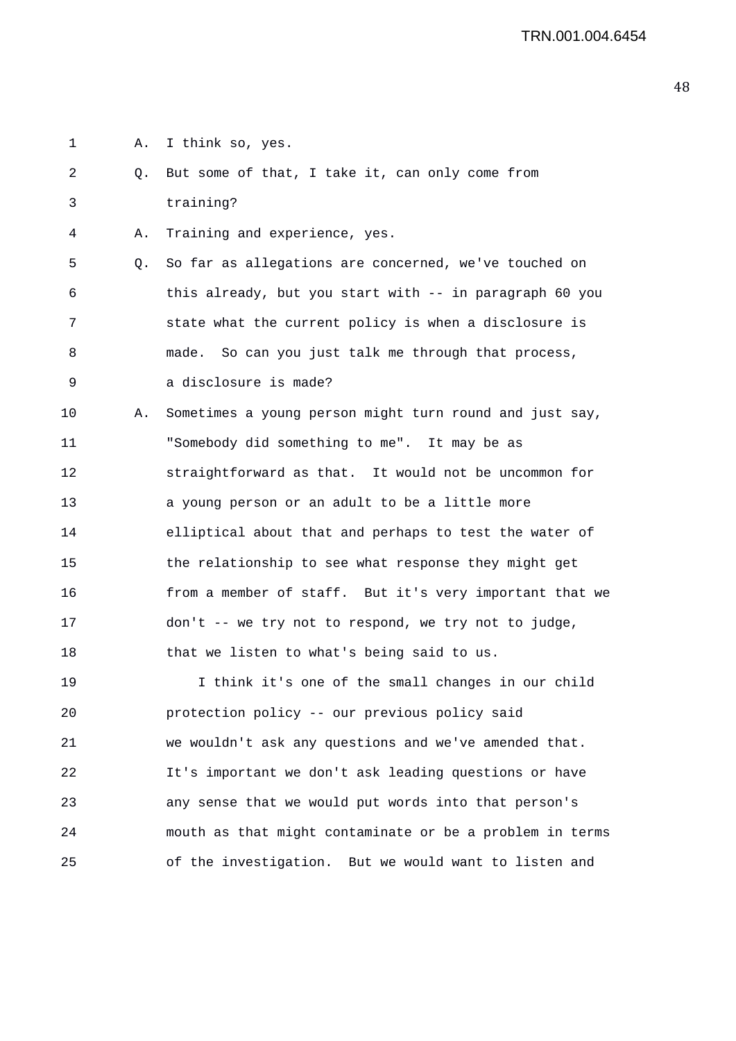A. I think so, yes.

Q. But some of that, I take it, can only come from training?

A. Training and experience, yes.

Q. So far as allegations are concerned, we've touched on this already, but you start with -- in paragraph 60 you state what the current policy is when a disclosure is made. So can you just talk me through that process, a disclosure is made?

A. Sometimes a young person might turn round and just say, "Somebody did something to me". It may be as straightforward as that. It would not be uncommon for a young person or an adult to be a little more elliptical about that and perhaps to test the water of the relationship to see what response they might get from a member of staff. But it's very important that we don't -- we try not to respond, we try not to judge, that we listen to what's being said to us.

I think it's one of the small changes in our child protection policy -- our previous policy said we wouldn't ask any questions and we've amended that. It's important we don't ask leading questions or have any sense that we would put words into that person's mouth as that might contaminate or be a problem in terms of the investigation. But we would want to listen and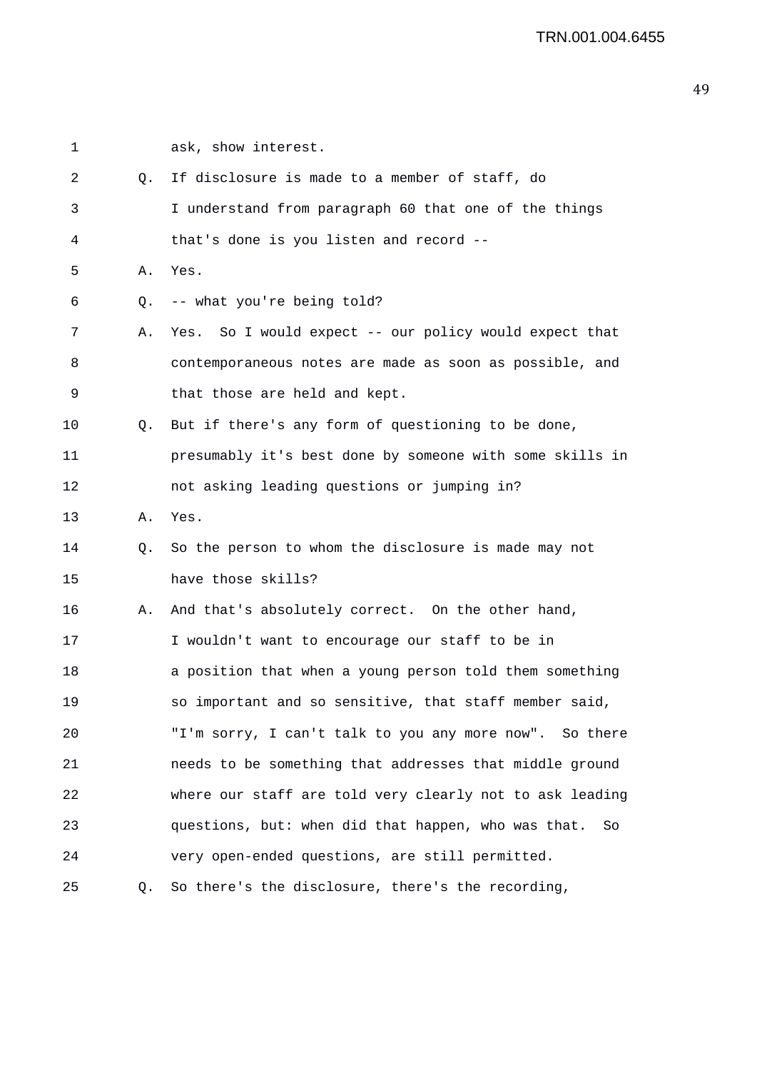1 ask, show interest.

2 Q. If disclosure is made to a member of staff, do

3 I understand from paragraph 60 that one of the things

4 that's done is you listen and record --

5 A. Yes.

6 Q. -- what you're being told?

7 A. Yes. So I would expect -- our policy would expect that

8 contemporaneous notes are made as soon as possible, and

9 that those are held and kept.

10 Q. But if there's any form of questioning to be done,

11 presumably it's best done by someone with some skills in

12 not asking leading questions or jumping in?

13 A. Yes.

14 Q. So the person to whom the disclosure is made may not

15 have those skills?

16 A. And that's absolutely correct. On the other hand,

17 I wouldn't want to encourage our staff to be in

18 a position that when a young person told them something

19 so important and so sensitive, that staff member said,

20 "I'm sorry, I can't talk to you any more now". So there

21 needs to be something that addresses that middle ground

22 where our staff are told very clearly not to ask leading

23 questions, but: when did that happen, who was that. So

24 very open-ended questions, are still permitted.

25 Q. So there's the disclosure, there's the recording,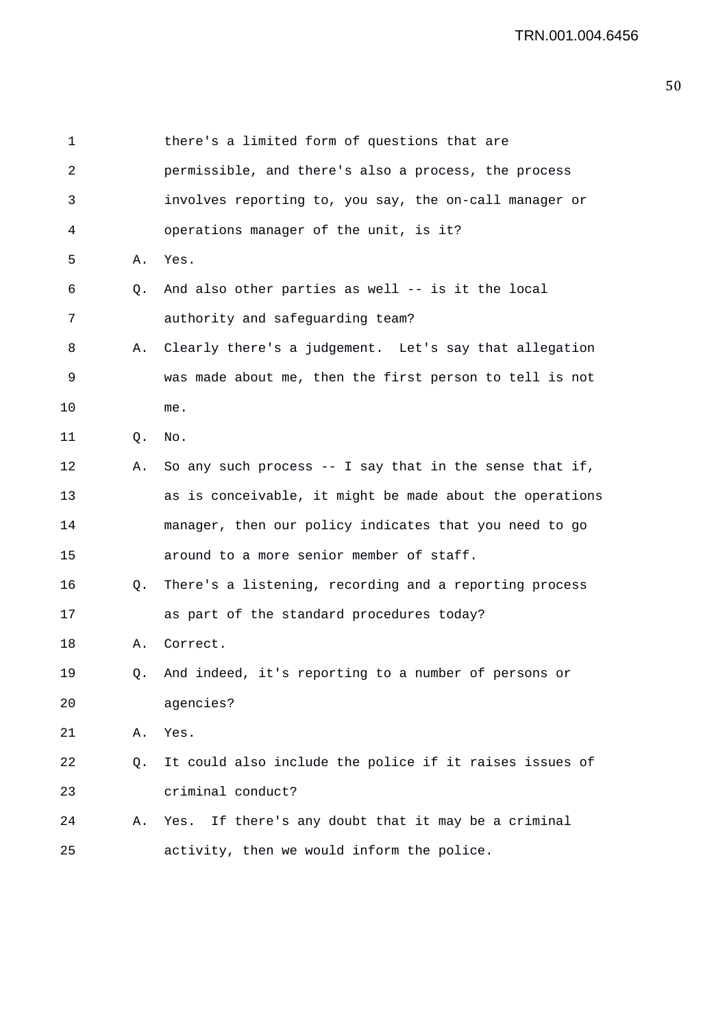1 there's a limited form of questions that are
2 permissible, and there's also a process, the process
3 involves reporting to, you say, the on-call manager or
4 operations manager of the unit, is it?

5 A. Yes.

6 Q. And also other parties as well -- is it the local
7 authority and safeguarding team?

8 A. Clearly there's a judgement. Let's say that allegation
9 was made about me, then the first person to tell is not
10 me.

11 Q. No.

12 A. So any such process -- I say that in the sense that if,
13 as is conceivable, it might be made about the operations
14 manager, then our policy indicates that you need to go
15 around to a more senior member of staff.

16 Q. There's a listening, recording and a reporting process
17 as part of the standard procedures today?

18 A. Correct.

19 Q. And indeed, it's reporting to a number of persons or
20 agencies?

21 A. Yes.

22 Q. It could also include the police if it raises issues of
23 criminal conduct?

24 A. Yes. If there's any doubt that it may be a criminal
25 activity, then we would inform the police.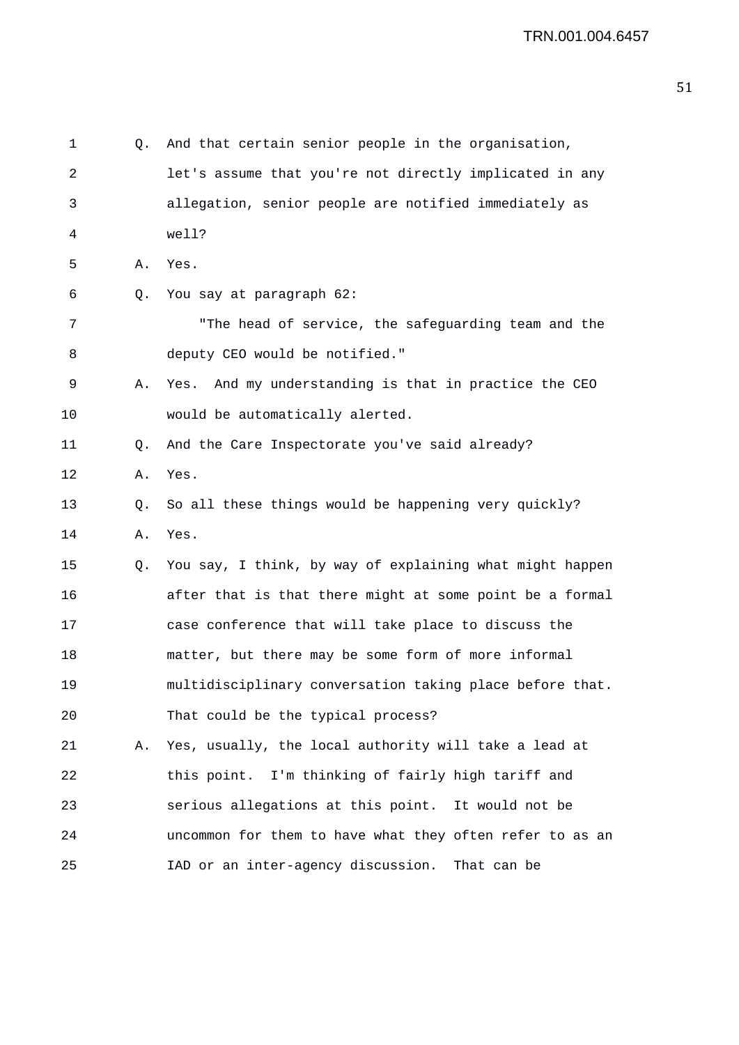Q. And that certain senior people in the organisation, let's assume that you're not directly implicated in any allegation, senior people are notified immediately as well?

A. Yes.

Q. You say at paragraph 62:

"The head of service, the safeguarding team and the deputy CEO would be notified."

A. Yes. And my understanding is that in practice the CEO would be automatically alerted.

Q. And the Care Inspectorate you've said already?

A. Yes.

Q. So all these things would be happening very quickly?

A. Yes.

Q. You say, I think, by way of explaining what might happen after that is that there might at some point be a formal case conference that will take place to discuss the matter, but there may be some form of more informal multidisciplinary conversation taking place before that. That could be the typical process?

A. Yes, usually, the local authority will take a lead at this point. I'm thinking of fairly high tariff and serious allegations at this point. It would not be uncommon for them to have what they often refer to as an IAD or an inter-agency discussion. That can be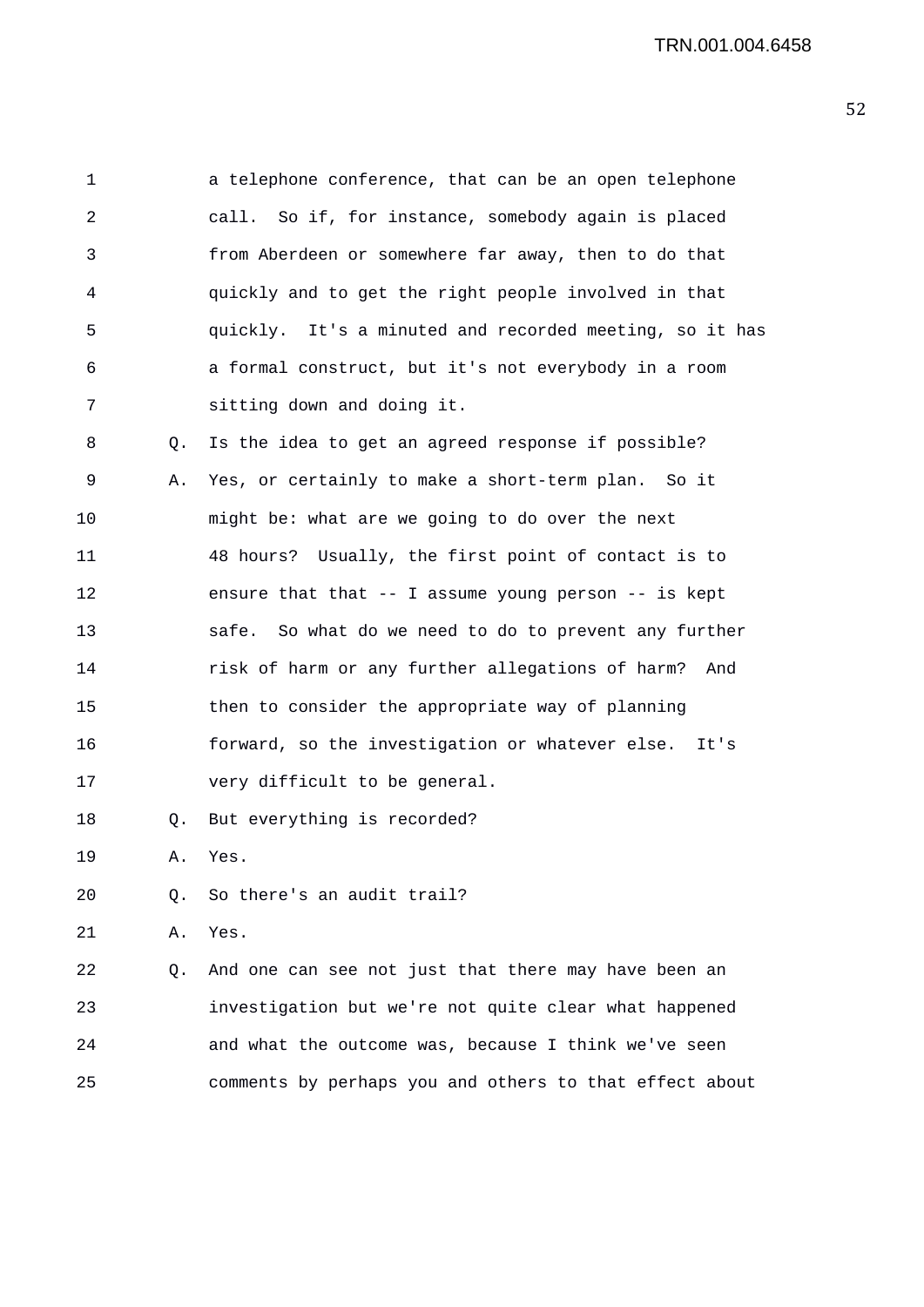a telephone conference, that can be an open telephone call. So if, for instance, somebody again is placed from Aberdeen or somewhere far away, then to do that quickly and to get the right people involved in that quickly. It's a minuted and recorded meeting, so it has a formal construct, but it's not everybody in a room sitting down and doing it.

Q. Is the idea to get an agreed response if possible?

A. Yes, or certainly to make a short-term plan. So it might be: what are we going to do over the next 48 hours? Usually, the first point of contact is to ensure that that -- I assume young person -- is kept safe. So what do we need to do to prevent any further risk of harm or any further allegations of harm? And then to consider the appropriate way of planning forward, so the investigation or whatever else. It's very difficult to be general.

Q. But everything is recorded?

A. Yes.

Q. So there's an audit trail?

A. Yes.

Q. And one can see not just that there may have been an investigation but we're not quite clear what happened and what the outcome was, because I think we've seen comments by perhaps you and others to that effect about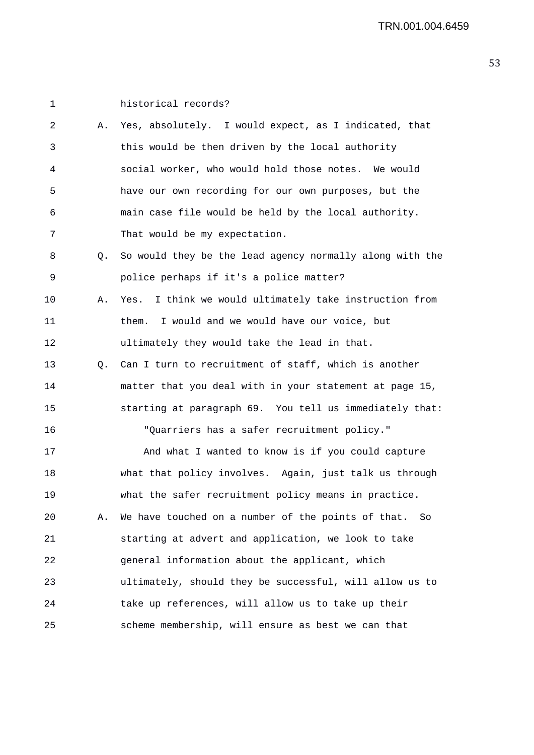historical records?

A. Yes, absolutely. I would expect, as I indicated, that this would be then driven by the local authority social worker, who would hold those notes. We would have our own recording for our own purposes, but the main case file would be held by the local authority. That would be my expectation.

Q. So would they be the lead agency normally along with the police perhaps if it's a police matter?

A. Yes. I think we would ultimately take instruction from them. I would and we would have our voice, but ultimately they would take the lead in that.

Q. Can I turn to recruitment of staff, which is another matter that you deal with in your statement at page 15, starting at paragraph 69. You tell us immediately that:

"Quarriers has a safer recruitment policy."

And what I wanted to know is if you could capture what that policy involves. Again, just talk us through what the safer recruitment policy means in practice.

A. We have touched on a number of the points of that. So starting at advert and application, we look to take general information about the applicant, which ultimately, should they be successful, will allow us to take up references, will allow us to take up their scheme membership, will ensure as best we can that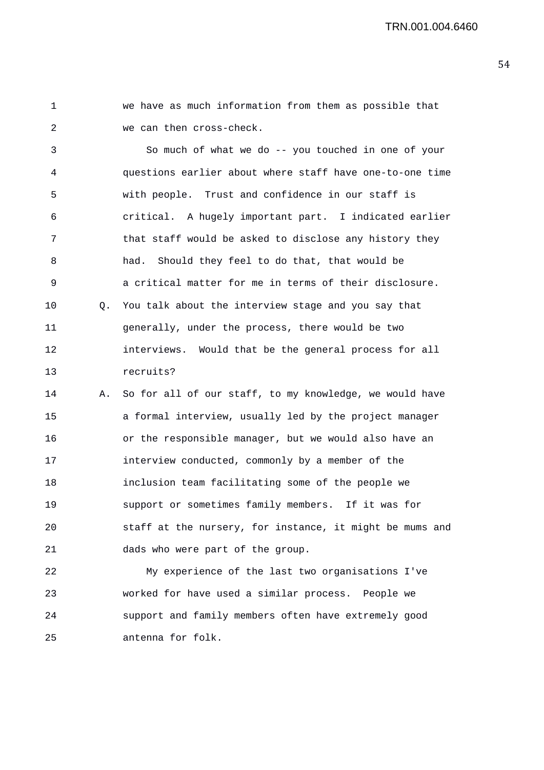we have as much information from them as possible that we can then cross-check.

So much of what we do -- you touched in one of your questions earlier about where staff have one-to-one time with people. Trust and confidence in our staff is critical. A hugely important part. I indicated earlier that staff would be asked to disclose any history they had. Should they feel to do that, that would be a critical matter for me in terms of their disclosure.

Q. You talk about the interview stage and you say that generally, under the process, there would be two interviews. Would that be the general process for all recruits?

A. So for all of our staff, to my knowledge, we would have a formal interview, usually led by the project manager or the responsible manager, but we would also have an interview conducted, commonly by a member of the inclusion team facilitating some of the people we support or sometimes family members. If it was for staff at the nursery, for instance, it might be mums and dads who were part of the group.

My experience of the last two organisations I've worked for have used a similar process. People we support and family members often have extremely good antenna for folk.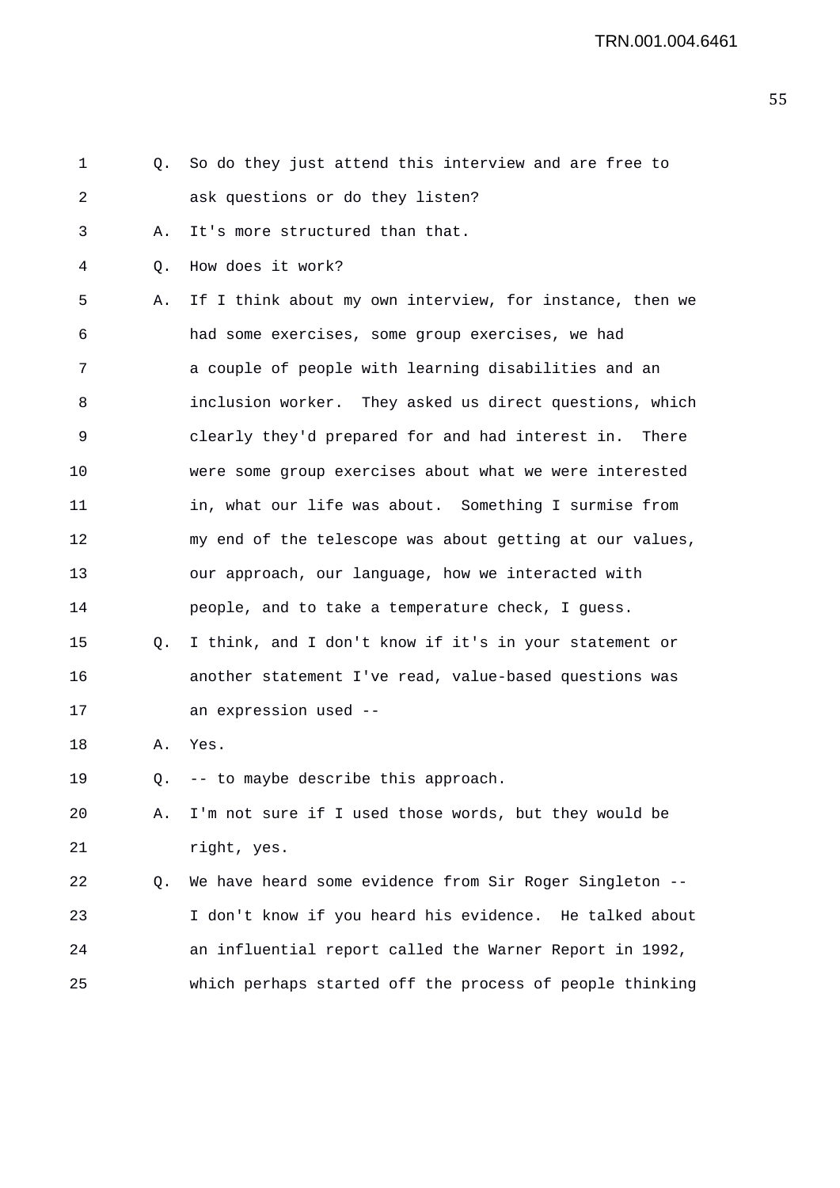1 Q. So do they just attend this interview and are free to
2 ask questions or do they listen?
3 A. It's more structured than that.
4 Q. How does it work?
5 A. If I think about my own interview, for instance, then we
6 had some exercises, some group exercises, we had
7 a couple of people with learning disabilities and an
8 inclusion worker. They asked us direct questions, which
9 clearly they'd prepared for and had interest in. There
10 were some group exercises about what we were interested
11 in, what our life was about. Something I surmise from
12 my end of the telescope was about getting at our values,
13 our approach, our language, how we interacted with
14 people, and to take a temperature check, I guess.
15 Q. I think, and I don't know if it's in your statement or
16 another statement I've read, value-based questions was
17 an expression used --
18 A. Yes.
19 Q. -- to maybe describe this approach.
20 A. I'm not sure if I used those words, but they would be
21 right, yes.
22 Q. We have heard some evidence from Sir Roger Singleton --
23 I don't know if you heard his evidence. He talked about
24 an influential report called the Warner Report in 1992,
25 which perhaps started off the process of people thinking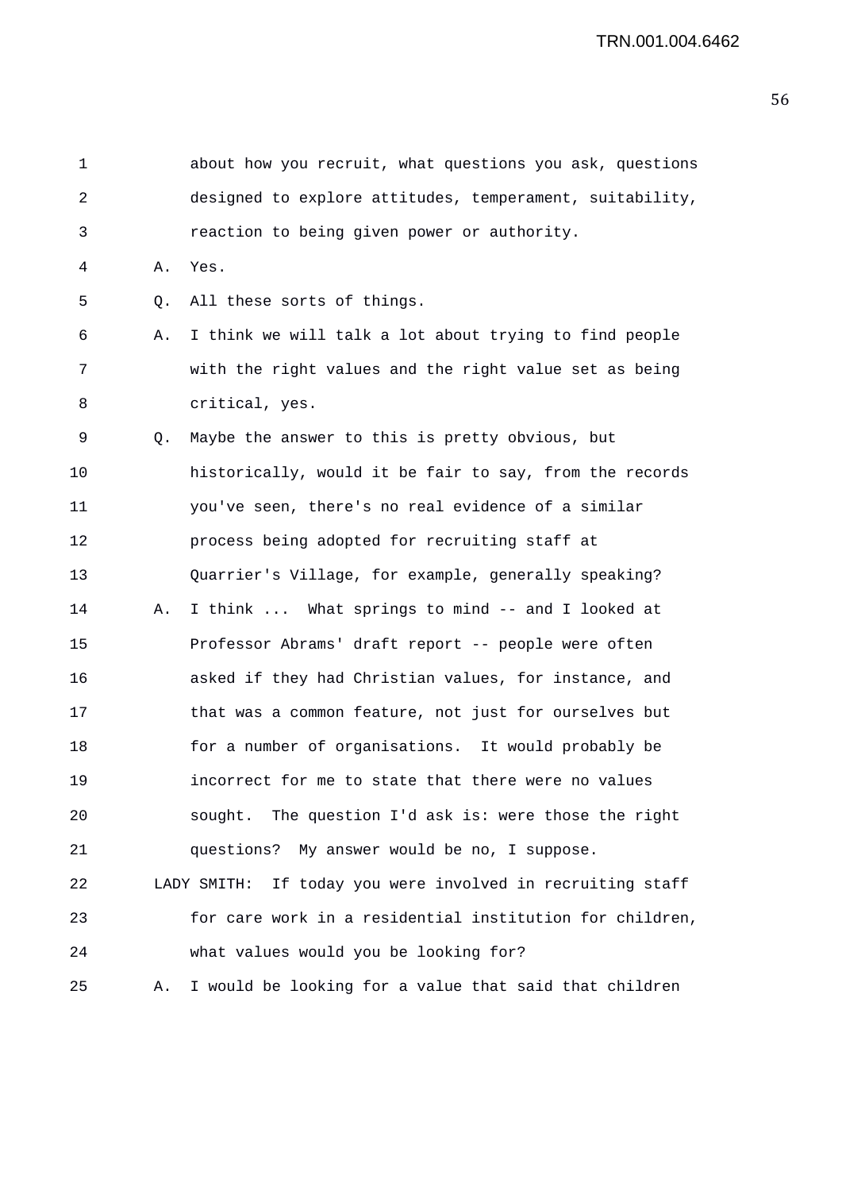about how you recruit, what questions you ask, questions designed to explore attitudes, temperament, suitability, reaction to being given power or authority.

A. Yes.

Q. All these sorts of things.

A. I think we will talk a lot about trying to find people with the right values and the right value set as being critical, yes.

Q. Maybe the answer to this is pretty obvious, but historically, would it be fair to say, from the records you've seen, there's no real evidence of a similar process being adopted for recruiting staff at Quarrier's Village, for example, generally speaking?

A. I think ... What springs to mind -- and I looked at Professor Abrams' draft report -- people were often asked if they had Christian values, for instance, and that was a common feature, not just for ourselves but for a number of organisations. It would probably be incorrect for me to state that there were no values sought. The question I'd ask is: were those the right questions? My answer would be no, I suppose.

LADY SMITH: If today you were involved in recruiting staff for care work in a residential institution for children, what values would you be looking for?

A. I would be looking for a value that said that children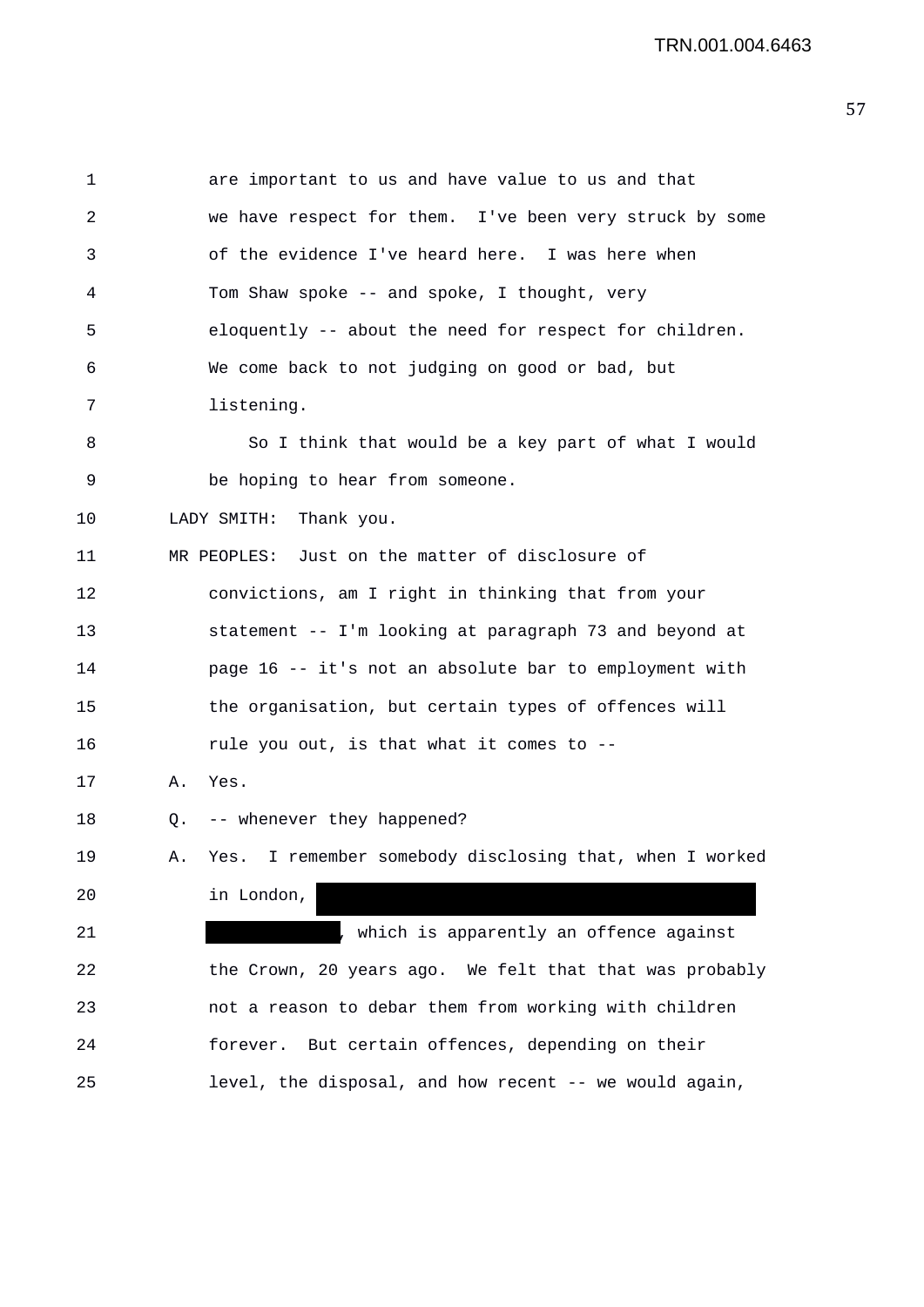are important to us and have value to us and that we have respect for them. I've been very struck by some of the evidence I've heard here. I was here when Tom Shaw spoke -- and spoke, I thought, very eloquently -- about the need for respect for children. We come back to not judging on good or bad, but listening.

So I think that would be a key part of what I would be hoping to hear from someone.

LADY SMITH: Thank you.

MR PEOPLES: Just on the matter of disclosure of convictions, am I right in thinking that from your statement -- I'm looking at paragraph 73 and beyond at page 16 -- it's not an absolute bar to employment with the organisation, but certain types of offences will rule you out, is that what it comes to --

A. Yes.

Q. -- whenever they happened?

A. Yes. I remember somebody disclosing that, when I worked in London, [REDACTED] [REDACTED], which is apparently an offence against the Crown, 20 years ago. We felt that that was probably not a reason to debar them from working with children forever. But certain offences, depending on their level, the disposal, and how recent -- we would again,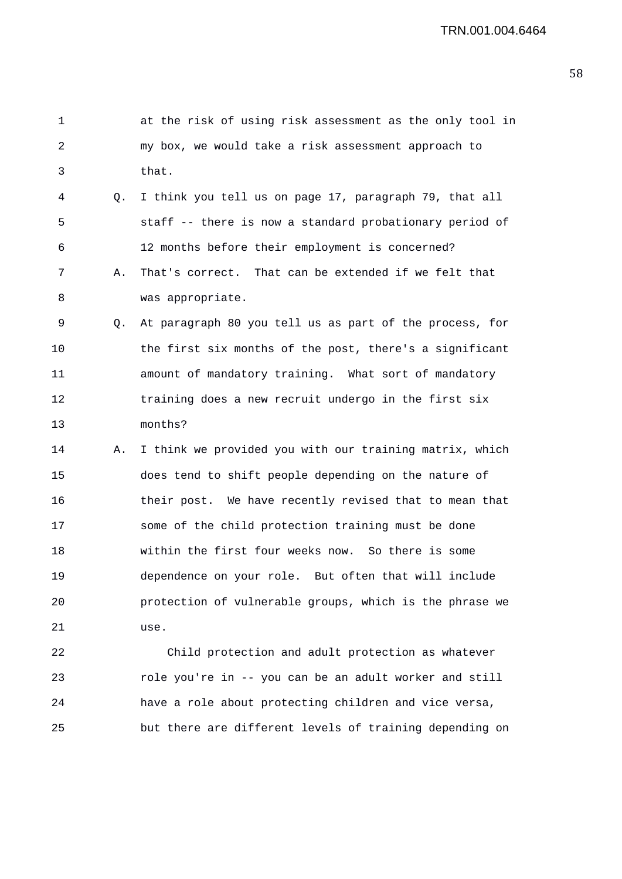at the risk of using risk assessment as the only tool in my box, we would take a risk assessment approach to that.

Q. I think you tell us on page 17, paragraph 79, that all staff -- there is now a standard probationary period of 12 months before their employment is concerned?

A. That's correct. That can be extended if we felt that was appropriate.

Q. At paragraph 80 you tell us as part of the process, for the first six months of the post, there's a significant amount of mandatory training. What sort of mandatory training does a new recruit undergo in the first six months?

A. I think we provided you with our training matrix, which does tend to shift people depending on the nature of their post. We have recently revised that to mean that some of the child protection training must be done within the first four weeks now. So there is some dependence on your role. But often that will include protection of vulnerable groups, which is the phrase we use.

Child protection and adult protection as whatever role you're in -- you can be an adult worker and still have a role about protecting children and vice versa, but there are different levels of training depending on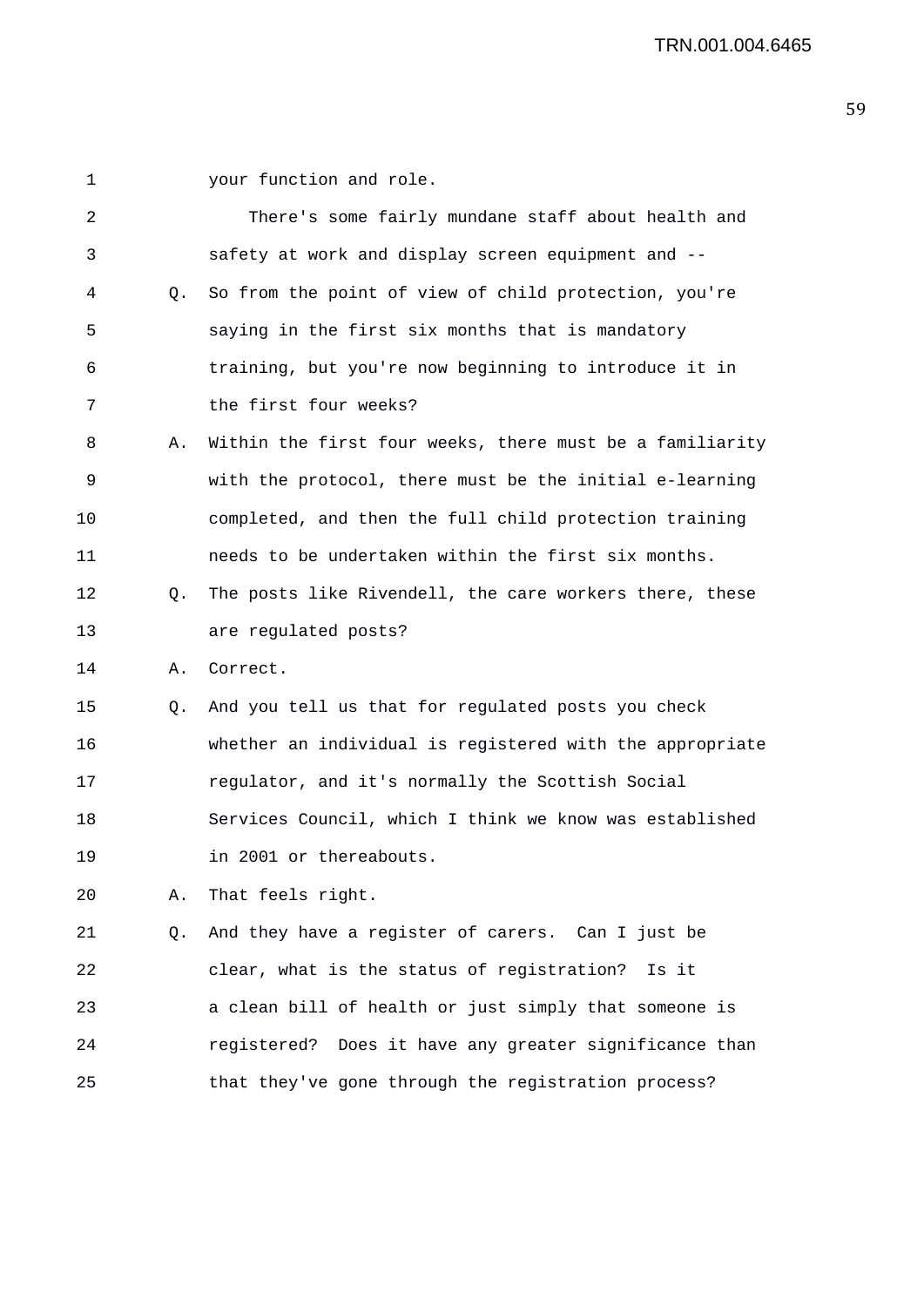your function and role.

There's some fairly mundane staff about health and safety at work and display screen equipment and --

Q. So from the point of view of child protection, you're saying in the first six months that is mandatory training, but you're now beginning to introduce it in the first four weeks?

A. Within the first four weeks, there must be a familiarity with the protocol, there must be the initial e-learning completed, and then the full child protection training needs to be undertaken within the first six months.

Q. The posts like Rivendell, the care workers there, these are regulated posts?

A. Correct.

Q. And you tell us that for regulated posts you check whether an individual is registered with the appropriate regulator, and it's normally the Scottish Social Services Council, which I think we know was established in 2001 or thereabouts.

A. That feels right.

Q. And they have a register of carers. Can I just be clear, what is the status of registration? Is it a clean bill of health or just simply that someone is registered? Does it have any greater significance than that they've gone through the registration process?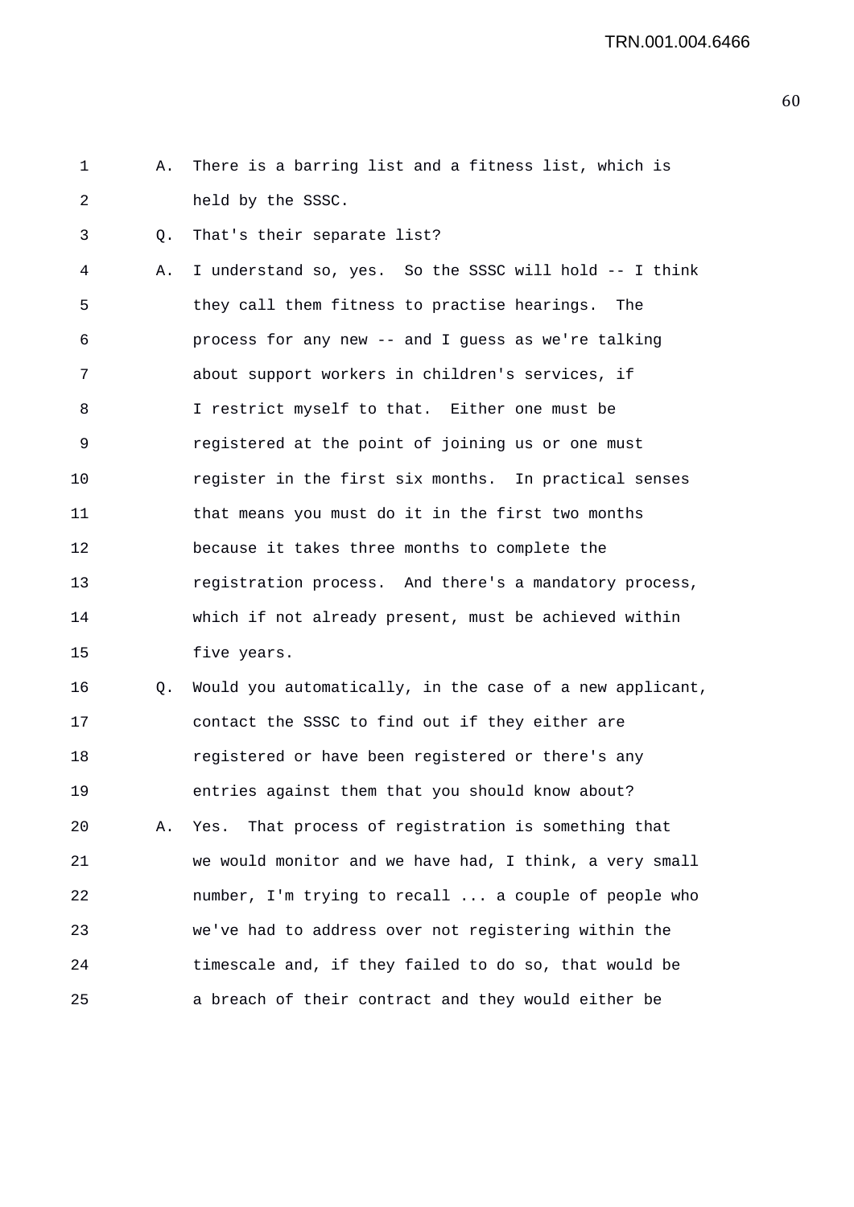1 A. There is a barring list and a fitness list, which is
2 held by the SSSC.

3 Q. That's their separate list?

4 A. I understand so, yes. So the SSSC will hold -- I think
5 they call them fitness to practise hearings. The
6 process for any new -- and I guess as we're talking
7 about support workers in children's services, if
8 I restrict myself to that. Either one must be
9 registered at the point of joining us or one must
10 register in the first six months. In practical senses
11 that means you must do it in the first two months
12 because it takes three months to complete the
13 registration process. And there's a mandatory process,
14 which if not already present, must be achieved within
15 five years.

16 Q. Would you automatically, in the case of a new applicant,
17 contact the SSSC to find out if they either are
18 registered or have been registered or there's any
19 entries against them that you should know about?

20 A. Yes. That process of registration is something that
21 we would monitor and we have had, I think, a very small
22 number, I'm trying to recall ... a couple of people who
23 we've had to address over not registering within the
24 timescale and, if they failed to do so, that would be
25 a breach of their contract and they would either be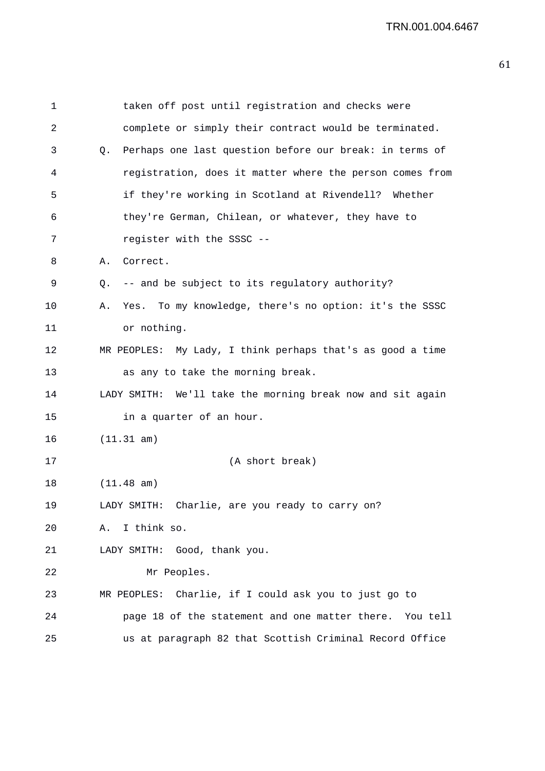taken off post until registration and checks were complete or simply their contract would be terminated.

Q. Perhaps one last question before our break: in terms of registration, does it matter where the person comes from if they're working in Scotland at Rivendell? Whether they're German, Chilean, or whatever, they have to register with the SSSC --

A. Correct.

Q. -- and be subject to its regulatory authority?

A. Yes. To my knowledge, there's no option: it's the SSSC or nothing.

MR PEOPLES: My Lady, I think perhaps that's as good a time as any to take the morning break.

LADY SMITH: We'll take the morning break now and sit again in a quarter of an hour.

(11.31 am)

(A short break)

(11.48 am)

LADY SMITH: Charlie, are you ready to carry on?

A. I think so.

LADY SMITH: Good, thank you.

Mr Peoples.

MR PEOPLES: Charlie, if I could ask you to just go to page 18 of the statement and one matter there. You tell us at paragraph 82 that Scottish Criminal Record Office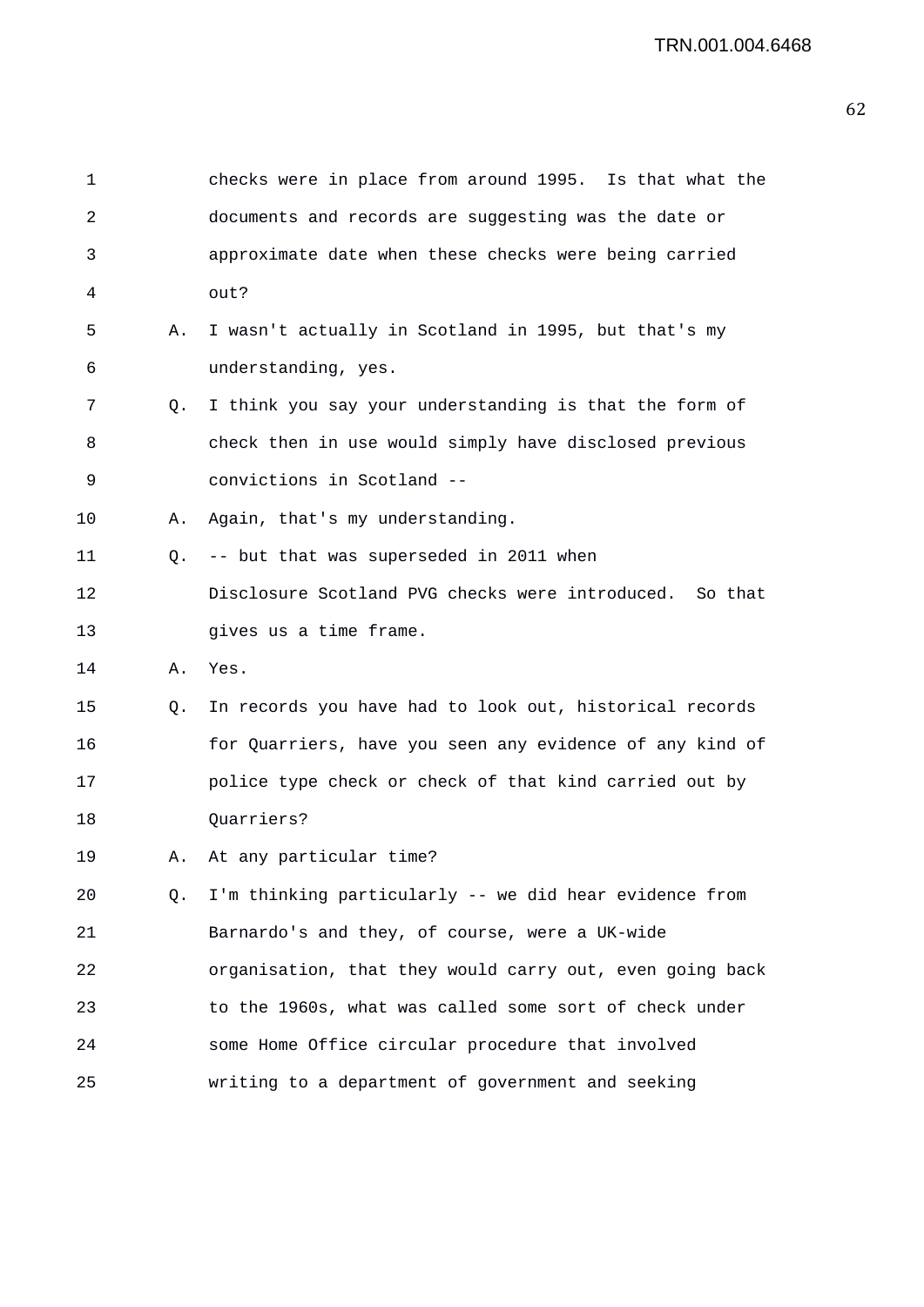1 checks were in place from around 1995. Is that what the
2 documents and records are suggesting was the date or
3 approximate date when these checks were being carried
4 out?

5 A. I wasn't actually in Scotland in 1995, but that's my
6 understanding, yes.

7 Q. I think you say your understanding is that the form of
8 check then in use would simply have disclosed previous
9 convictions in Scotland --

10 A. Again, that's my understanding.

11 Q. -- but that was superseded in 2011 when
12 Disclosure Scotland PVG checks were introduced. So that
13 gives us a time frame.

14 A. Yes.

15 Q. In records you have had to look out, historical records
16 for Quarriers, have you seen any evidence of any kind of
17 police type check or check of that kind carried out by
18 Quarriers?

19 A. At any particular time?

20 Q. I'm thinking particularly -- we did hear evidence from
21 Barnardo's and they, of course, were a UK-wide
22 organisation, that they would carry out, even going back
23 to the 1960s, what was called some sort of check under
24 some Home Office circular procedure that involved
25 writing to a department of government and seeking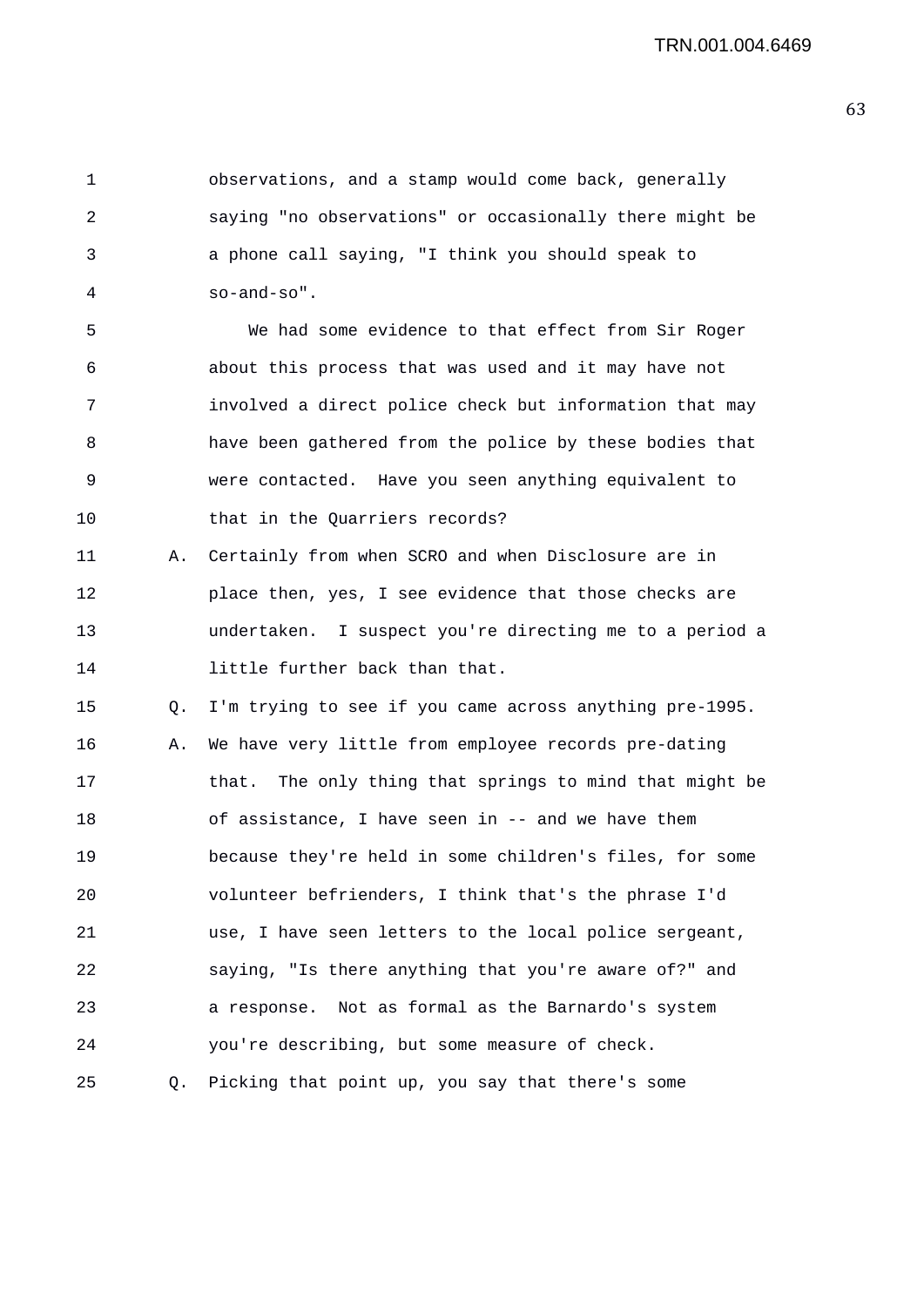observations, and a stamp would come back, generally saying "no observations" or occasionally there might be a phone call saying, "I think you should speak to so-and-so".

We had some evidence to that effect from Sir Roger about this process that was used and it may have not involved a direct police check but information that may have been gathered from the police by these bodies that were contacted. Have you seen anything equivalent to that in the Quarriers records?

A. Certainly from when SCRO and when Disclosure are in place then, yes, I see evidence that those checks are undertaken. I suspect you're directing me to a period a little further back than that.

Q. I'm trying to see if you came across anything pre-1995.

A. We have very little from employee records pre-dating that. The only thing that springs to mind that might be of assistance, I have seen in -- and we have them because they're held in some children's files, for some volunteer befrienders, I think that's the phrase I'd use, I have seen letters to the local police sergeant, saying, "Is there anything that you're aware of?" and a response. Not as formal as the Barnardo's system you're describing, but some measure of check.

Q. Picking that point up, you say that there's some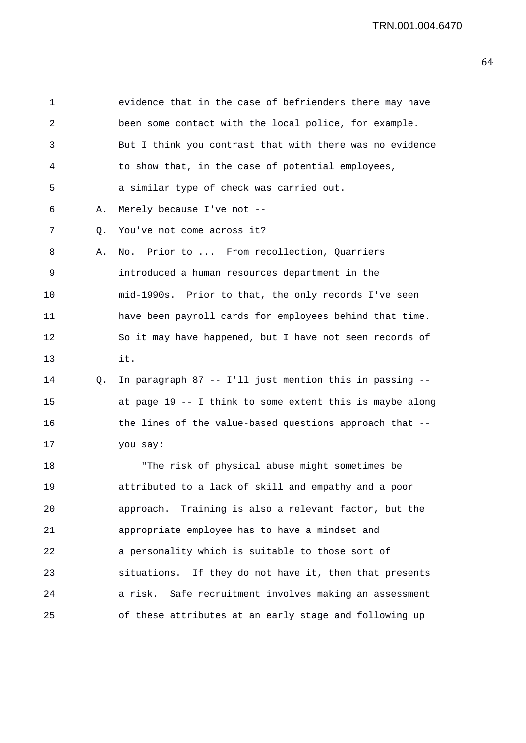evidence that in the case of befrienders there may have been some contact with the local police, for example. But I think you contrast that with there was no evidence to show that, in the case of potential employees, a similar type of check was carried out.

A. Merely because I've not --

Q. You've not come across it?

A. No. Prior to ... From recollection, Quarriers introduced a human resources department in the mid-1990s. Prior to that, the only records I've seen have been payroll cards for employees behind that time. So it may have happened, but I have not seen records of it.

Q. In paragraph 87 -- I'll just mention this in passing -- at page 19 -- I think to some extent this is maybe along the lines of the value-based questions approach that -- you say:

"The risk of physical abuse might sometimes be attributed to a lack of skill and empathy and a poor approach. Training is also a relevant factor, but the appropriate employee has to have a mindset and a personality which is suitable to those sort of situations. If they do not have it, then that presents a risk. Safe recruitment involves making an assessment of these attributes at an early stage and following up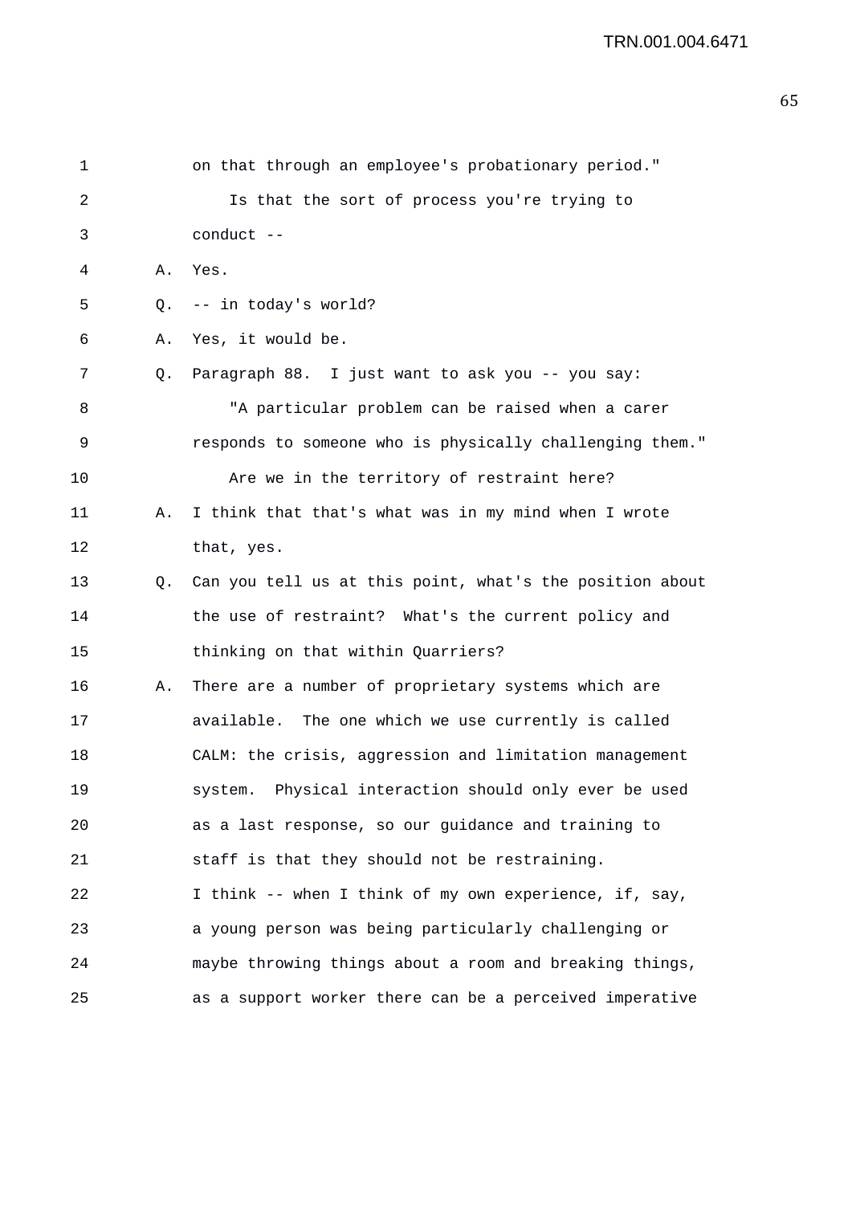on that through an employee's probationary period."

Is that the sort of process you're trying to conduct --

A. Yes.

Q. -- in today's world?

A. Yes, it would be.

Q. Paragraph 88. I just want to ask you -- you say:

"A particular problem can be raised when a carer responds to someone who is physically challenging them."

Are we in the territory of restraint here?

A. I think that that's what was in my mind when I wrote that, yes.

Q. Can you tell us at this point, what's the position about the use of restraint? What's the current policy and thinking on that within Quarriers?

A. There are a number of proprietary systems which are available. The one which we use currently is called CALM: the crisis, aggression and limitation management system. Physical interaction should only ever be used as a last response, so our guidance and training to staff is that they should not be restraining. I think -- when I think of my own experience, if, say, a young person was being particularly challenging or maybe throwing things about a room and breaking things, as a support worker there can be a perceived imperative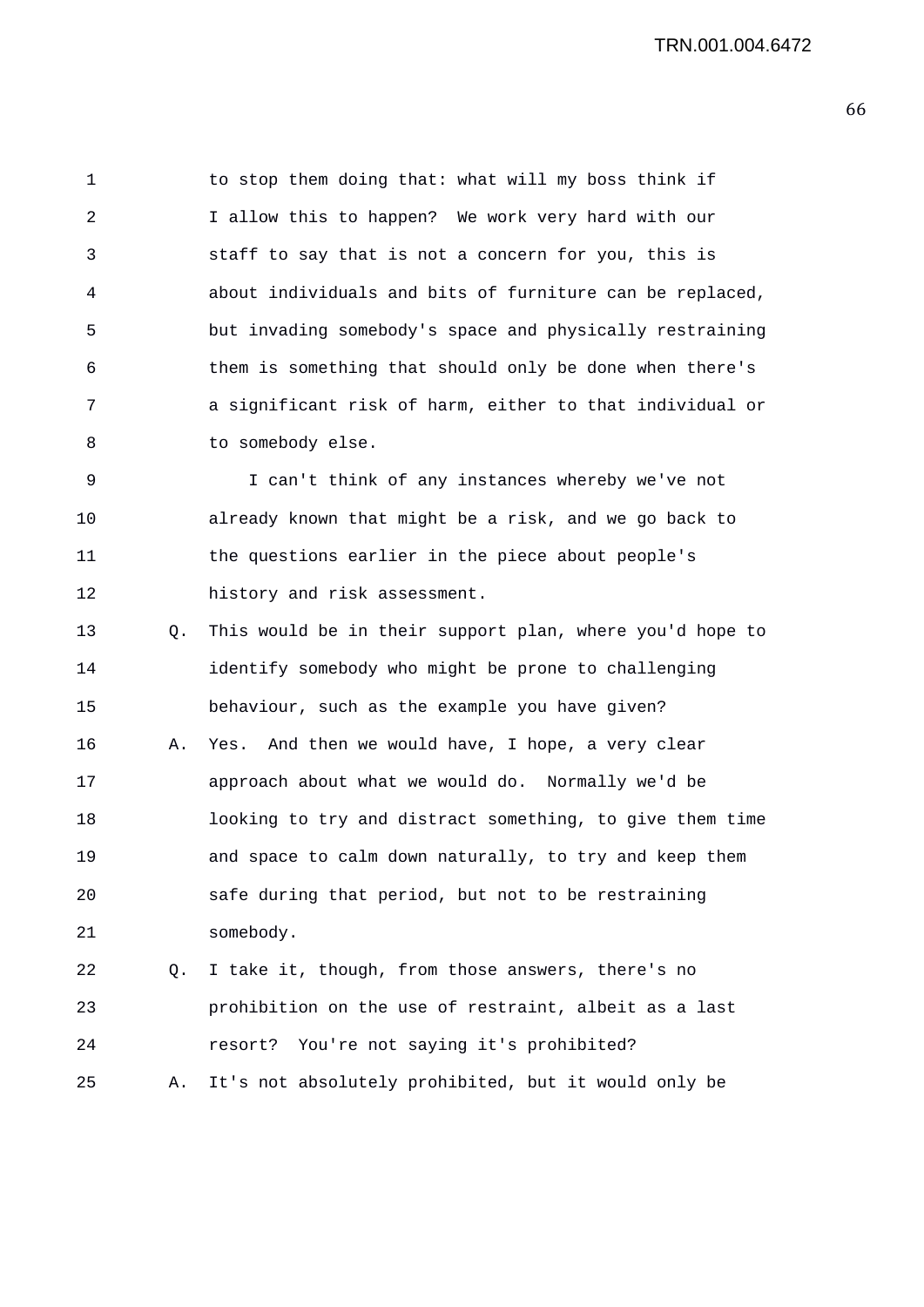to stop them doing that: what will my boss think if I allow this to happen? We work very hard with our staff to say that is not a concern for you, this is about individuals and bits of furniture can be replaced, but invading somebody's space and physically restraining them is something that should only be done when there's a significant risk of harm, either to that individual or to somebody else.

I can't think of any instances whereby we've not already known that might be a risk, and we go back to the questions earlier in the piece about people's history and risk assessment.

Q. This would be in their support plan, where you'd hope to identify somebody who might be prone to challenging behaviour, such as the example you have given?

A. Yes. And then we would have, I hope, a very clear approach about what we would do. Normally we'd be looking to try and distract something, to give them time and space to calm down naturally, to try and keep them safe during that period, but not to be restraining somebody.

Q. I take it, though, from those answers, there's no prohibition on the use of restraint, albeit as a last resort? You're not saying it's prohibited?

A. It's not absolutely prohibited, but it would only be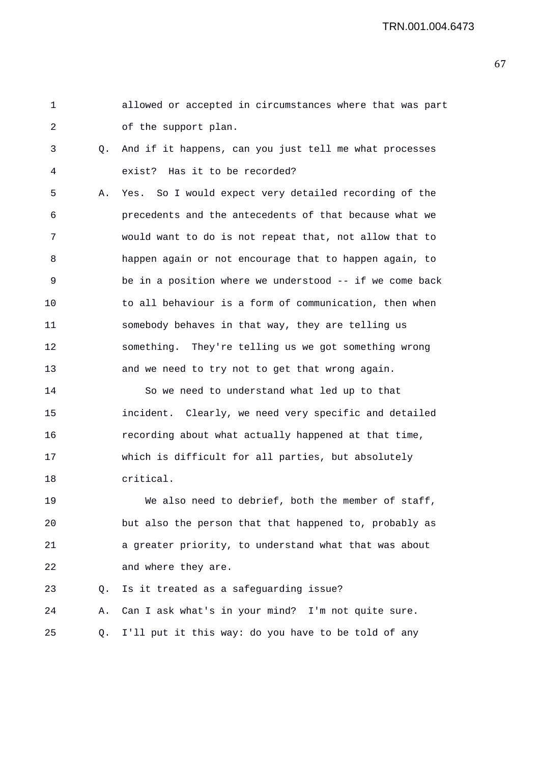allowed or accepted in circumstances where that was part of the support plan.

Q. And if it happens, can you just tell me what processes exist? Has it to be recorded?

A. Yes. So I would expect very detailed recording of the precedents and the antecedents of that because what we would want to do is not repeat that, not allow that to happen again or not encourage that to happen again, to be in a position where we understood -- if we come back to all behaviour is a form of communication, then when somebody behaves in that way, they are telling us something. They're telling us we got something wrong and we need to try not to get that wrong again.

So we need to understand what led up to that incident. Clearly, we need very specific and detailed recording about what actually happened at that time, which is difficult for all parties, but absolutely critical.

We also need to debrief, both the member of staff, but also the person that that happened to, probably as a greater priority, to understand what that was about and where they are.

Q. Is it treated as a safeguarding issue?

A. Can I ask what's in your mind? I'm not quite sure.

Q. I'll put it this way: do you have to be told of any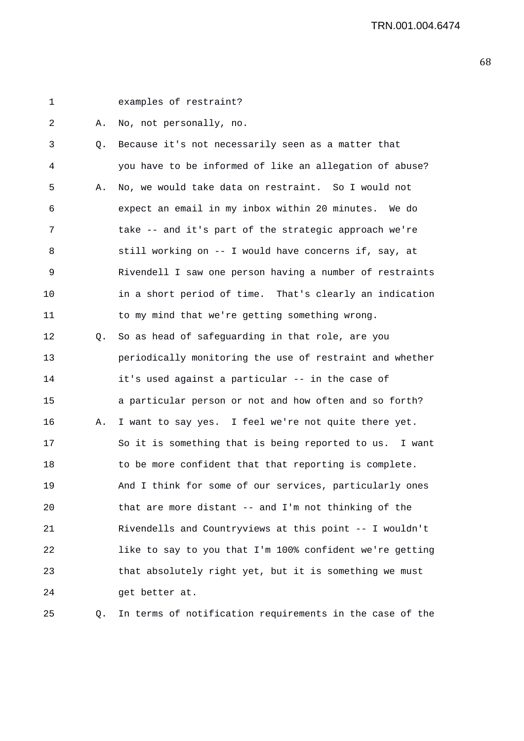examples of restraint?

A. No, not personally, no.

Q. Because it's not necessarily seen as a matter that you have to be informed of like an allegation of abuse?

A. No, we would take data on restraint. So I would not expect an email in my inbox within 20 minutes. We do take -- and it's part of the strategic approach we're still working on -- I would have concerns if, say, at Rivendell I saw one person having a number of restraints in a short period of time. That's clearly an indication to my mind that we're getting something wrong.

Q. So as head of safeguarding in that role, are you periodically monitoring the use of restraint and whether it's used against a particular -- in the case of a particular person or not and how often and so forth?

A. I want to say yes. I feel we're not quite there yet. So it is something that is being reported to us. I want to be more confident that that reporting is complete. And I think for some of our services, particularly ones that are more distant -- and I'm not thinking of the Rivendells and Countryviews at this point -- I wouldn't like to say to you that I'm 100% confident we're getting that absolutely right yet, but it is something we must get better at.

Q. In terms of notification requirements in the case of the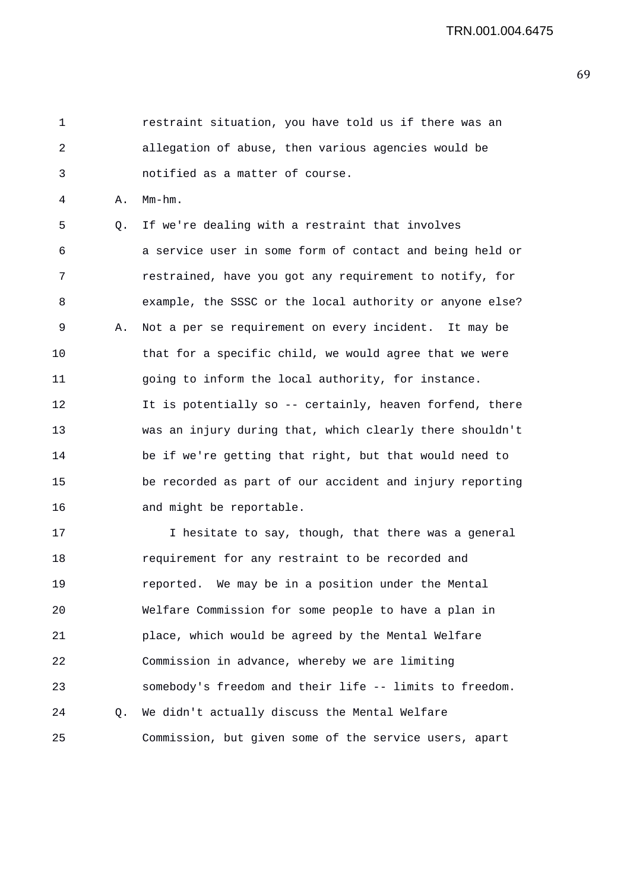restraint situation, you have told us if there was an allegation of abuse, then various agencies would be notified as a matter of course.

A. Mm-hm.

Q. If we're dealing with a restraint that involves a service user in some form of contact and being held or restrained, have you got any requirement to notify, for example, the SSSC or the local authority or anyone else?

A. Not a per se requirement on every incident. It may be that for a specific child, we would agree that we were going to inform the local authority, for instance. It is potentially so -- certainly, heaven forfend, there was an injury during that, which clearly there shouldn't be if we're getting that right, but that would need to be recorded as part of our accident and injury reporting and might be reportable.

I hesitate to say, though, that there was a general requirement for any restraint to be recorded and reported. We may be in a position under the Mental Welfare Commission for some people to have a plan in place, which would be agreed by the Mental Welfare Commission in advance, whereby we are limiting somebody's freedom and their life -- limits to freedom.

Q. We didn't actually discuss the Mental Welfare Commission, but given some of the service users, apart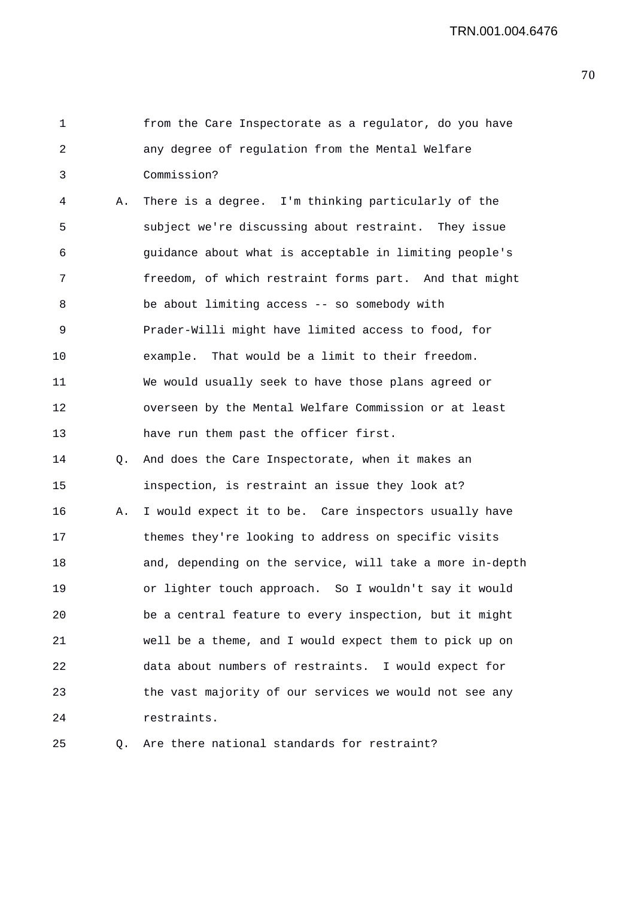from the Care Inspectorate as a regulator, do you have any degree of regulation from the Mental Welfare Commission?

A. There is a degree. I'm thinking particularly of the subject we're discussing about restraint. They issue guidance about what is acceptable in limiting people's freedom, of which restraint forms part. And that might be about limiting access -- so somebody with Prader-Willi might have limited access to food, for example. That would be a limit to their freedom. We would usually seek to have those plans agreed or overseen by the Mental Welfare Commission or at least have run them past the officer first.

Q. And does the Care Inspectorate, when it makes an inspection, is restraint an issue they look at?

A. I would expect it to be. Care inspectors usually have themes they're looking to address on specific visits and, depending on the service, will take a more in-depth or lighter touch approach. So I wouldn't say it would be a central feature to every inspection, but it might well be a theme, and I would expect them to pick up on data about numbers of restraints. I would expect for the vast majority of our services we would not see any restraints.

Q. Are there national standards for restraint?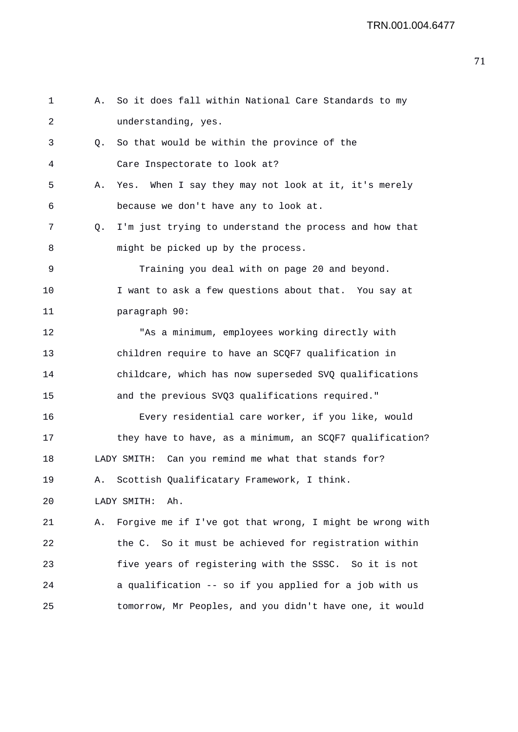A. So it does fall within National Care Standards to my understanding, yes.

Q. So that would be within the province of the Care Inspectorate to look at?

A. Yes. When I say they may not look at it, it's merely because we don't have any to look at.

Q. I'm just trying to understand the process and how that might be picked up by the process.

Training you deal with on page 20 and beyond. I want to ask a few questions about that. You say at paragraph 90:

"As a minimum, employees working directly with children require to have an SCQF7 qualification in childcare, which has now superseded SVQ qualifications and the previous SVQ3 qualifications required."

Every residential care worker, if you like, would they have to have, as a minimum, an SCQF7 qualification?

LADY SMITH: Can you remind me what that stands for?

A. Scottish Qualificatary Framework, I think.

LADY SMITH: Ah.

A. Forgive me if I've got that wrong, I might be wrong with the C. So it must be achieved for registration within five years of registering with the SSSC. So it is not a qualification -- so if you applied for a job with us tomorrow, Mr Peoples, and you didn't have one, it would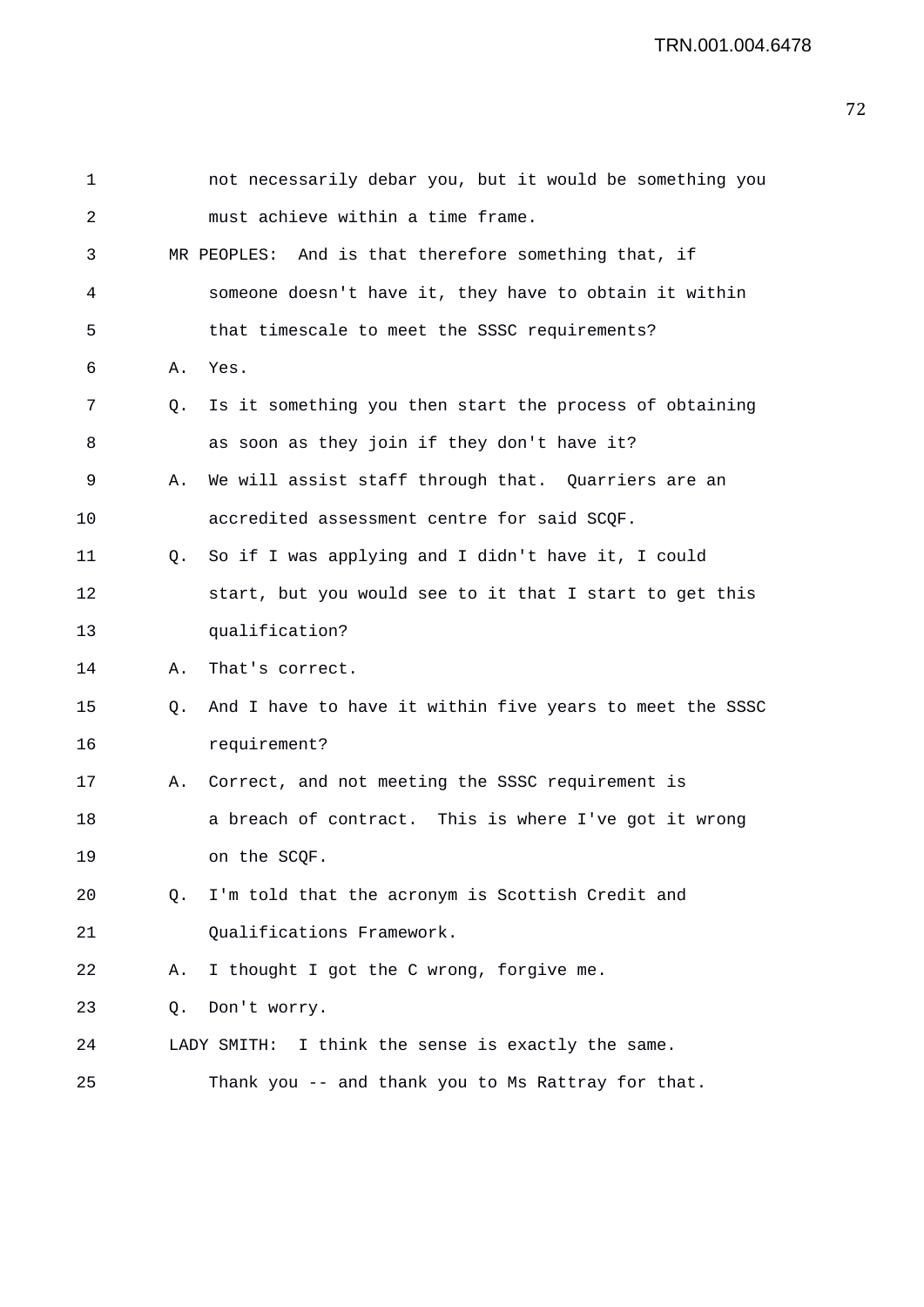not necessarily debar you, but it would be something you must achieve within a time frame.

MR PEOPLES: And is that therefore something that, if someone doesn't have it, they have to obtain it within that timescale to meet the SSSC requirements?

A. Yes.

Q. Is it something you then start the process of obtaining as soon as they join if they don't have it?

A. We will assist staff through that. Quarriers are an accredited assessment centre for said SCQF.

Q. So if I was applying and I didn't have it, I could start, but you would see to it that I start to get this qualification?

A. That's correct.

Q. And I have to have it within five years to meet the SSSC requirement?

A. Correct, and not meeting the SSSC requirement is a breach of contract. This is where I've got it wrong on the SCQF.

Q. I'm told that the acronym is Scottish Credit and Qualifications Framework.

A. I thought I got the C wrong, forgive me.

Q. Don't worry.

LADY SMITH: I think the sense is exactly the same. Thank you -- and thank you to Ms Rattray for that.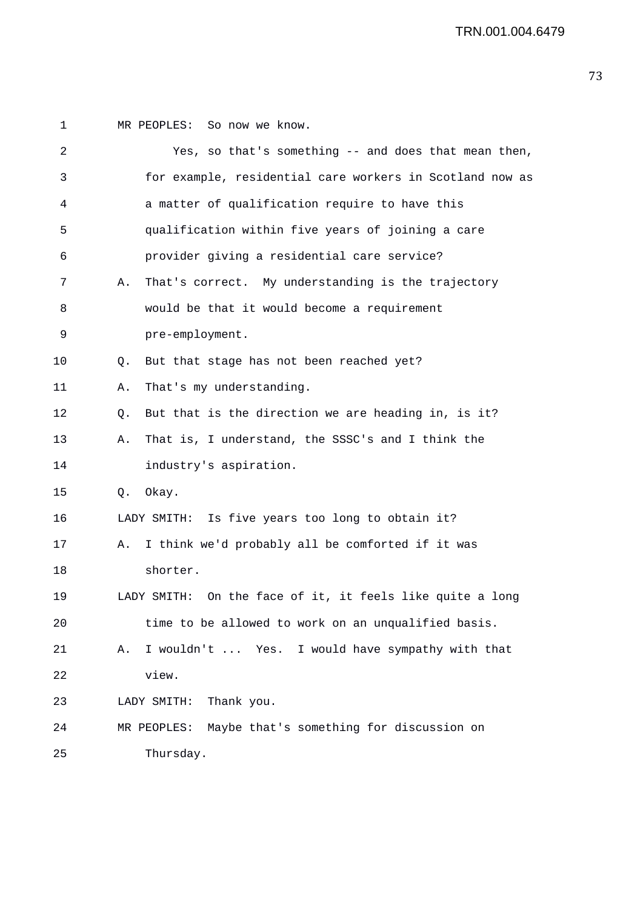MR PEOPLES: So now we know.

Yes, so that's something -- and does that mean then, for example, residential care workers in Scotland now as a matter of qualification require to have this qualification within five years of joining a care provider giving a residential care service?

A. That's correct. My understanding is the trajectory would be that it would become a requirement pre-employment.

Q. But that stage has not been reached yet?

A. That's my understanding.

Q. But that is the direction we are heading in, is it?

A. That is, I understand, the SSSC's and I think the industry's aspiration.

Q. Okay.

LADY SMITH: Is five years too long to obtain it?

A. I think we'd probably all be comforted if it was shorter.

LADY SMITH: On the face of it, it feels like quite a long time to be allowed to work on an unqualified basis.

A. I wouldn't ... Yes. I would have sympathy with that view.

LADY SMITH: Thank you.

MR PEOPLES: Maybe that's something for discussion on Thursday.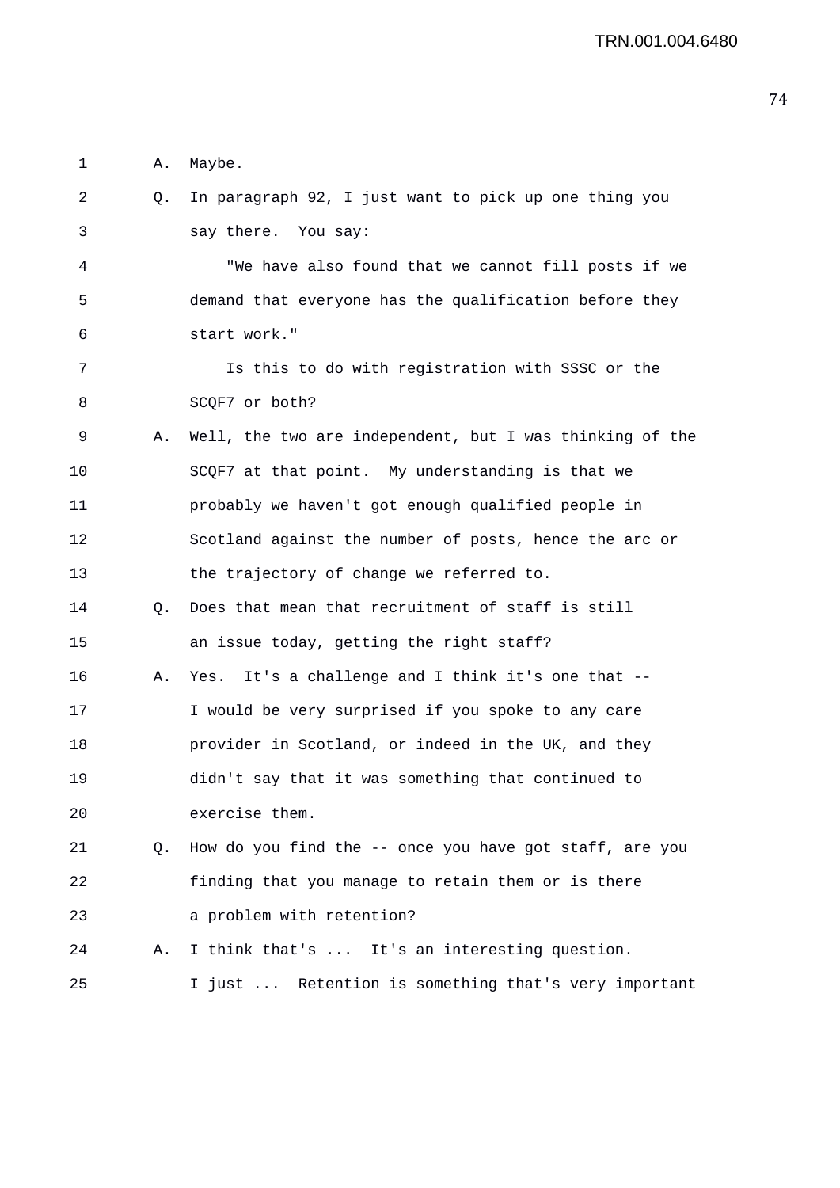A. Maybe.

Q. In paragraph 92, I just want to pick up one thing you say there. You say:

"We have also found that we cannot fill posts if we demand that everyone has the qualification before they start work."

Is this to do with registration with SSSC or the SCQF7 or both?

A. Well, the two are independent, but I was thinking of the SCQF7 at that point. My understanding is that we probably we haven't got enough qualified people in Scotland against the number of posts, hence the arc or the trajectory of change we referred to.

Q. Does that mean that recruitment of staff is still an issue today, getting the right staff?

A. Yes. It's a challenge and I think it's one that -- I would be very surprised if you spoke to any care provider in Scotland, or indeed in the UK, and they didn't say that it was something that continued to exercise them.

Q. How do you find the -- once you have got staff, are you finding that you manage to retain them or is there a problem with retention?

A. I think that's ... It's an interesting question. I just ... Retention is something that's very important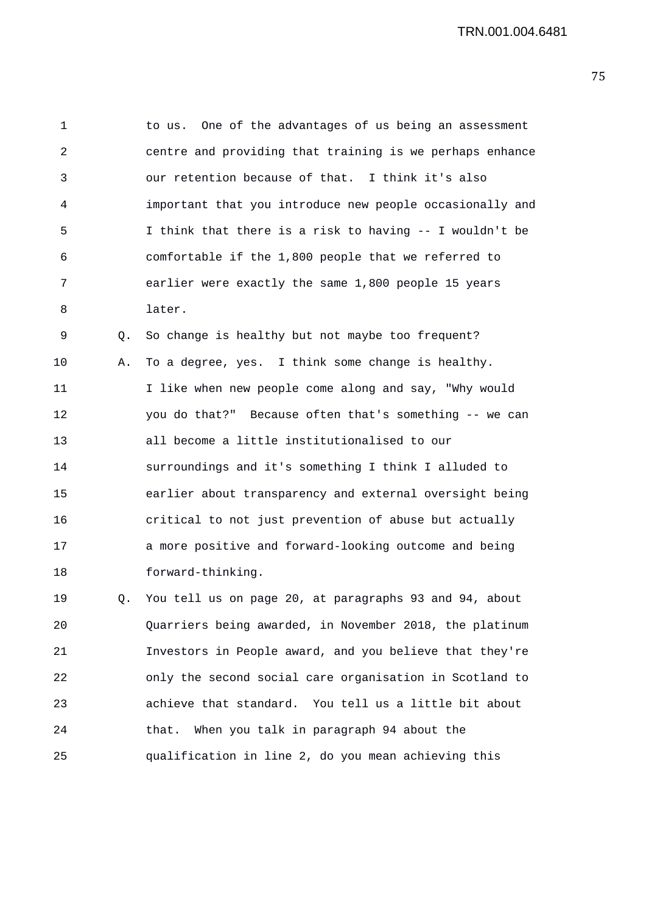to us. One of the advantages of us being an assessment centre and providing that training is we perhaps enhance our retention because of that. I think it's also important that you introduce new people occasionally and I think that there is a risk to having -- I wouldn't be comfortable if the 1,800 people that we referred to earlier were exactly the same 1,800 people 15 years later.

Q. So change is healthy but not maybe too frequent?

A. To a degree, yes. I think some change is healthy. I like when new people come along and say, "Why would you do that?" Because often that's something -- we can all become a little institutionalised to our surroundings and it's something I think I alluded to earlier about transparency and external oversight being critical to not just prevention of abuse but actually a more positive and forward-looking outcome and being forward-thinking.

Q. You tell us on page 20, at paragraphs 93 and 94, about Quarriers being awarded, in November 2018, the platinum Investors in People award, and you believe that they're only the second social care organisation in Scotland to achieve that standard. You tell us a little bit about that. When you talk in paragraph 94 about the qualification in line 2, do you mean achieving this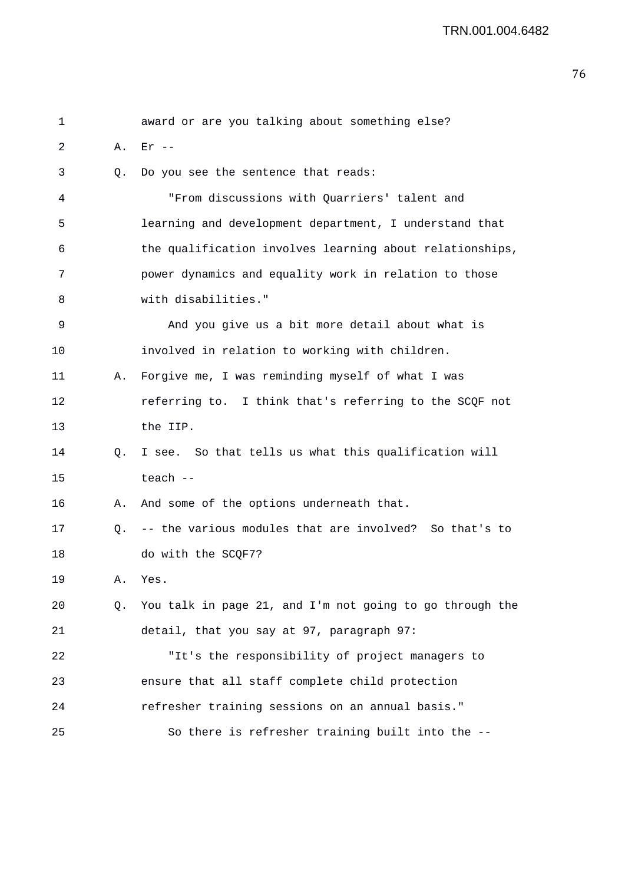award or are you talking about something else?

A. Er --

Q. Do you see the sentence that reads:

"From discussions with Quarriers' talent and learning and development department, I understand that the qualification involves learning about relationships, power dynamics and equality work in relation to those with disabilities."

And you give us a bit more detail about what is involved in relation to working with children.

A. Forgive me, I was reminding myself of what I was referring to. I think that's referring to the SCQF not the IIP.

Q. I see. So that tells us what this qualification will teach --

A. And some of the options underneath that.

Q. -- the various modules that are involved? So that's to do with the SCQF7?

A. Yes.

Q. You talk in page 21, and I'm not going to go through the detail, that you say at 97, paragraph 97:

"It's the responsibility of project managers to ensure that all staff complete child protection refresher training sessions on an annual basis."

So there is refresher training built into the --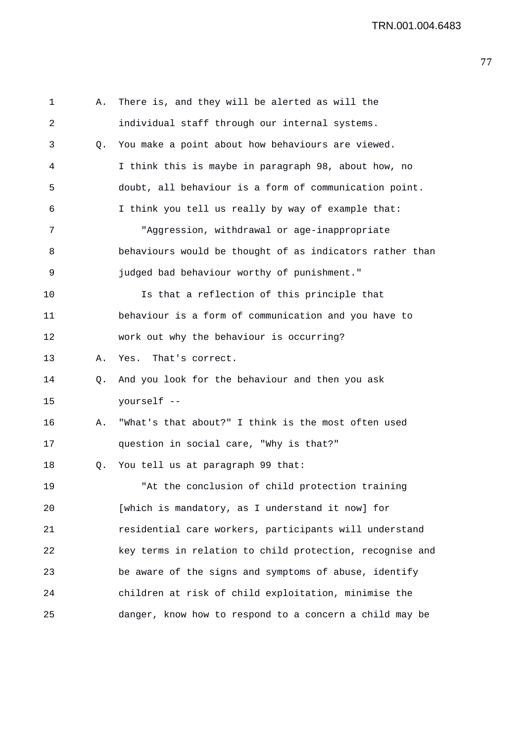A. There is, and they will be alerted as will the individual staff through our internal systems.

Q. You make a point about how behaviours are viewed. I think this is maybe in paragraph 98, about how, no doubt, all behaviour is a form of communication point. I think you tell us really by way of example that:

"Aggression, withdrawal or age-inappropriate behaviours would be thought of as indicators rather than judged bad behaviour worthy of punishment."

Is that a reflection of this principle that behaviour is a form of communication and you have to work out why the behaviour is occurring?

A. Yes. That's correct.

Q. And you look for the behaviour and then you ask yourself --

A. "What's that about?" I think is the most often used question in social care, "Why is that?"

Q. You tell us at paragraph 99 that:

"At the conclusion of child protection training [which is mandatory, as I understand it now] for residential care workers, participants will understand key terms in relation to child protection, recognise and be aware of the signs and symptoms of abuse, identify children at risk of child exploitation, minimise the danger, know how to respond to a concern a child may be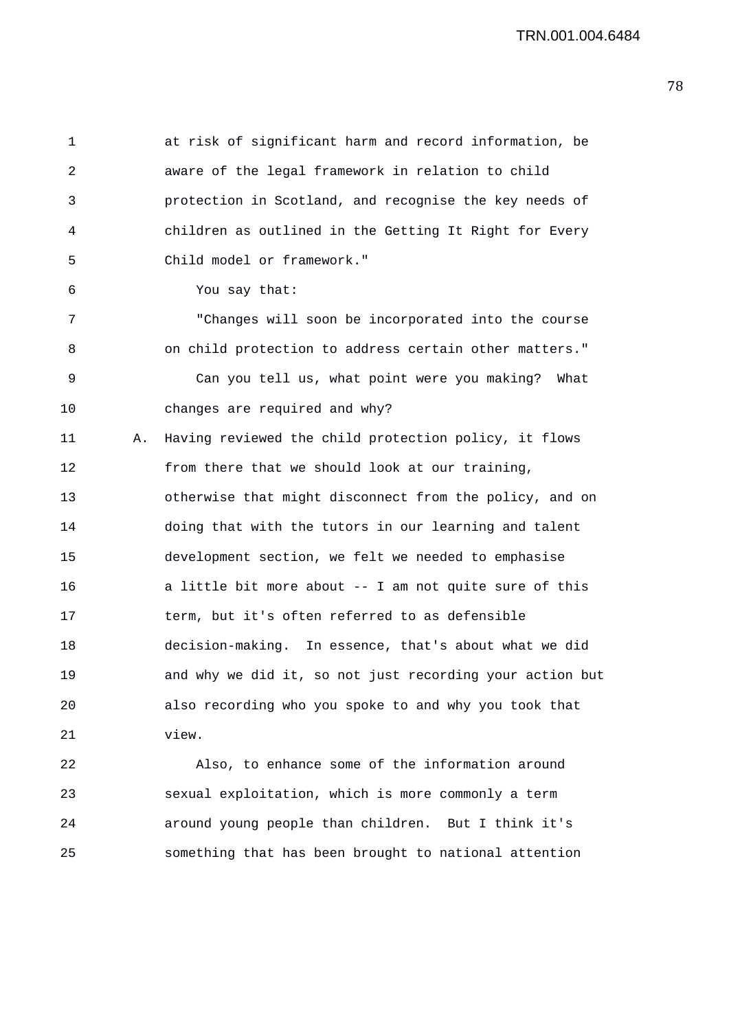at risk of significant harm and record information, be aware of the legal framework in relation to child protection in Scotland, and recognise the key needs of children as outlined in the Getting It Right for Every Child model or framework."

You say that:

"Changes will soon be incorporated into the course on child protection to address certain other matters."

Can you tell us, what point were you making? What changes are required and why?

A. Having reviewed the child protection policy, it flows from there that we should look at our training, otherwise that might disconnect from the policy, and on doing that with the tutors in our learning and talent development section, we felt we needed to emphasise a little bit more about -- I am not quite sure of this term, but it's often referred to as defensible decision-making. In essence, that's about what we did and why we did it, so not just recording your action but also recording who you spoke to and why you took that view.

Also, to enhance some of the information around sexual exploitation, which is more commonly a term around young people than children. But I think it's something that has been brought to national attention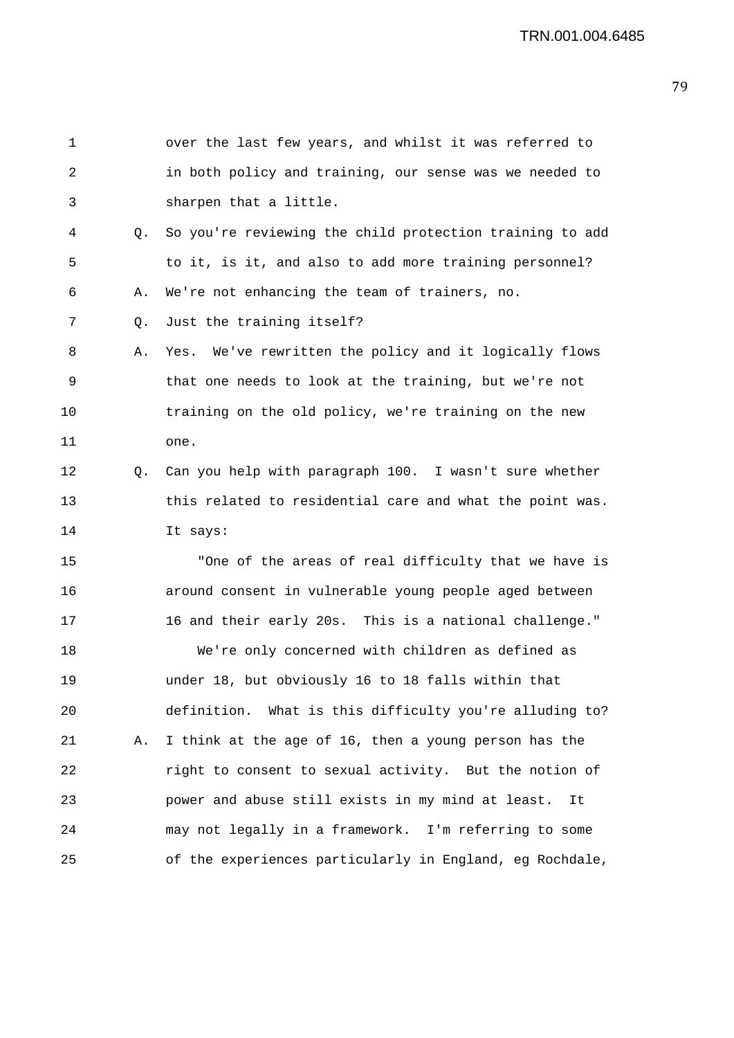over the last few years, and whilst it was referred to in both policy and training, our sense was we needed to sharpen that a little.

Q. So you're reviewing the child protection training to add to it, is it, and also to add more training personnel?

A. We're not enhancing the team of trainers, no.

Q. Just the training itself?

A. Yes. We've rewritten the policy and it logically flows that one needs to look at the training, but we're not training on the old policy, we're training on the new one.

Q. Can you help with paragraph 100. I wasn't sure whether this related to residential care and what the point was. It says:

"One of the areas of real difficulty that we have is around consent in vulnerable young people aged between 16 and their early 20s. This is a national challenge."

We're only concerned with children as defined as under 18, but obviously 16 to 18 falls within that definition. What is this difficulty you're alluding to?

A. I think at the age of 16, then a young person has the right to consent to sexual activity. But the notion of power and abuse still exists in my mind at least. It may not legally in a framework. I'm referring to some of the experiences particularly in England, eg Rochdale,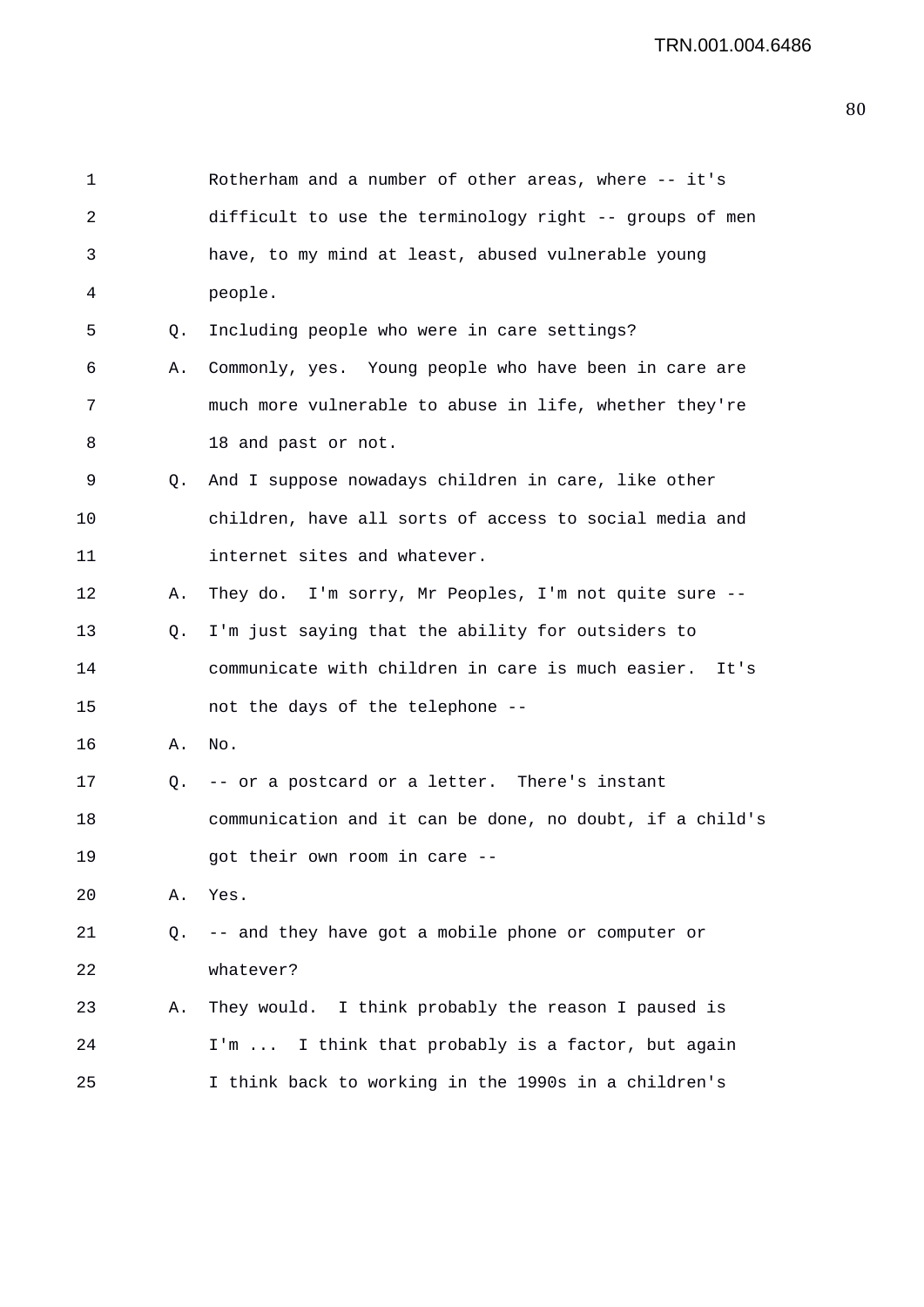Rotherham and a number of other areas, where -- it's difficult to use the terminology right -- groups of men have, to my mind at least, abused vulnerable young people.

Q. Including people who were in care settings?

A. Commonly, yes. Young people who have been in care are much more vulnerable to abuse in life, whether they're 18 and past or not.

Q. And I suppose nowadays children in care, like other children, have all sorts of access to social media and internet sites and whatever.

A. They do. I'm sorry, Mr Peoples, I'm not quite sure --

Q. I'm just saying that the ability for outsiders to communicate with children in care is much easier. It's not the days of the telephone --

A. No.

Q. -- or a postcard or a letter. There's instant communication and it can be done, no doubt, if a child's got their own room in care --

A. Yes.

Q. -- and they have got a mobile phone or computer or whatever?

A. They would. I think probably the reason I paused is I'm ... I think that probably is a factor, but again I think back to working in the 1990s in a children's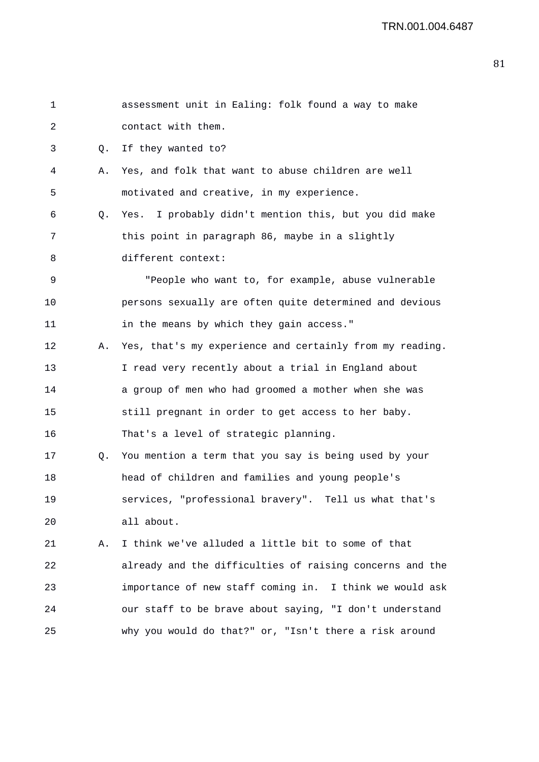assessment unit in Ealing: folk found a way to make contact with them.

Q. If they wanted to?

A. Yes, and folk that want to abuse children are well motivated and creative, in my experience.

Q. Yes. I probably didn't mention this, but you did make this point in paragraph 86, maybe in a slightly different context:

"People who want to, for example, abuse vulnerable persons sexually are often quite determined and devious in the means by which they gain access."

A. Yes, that's my experience and certainly from my reading. I read very recently about a trial in England about a group of men who had groomed a mother when she was still pregnant in order to get access to her baby. That's a level of strategic planning.

Q. You mention a term that you say is being used by your head of children and families and young people's services, "professional bravery". Tell us what that's all about.

A. I think we've alluded a little bit to some of that already and the difficulties of raising concerns and the importance of new staff coming in. I think we would ask our staff to be brave about saying, "I don't understand why you would do that?" or, "Isn't there a risk around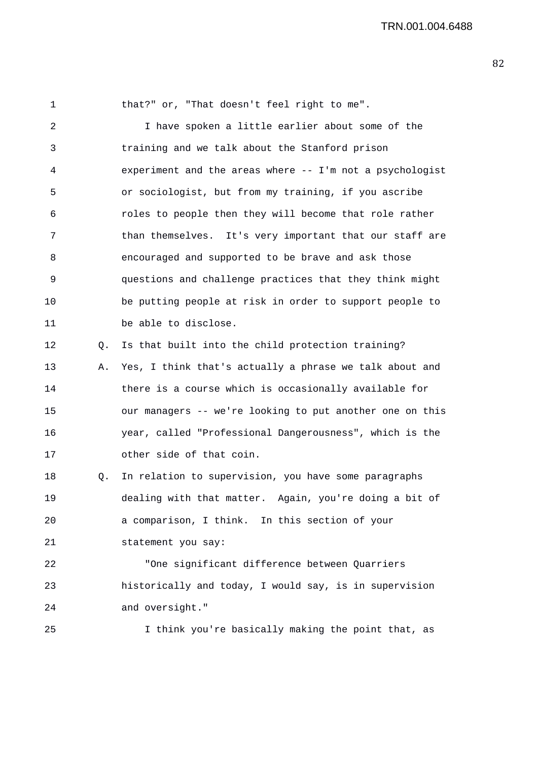that?" or, "That doesn't feel right to me".

I have spoken a little earlier about some of the training and we talk about the Stanford prison experiment and the areas where -- I'm not a psychologist or sociologist, but from my training, if you ascribe roles to people then they will become that role rather than themselves. It's very important that our staff are encouraged and supported to be brave and ask those questions and challenge practices that they think might be putting people at risk in order to support people to be able to disclose.

Q. Is that built into the child protection training?

A. Yes, I think that's actually a phrase we talk about and there is a course which is occasionally available for our managers -- we're looking to put another one on this year, called "Professional Dangerousness", which is the other side of that coin.

Q. In relation to supervision, you have some paragraphs dealing with that matter. Again, you're doing a bit of a comparison, I think. In this section of your statement you say:

"One significant difference between Quarriers historically and today, I would say, is in supervision and oversight."

I think you're basically making the point that, as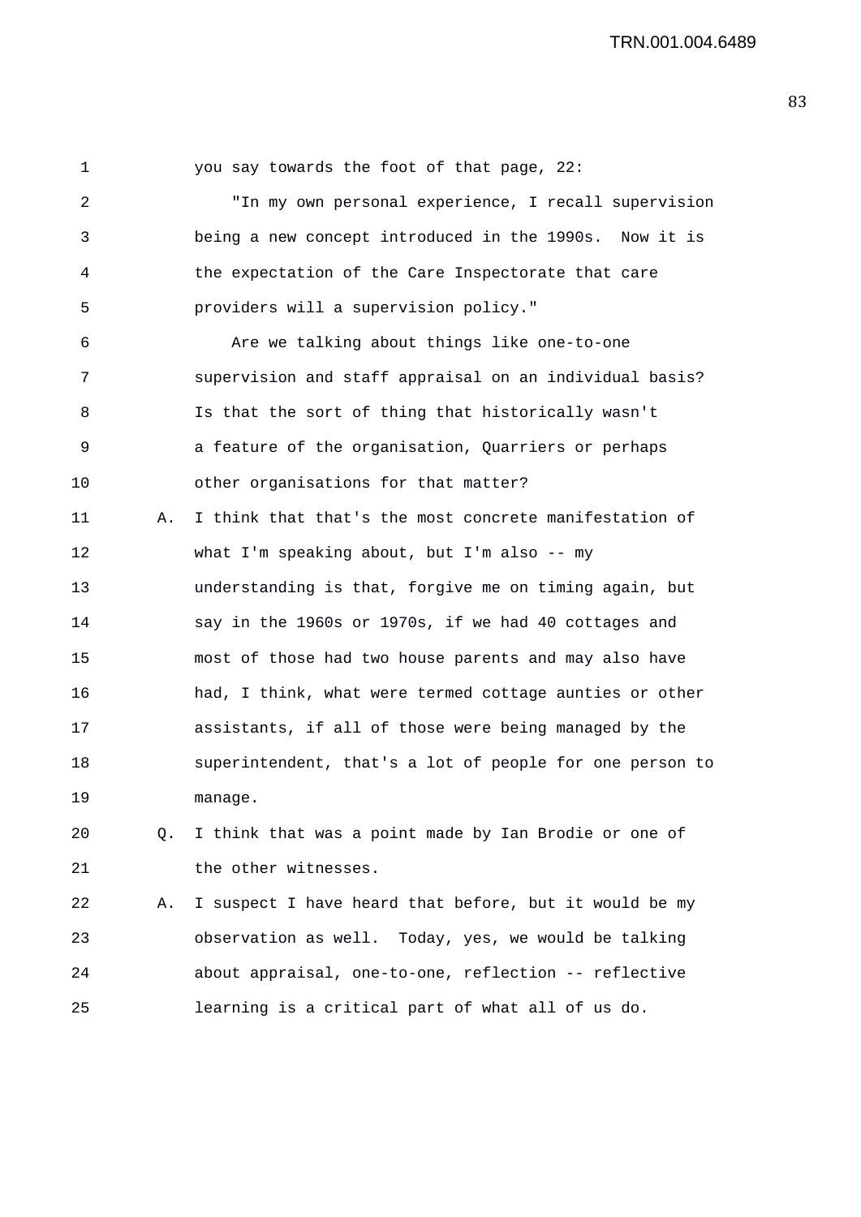you say towards the foot of that page, 22:

"In my own personal experience, I recall supervision being a new concept introduced in the 1990s. Now it is the expectation of the Care Inspectorate that care providers will a supervision policy."

Are we talking about things like one-to-one supervision and staff appraisal on an individual basis? Is that the sort of thing that historically wasn't a feature of the organisation, Quarriers or perhaps other organisations for that matter?

A. I think that that's the most concrete manifestation of what I'm speaking about, but I'm also -- my understanding is that, forgive me on timing again, but say in the 1960s or 1970s, if we had 40 cottages and most of those had two house parents and may also have had, I think, what were termed cottage aunties or other assistants, if all of those were being managed by the superintendent, that's a lot of people for one person to manage.

Q. I think that was a point made by Ian Brodie or one of the other witnesses.

A. I suspect I have heard that before, but it would be my observation as well. Today, yes, we would be talking about appraisal, one-to-one, reflection -- reflective learning is a critical part of what all of us do.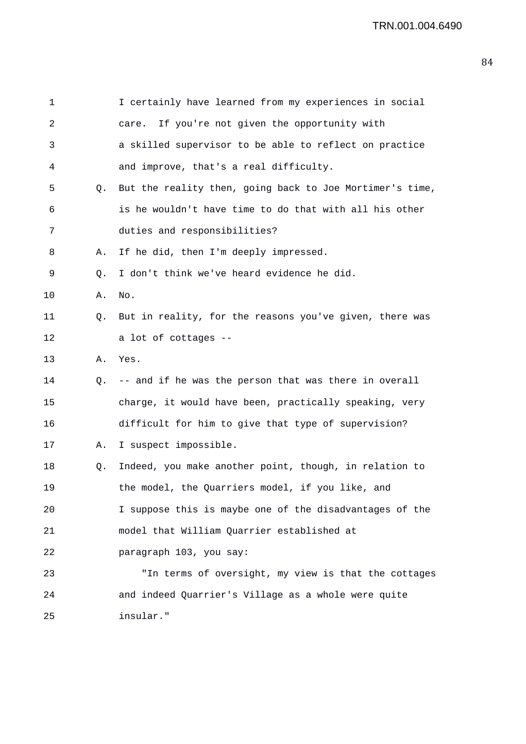I certainly have learned from my experiences in social care. If you're not given the opportunity with a skilled supervisor to be able to reflect on practice and improve, that's a real difficulty.

Q. But the reality then, going back to Joe Mortimer's time, is he wouldn't have time to do that with all his other duties and responsibilities?

A. If he did, then I'm deeply impressed.

Q. I don't think we've heard evidence he did.

A. No.

Q. But in reality, for the reasons you've given, there was a lot of cottages --

A. Yes.

Q. -- and if he was the person that was there in overall charge, it would have been, practically speaking, very difficult for him to give that type of supervision?

A. I suspect impossible.

Q. Indeed, you make another point, though, in relation to the model, the Quarriers model, if you like, and I suppose this is maybe one of the disadvantages of the model that William Quarrier established at paragraph 103, you say:

"In terms of oversight, my view is that the cottages and indeed Quarrier's Village as a whole were quite insular."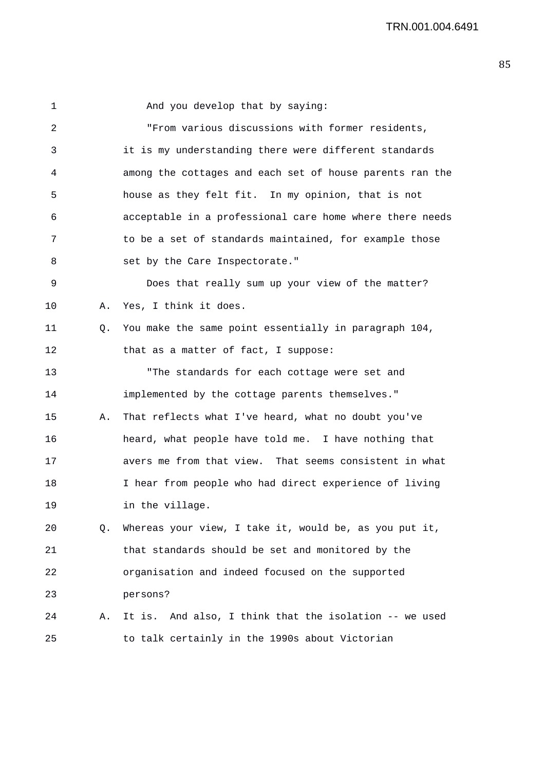1 And you develop that by saying:

2 "From various discussions with former residents,
3 it is my understanding there were different standards
4 among the cottages and each set of house parents ran the
5 house as they felt fit. In my opinion, that is not
6 acceptable in a professional care home where there needs
7 to be a set of standards maintained, for example those
8 set by the Care Inspectorate."

9 Does that really sum up your view of the matter?

10 A. Yes, I think it does.

11 Q. You make the same point essentially in paragraph 104,
12 that as a matter of fact, I suppose:

13 "The standards for each cottage were set and
14 implemented by the cottage parents themselves."

15 A. That reflects what I've heard, what no doubt you've
16 heard, what people have told me. I have nothing that
17 avers me from that view. That seems consistent in what
18 I hear from people who had direct experience of living
19 in the village.

20 Q. Whereas your view, I take it, would be, as you put it,
21 that standards should be set and monitored by the
22 organisation and indeed focused on the supported
23 persons?

24 A. It is. And also, I think that the isolation -- we used
25 to talk certainly in the 1990s about Victorian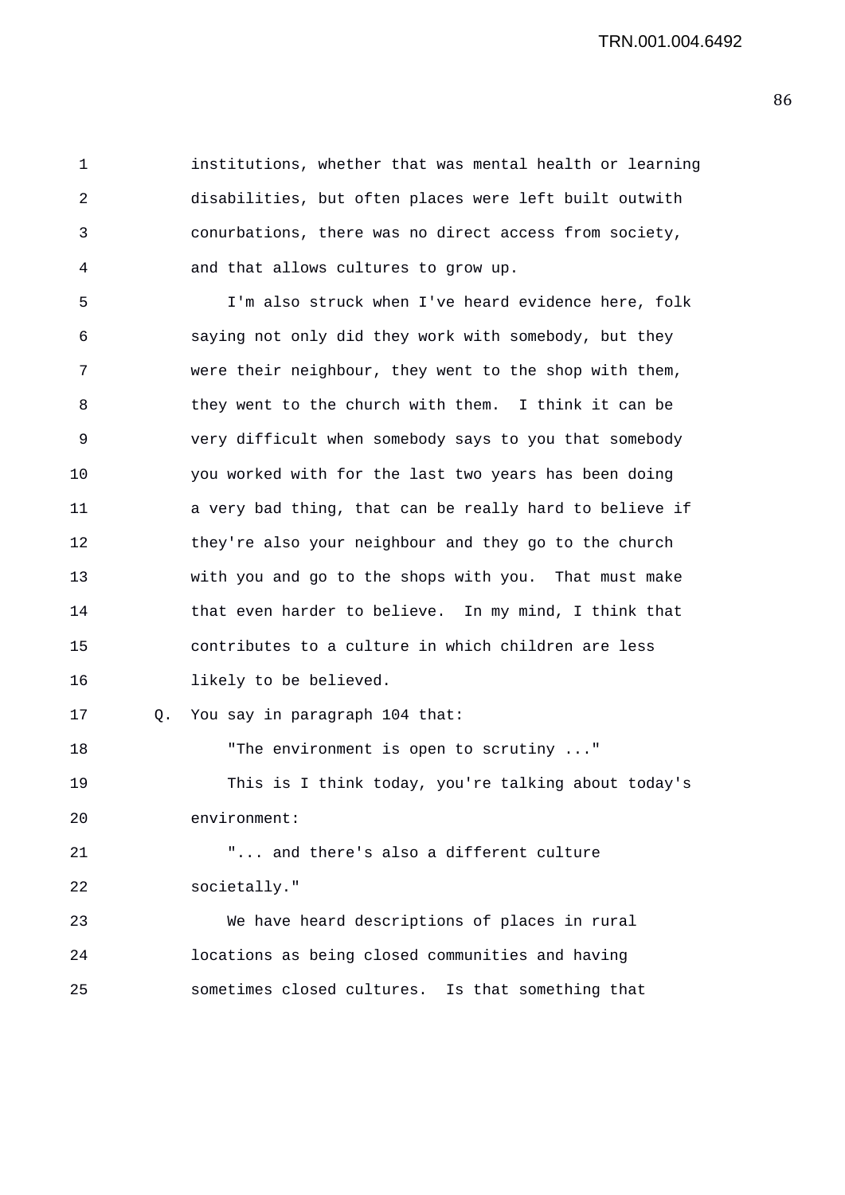institutions, whether that was mental health or learning disabilities, but often places were left built outwith conurbations, there was no direct access from society, and that allows cultures to grow up.

I'm also struck when I've heard evidence here, folk saying not only did they work with somebody, but they were their neighbour, they went to the shop with them, they went to the church with them. I think it can be very difficult when somebody says to you that somebody you worked with for the last two years has been doing a very bad thing, that can be really hard to believe if they're also your neighbour and they go to the church with you and go to the shops with you. That must make that even harder to believe. In my mind, I think that contributes to a culture in which children are less likely to be believed.

Q. You say in paragraph 104 that:

"The environment is open to scrutiny ..."

This is I think today, you're talking about today's environment:

"... and there's also a different culture societally."

We have heard descriptions of places in rural locations as being closed communities and having sometimes closed cultures. Is that something that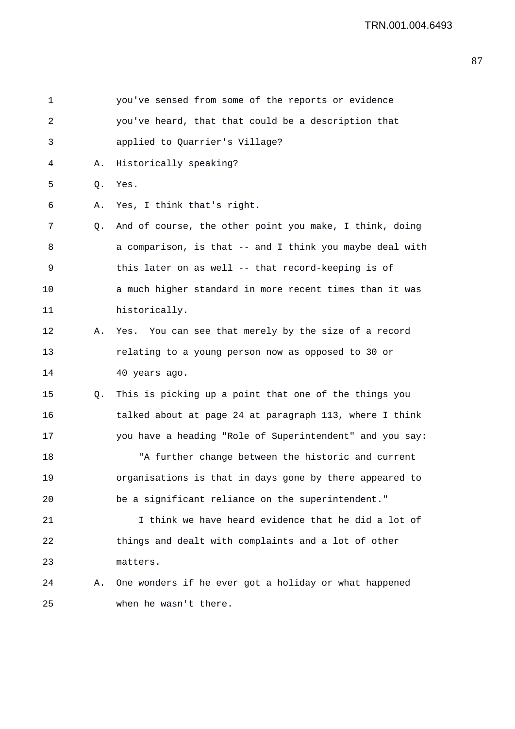1 you've sensed from some of the reports or evidence
2 you've heard, that that could be a description that
3 applied to Quarrier's Village?

4 A. Historically speaking?

5 Q. Yes.

6 A. Yes, I think that's right.

7 Q. And of course, the other point you make, I think, doing
8 a comparison, is that -- and I think you maybe deal with
9 this later on as well -- that record-keeping is of
10 a much higher standard in more recent times than it was
11 historically.

12 A. Yes. You can see that merely by the size of a record
13 relating to a young person now as opposed to 30 or
14 40 years ago.

15 Q. This is picking up a point that one of the things you
16 talked about at page 24 at paragraph 113, where I think
17 you have a heading "Role of Superintendent" and you say:

18 "A further change between the historic and current
19 organisations is that in days gone by there appeared to
20 be a significant reliance on the superintendent."

21 I think we have heard evidence that he did a lot of
22 things and dealt with complaints and a lot of other
23 matters.

24 A. One wonders if he ever got a holiday or what happened
25 when he wasn't there.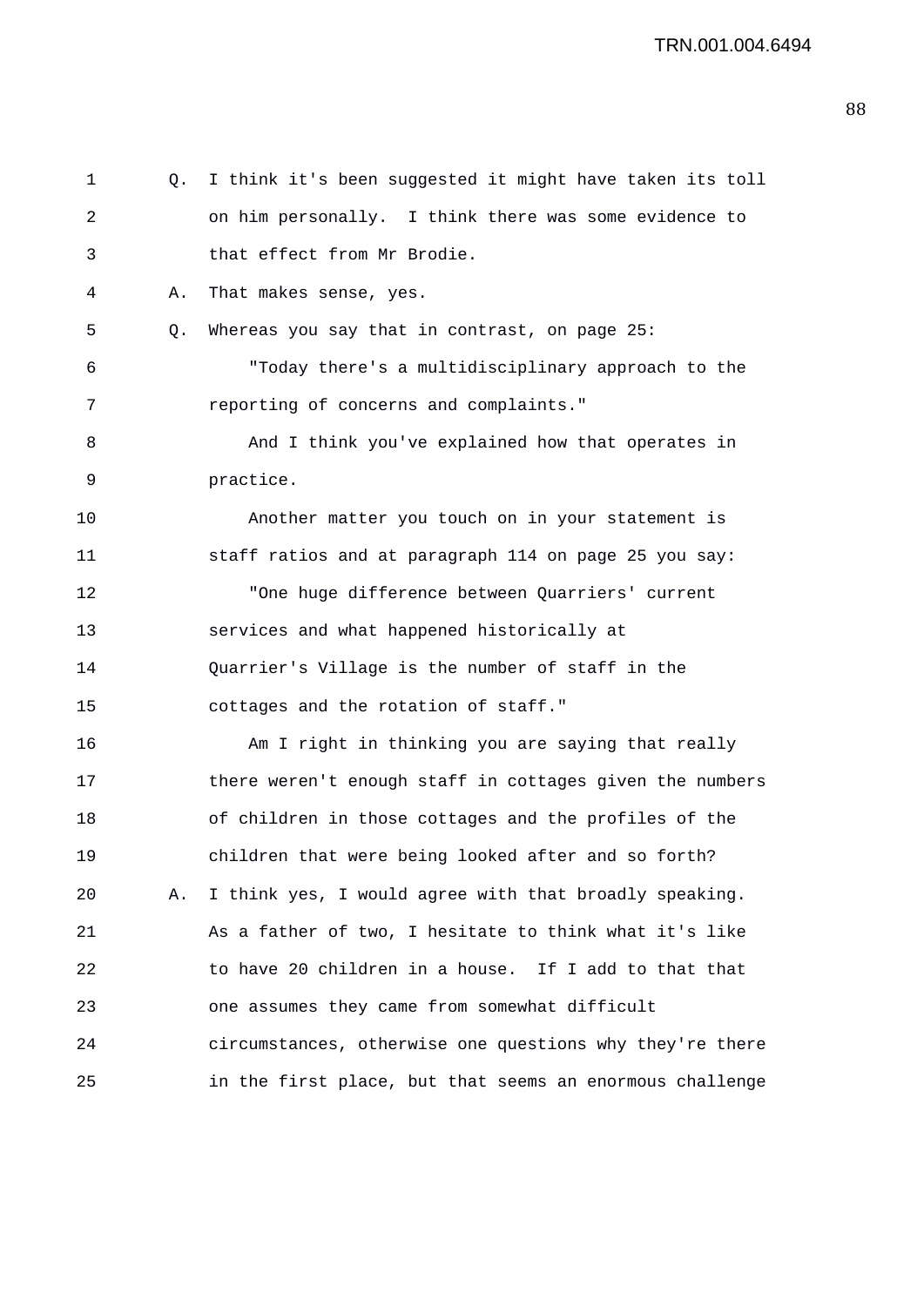Q. I think it's been suggested it might have taken its toll on him personally. I think there was some evidence to that effect from Mr Brodie.

A. That makes sense, yes.

Q. Whereas you say that in contrast, on page 25:

"Today there's a multidisciplinary approach to the reporting of concerns and complaints."

And I think you've explained how that operates in practice.

Another matter you touch on in your statement is staff ratios and at paragraph 114 on page 25 you say:

"One huge difference between Quarriers' current services and what happened historically at Quarrier's Village is the number of staff in the cottages and the rotation of staff."

Am I right in thinking you are saying that really there weren't enough staff in cottages given the numbers of children in those cottages and the profiles of the children that were being looked after and so forth?

A. I think yes, I would agree with that broadly speaking. As a father of two, I hesitate to think what it's like to have 20 children in a house. If I add to that that one assumes they came from somewhat difficult circumstances, otherwise one questions why they're there in the first place, but that seems an enormous challenge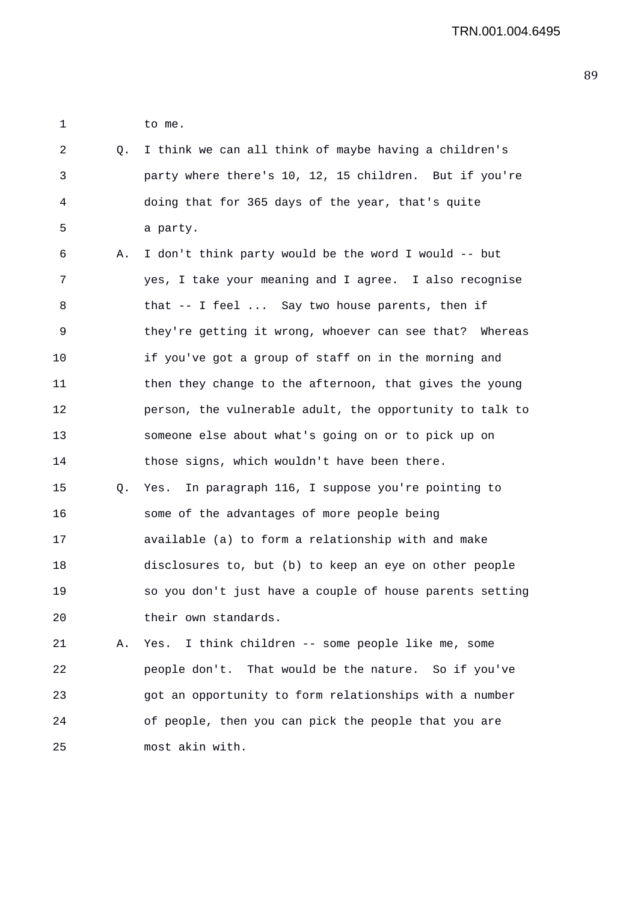to me.

Q. I think we can all think of maybe having a children's party where there's 10, 12, 15 children. But if you're doing that for 365 days of the year, that's quite a party.

A. I don't think party would be the word I would -- but yes, I take your meaning and I agree. I also recognise that -- I feel ... Say two house parents, then if they're getting it wrong, whoever can see that? Whereas if you've got a group of staff on in the morning and then they change to the afternoon, that gives the young person, the vulnerable adult, the opportunity to talk to someone else about what's going on or to pick up on those signs, which wouldn't have been there.

Q. Yes. In paragraph 116, I suppose you're pointing to some of the advantages of more people being available (a) to form a relationship with and make disclosures to, but (b) to keep an eye on other people so you don't just have a couple of house parents setting their own standards.

A. Yes. I think children -- some people like me, some people don't. That would be the nature. So if you've got an opportunity to form relationships with a number of people, then you can pick the people that you are most akin with.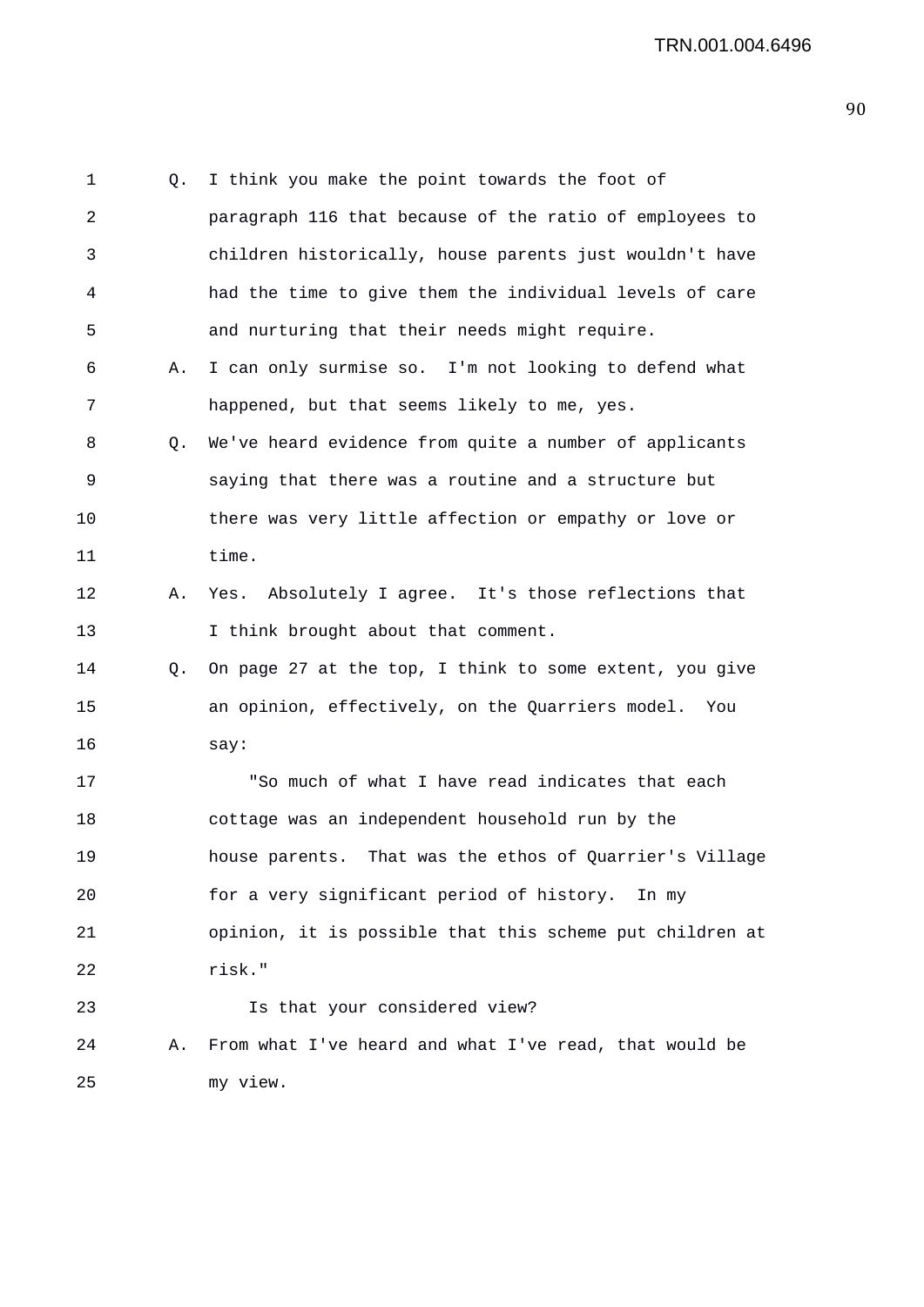Q. I think you make the point towards the foot of paragraph 116 that because of the ratio of employees to children historically, house parents just wouldn't have had the time to give them the individual levels of care and nurturing that their needs might require.

A. I can only surmise so. I'm not looking to defend what happened, but that seems likely to me, yes.

Q. We've heard evidence from quite a number of applicants saying that there was a routine and a structure but there was very little affection or empathy or love or time.

A. Yes. Absolutely I agree. It's those reflections that I think brought about that comment.

Q. On page 27 at the top, I think to some extent, you give an opinion, effectively, on the Quarriers model. You say:

"So much of what I have read indicates that each cottage was an independent household run by the house parents. That was the ethos of Quarrier's Village for a very significant period of history. In my opinion, it is possible that this scheme put children at risk."

Is that your considered view?

A. From what I've heard and what I've read, that would be my view.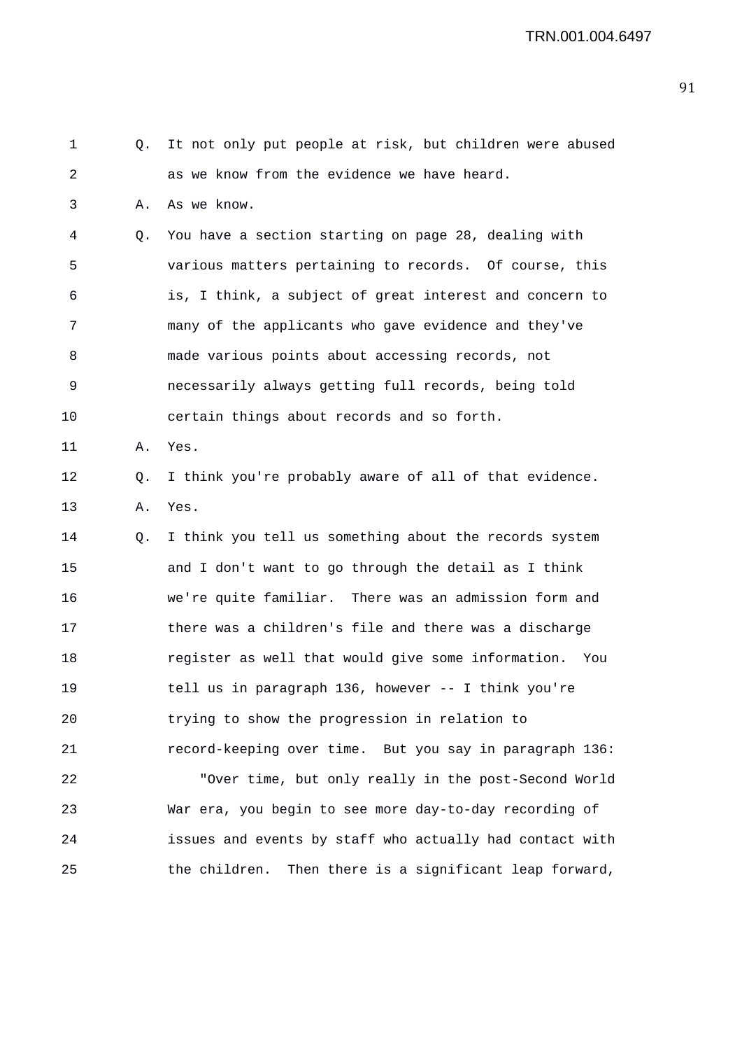Q. It not only put people at risk, but children were abused as we know from the evidence we have heard.

A. As we know.

Q. You have a section starting on page 28, dealing with various matters pertaining to records. Of course, this is, I think, a subject of great interest and concern to many of the applicants who gave evidence and they've made various points about accessing records, not necessarily always getting full records, being told certain things about records and so forth.

A. Yes.

Q. I think you're probably aware of all of that evidence.

A. Yes.

Q. I think you tell us something about the records system and I don't want to go through the detail as I think we're quite familiar. There was an admission form and there was a children's file and there was a discharge register as well that would give some information. You tell us in paragraph 136, however -- I think you're trying to show the progression in relation to record-keeping over time. But you say in paragraph 136:

"Over time, but only really in the post-Second World War era, you begin to see more day-to-day recording of issues and events by staff who actually had contact with the children. Then there is a significant leap forward,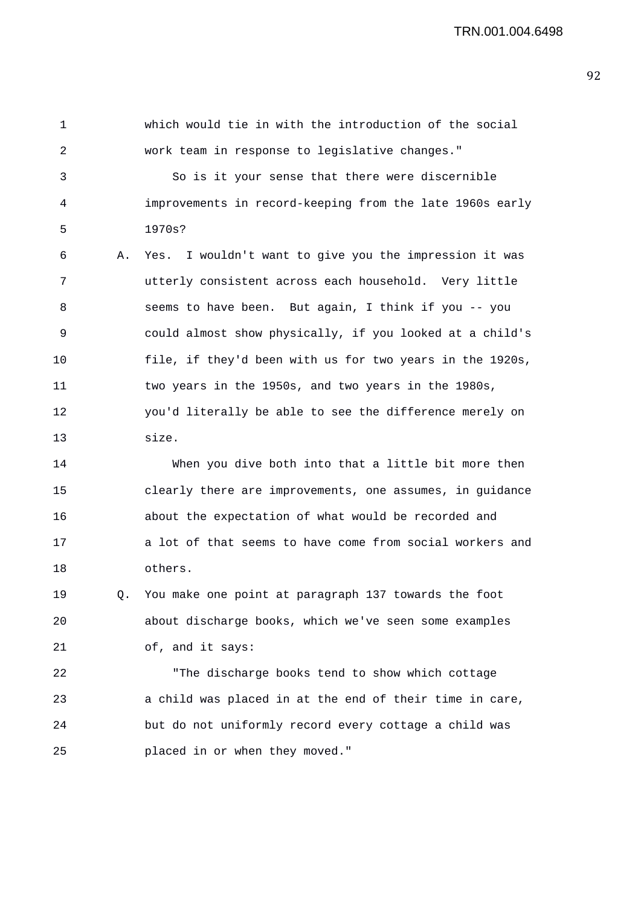which would tie in with the introduction of the social work team in response to legislative changes."

So is it your sense that there were discernible improvements in record-keeping from the late 1960s early 1970s?

A. Yes. I wouldn't want to give you the impression it was utterly consistent across each household. Very little seems to have been. But again, I think if you -- you could almost show physically, if you looked at a child's file, if they'd been with us for two years in the 1920s, two years in the 1950s, and two years in the 1980s, you'd literally be able to see the difference merely on size.

When you dive both into that a little bit more then clearly there are improvements, one assumes, in guidance about the expectation of what would be recorded and a lot of that seems to have come from social workers and others.

Q. You make one point at paragraph 137 towards the foot about discharge books, which we've seen some examples of, and it says:

"The discharge books tend to show which cottage a child was placed in at the end of their time in care, but do not uniformly record every cottage a child was placed in or when they moved."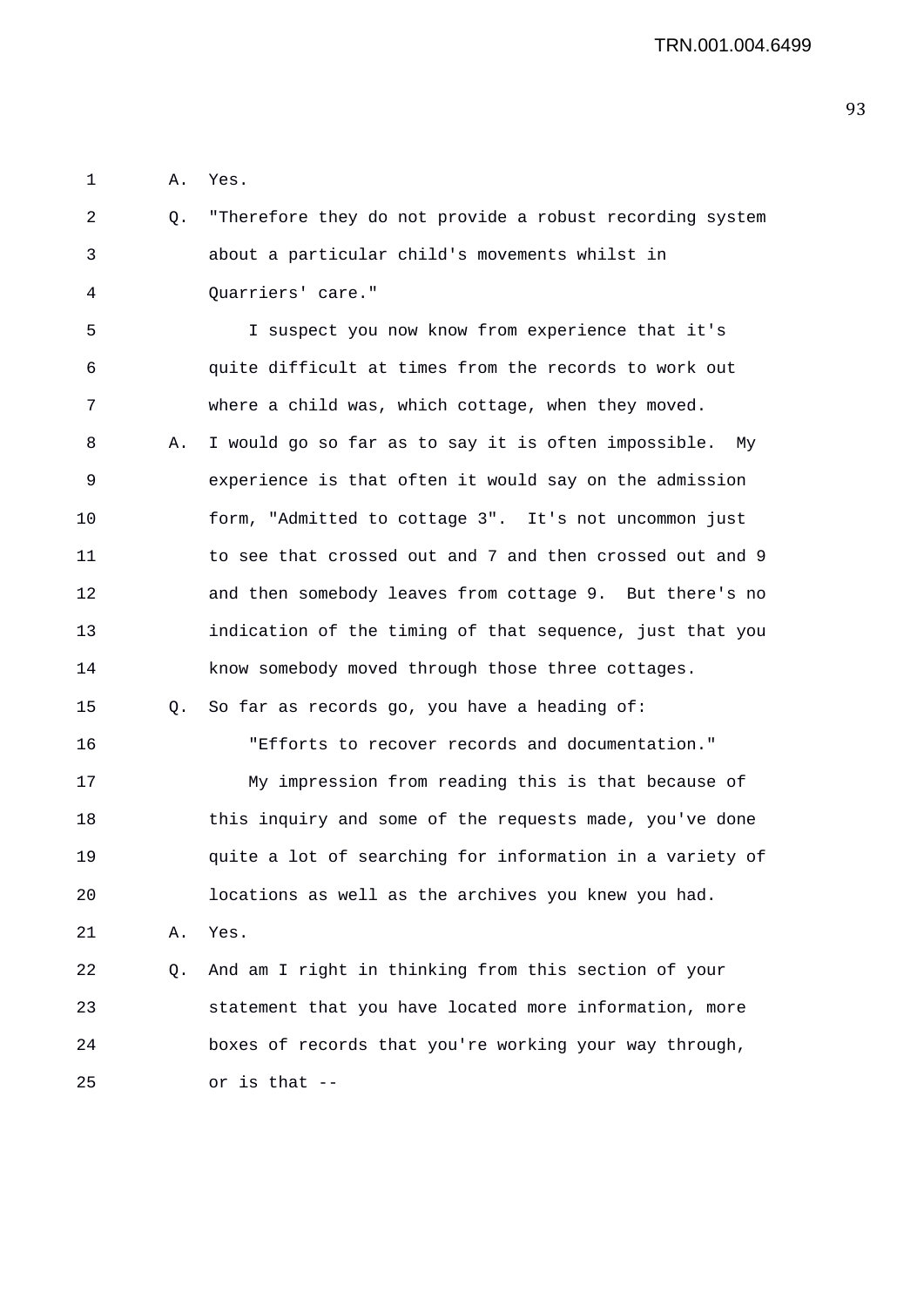1 A. Yes.

2 Q. "Therefore they do not provide a robust recording system
3 about a particular child's movements whilst in
4 Quarriers' care."

5 I suspect you now know from experience that it's
6 quite difficult at times from the records to work out
7 where a child was, which cottage, when they moved.

8 A. I would go so far as to say it is often impossible. My
9 experience is that often it would say on the admission
10 form, "Admitted to cottage 3". It's not uncommon just
11 to see that crossed out and 7 and then crossed out and 9
12 and then somebody leaves from cottage 9. But there's no
13 indication of the timing of that sequence, just that you
14 know somebody moved through those three cottages.

15 Q. So far as records go, you have a heading of:

16 "Efforts to recover records and documentation."

17 My impression from reading this is that because of
18 this inquiry and some of the requests made, you've done
19 quite a lot of searching for information in a variety of
20 locations as well as the archives you knew you had.

21 A. Yes.

22 Q. And am I right in thinking from this section of your
23 statement that you have located more information, more
24 boxes of records that you're working your way through,
25 or is that --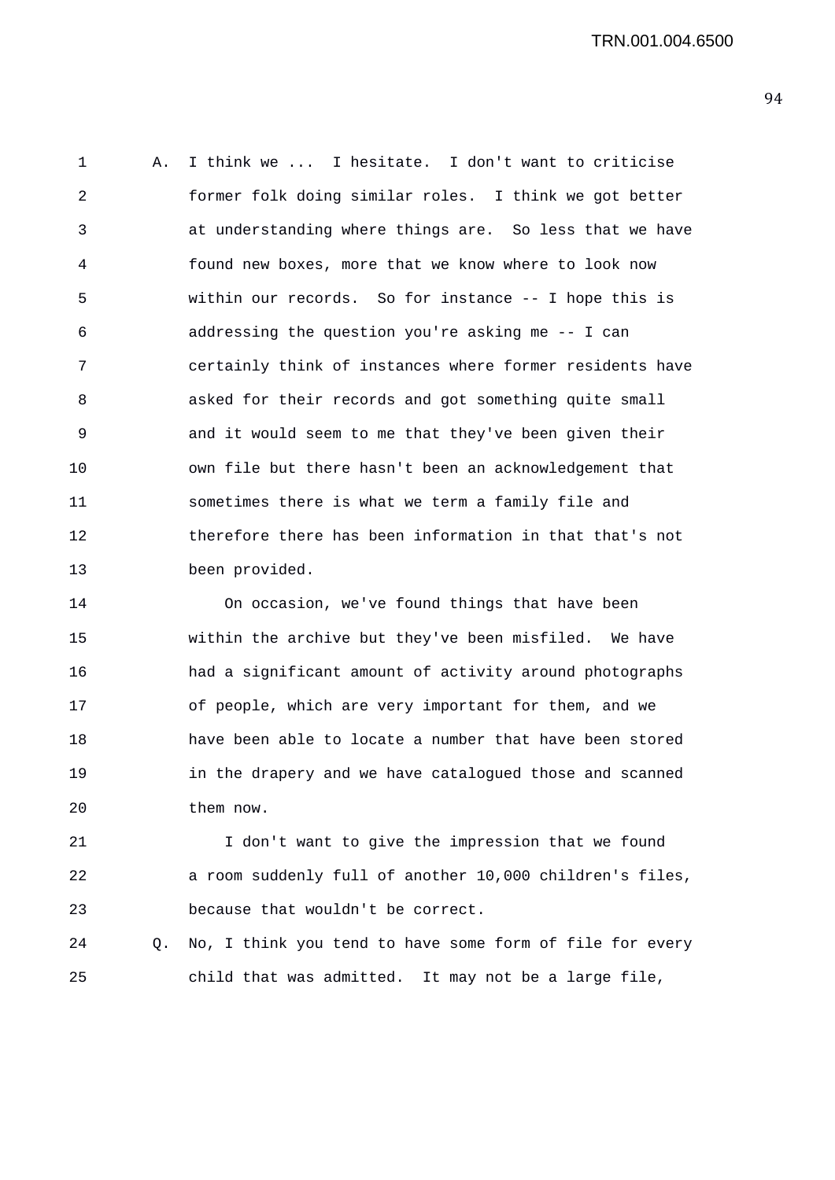A. I think we ... I hesitate. I don't want to criticise former folk doing similar roles. I think we got better at understanding where things are. So less that we have found new boxes, more that we know where to look now within our records. So for instance -- I hope this is addressing the question you're asking me -- I can certainly think of instances where former residents have asked for their records and got something quite small and it would seem to me that they've been given their own file but there hasn't been an acknowledgement that sometimes there is what we term a family file and therefore there has been information in that that's not been provided.

On occasion, we've found things that have been within the archive but they've been misfiled. We have had a significant amount of activity around photographs of people, which are very important for them, and we have been able to locate a number that have been stored in the drapery and we have catalogued those and scanned them now.

I don't want to give the impression that we found a room suddenly full of another 10,000 children's files, because that wouldn't be correct.

Q. No, I think you tend to have some form of file for every child that was admitted. It may not be a large file,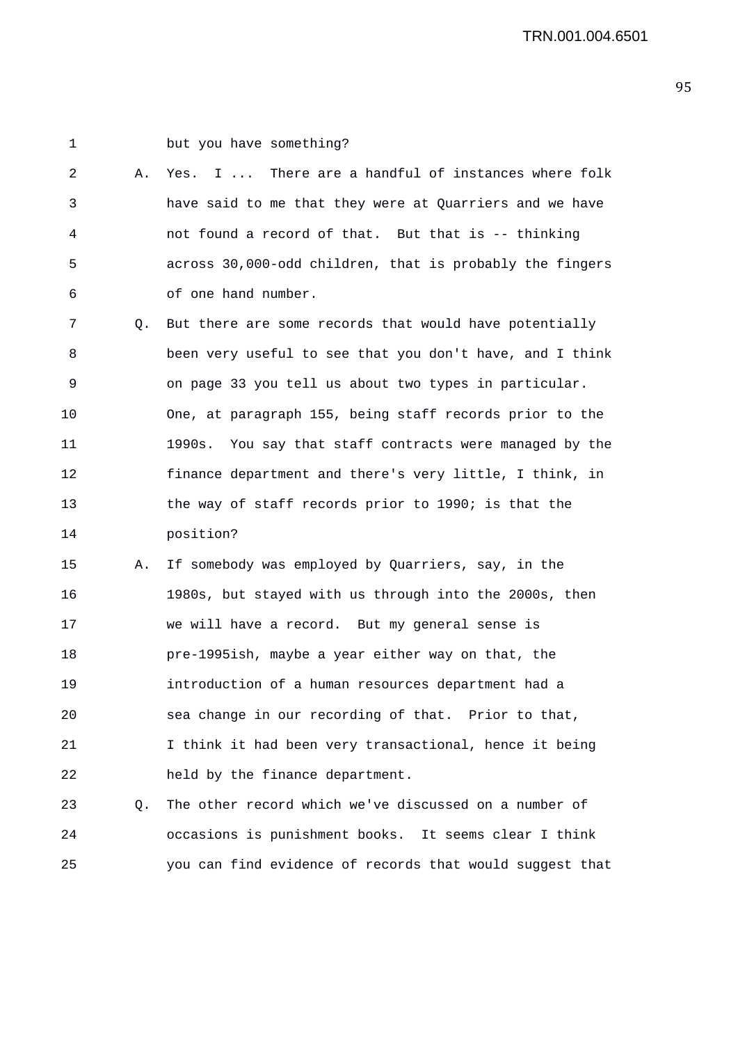but you have something?

A. Yes. I ... There are a handful of instances where folk have said to me that they were at Quarriers and we have not found a record of that. But that is -- thinking across 30,000-odd children, that is probably the fingers of one hand number.

Q. But there are some records that would have potentially been very useful to see that you don't have, and I think on page 33 you tell us about two types in particular. One, at paragraph 155, being staff records prior to the 1990s. You say that staff contracts were managed by the finance department and there's very little, I think, in the way of staff records prior to 1990; is that the position?

A. If somebody was employed by Quarriers, say, in the 1980s, but stayed with us through into the 2000s, then we will have a record. But my general sense is pre-1995ish, maybe a year either way on that, the introduction of a human resources department had a sea change in our recording of that. Prior to that, I think it had been very transactional, hence it being held by the finance department.

Q. The other record which we've discussed on a number of occasions is punishment books. It seems clear I think you can find evidence of records that would suggest that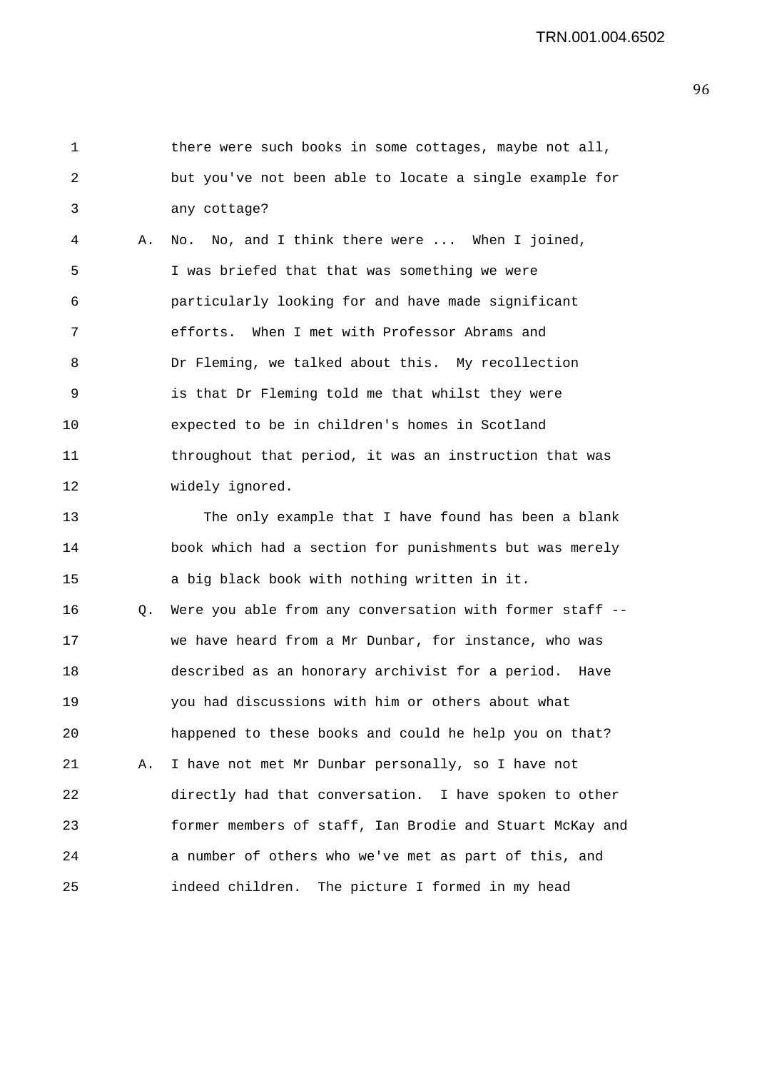1 there were such books in some cottages, maybe not all,
2 but you've not been able to locate a single example for
3 any cottage?

4 A. No. No, and I think there were ... When I joined,
5 I was briefed that that was something we were
6 particularly looking for and have made significant
7 efforts. When I met with Professor Abrams and
8 Dr Fleming, we talked about this. My recollection
9 is that Dr Fleming told me that whilst they were
10 expected to be in children's homes in Scotland
11 throughout that period, it was an instruction that was
12 widely ignored.

13 The only example that I have found has been a blank
14 book which had a section for punishments but was merely
15 a big black book with nothing written in it.

16 Q. Were you able from any conversation with former staff --
17 we have heard from a Mr Dunbar, for instance, who was
18 described as an honorary archivist for a period. Have
19 you had discussions with him or others about what
20 happened to these books and could he help you on that?

21 A. I have not met Mr Dunbar personally, so I have not
22 directly had that conversation. I have spoken to other
23 former members of staff, Ian Brodie and Stuart McKay and
24 a number of others who we've met as part of this, and
25 indeed children. The picture I formed in my head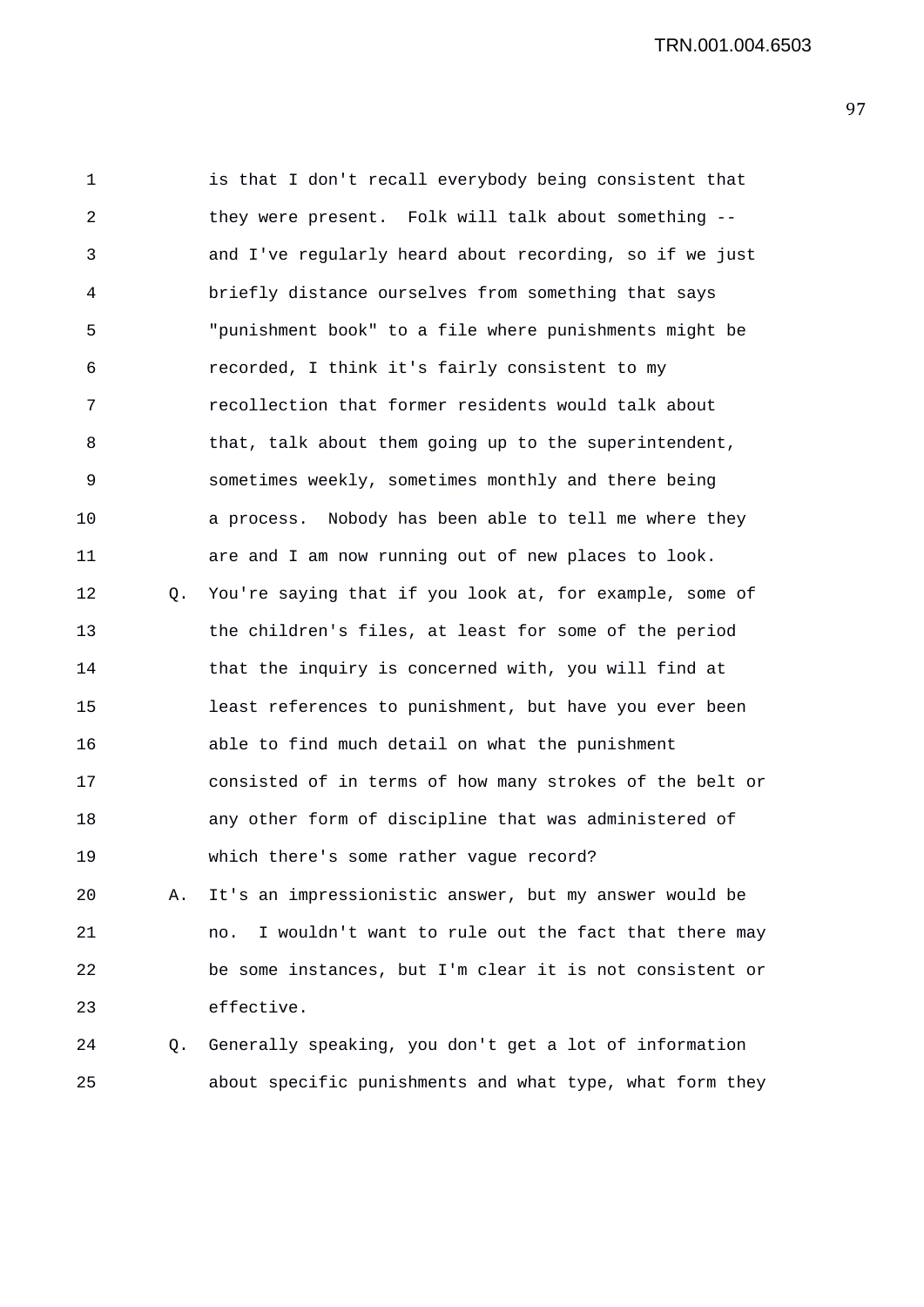1 is that I don't recall everybody being consistent that
2 they were present. Folk will talk about something --
3 and I've regularly heard about recording, so if we just
4 briefly distance ourselves from something that says
5 "punishment book" to a file where punishments might be
6 recorded, I think it's fairly consistent to my
7 recollection that former residents would talk about
8 that, talk about them going up to the superintendent,
9 sometimes weekly, sometimes monthly and there being
10 a process. Nobody has been able to tell me where they
11 are and I am now running out of new places to look.
12 Q. You're saying that if you look at, for example, some of
13 the children's files, at least for some of the period
14 that the inquiry is concerned with, you will find at
15 least references to punishment, but have you ever been
16 able to find much detail on what the punishment
17 consisted of in terms of how many strokes of the belt or
18 any other form of discipline that was administered of
19 which there's some rather vague record?
20 A. It's an impressionistic answer, but my answer would be
21 no. I wouldn't want to rule out the fact that there may
22 be some instances, but I'm clear it is not consistent or
23 effective.
24 Q. Generally speaking, you don't get a lot of information
25 about specific punishments and what type, what form they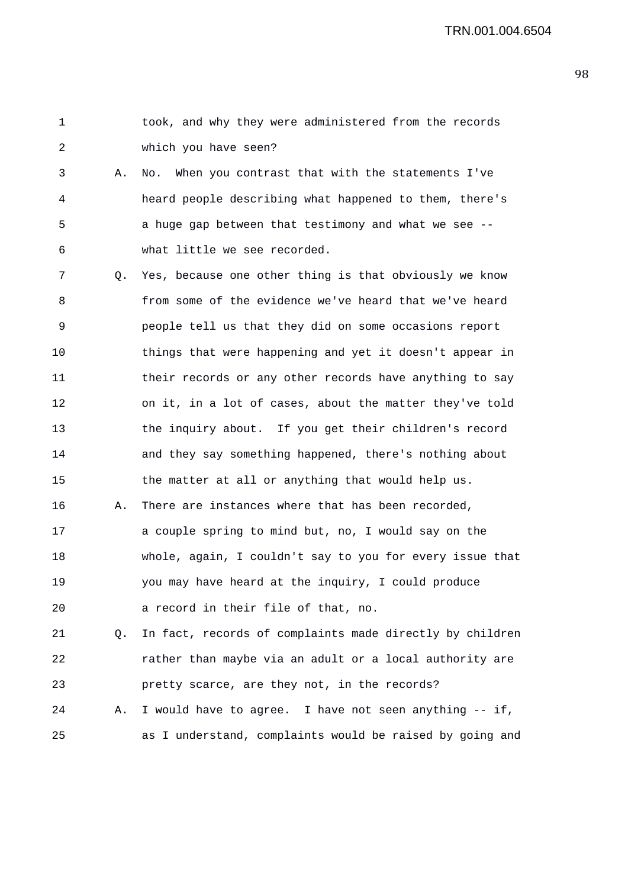took, and why they were administered from the records which you have seen?

A. No. When you contrast that with the statements I've heard people describing what happened to them, there's a huge gap between that testimony and what we see -- what little we see recorded.

Q. Yes, because one other thing is that obviously we know from some of the evidence we've heard that we've heard people tell us that they did on some occasions report things that were happening and yet it doesn't appear in their records or any other records have anything to say on it, in a lot of cases, about the matter they've told the inquiry about. If you get their children's record and they say something happened, there's nothing about the matter at all or anything that would help us.

A. There are instances where that has been recorded, a couple spring to mind but, no, I would say on the whole, again, I couldn't say to you for every issue that you may have heard at the inquiry, I could produce a record in their file of that, no.

Q. In fact, records of complaints made directly by children rather than maybe via an adult or a local authority are pretty scarce, are they not, in the records?

A. I would have to agree. I have not seen anything -- if, as I understand, complaints would be raised by going and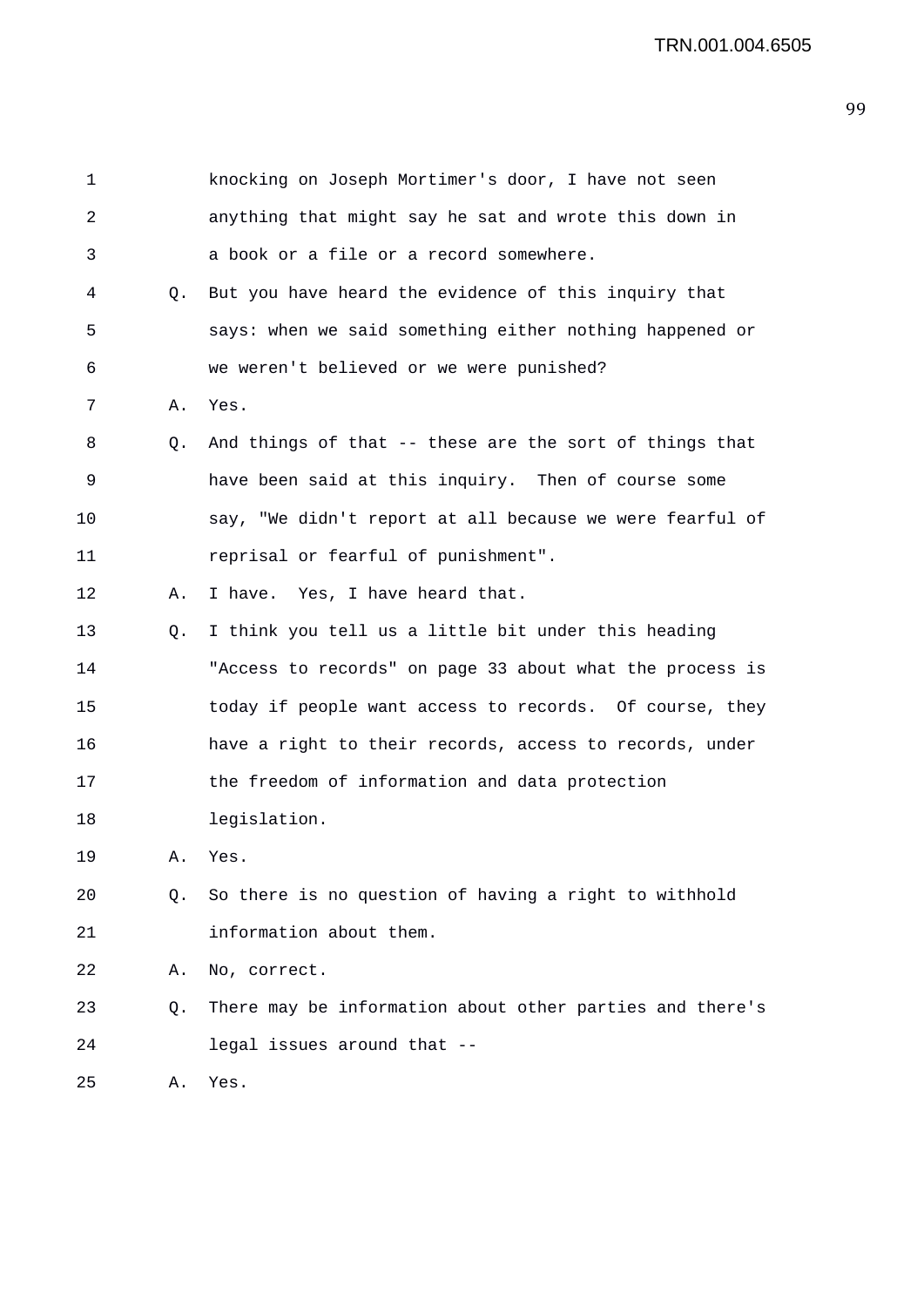1 knocking on Joseph Mortimer's door, I have not seen
2 anything that might say he sat and wrote this down in
3 a book or a file or a record somewhere.

4 Q. But you have heard the evidence of this inquiry that
5 says: when we said something either nothing happened or
6 we weren't believed or we were punished?

7 A. Yes.

8 Q. And things of that -- these are the sort of things that
9 have been said at this inquiry. Then of course some
10 say, "We didn't report at all because we were fearful of
11 reprisal or fearful of punishment".

12 A. I have. Yes, I have heard that.

13 Q. I think you tell us a little bit under this heading
14 "Access to records" on page 33 about what the process is
15 today if people want access to records. Of course, they
16 have a right to their records, access to records, under
17 the freedom of information and data protection
18 legislation.

19 A. Yes.

20 Q. So there is no question of having a right to withhold
21 information about them.

22 A. No, correct.

23 Q. There may be information about other parties and there's
24 legal issues around that --

25 A. Yes.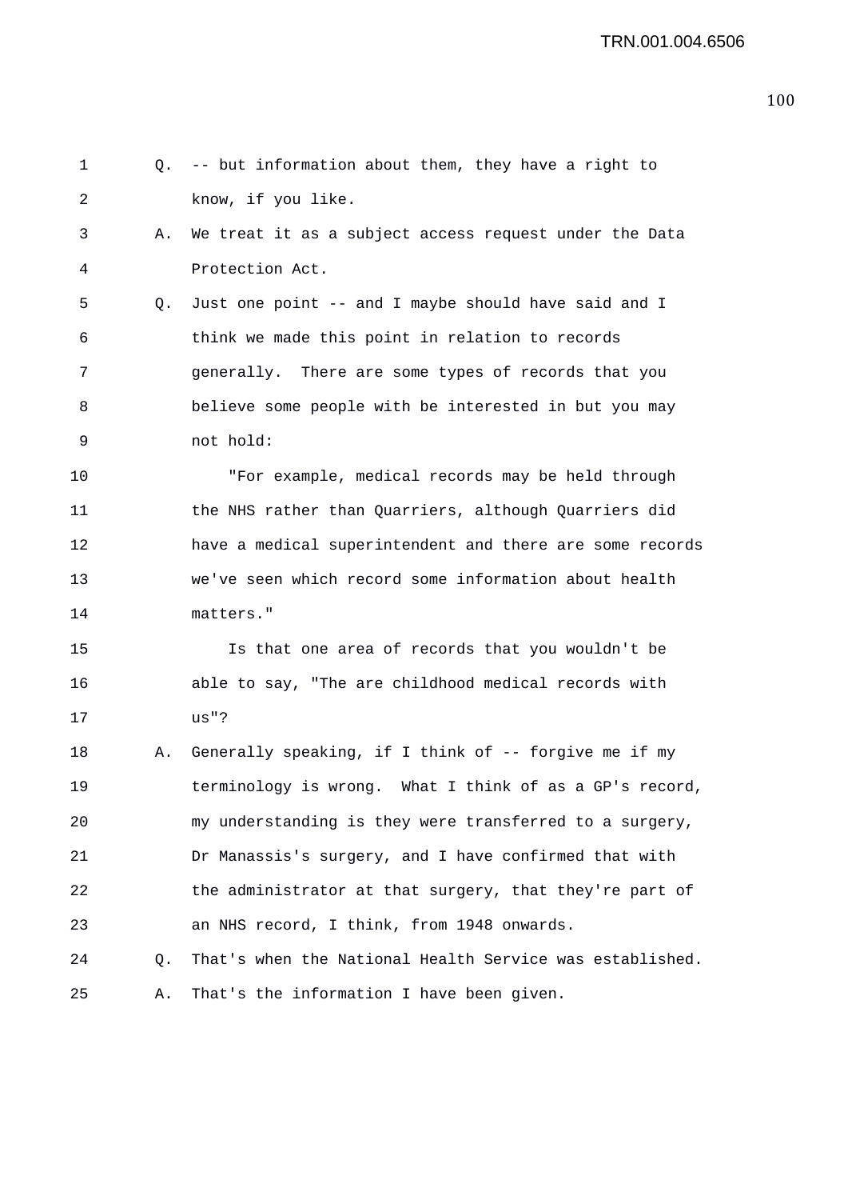Q. -- but information about them, they have a right to know, if you like.

A. We treat it as a subject access request under the Data Protection Act.

Q. Just one point -- and I maybe should have said and I think we made this point in relation to records generally. There are some types of records that you believe some people with be interested in but you may not hold:

"For example, medical records may be held through the NHS rather than Quarriers, although Quarriers did have a medical superintendent and there are some records we've seen which record some information about health matters."

Is that one area of records that you wouldn't be able to say, "The are childhood medical records with us"?

A. Generally speaking, if I think of -- forgive me if my terminology is wrong. What I think of as a GP's record, my understanding is they were transferred to a surgery, Dr Manassis's surgery, and I have confirmed that with the administrator at that surgery, that they're part of an NHS record, I think, from 1948 onwards.

Q. That's when the National Health Service was established.

A. That's the information I have been given.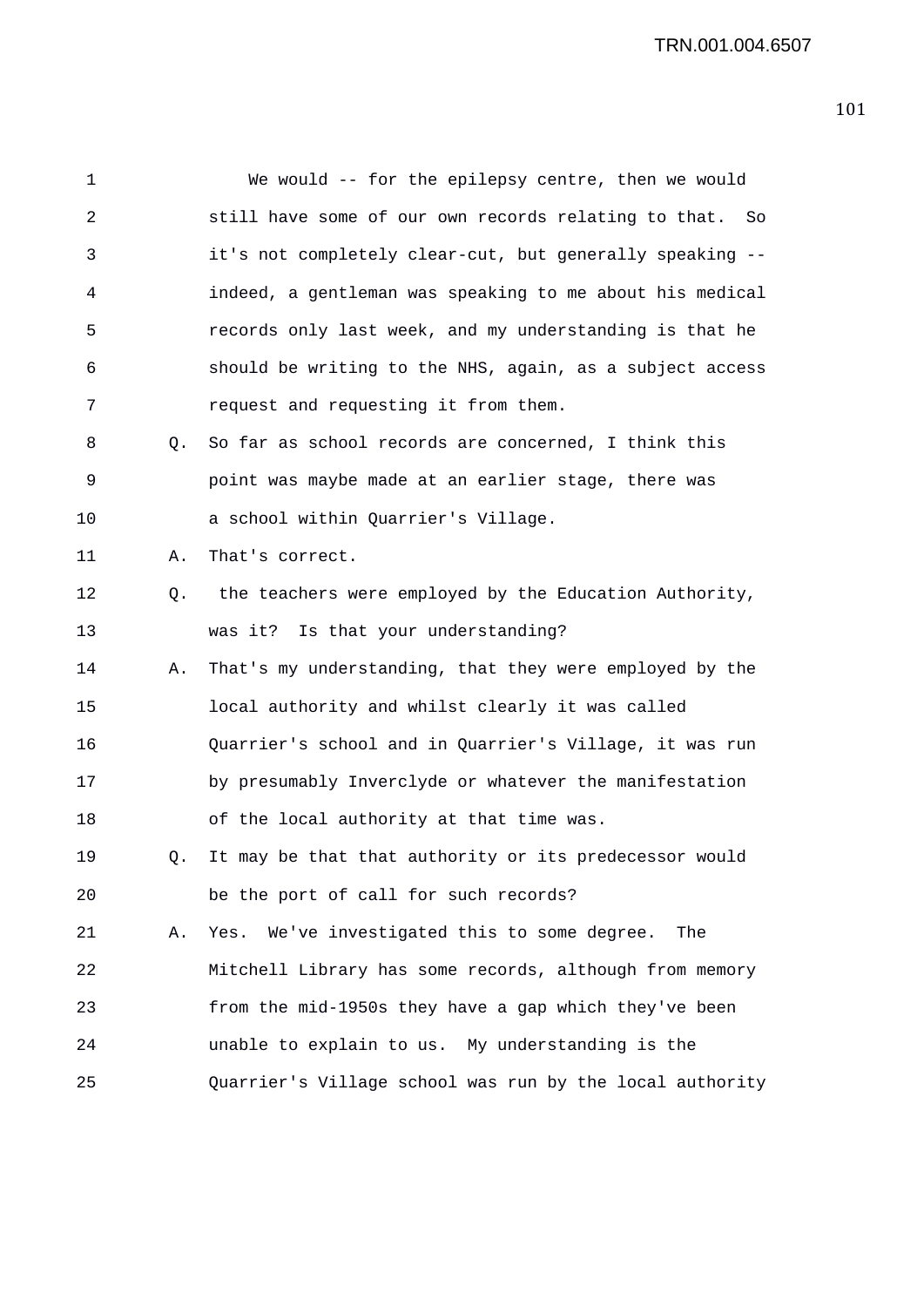1 We would -- for the epilepsy centre, then we would
2 still have some of our own records relating to that. So
3 it's not completely clear-cut, but generally speaking --
4 indeed, a gentleman was speaking to me about his medical
5 records only last week, and my understanding is that he
6 should be writing to the NHS, again, as a subject access
7 request and requesting it from them.

8 Q. So far as school records are concerned, I think this
9 point was maybe made at an earlier stage, there was
10 a school within Quarrier's Village.

11 A. That's correct.

12 Q. the teachers were employed by the Education Authority,
13 was it? Is that your understanding?

14 A. That's my understanding, that they were employed by the
15 local authority and whilst clearly it was called
16 Quarrier's school and in Quarrier's Village, it was run
17 by presumably Inverclyde or whatever the manifestation
18 of the local authority at that time was.

19 Q. It may be that that authority or its predecessor would
20 be the port of call for such records?

21 A. Yes. We've investigated this to some degree. The
22 Mitchell Library has some records, although from memory
23 from the mid-1950s they have a gap which they've been
24 unable to explain to us. My understanding is the
25 Quarrier's Village school was run by the local authority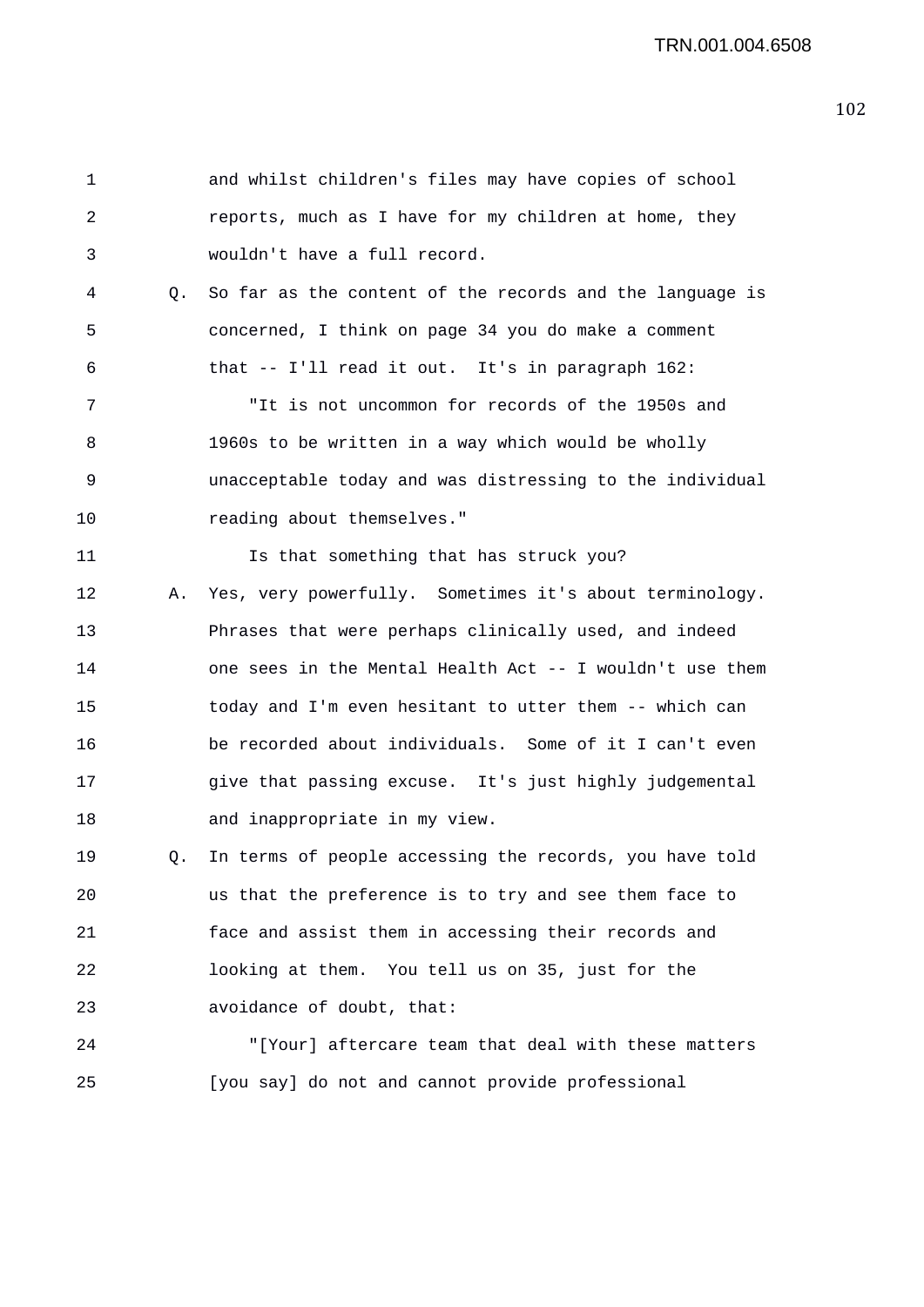and whilst children's files may have copies of school reports, much as I have for my children at home, they wouldn't have a full record.

Q. So far as the content of the records and the language is concerned, I think on page 34 you do make a comment that -- I'll read it out. It's in paragraph 162:

"It is not uncommon for records of the 1950s and 1960s to be written in a way which would be wholly unacceptable today and was distressing to the individual reading about themselves."

Is that something that has struck you?

A. Yes, very powerfully. Sometimes it's about terminology. Phrases that were perhaps clinically used, and indeed one sees in the Mental Health Act -- I wouldn't use them today and I'm even hesitant to utter them -- which can be recorded about individuals. Some of it I can't even give that passing excuse. It's just highly judgemental and inappropriate in my view.

Q. In terms of people accessing the records, you have told us that the preference is to try and see them face to face and assist them in accessing their records and looking at them. You tell us on 35, just for the avoidance of doubt, that:

"[Your] aftercare team that deal with these matters [you say] do not and cannot provide professional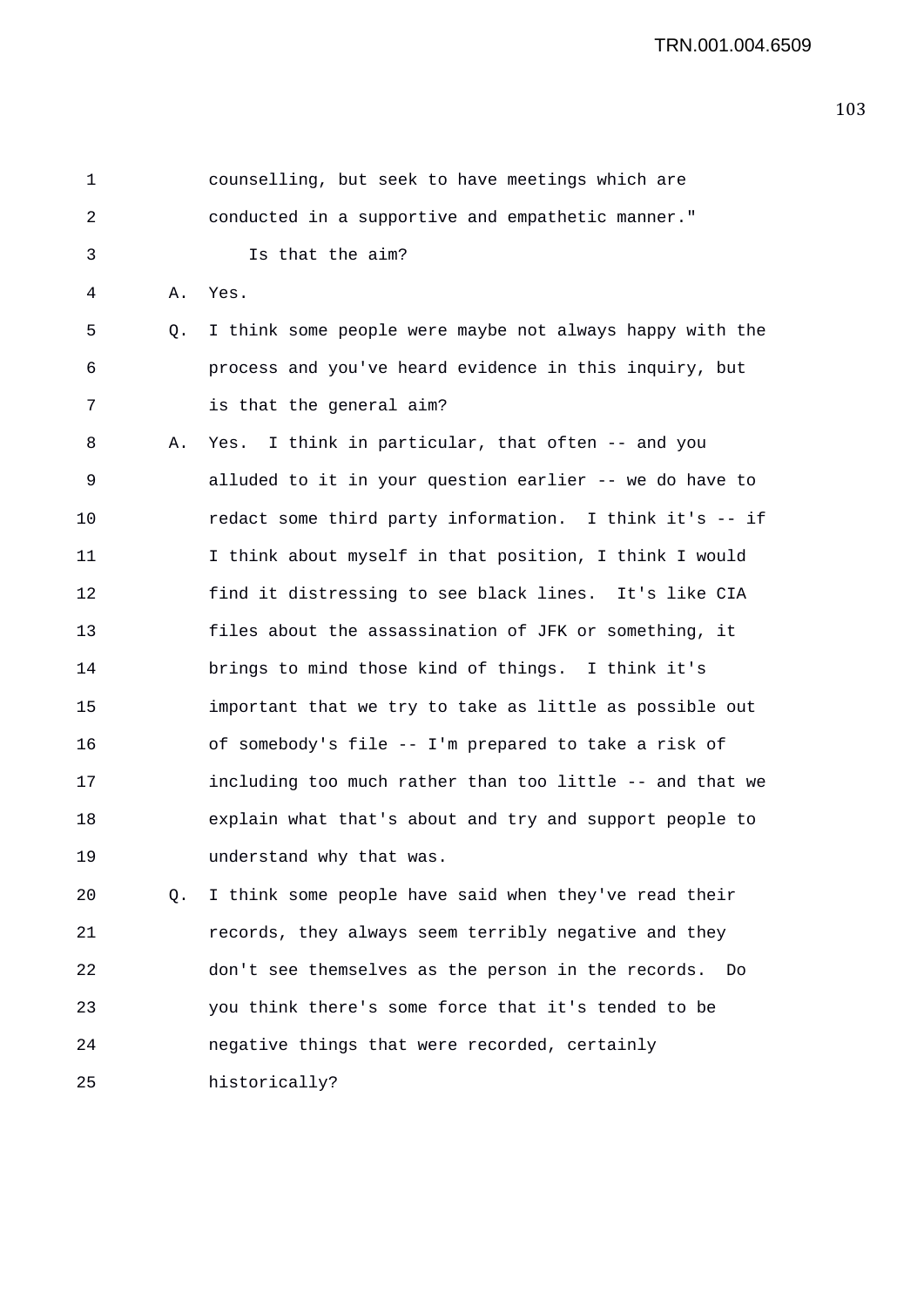counselling, but seek to have meetings which are conducted in a supportive and empathetic manner."

Is that the aim?

A. Yes.

Q. I think some people were maybe not always happy with the process and you've heard evidence in this inquiry, but is that the general aim?

A. Yes. I think in particular, that often -- and you alluded to it in your question earlier -- we do have to redact some third party information. I think it's -- if I think about myself in that position, I think I would find it distressing to see black lines. It's like CIA files about the assassination of JFK or something, it brings to mind those kind of things. I think it's important that we try to take as little as possible out of somebody's file -- I'm prepared to take a risk of including too much rather than too little -- and that we explain what that's about and try and support people to understand why that was.

Q. I think some people have said when they've read their records, they always seem terribly negative and they don't see themselves as the person in the records. Do you think there's some force that it's tended to be negative things that were recorded, certainly historically?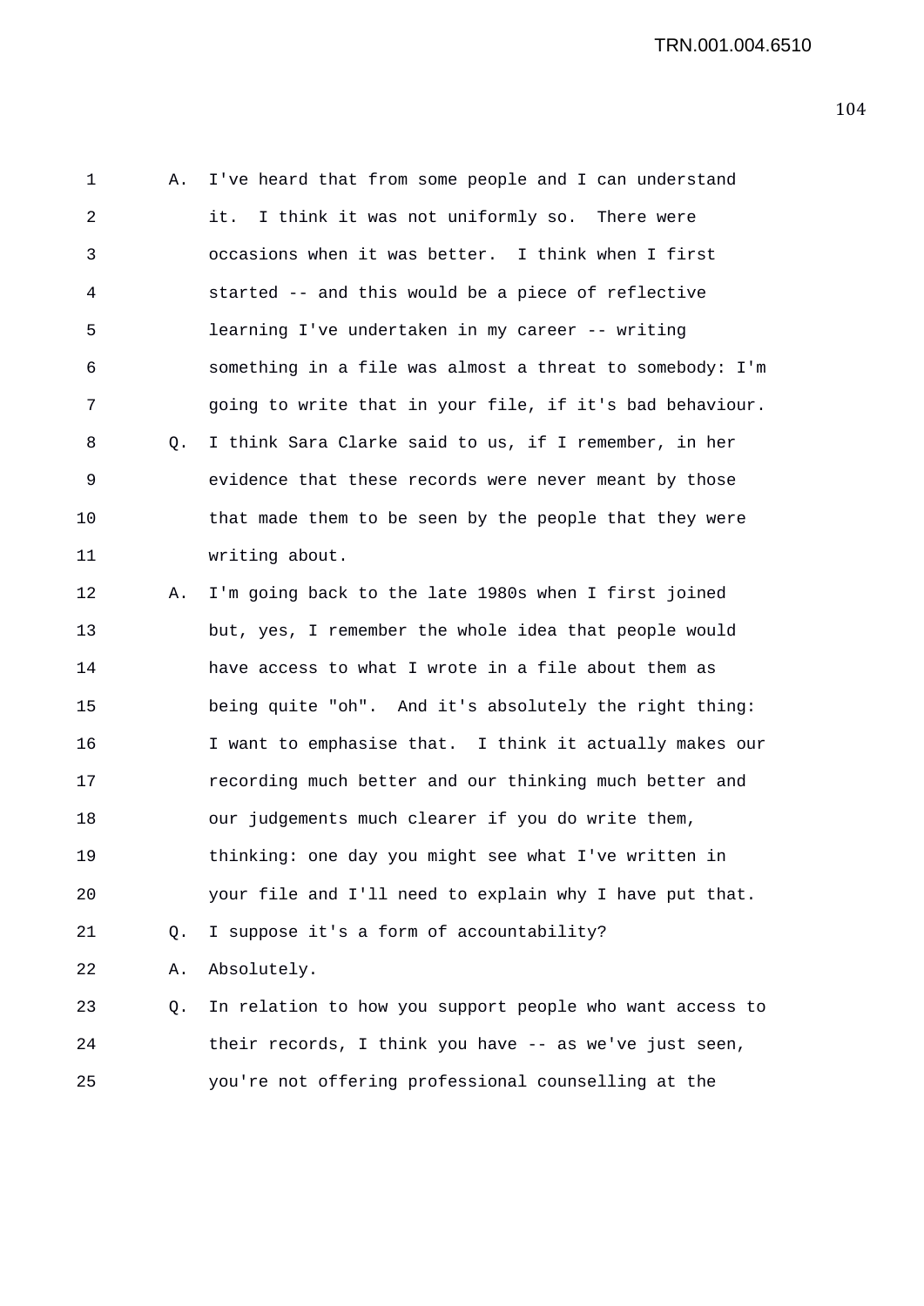1 A. I've heard that from some people and I can understand
2 it. I think it was not uniformly so. There were
3 occasions when it was better. I think when I first
4 started -- and this would be a piece of reflective
5 learning I've undertaken in my career -- writing
6 something in a file was almost a threat to somebody: I'm
7 going to write that in your file, if it's bad behaviour.
8 Q. I think Sara Clarke said to us, if I remember, in her
9 evidence that these records were never meant by those
10 that made them to be seen by the people that they were
11 writing about.
12 A. I'm going back to the late 1980s when I first joined
13 but, yes, I remember the whole idea that people would
14 have access to what I wrote in a file about them as
15 being quite "oh". And it's absolutely the right thing:
16 I want to emphasise that. I think it actually makes our
17 recording much better and our thinking much better and
18 our judgements much clearer if you do write them,
19 thinking: one day you might see what I've written in
20 your file and I'll need to explain why I have put that.
21 Q. I suppose it's a form of accountability?
22 A. Absolutely.
23 Q. In relation to how you support people who want access to
24 their records, I think you have -- as we've just seen,
25 you're not offering professional counselling at the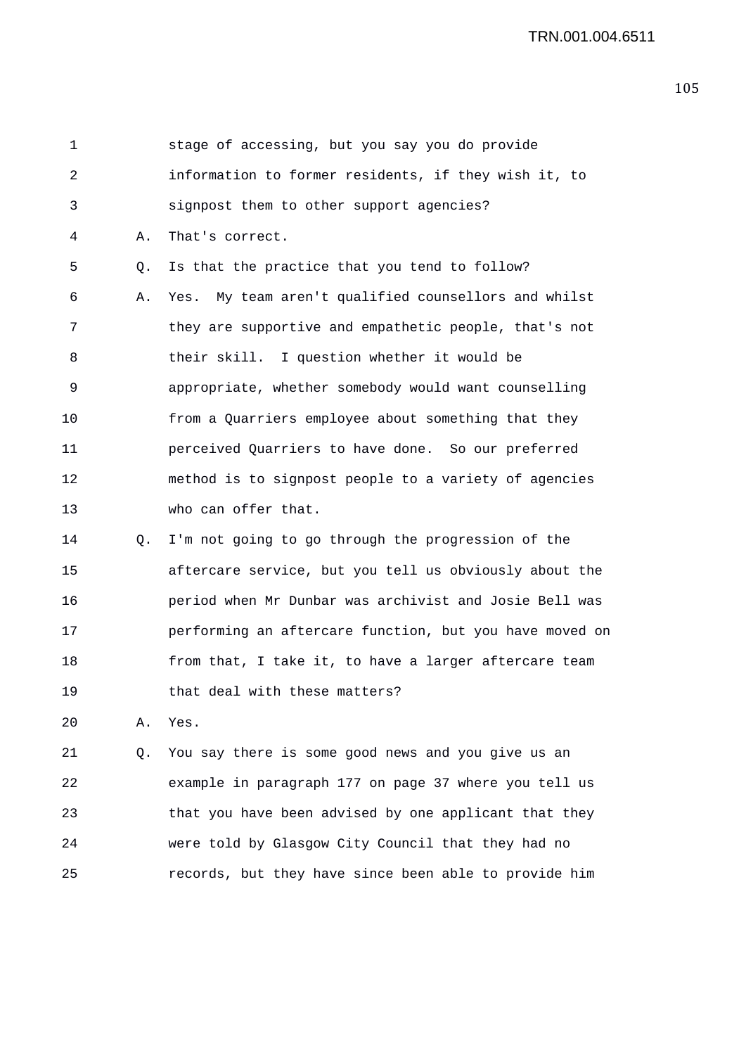stage of accessing, but you say you do provide information to former residents, if they wish it, to signpost them to other support agencies?

A. That's correct.

Q. Is that the practice that you tend to follow?

A. Yes. My team aren't qualified counsellors and whilst they are supportive and empathetic people, that's not their skill. I question whether it would be appropriate, whether somebody would want counselling from a Quarriers employee about something that they perceived Quarriers to have done. So our preferred method is to signpost people to a variety of agencies who can offer that.

Q. I'm not going to go through the progression of the aftercare service, but you tell us obviously about the period when Mr Dunbar was archivist and Josie Bell was performing an aftercare function, but you have moved on from that, I take it, to have a larger aftercare team that deal with these matters?

A. Yes.

Q. You say there is some good news and you give us an example in paragraph 177 on page 37 where you tell us that you have been advised by one applicant that they were told by Glasgow City Council that they had no records, but they have since been able to provide him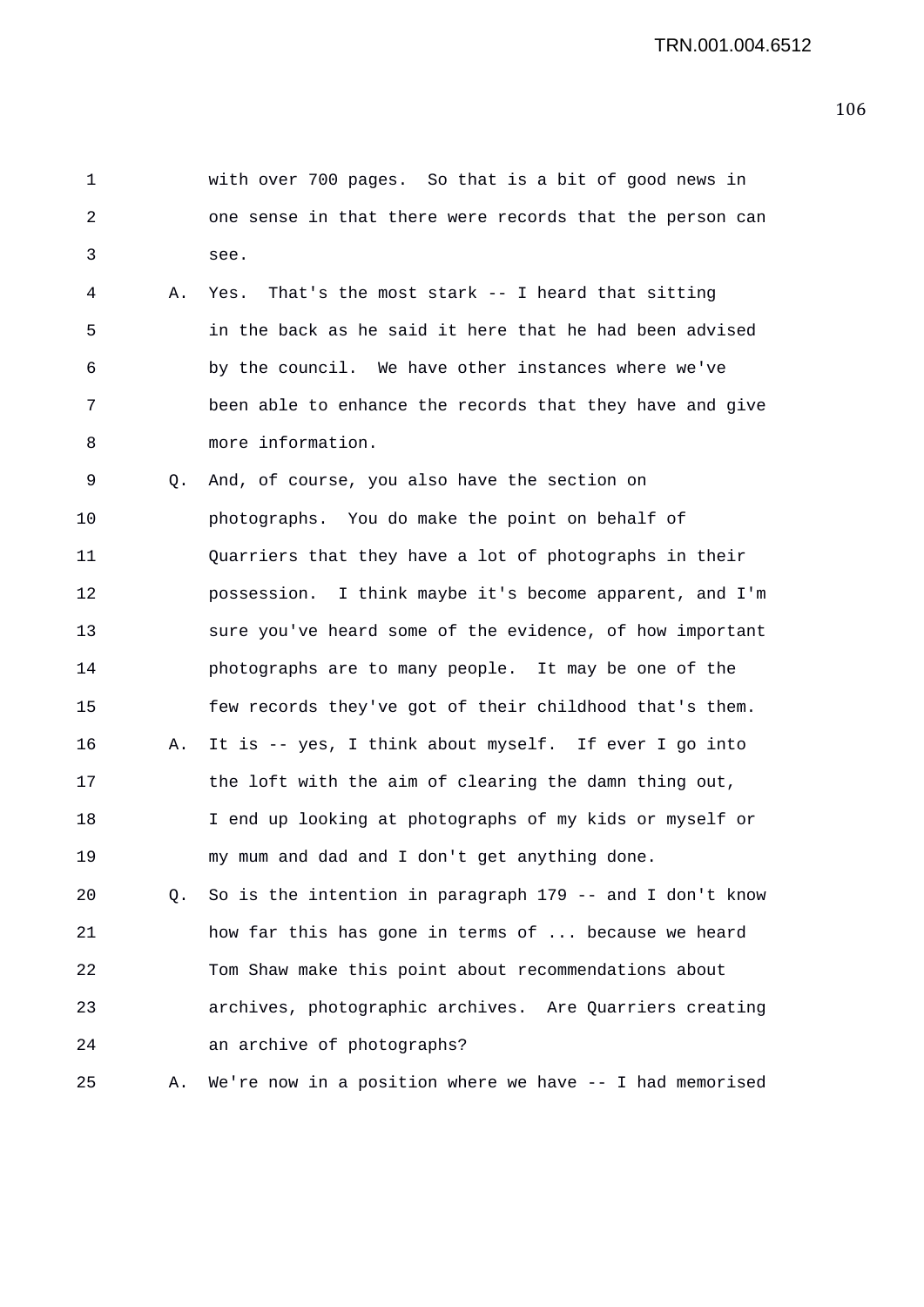with over 700 pages. So that is a bit of good news in one sense in that there were records that the person can see.

A. Yes. That's the most stark -- I heard that sitting in the back as he said it here that he had been advised by the council. We have other instances where we've been able to enhance the records that they have and give more information.

Q. And, of course, you also have the section on photographs. You do make the point on behalf of Quarriers that they have a lot of photographs in their possession. I think maybe it's become apparent, and I'm sure you've heard some of the evidence, of how important photographs are to many people. It may be one of the few records they've got of their childhood that's them.

A. It is -- yes, I think about myself. If ever I go into the loft with the aim of clearing the damn thing out, I end up looking at photographs of my kids or myself or my mum and dad and I don't get anything done.

Q. So is the intention in paragraph 179 -- and I don't know how far this has gone in terms of ... because we heard Tom Shaw make this point about recommendations about archives, photographic archives. Are Quarriers creating an archive of photographs?

A. We're now in a position where we have -- I had memorised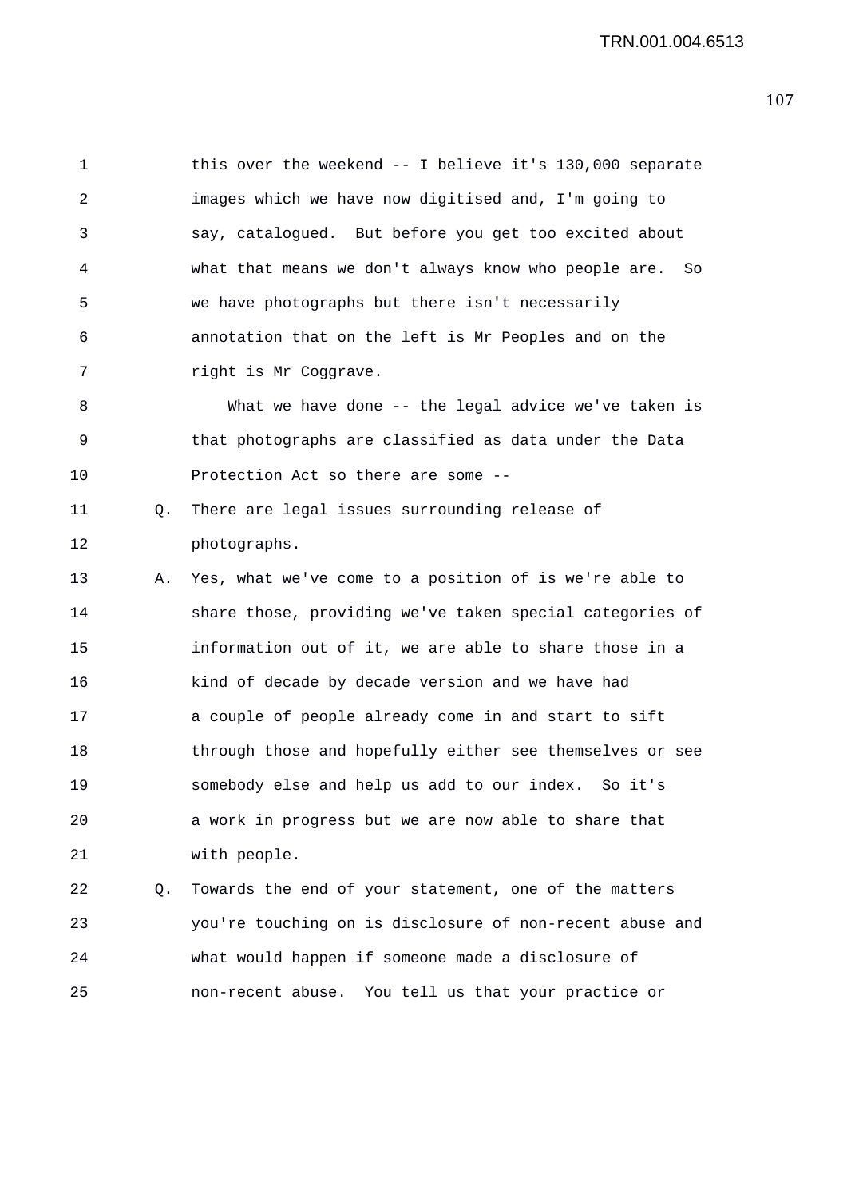1 this over the weekend -- I believe it's 130,000 separate
2 images which we have now digitised and, I'm going to
3 say, catalogued. But before you get too excited about
4 what that means we don't always know who people are. So
5 we have photographs but there isn't necessarily
6 annotation that on the left is Mr Peoples and on the
7 right is Mr Coggrave.
8 What we have done -- the legal advice we've taken is
9 that photographs are classified as data under the Data
10 Protection Act so there are some --
11 Q. There are legal issues surrounding release of
12 photographs.
13 A. Yes, what we've come to a position of is we're able to
14 share those, providing we've taken special categories of
15 information out of it, we are able to share those in a
16 kind of decade by decade version and we have had
17 a couple of people already come in and start to sift
18 through those and hopefully either see themselves or see
19 somebody else and help us add to our index. So it's
20 a work in progress but we are now able to share that
21 with people.
22 Q. Towards the end of your statement, one of the matters
23 you're touching on is disclosure of non-recent abuse and
24 what would happen if someone made a disclosure of
25 non-recent abuse. You tell us that your practice or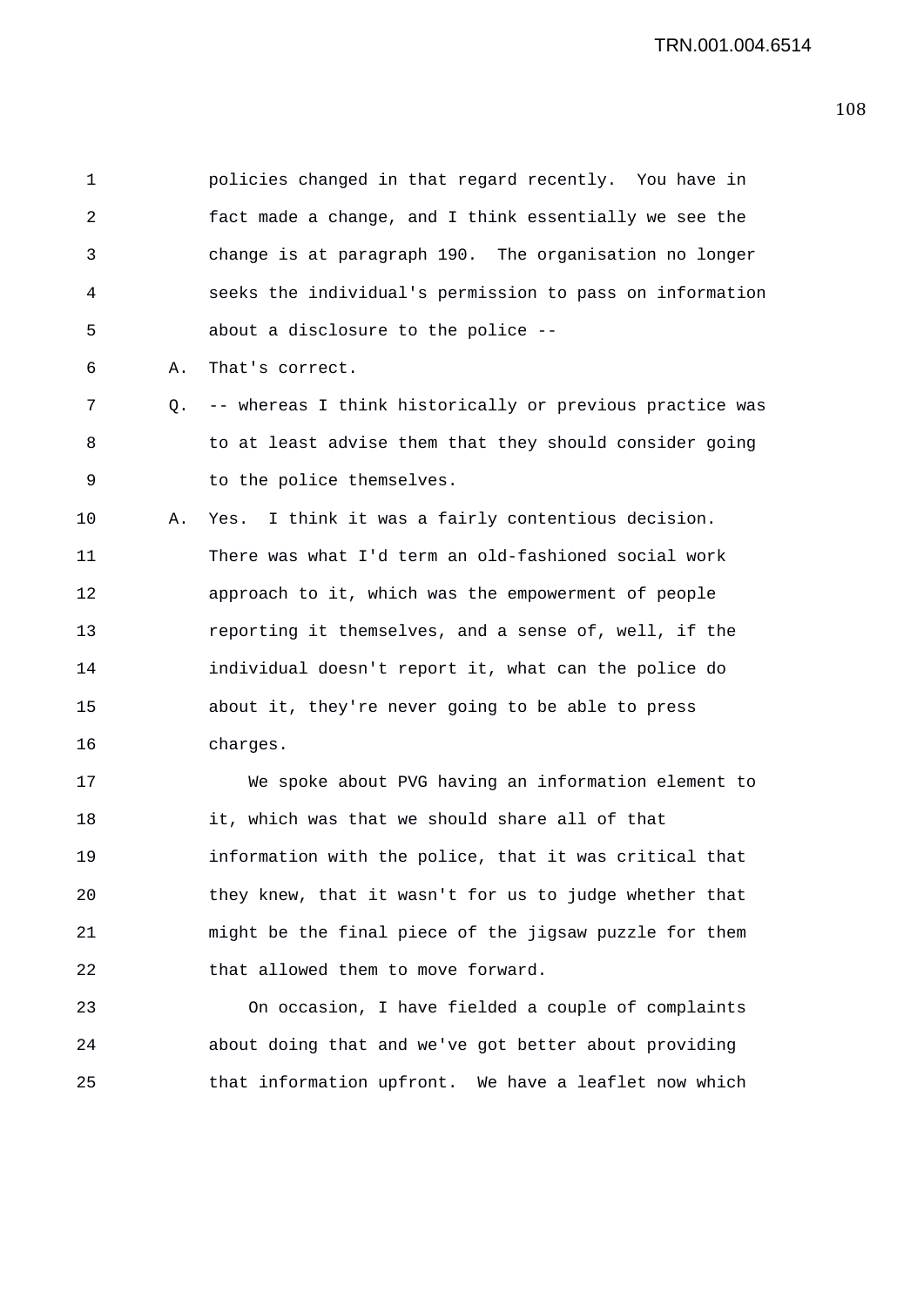policies changed in that regard recently. You have in fact made a change, and I think essentially we see the change is at paragraph 190. The organisation no longer seeks the individual's permission to pass on information about a disclosure to the police --

A. That's correct.

Q. -- whereas I think historically or previous practice was to at least advise them that they should consider going to the police themselves.

A. Yes. I think it was a fairly contentious decision. There was what I'd term an old-fashioned social work approach to it, which was the empowerment of people reporting it themselves, and a sense of, well, if the individual doesn't report it, what can the police do about it, they're never going to be able to press charges.

We spoke about PVG having an information element to it, which was that we should share all of that information with the police, that it was critical that they knew, that it wasn't for us to judge whether that might be the final piece of the jigsaw puzzle for them that allowed them to move forward.

On occasion, I have fielded a couple of complaints about doing that and we've got better about providing that information upfront. We have a leaflet now which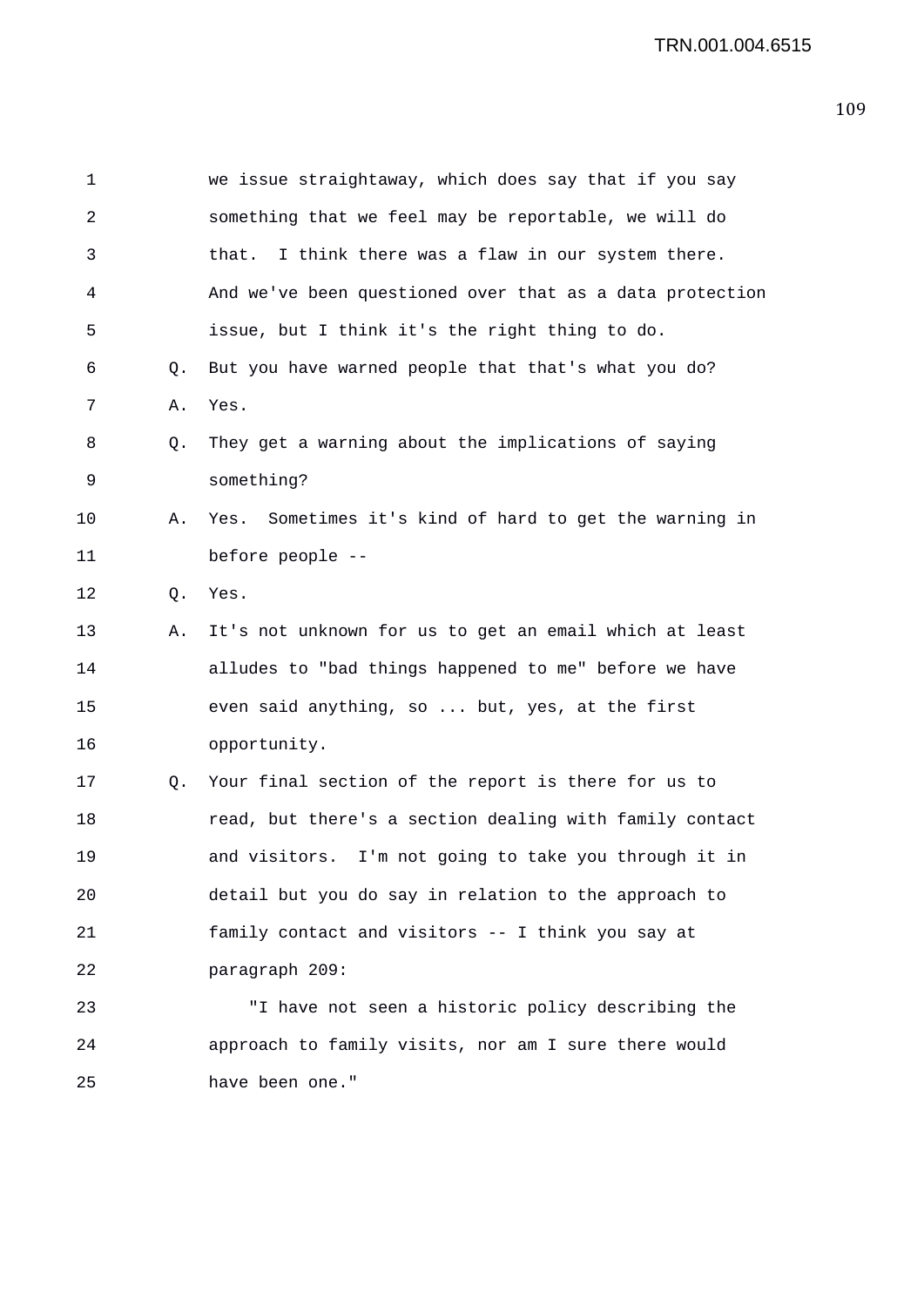we issue straightaway, which does say that if you say something that we feel may be reportable, we will do that. I think there was a flaw in our system there. And we've been questioned over that as a data protection issue, but I think it's the right thing to do.

Q. But you have warned people that that's what you do?

A. Yes.

Q. They get a warning about the implications of saying something?

A. Yes. Sometimes it's kind of hard to get the warning in before people --

Q. Yes.

A. It's not unknown for us to get an email which at least alludes to "bad things happened to me" before we have even said anything, so ... but, yes, at the first opportunity.

Q. Your final section of the report is there for us to read, but there's a section dealing with family contact and visitors. I'm not going to take you through it in detail but you do say in relation to the approach to family contact and visitors -- I think you say at paragraph 209:

"I have not seen a historic policy describing the approach to family visits, nor am I sure there would have been one."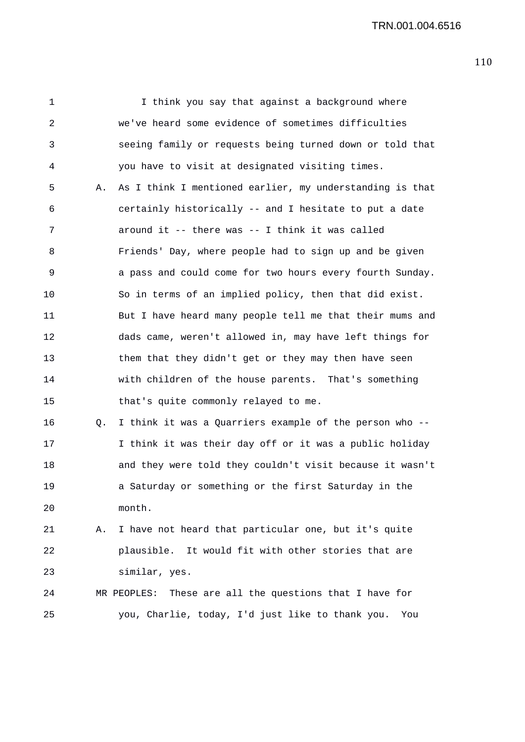I think you say that against a background where we've heard some evidence of sometimes difficulties seeing family or requests being turned down or told that you have to visit at designated visiting times.

A. As I think I mentioned earlier, my understanding is that certainly historically -- and I hesitate to put a date around it -- there was -- I think it was called Friends' Day, where people had to sign up and be given a pass and could come for two hours every fourth Sunday. So in terms of an implied policy, then that did exist. But I have heard many people tell me that their mums and dads came, weren't allowed in, may have left things for them that they didn't get or they may then have seen with children of the house parents. That's something that's quite commonly relayed to me.

Q. I think it was a Quarriers example of the person who -- I think it was their day off or it was a public holiday and they were told they couldn't visit because it wasn't a Saturday or something or the first Saturday in the month.

A. I have not heard that particular one, but it's quite plausible. It would fit with other stories that are similar, yes.

MR PEOPLES: These are all the questions that I have for you, Charlie, today, I'd just like to thank you. You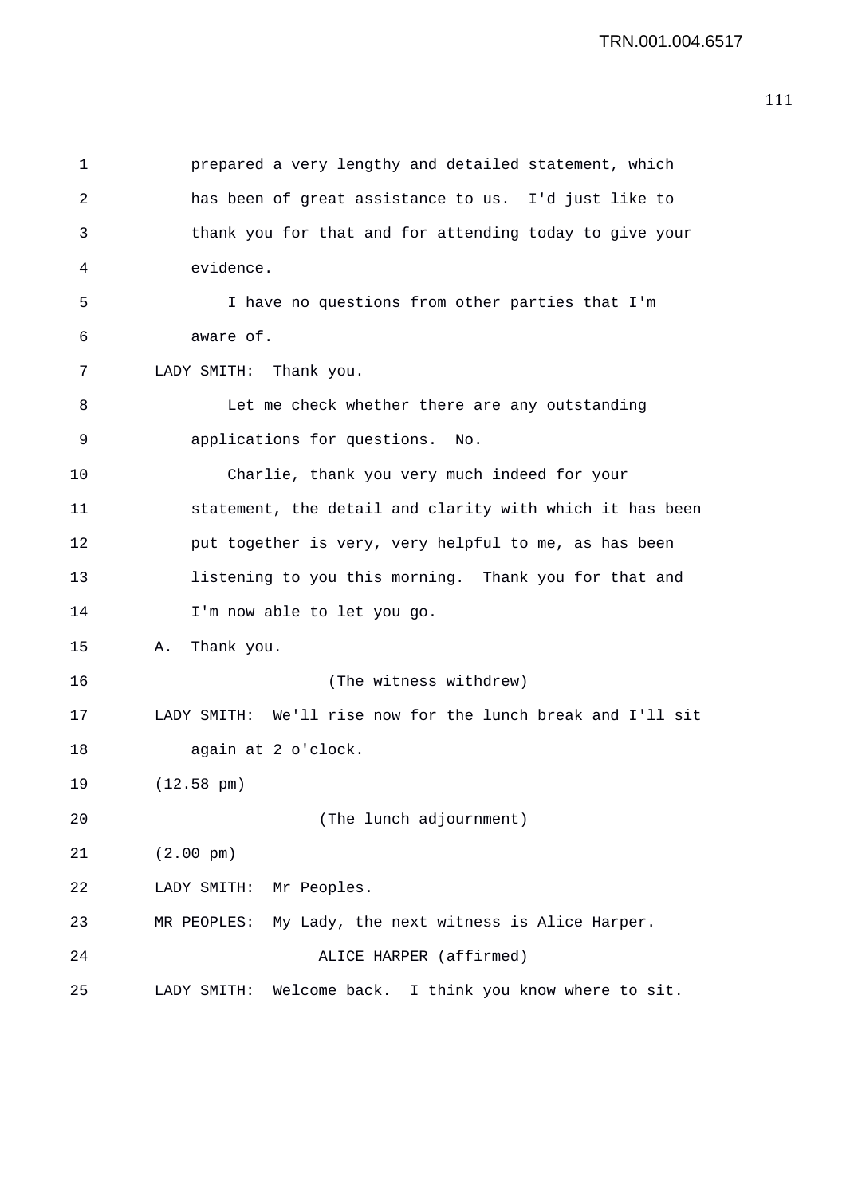prepared a very lengthy and detailed statement, which has been of great assistance to us. I'd just like to thank you for that and for attending today to give your evidence.

I have no questions from other parties that I'm aware of.

LADY SMITH: Thank you.

Let me check whether there are any outstanding applications for questions. No.

Charlie, thank you very much indeed for your statement, the detail and clarity with which it has been put together is very, very helpful to me, as has been listening to you this morning. Thank you for that and I'm now able to let you go.

A. Thank you.

(The witness withdrew)

LADY SMITH: We'll rise now for the lunch break and I'll sit again at 2 o'clock.

(12.58 pm)

(The lunch adjournment)

(2.00 pm)

LADY SMITH: Mr Peoples.

MR PEOPLES: My Lady, the next witness is Alice Harper.

ALICE HARPER (affirmed)

LADY SMITH: Welcome back. I think you know where to sit.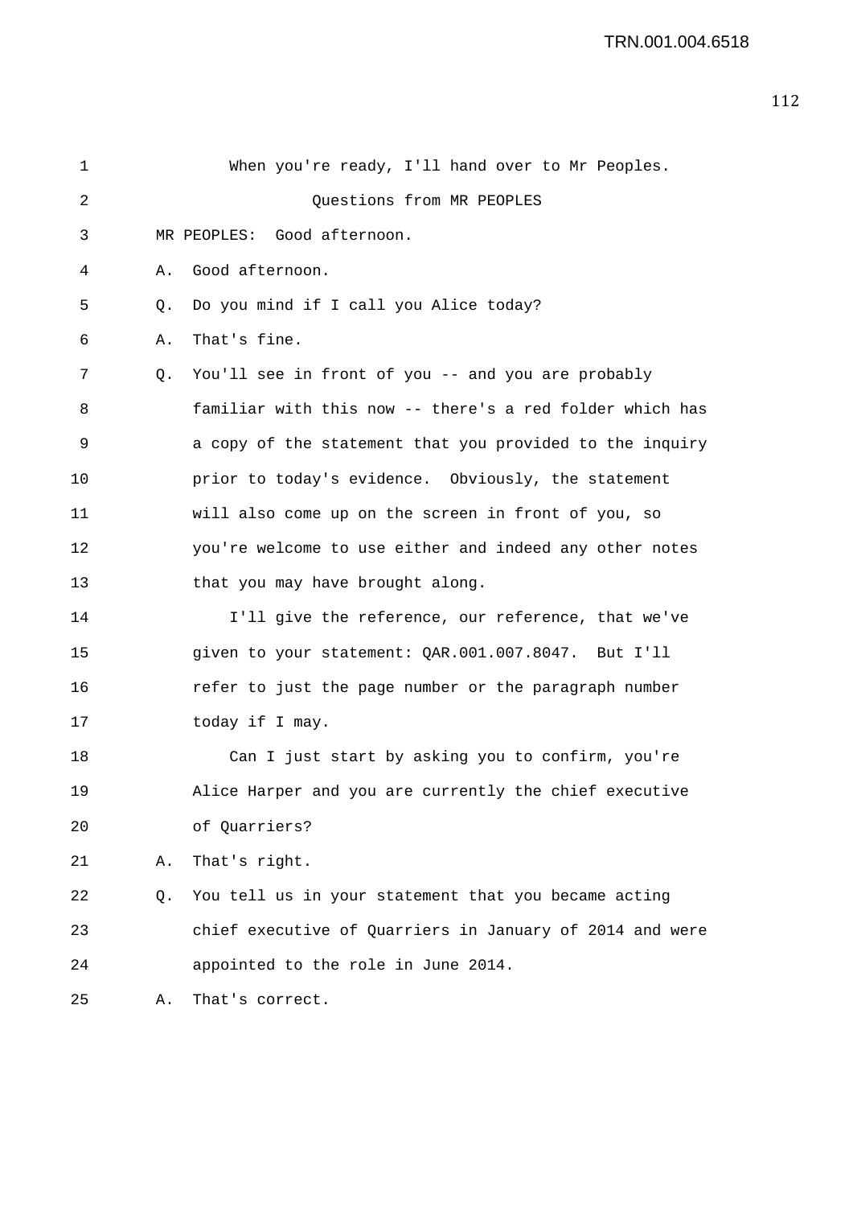When you're ready, I'll hand over to Mr Peoples.

## Questions from MR PEOPLES

MR PEOPLES: Good afternoon.

A. Good afternoon.

Q. Do you mind if I call you Alice today?

A. That's fine.

Q. You'll see in front of you -- and you are probably familiar with this now -- there's a red folder which has a copy of the statement that you provided to the inquiry prior to today's evidence. Obviously, the statement will also come up on the screen in front of you, so you're welcome to use either and indeed any other notes that you may have brought along.

I'll give the reference, our reference, that we've given to your statement: QAR.001.007.8047. But I'll refer to just the page number or the paragraph number today if I may.

Can I just start by asking you to confirm, you're Alice Harper and you are currently the chief executive of Quarriers?

A. That's right.

Q. You tell us in your statement that you became acting chief executive of Quarriers in January of 2014 and were appointed to the role in June 2014.

A. That's correct.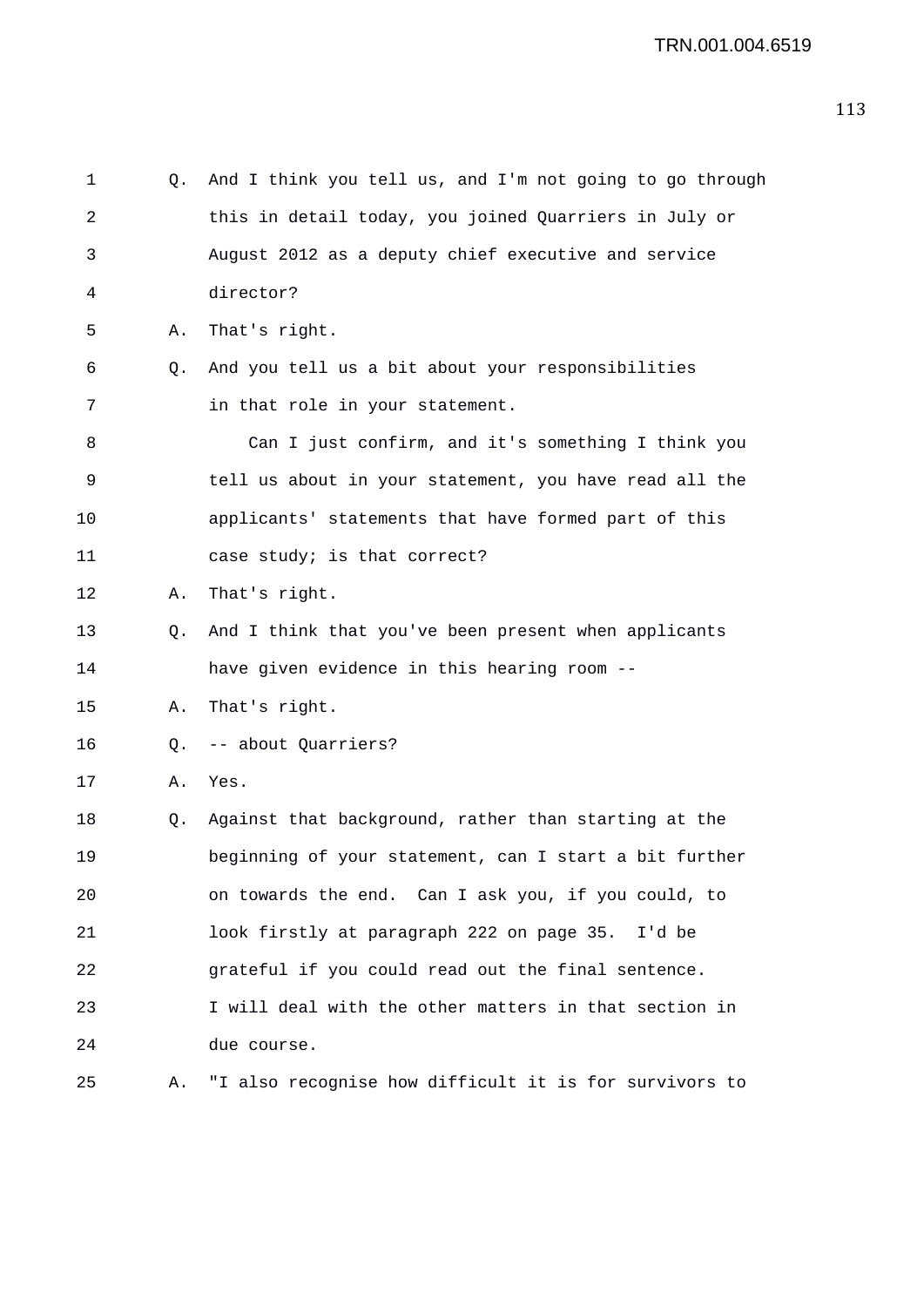1 Q. And I think you tell us, and I'm not going to go through
2 this in detail today, you joined Quarriers in July or
3 August 2012 as a deputy chief executive and service
4 director?
5 A. That's right.
6 Q. And you tell us a bit about your responsibilities
7 in that role in your statement.
8 Can I just confirm, and it's something I think you
9 tell us about in your statement, you have read all the
10 applicants' statements that have formed part of this
11 case study; is that correct?
12 A. That's right.
13 Q. And I think that you've been present when applicants
14 have given evidence in this hearing room --
15 A. That's right.
16 Q. -- about Quarriers?
17 A. Yes.
18 Q. Against that background, rather than starting at the
19 beginning of your statement, can I start a bit further
20 on towards the end. Can I ask you, if you could, to
21 look firstly at paragraph 222 on page 35. I'd be
22 grateful if you could read out the final sentence.
23 I will deal with the other matters in that section in
24 due course.
25 A. "I also recognise how difficult it is for survivors to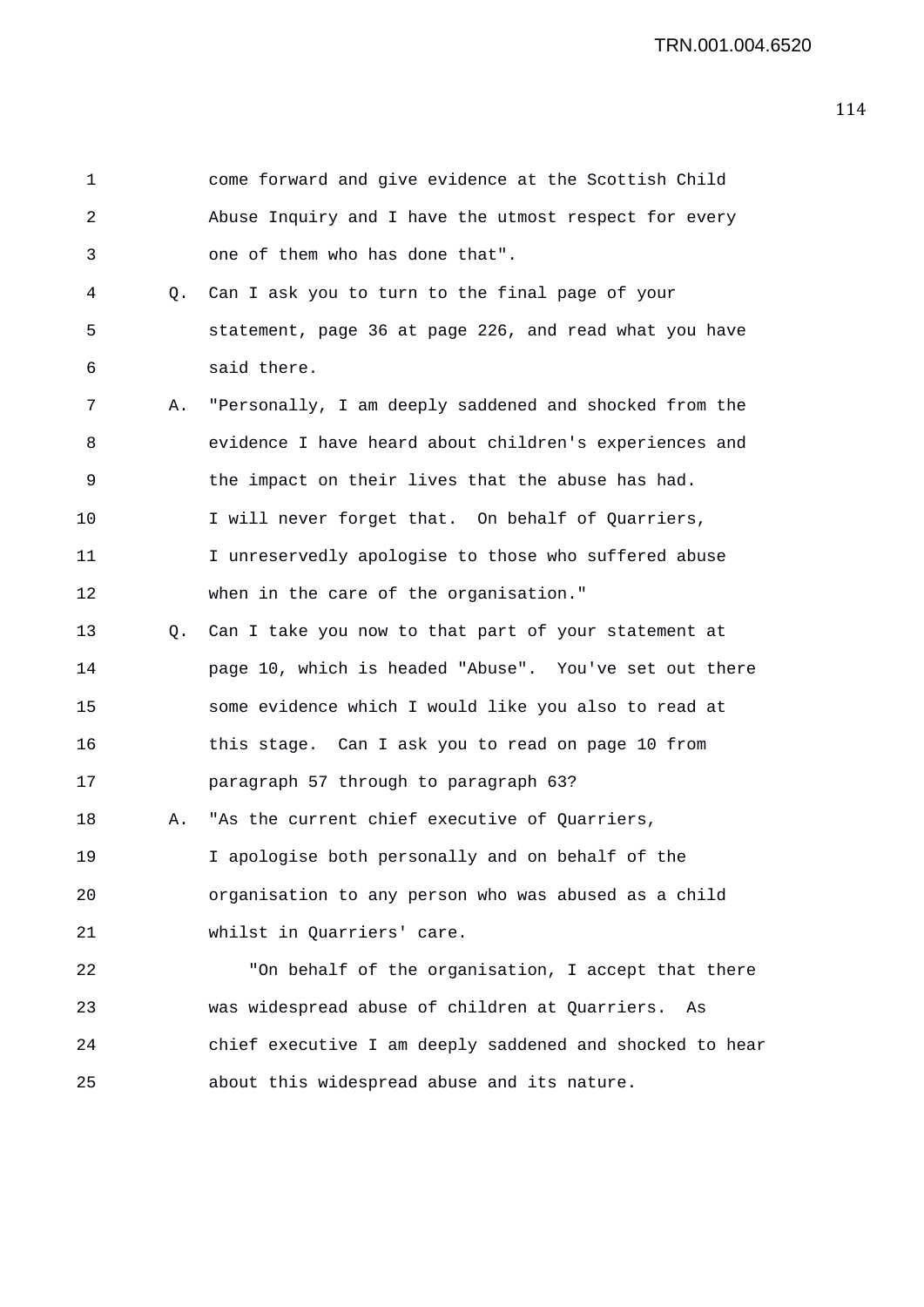come forward and give evidence at the Scottish Child Abuse Inquiry and I have the utmost respect for every one of them who has done that".

Q. Can I ask you to turn to the final page of your statement, page 36 at page 226, and read what you have said there.

A. "Personally, I am deeply saddened and shocked from the evidence I have heard about children's experiences and the impact on their lives that the abuse has had. I will never forget that. On behalf of Quarriers, I unreservedly apologise to those who suffered abuse when in the care of the organisation."

Q. Can I take you now to that part of your statement at page 10, which is headed "Abuse". You've set out there some evidence which I would like you also to read at this stage. Can I ask you to read on page 10 from paragraph 57 through to paragraph 63?

A. "As the current chief executive of Quarriers, I apologise both personally and on behalf of the organisation to any person who was abused as a child whilst in Quarriers' care.

"On behalf of the organisation, I accept that there was widespread abuse of children at Quarriers. As chief executive I am deeply saddened and shocked to hear about this widespread abuse and its nature.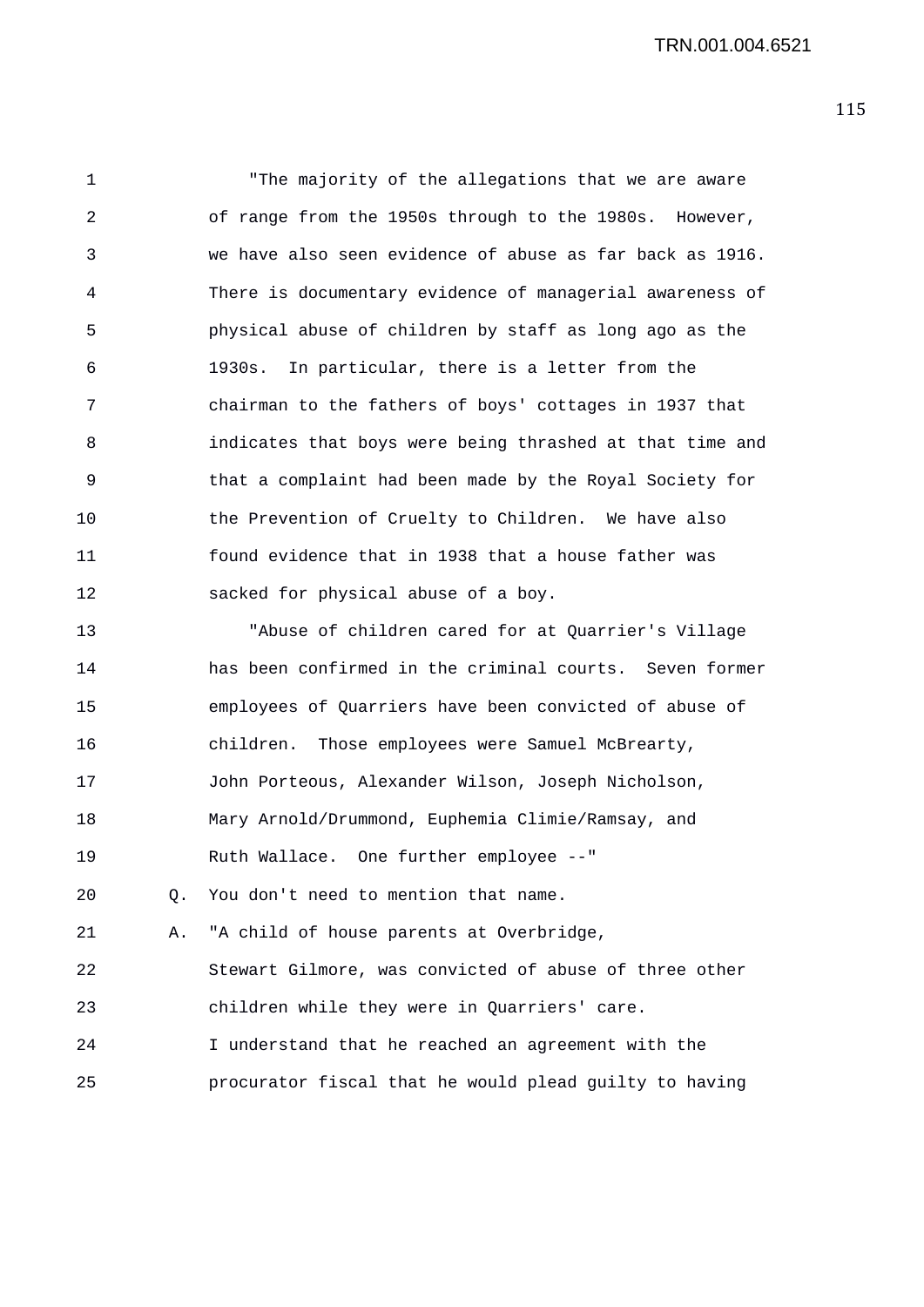"The majority of the allegations that we are aware of range from the 1950s through to the 1980s. However, we have also seen evidence of abuse as far back as 1916. There is documentary evidence of managerial awareness of physical abuse of children by staff as long ago as the 1930s. In particular, there is a letter from the chairman to the fathers of boys' cottages in 1937 that indicates that boys were being thrashed at that time and that a complaint had been made by the Royal Society for the Prevention of Cruelty to Children. We have also found evidence that in 1938 that a house father was sacked for physical abuse of a boy.

"Abuse of children cared for at Quarrier's Village has been confirmed in the criminal courts. Seven former employees of Quarriers have been convicted of abuse of children. Those employees were Samuel McBrearty, John Porteous, Alexander Wilson, Joseph Nicholson, Mary Arnold/Drummond, Euphemia Climie/Ramsay, and Ruth Wallace. One further employee --"

Q. You don't need to mention that name.

A. "A child of house parents at Overbridge, Stewart Gilmore, was convicted of abuse of three other children while they were in Quarriers' care. I understand that he reached an agreement with the procurator fiscal that he would plead guilty to having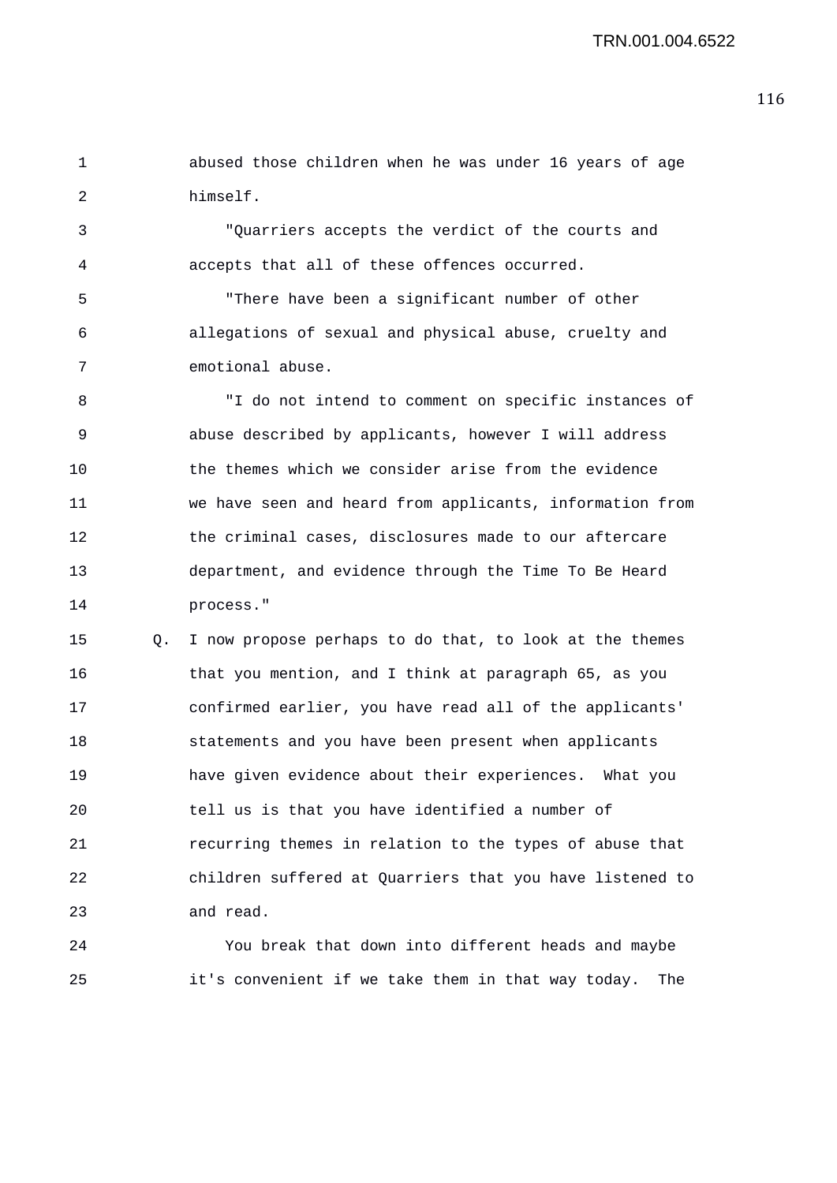abused those children when he was under 16 years of age himself.

"Quarriers accepts the verdict of the courts and accepts that all of these offences occurred.

"There have been a significant number of other allegations of sexual and physical abuse, cruelty and emotional abuse.

"I do not intend to comment on specific instances of abuse described by applicants, however I will address the themes which we consider arise from the evidence we have seen and heard from applicants, information from the criminal cases, disclosures made to our aftercare department, and evidence through the Time To Be Heard process."

Q. I now propose perhaps to do that, to look at the themes that you mention, and I think at paragraph 65, as you confirmed earlier, you have read all of the applicants' statements and you have been present when applicants have given evidence about their experiences. What you tell us is that you have identified a number of recurring themes in relation to the types of abuse that children suffered at Quarriers that you have listened to and read.

You break that down into different heads and maybe it's convenient if we take them in that way today. The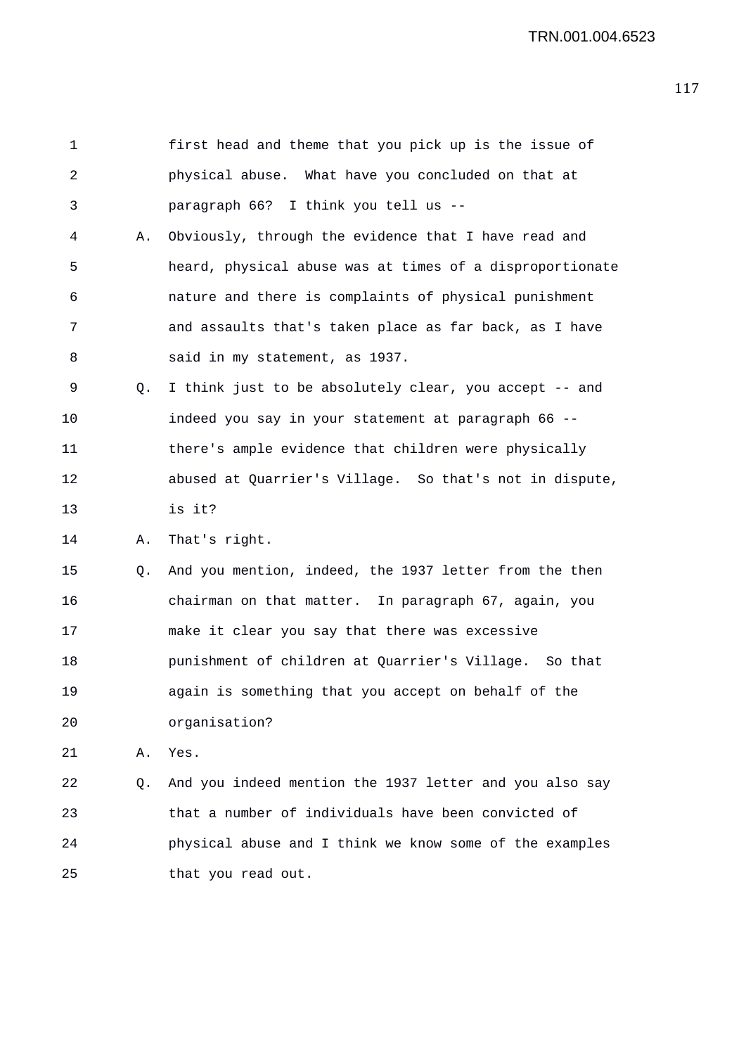first head and theme that you pick up is the issue of physical abuse. What have you concluded on that at paragraph 66? I think you tell us --

A. Obviously, through the evidence that I have read and heard, physical abuse was at times of a disproportionate nature and there is complaints of physical punishment and assaults that's taken place as far back, as I have said in my statement, as 1937.

Q. I think just to be absolutely clear, you accept -- and indeed you say in your statement at paragraph 66 -- there's ample evidence that children were physically abused at Quarrier's Village. So that's not in dispute, is it?

A. That's right.

Q. And you mention, indeed, the 1937 letter from the then chairman on that matter. In paragraph 67, again, you make it clear you say that there was excessive punishment of children at Quarrier's Village. So that again is something that you accept on behalf of the organisation?

A. Yes.

Q. And you indeed mention the 1937 letter and you also say that a number of individuals have been convicted of physical abuse and I think we know some of the examples that you read out.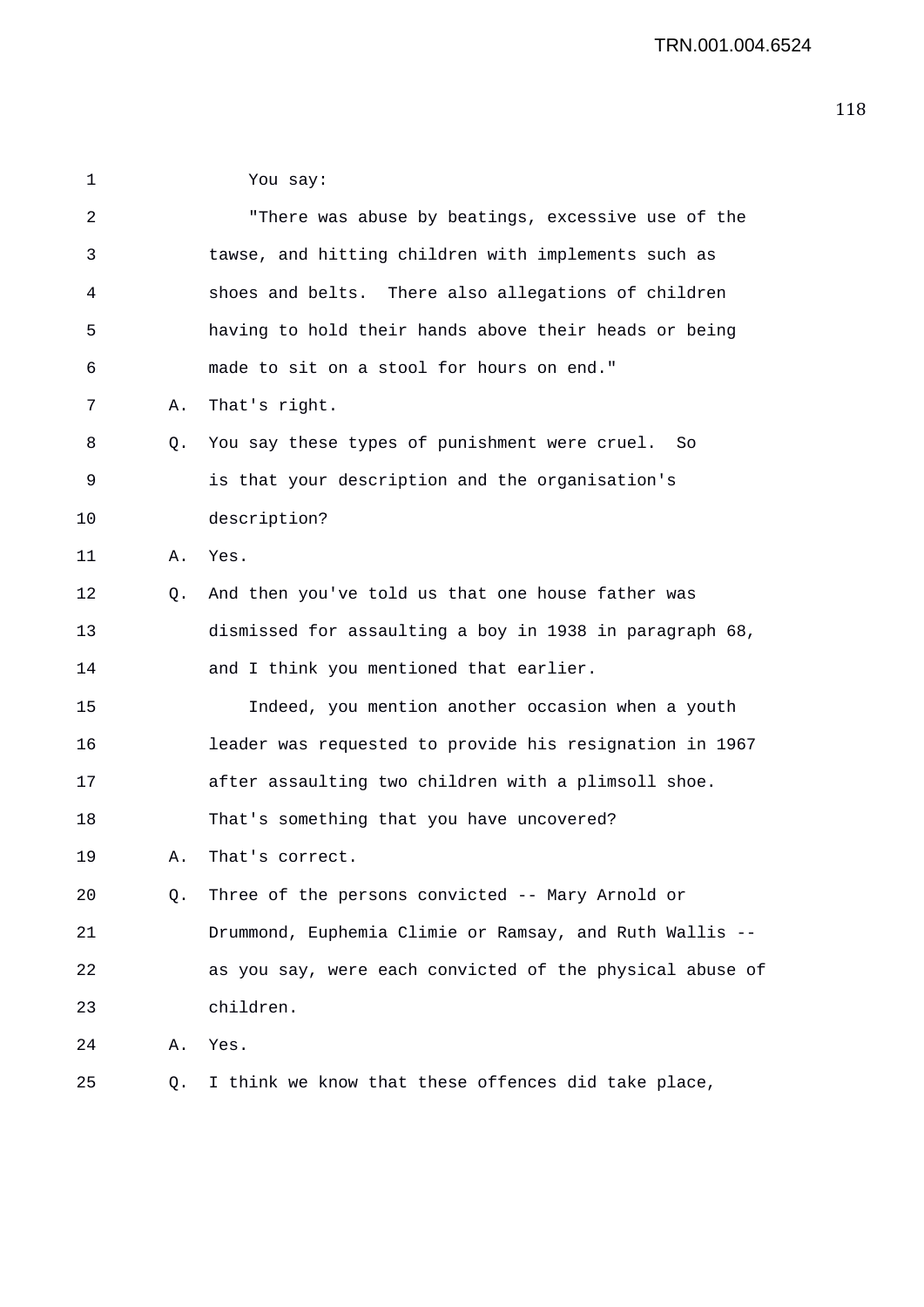1 You say:

2 "There was abuse by beatings, excessive use of the
3 tawse, and hitting children with implements such as
4 shoes and belts. There also allegations of children
5 having to hold their hands above their heads or being
6 made to sit on a stool for hours on end."

7 A. That's right.

8 Q. You say these types of punishment were cruel. So
9 is that your description and the organisation's
10 description?

11 A. Yes.

12 Q. And then you've told us that one house father was
13 dismissed for assaulting a boy in 1938 in paragraph 68,
14 and I think you mentioned that earlier.

15 Indeed, you mention another occasion when a youth
16 leader was requested to provide his resignation in 1967
17 after assaulting two children with a plimsoll shoe.
18 That's something that you have uncovered?

19 A. That's correct.

20 Q. Three of the persons convicted -- Mary Arnold or
21 Drummond, Euphemia Climie or Ramsay, and Ruth Wallis --
22 as you say, were each convicted of the physical abuse of
23 children.

24 A. Yes.

25 Q. I think we know that these offences did take place,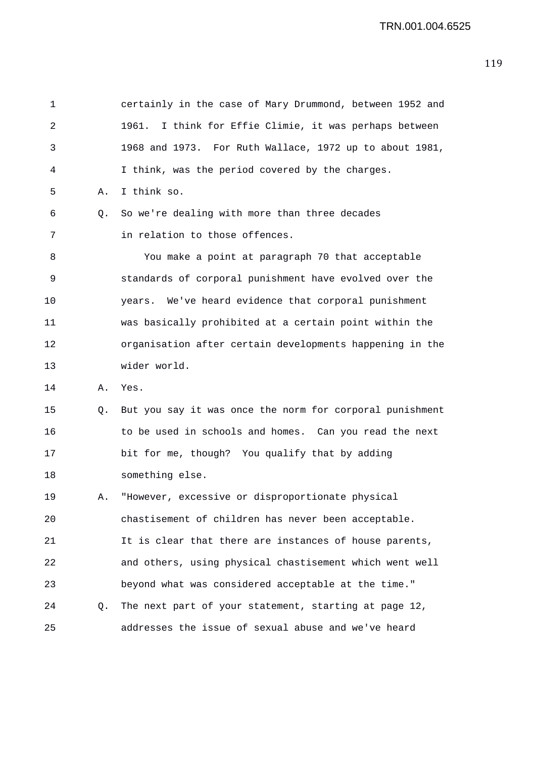certainly in the case of Mary Drummond, between 1952 and 1961. I think for Effie Climie, it was perhaps between 1968 and 1973. For Ruth Wallace, 1972 up to about 1981, I think, was the period covered by the charges.

A. I think so.

Q. So we're dealing with more than three decades in relation to those offences.

You make a point at paragraph 70 that acceptable standards of corporal punishment have evolved over the years. We've heard evidence that corporal punishment was basically prohibited at a certain point within the organisation after certain developments happening in the wider world.

A. Yes.

Q. But you say it was once the norm for corporal punishment to be used in schools and homes. Can you read the next bit for me, though? You qualify that by adding something else.

A. "However, excessive or disproportionate physical chastisement of children has never been acceptable. It is clear that there are instances of house parents, and others, using physical chastisement which went well beyond what was considered acceptable at the time."

Q. The next part of your statement, starting at page 12, addresses the issue of sexual abuse and we've heard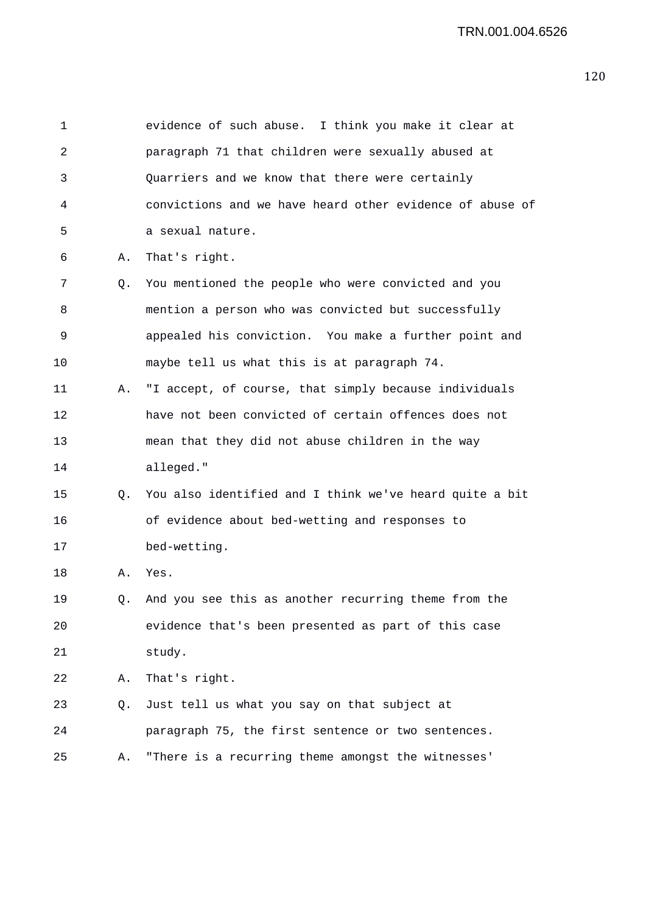1 evidence of such abuse. I think you make it clear at
2 paragraph 71 that children were sexually abused at
3 Quarriers and we know that there were certainly
4 convictions and we have heard other evidence of abuse of
5 a sexual nature.

6 A. That's right.

7 Q. You mentioned the people who were convicted and you
8 mention a person who was convicted but successfully
9 appealed his conviction. You make a further point and
10 maybe tell us what this is at paragraph 74.

11 A. "I accept, of course, that simply because individuals
12 have not been convicted of certain offences does not
13 mean that they did not abuse children in the way
14 alleged."

15 Q. You also identified and I think we've heard quite a bit
16 of evidence about bed-wetting and responses to
17 bed-wetting.

18 A. Yes.

19 Q. And you see this as another recurring theme from the
20 evidence that's been presented as part of this case
21 study.

22 A. That's right.

23 Q. Just tell us what you say on that subject at
24 paragraph 75, the first sentence or two sentences.

25 A. "There is a recurring theme amongst the witnesses'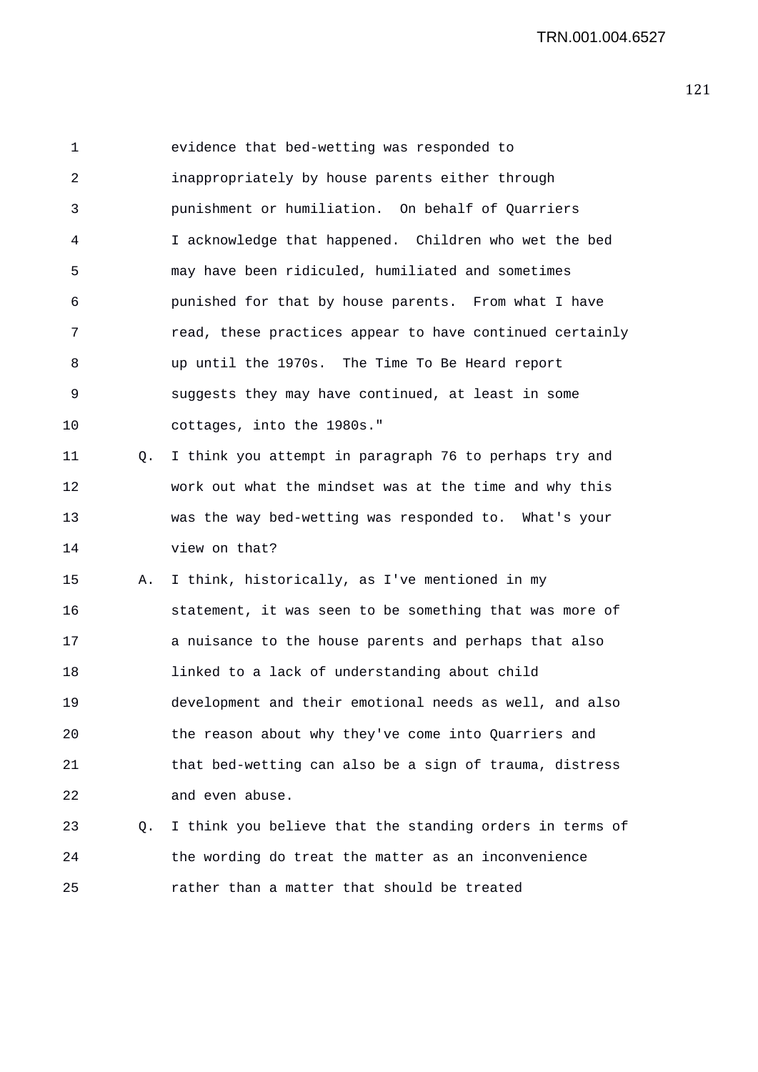evidence that bed-wetting was responded to inappropriately by house parents either through punishment or humiliation. On behalf of Quarriers I acknowledge that happened. Children who wet the bed may have been ridiculed, humiliated and sometimes punished for that by house parents. From what I have read, these practices appear to have continued certainly up until the 1970s. The Time To Be Heard report suggests they may have continued, at least in some cottages, into the 1980s."

Q. I think you attempt in paragraph 76 to perhaps try and work out what the mindset was at the time and why this was the way bed-wetting was responded to. What's your view on that?

A. I think, historically, as I've mentioned in my statement, it was seen to be something that was more of a nuisance to the house parents and perhaps that also linked to a lack of understanding about child development and their emotional needs as well, and also the reason about why they've come into Quarriers and that bed-wetting can also be a sign of trauma, distress and even abuse.

Q. I think you believe that the standing orders in terms of the wording do treat the matter as an inconvenience rather than a matter that should be treated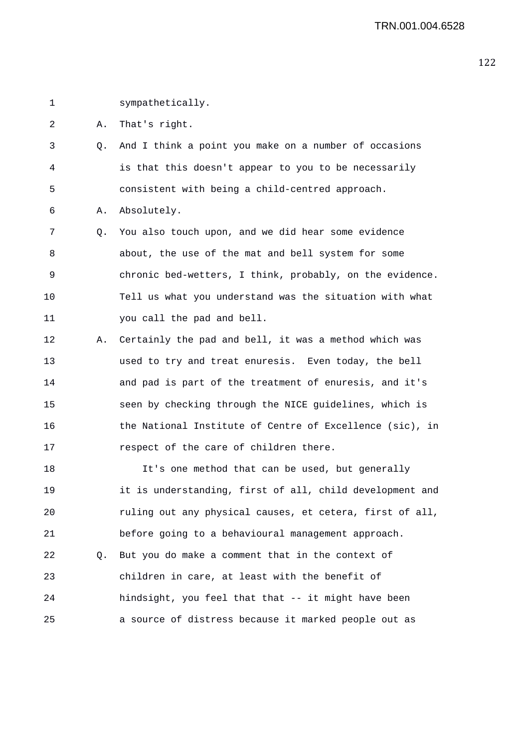sympathetically.

A. That's right.

Q. And I think a point you make on a number of occasions is that this doesn't appear to you to be necessarily consistent with being a child-centred approach.

A. Absolutely.

Q. You also touch upon, and we did hear some evidence about, the use of the mat and bell system for some chronic bed-wetters, I think, probably, on the evidence. Tell us what you understand was the situation with what you call the pad and bell.

A. Certainly the pad and bell, it was a method which was used to try and treat enuresis. Even today, the bell and pad is part of the treatment of enuresis, and it's seen by checking through the NICE guidelines, which is the National Institute of Centre of Excellence (sic), in respect of the care of children there.

It's one method that can be used, but generally it is understanding, first of all, child development and ruling out any physical causes, et cetera, first of all, before going to a behavioural management approach.

Q. But you do make a comment that in the context of children in care, at least with the benefit of hindsight, you feel that that -- it might have been a source of distress because it marked people out as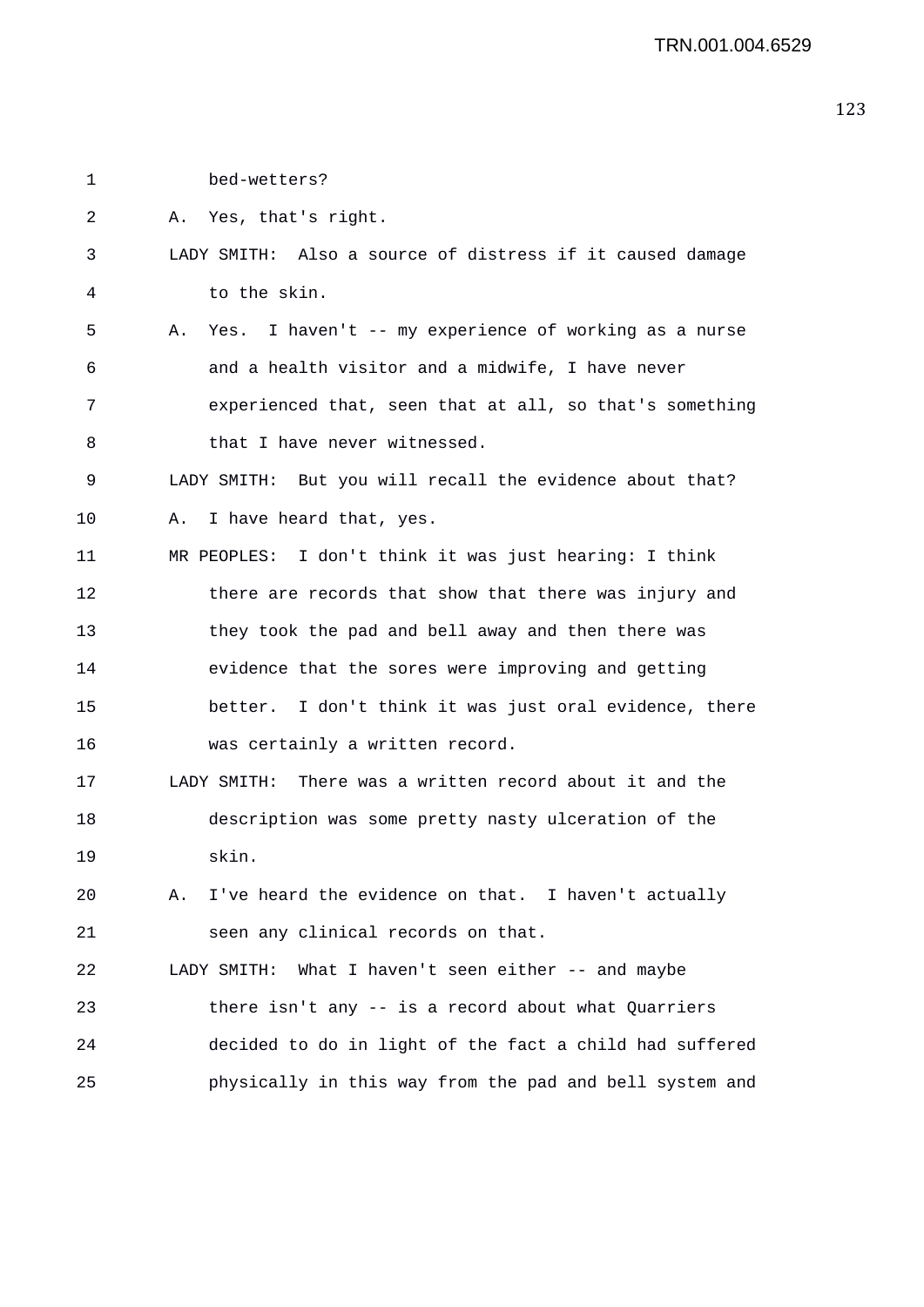1 bed-wetters?

2 A. Yes, that's right.

3 LADY SMITH: Also a source of distress if it caused damage

4 to the skin.

5 A. Yes. I haven't -- my experience of working as a nurse

6 and a health visitor and a midwife, I have never

7 experienced that, seen that at all, so that's something

8 that I have never witnessed.

9 LADY SMITH: But you will recall the evidence about that?

10 A. I have heard that, yes.

11 MR PEOPLES: I don't think it was just hearing: I think

12 there are records that show that there was injury and

13 they took the pad and bell away and then there was

14 evidence that the sores were improving and getting

15 better. I don't think it was just oral evidence, there

16 was certainly a written record.

17 LADY SMITH: There was a written record about it and the

18 description was some pretty nasty ulceration of the

19 skin.

20 A. I've heard the evidence on that. I haven't actually

21 seen any clinical records on that.

22 LADY SMITH: What I haven't seen either -- and maybe

23 there isn't any -- is a record about what Quarriers

24 decided to do in light of the fact a child had suffered

25 physically in this way from the pad and bell system and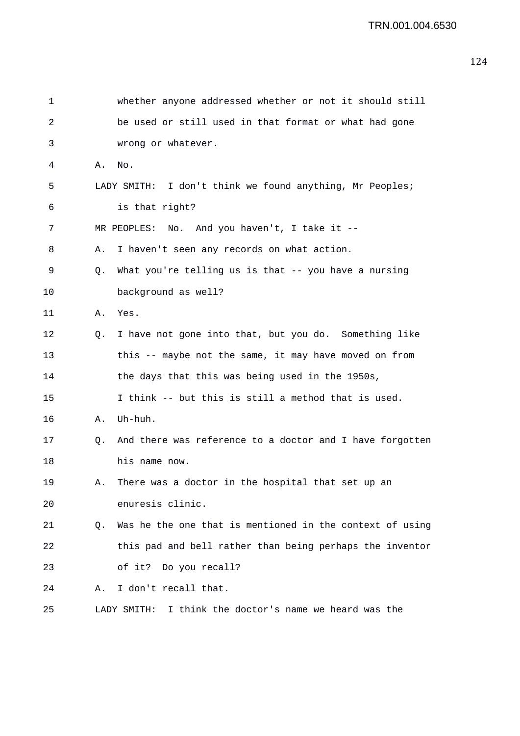1 whether anyone addressed whether or not it should still
2 be used or still used in that format or what had gone
3 wrong or whatever.

4 A. No.

5 LADY SMITH: I don't think we found anything, Mr Peoples;
6 is that right?

7 MR PEOPLES: No. And you haven't, I take it --

8 A. I haven't seen any records on what action.

9 Q. What you're telling us is that -- you have a nursing
10 background as well?

11 A. Yes.

12 Q. I have not gone into that, but you do. Something like
13 this -- maybe not the same, it may have moved on from
14 the days that this was being used in the 1950s,
15 I think -- but this is still a method that is used.

16 A. Uh-huh.

17 Q. And there was reference to a doctor and I have forgotten
18 his name now.

19 A. There was a doctor in the hospital that set up an
20 enuresis clinic.

21 Q. Was he the one that is mentioned in the context of using
22 this pad and bell rather than being perhaps the inventor
23 of it? Do you recall?

24 A. I don't recall that.

25 LADY SMITH: I think the doctor's name we heard was the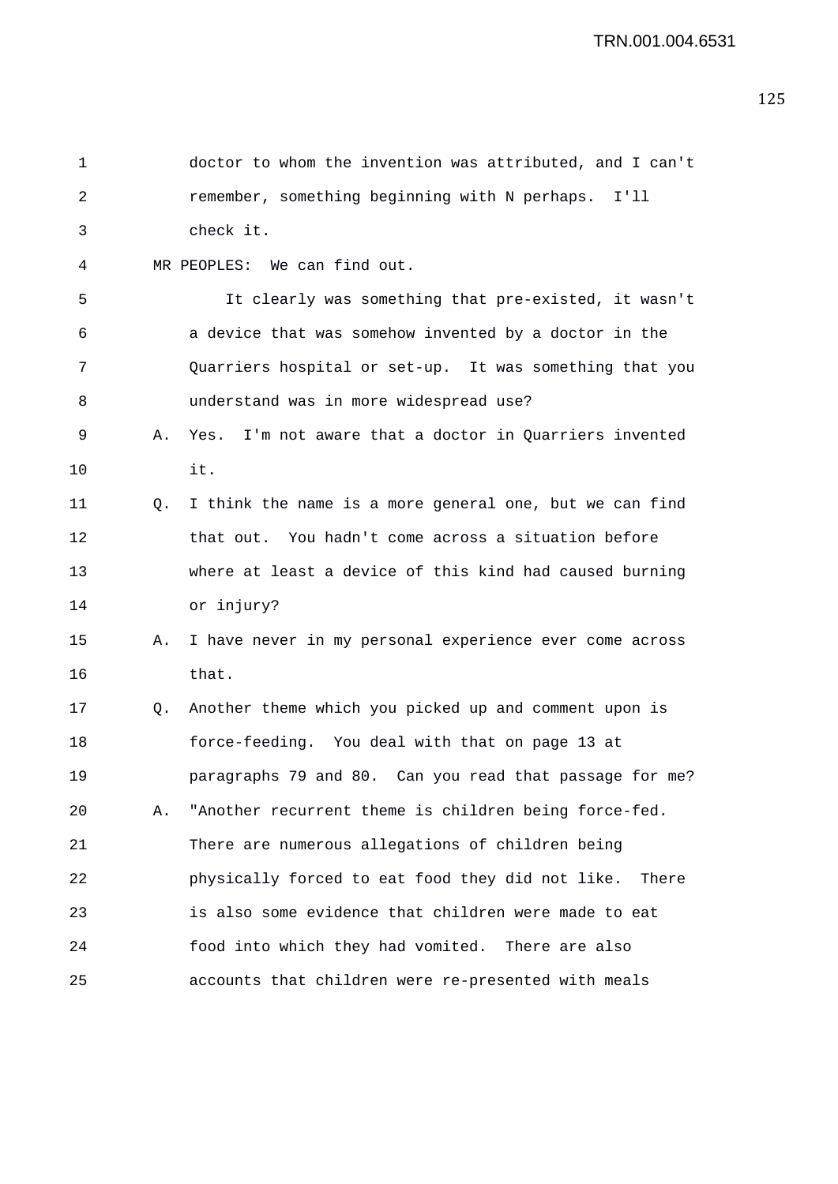doctor to whom the invention was attributed, and I can't remember, something beginning with N perhaps. I'll check it.

MR PEOPLES: We can find out.

It clearly was something that pre-existed, it wasn't a device that was somehow invented by a doctor in the Quarriers hospital or set-up. It was something that you understand was in more widespread use?

A. Yes. I'm not aware that a doctor in Quarriers invented it.

Q. I think the name is a more general one, but we can find that out. You hadn't come across a situation before where at least a device of this kind had caused burning or injury?

A. I have never in my personal experience ever come across that.

Q. Another theme which you picked up and comment upon is force-feeding. You deal with that on page 13 at paragraphs 79 and 80. Can you read that passage for me?

A. "Another recurrent theme is children being force-fed. There are numerous allegations of children being physically forced to eat food they did not like. There is also some evidence that children were made to eat food into which they had vomited. There are also accounts that children were re-presented with meals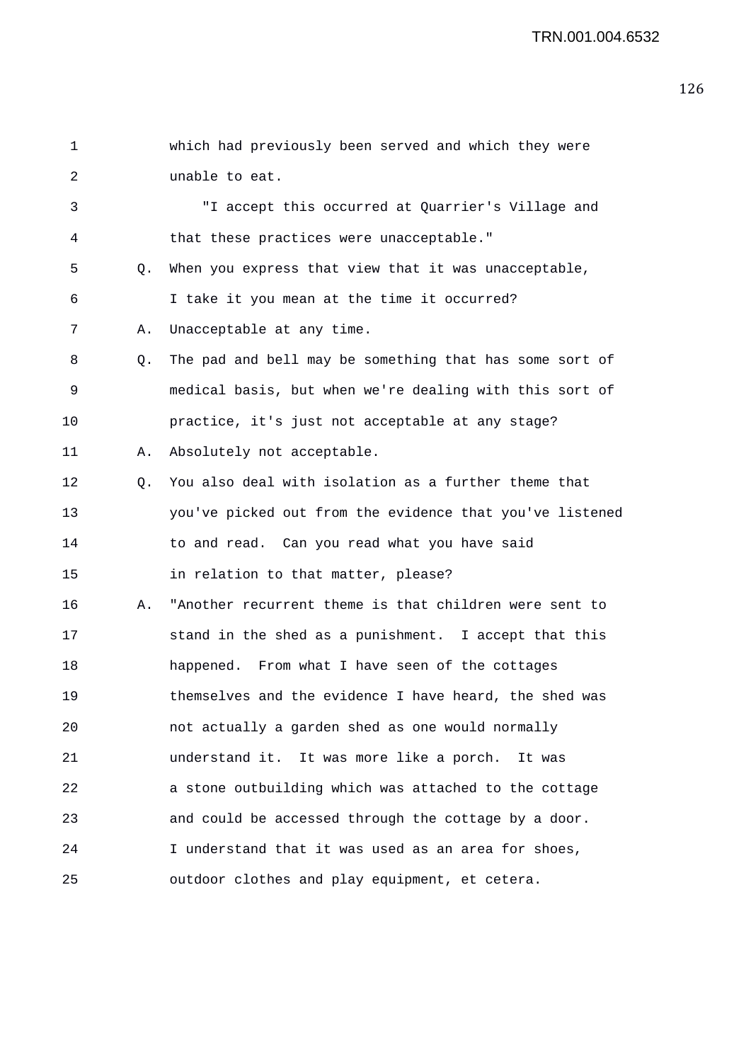which had previously been served and which they were unable to eat.

"I accept this occurred at Quarrier's Village and that these practices were unacceptable."

Q. When you express that view that it was unacceptable, I take it you mean at the time it occurred?

A. Unacceptable at any time.

Q. The pad and bell may be something that has some sort of medical basis, but when we're dealing with this sort of practice, it's just not acceptable at any stage?

A. Absolutely not acceptable.

Q. You also deal with isolation as a further theme that you've picked out from the evidence that you've listened to and read. Can you read what you have said in relation to that matter, please?

A. "Another recurrent theme is that children were sent to stand in the shed as a punishment. I accept that this happened. From what I have seen of the cottages themselves and the evidence I have heard, the shed was not actually a garden shed as one would normally understand it. It was more like a porch. It was a stone outbuilding which was attached to the cottage and could be accessed through the cottage by a door. I understand that it was used as an area for shoes, outdoor clothes and play equipment, et cetera.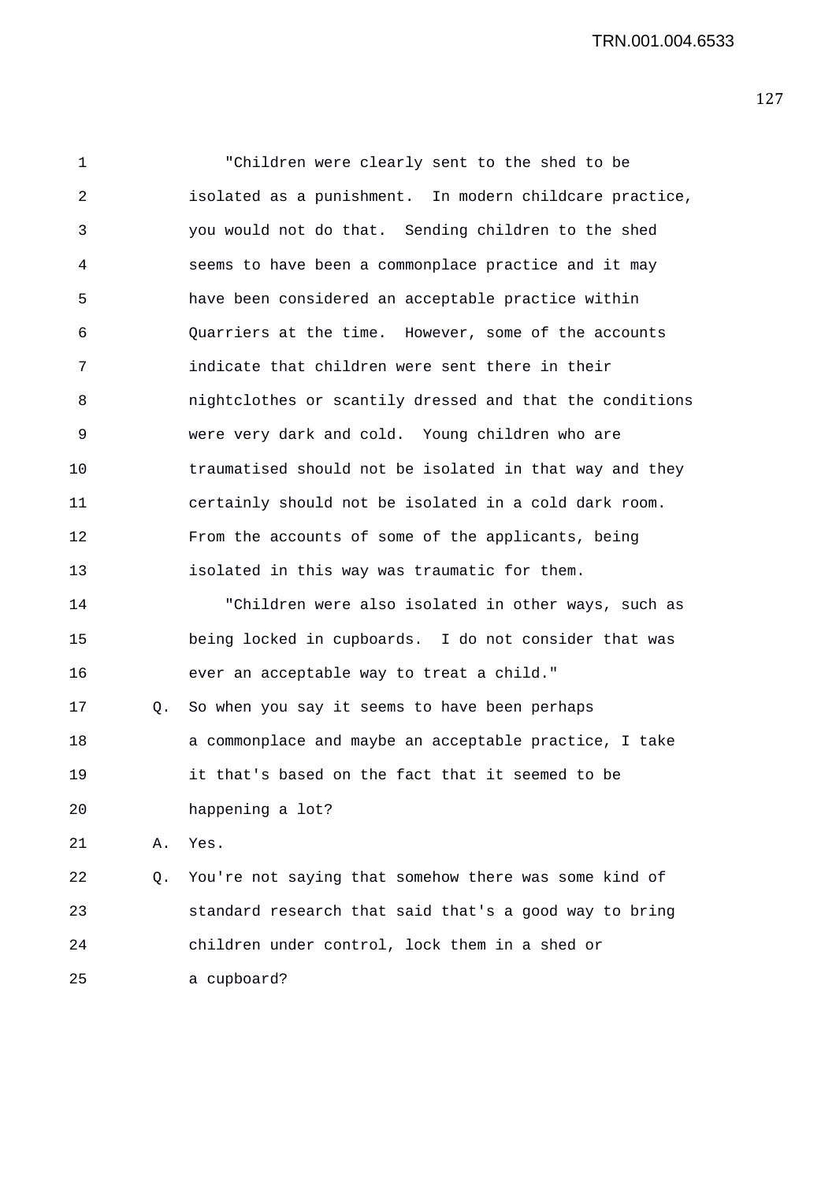"Children were clearly sent to the shed to be isolated as a punishment. In modern childcare practice, you would not do that. Sending children to the shed seems to have been a commonplace practice and it may have been considered an acceptable practice within Quarriers at the time. However, some of the accounts indicate that children were sent there in their nightclothes or scantily dressed and that the conditions were very dark and cold. Young children who are traumatised should not be isolated in that way and they certainly should not be isolated in a cold dark room. From the accounts of some of the applicants, being isolated in this way was traumatic for them.

"Children were also isolated in other ways, such as being locked in cupboards. I do not consider that was ever an acceptable way to treat a child."

Q. So when you say it seems to have been perhaps a commonplace and maybe an acceptable practice, I take it that's based on the fact that it seemed to be happening a lot?

A. Yes.

Q. You're not saying that somehow there was some kind of standard research that said that's a good way to bring children under control, lock them in a shed or a cupboard?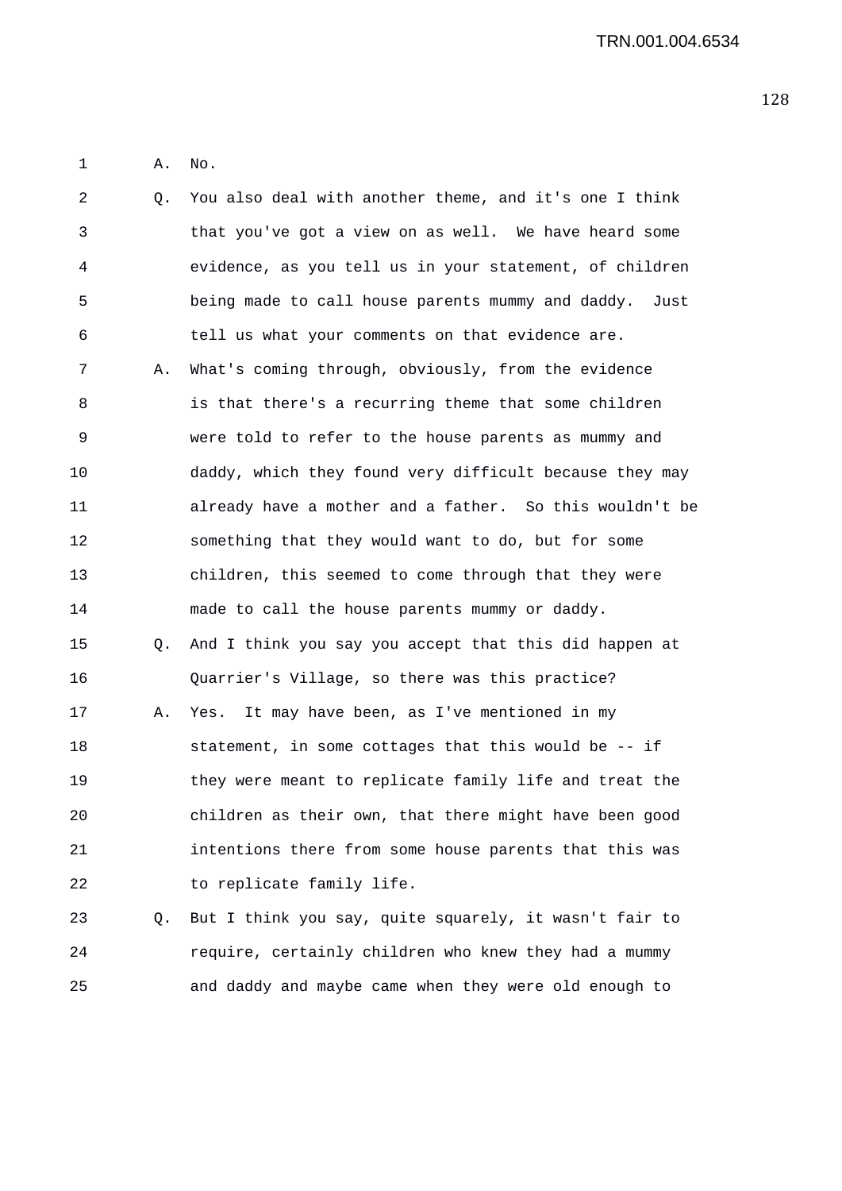A. No.

Q. You also deal with another theme, and it's one I think that you've got a view on as well. We have heard some evidence, as you tell us in your statement, of children being made to call house parents mummy and daddy. Just tell us what your comments on that evidence are.

A. What's coming through, obviously, from the evidence is that there's a recurring theme that some children were told to refer to the house parents as mummy and daddy, which they found very difficult because they may already have a mother and a father. So this wouldn't be something that they would want to do, but for some children, this seemed to come through that they were made to call the house parents mummy or daddy.

Q. And I think you say you accept that this did happen at Quarrier's Village, so there was this practice?

A. Yes. It may have been, as I've mentioned in my statement, in some cottages that this would be -- if they were meant to replicate family life and treat the children as their own, that there might have been good intentions there from some house parents that this was to replicate family life.

Q. But I think you say, quite squarely, it wasn't fair to require, certainly children who knew they had a mummy and daddy and maybe came when they were old enough to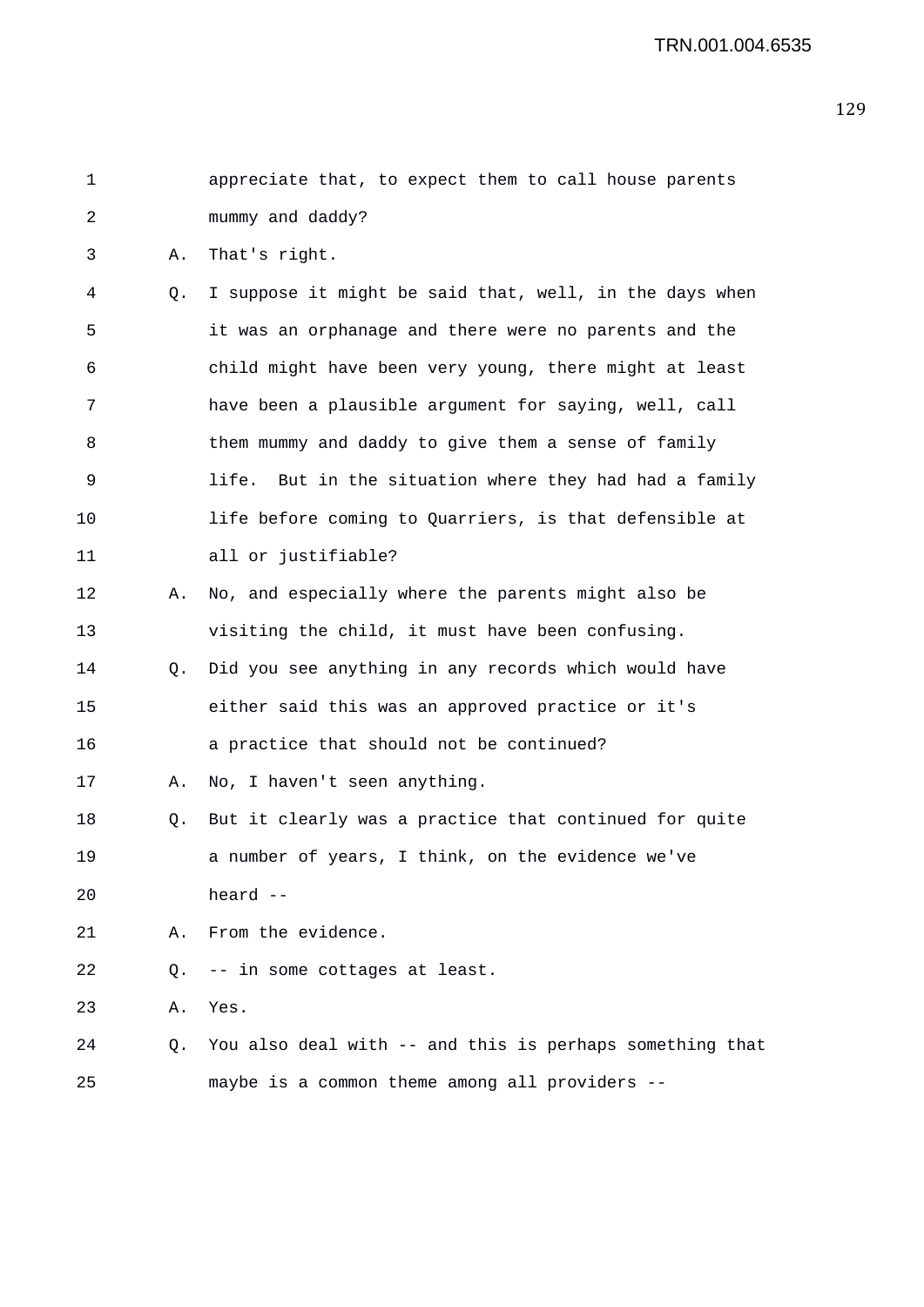1 appreciate that, to expect them to call house parents
2 mummy and daddy?
3 A. That's right.
4 Q. I suppose it might be said that, well, in the days when
5 it was an orphanage and there were no parents and the
6 child might have been very young, there might at least
7 have been a plausible argument for saying, well, call
8 them mummy and daddy to give them a sense of family
9 life. But in the situation where they had had a family
10 life before coming to Quarriers, is that defensible at
11 all or justifiable?
12 A. No, and especially where the parents might also be
13 visiting the child, it must have been confusing.
14 Q. Did you see anything in any records which would have
15 either said this was an approved practice or it's
16 a practice that should not be continued?
17 A. No, I haven't seen anything.
18 Q. But it clearly was a practice that continued for quite
19 a number of years, I think, on the evidence we've
20 heard --
21 A. From the evidence.
22 Q. -- in some cottages at least.
23 A. Yes.
24 Q. You also deal with -- and this is perhaps something that
25 maybe is a common theme among all providers --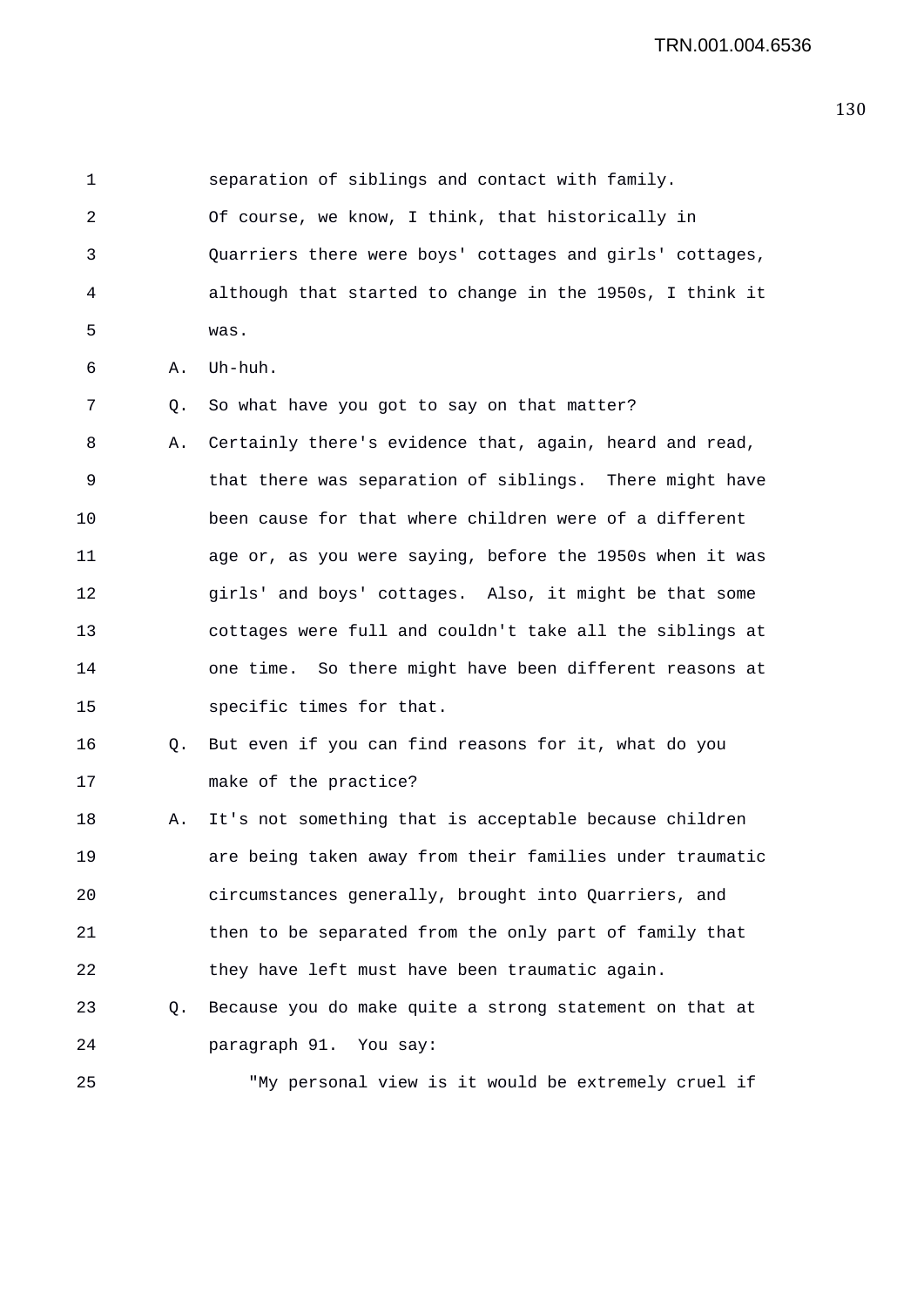separation of siblings and contact with family.

Of course, we know, I think, that historically in Quarriers there were boys' cottages and girls' cottages, although that started to change in the 1950s, I think it was.

A. Uh-huh.

Q. So what have you got to say on that matter?

A. Certainly there's evidence that, again, heard and read, that there was separation of siblings. There might have been cause for that where children were of a different age or, as you were saying, before the 1950s when it was girls' and boys' cottages. Also, it might be that some cottages were full and couldn't take all the siblings at one time. So there might have been different reasons at specific times for that.

Q. But even if you can find reasons for it, what do you make of the practice?

A. It's not something that is acceptable because children are being taken away from their families under traumatic circumstances generally, brought into Quarriers, and then to be separated from the only part of family that they have left must have been traumatic again.

Q. Because you do make quite a strong statement on that at paragraph 91. You say:

"My personal view is it would be extremely cruel if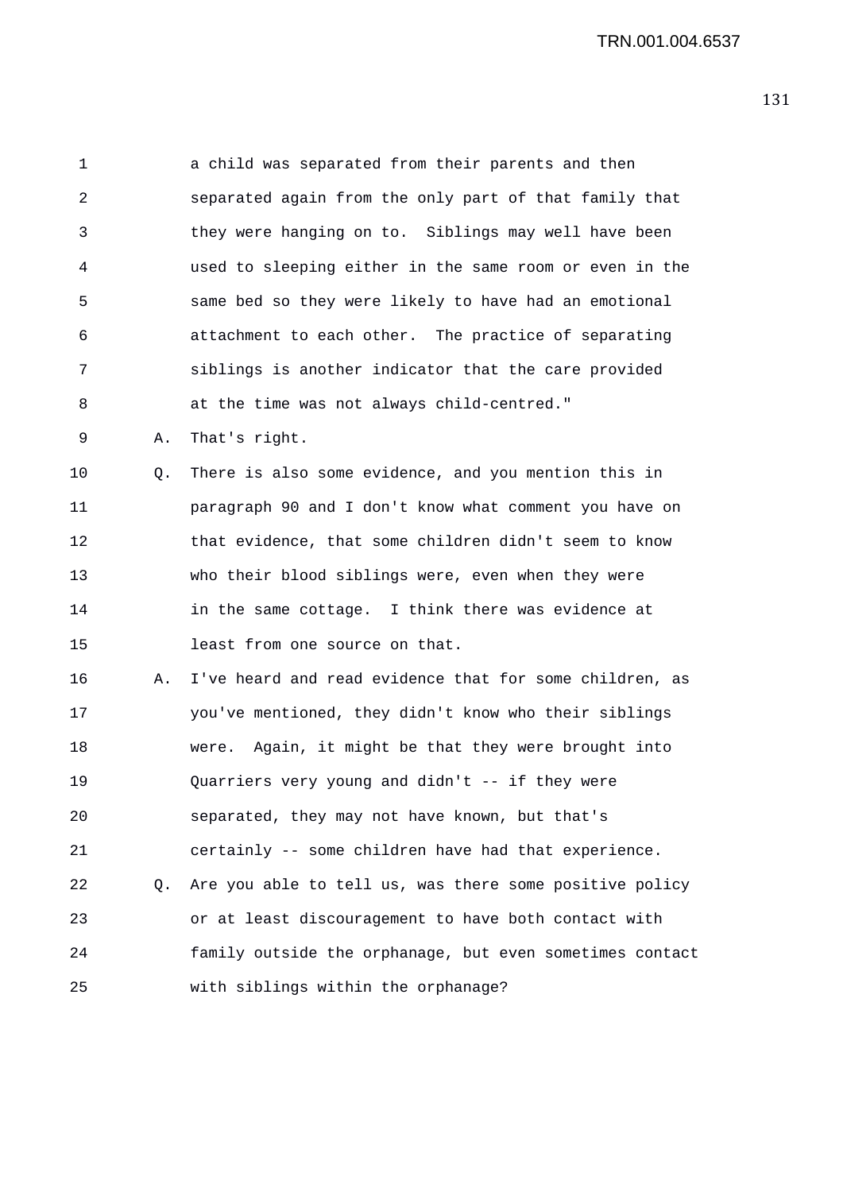a child was separated from their parents and then separated again from the only part of that family that they were hanging on to. Siblings may well have been used to sleeping either in the same room or even in the same bed so they were likely to have had an emotional attachment to each other. The practice of separating siblings is another indicator that the care provided at the time was not always child-centred."

A. That's right.

Q. There is also some evidence, and you mention this in paragraph 90 and I don't know what comment you have on that evidence, that some children didn't seem to know who their blood siblings were, even when they were in the same cottage. I think there was evidence at least from one source on that.

A. I've heard and read evidence that for some children, as you've mentioned, they didn't know who their siblings were. Again, it might be that they were brought into Quarriers very young and didn't -- if they were separated, they may not have known, but that's certainly -- some children have had that experience.

Q. Are you able to tell us, was there some positive policy or at least discouragement to have both contact with family outside the orphanage, but even sometimes contact with siblings within the orphanage?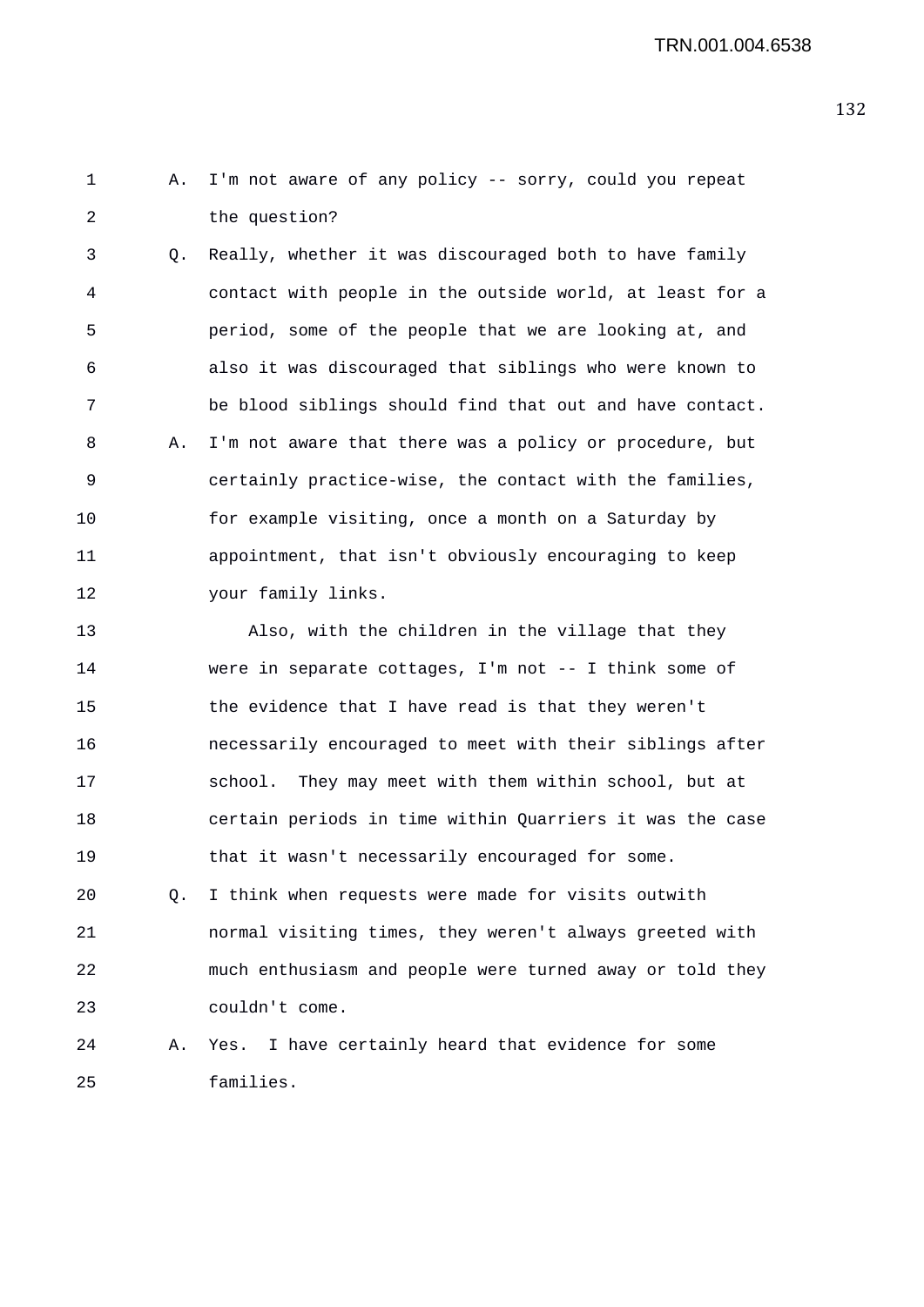A. I'm not aware of any policy -- sorry, could you repeat the question?

Q. Really, whether it was discouraged both to have family contact with people in the outside world, at least for a period, some of the people that we are looking at, and also it was discouraged that siblings who were known to be blood siblings should find that out and have contact.

A. I'm not aware that there was a policy or procedure, but certainly practice-wise, the contact with the families, for example visiting, once a month on a Saturday by appointment, that isn't obviously encouraging to keep your family links.

Also, with the children in the village that they were in separate cottages, I'm not -- I think some of the evidence that I have read is that they weren't necessarily encouraged to meet with their siblings after school. They may meet with them within school, but at certain periods in time within Quarriers it was the case that it wasn't necessarily encouraged for some.

Q. I think when requests were made for visits outwith normal visiting times, they weren't always greeted with much enthusiasm and people were turned away or told they couldn't come.

A. Yes. I have certainly heard that evidence for some families.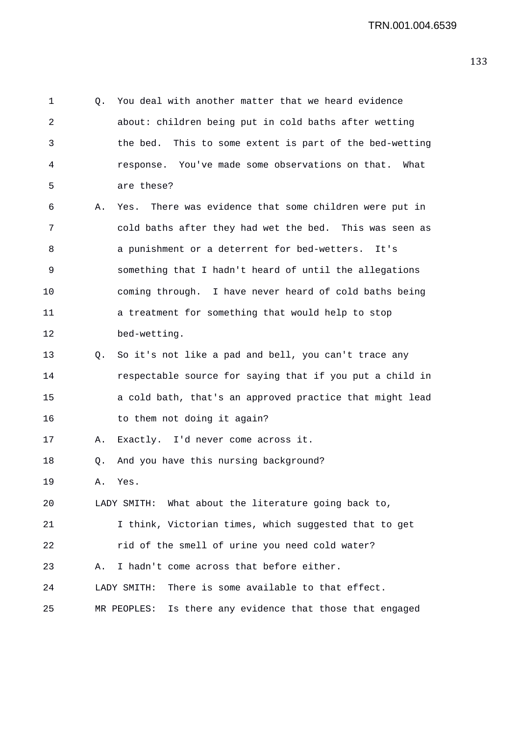Q. You deal with another matter that we heard evidence about: children being put in cold baths after wetting the bed. This to some extent is part of the bed-wetting response. You've made some observations on that. What are these?

A. Yes. There was evidence that some children were put in cold baths after they had wet the bed. This was seen as a punishment or a deterrent for bed-wetters. It's something that I hadn't heard of until the allegations coming through. I have never heard of cold baths being a treatment for something that would help to stop bed-wetting.

Q. So it's not like a pad and bell, you can't trace any respectable source for saying that if you put a child in a cold bath, that's an approved practice that might lead to them not doing it again?

A. Exactly. I'd never come across it.

Q. And you have this nursing background?

A. Yes.

LADY SMITH: What about the literature going back to, I think, Victorian times, which suggested that to get rid of the smell of urine you need cold water?

A. I hadn't come across that before either.

LADY SMITH: There is some available to that effect.

MR PEOPLES: Is there any evidence that those that engaged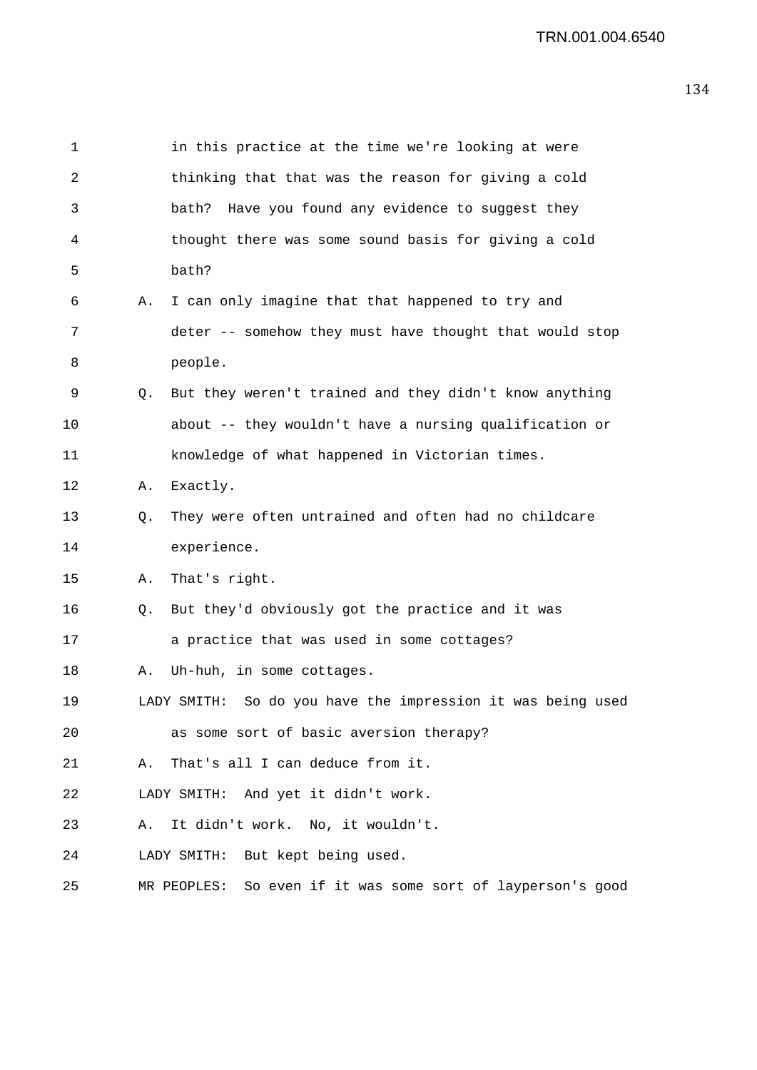in this practice at the time we're looking at were thinking that that was the reason for giving a cold bath? Have you found any evidence to suggest they thought there was some sound basis for giving a cold bath?

A. I can only imagine that that happened to try and deter -- somehow they must have thought that would stop people.

Q. But they weren't trained and they didn't know anything about -- they wouldn't have a nursing qualification or knowledge of what happened in Victorian times.

A. Exactly.

Q. They were often untrained and often had no childcare experience.

A. That's right.

Q. But they'd obviously got the practice and it was a practice that was used in some cottages?

A. Uh-huh, in some cottages.

LADY SMITH: So do you have the impression it was being used as some sort of basic aversion therapy?

A. That's all I can deduce from it.

LADY SMITH: And yet it didn't work.

A. It didn't work. No, it wouldn't.

LADY SMITH: But kept being used.

MR PEOPLES: So even if it was some sort of layperson's good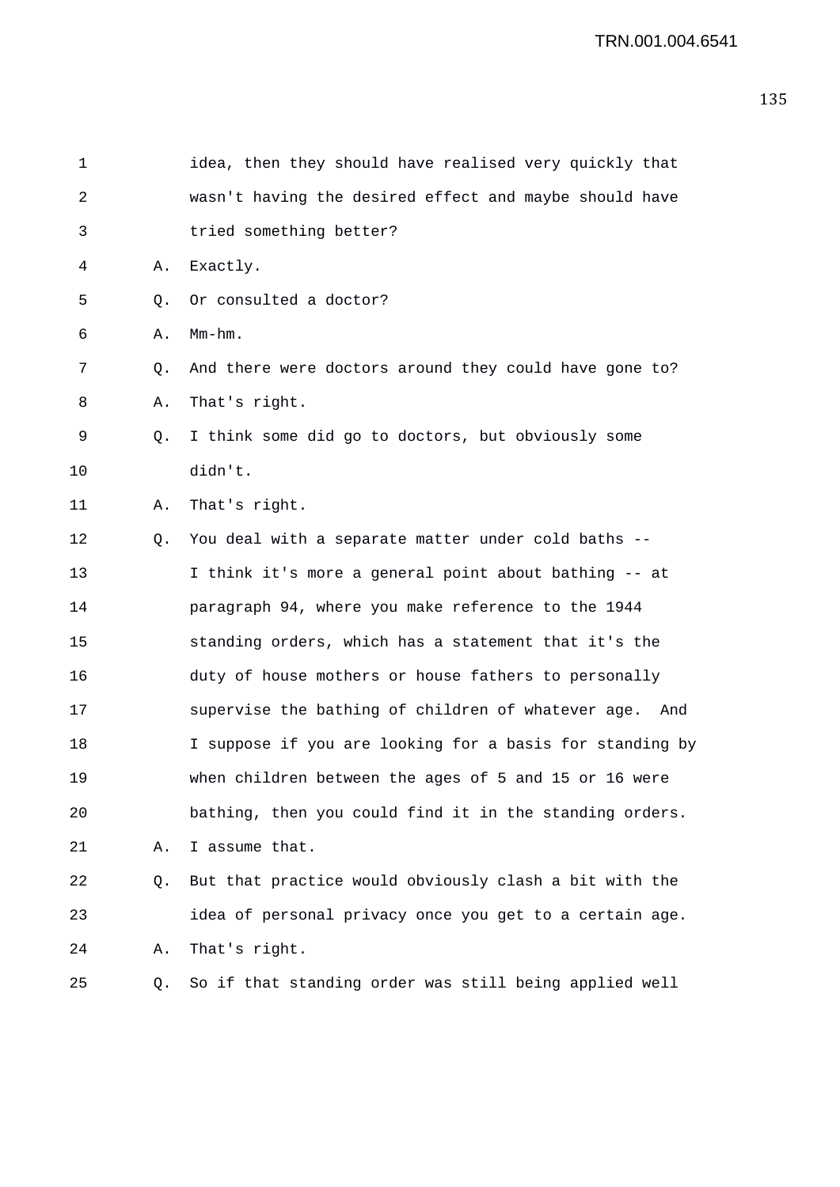1 idea, then they should have realised very quickly that
2 wasn't having the desired effect and maybe should have
3 tried something better?

4 A. Exactly.

5 Q. Or consulted a doctor?

6 A. Mm-hm.

7 Q. And there were doctors around they could have gone to?

8 A. That's right.

9 Q. I think some did go to doctors, but obviously some
10 didn't.

11 A. That's right.

12 Q. You deal with a separate matter under cold baths --
13 I think it's more a general point about bathing -- at
14 paragraph 94, where you make reference to the 1944
15 standing orders, which has a statement that it's the
16 duty of house mothers or house fathers to personally
17 supervise the bathing of children of whatever age. And
18 I suppose if you are looking for a basis for standing by
19 when children between the ages of 5 and 15 or 16 were
20 bathing, then you could find it in the standing orders.

21 A. I assume that.

22 Q. But that practice would obviously clash a bit with the
23 idea of personal privacy once you get to a certain age.

24 A. That's right.

25 Q. So if that standing order was still being applied well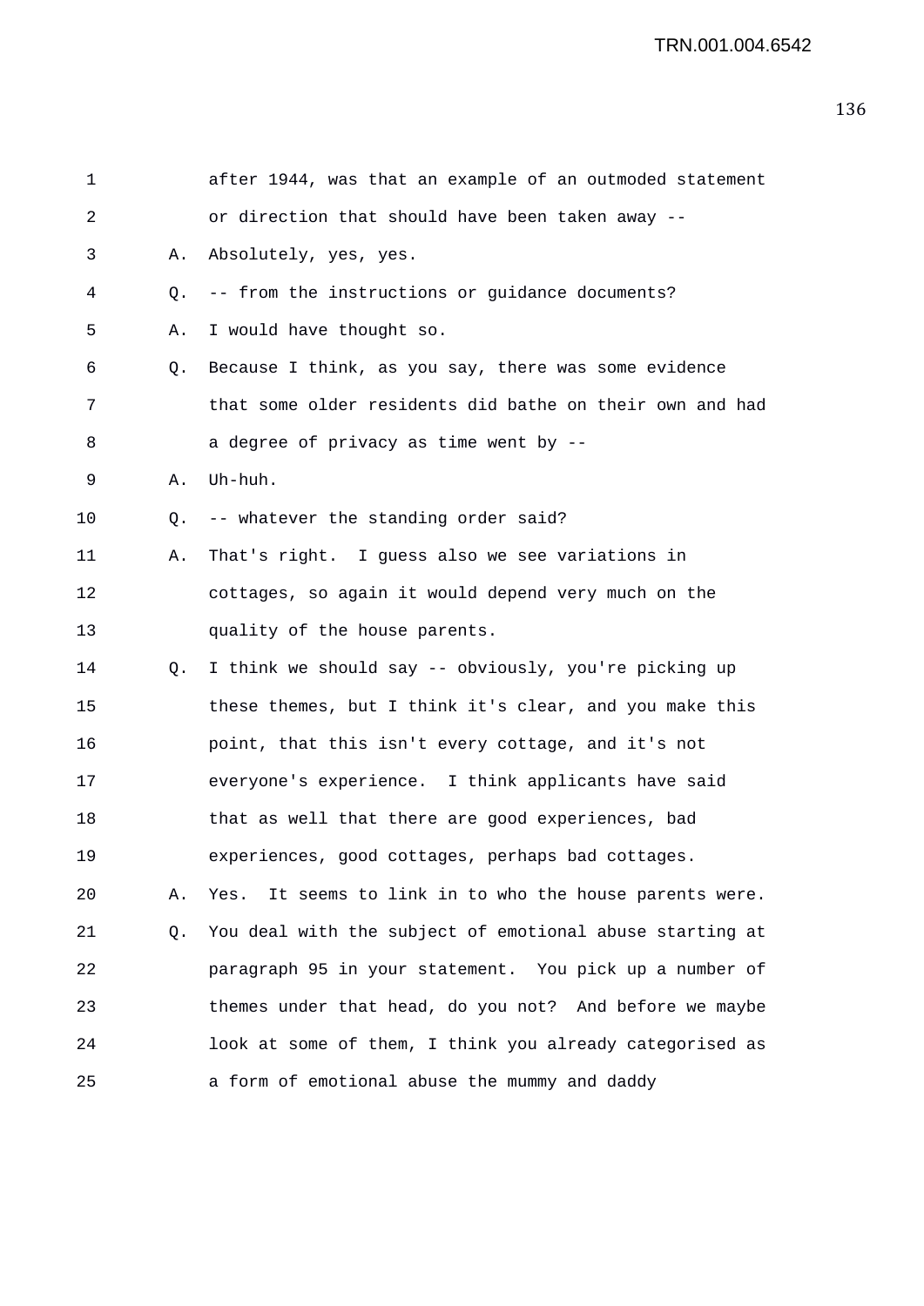after 1944, was that an example of an outmoded statement or direction that should have been taken away --

A. Absolutely, yes, yes.

Q. -- from the instructions or guidance documents?

A. I would have thought so.

Q. Because I think, as you say, there was some evidence that some older residents did bathe on their own and had a degree of privacy as time went by --

A. Uh-huh.

Q. -- whatever the standing order said?

A. That's right. I guess also we see variations in cottages, so again it would depend very much on the quality of the house parents.

Q. I think we should say -- obviously, you're picking up these themes, but I think it's clear, and you make this point, that this isn't every cottage, and it's not everyone's experience. I think applicants have said that as well that there are good experiences, bad experiences, good cottages, perhaps bad cottages.

A. Yes. It seems to link in to who the house parents were.

Q. You deal with the subject of emotional abuse starting at paragraph 95 in your statement. You pick up a number of themes under that head, do you not? And before we maybe look at some of them, I think you already categorised as a form of emotional abuse the mummy and daddy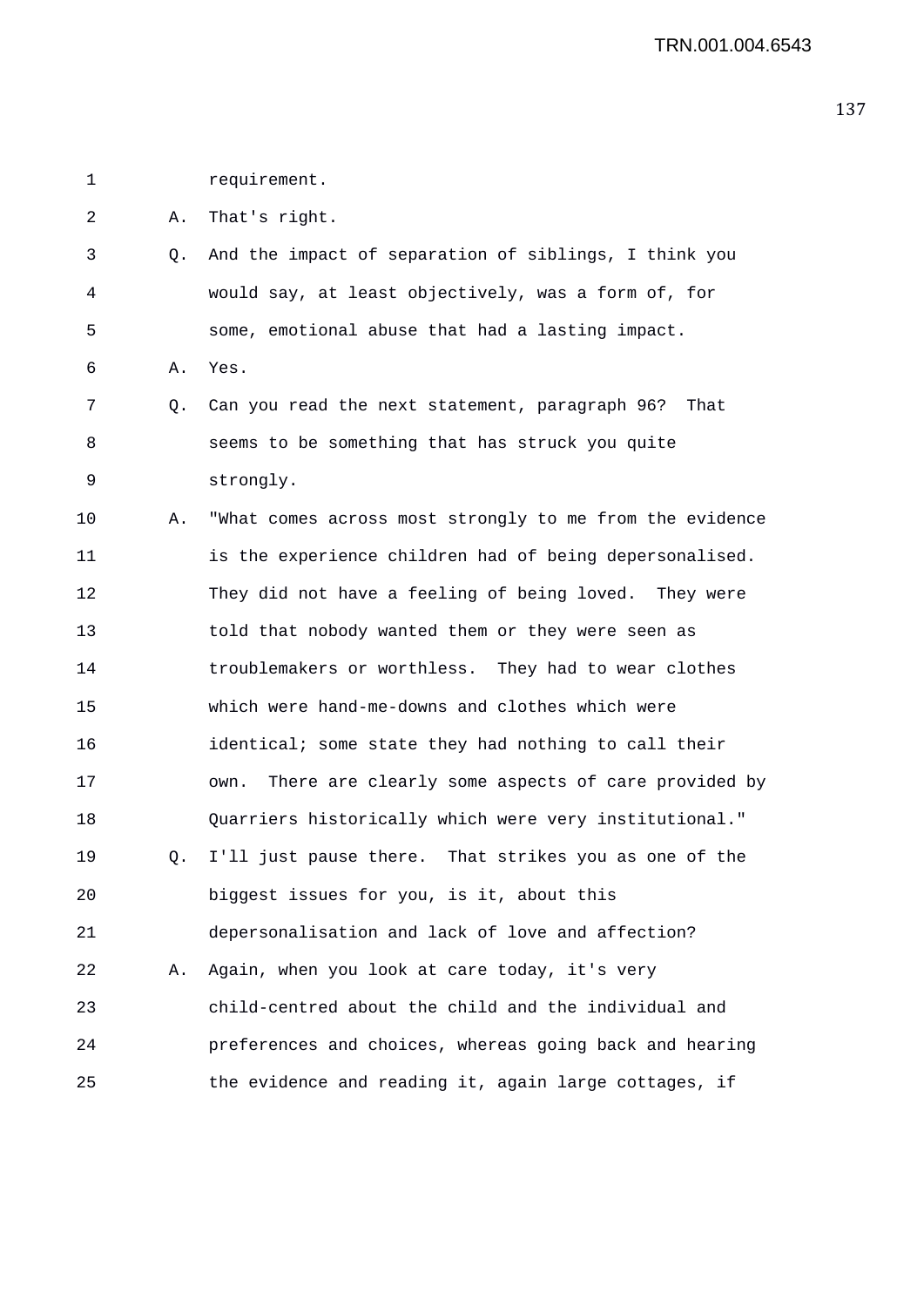1 requirement.

2 A. That's right.

3 Q. And the impact of separation of siblings, I think you

4 would say, at least objectively, was a form of, for

5 some, emotional abuse that had a lasting impact.

6 A. Yes.

7 Q. Can you read the next statement, paragraph 96? That

8 seems to be something that has struck you quite

9 strongly.

10 A. "What comes across most strongly to me from the evidence

11 is the experience children had of being depersonalised.

12 They did not have a feeling of being loved. They were

13 told that nobody wanted them or they were seen as

14 troublemakers or worthless. They had to wear clothes

15 which were hand-me-downs and clothes which were

16 identical; some state they had nothing to call their

17 own. There are clearly some aspects of care provided by

18 Quarriers historically which were very institutional."

19 Q. I'll just pause there. That strikes you as one of the

20 biggest issues for you, is it, about this

21 depersonalisation and lack of love and affection?

22 A. Again, when you look at care today, it's very

23 child-centred about the child and the individual and

24 preferences and choices, whereas going back and hearing

25 the evidence and reading it, again large cottages, if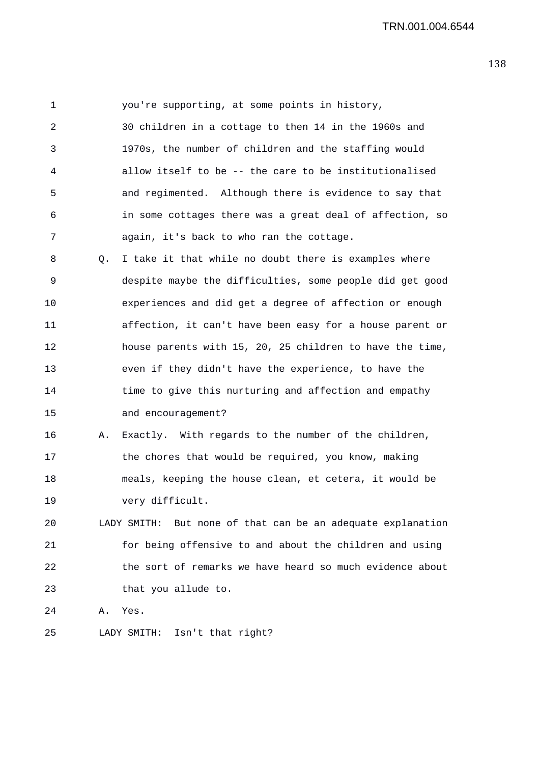you're supporting, at some points in history, 30 children in a cottage to then 14 in the 1960s and 1970s, the number of children and the staffing would allow itself to be -- the care to be institutionalised and regimented. Although there is evidence to say that in some cottages there was a great deal of affection, so again, it's back to who ran the cottage.

Q. I take it that while no doubt there is examples where despite maybe the difficulties, some people did get good experiences and did get a degree of affection or enough affection, it can't have been easy for a house parent or house parents with 15, 20, 25 children to have the time, even if they didn't have the experience, to have the time to give this nurturing and affection and empathy and encouragement?

A. Exactly. With regards to the number of the children, the chores that would be required, you know, making meals, keeping the house clean, et cetera, it would be very difficult.

LADY SMITH: But none of that can be an adequate explanation for being offensive to and about the children and using the sort of remarks we have heard so much evidence about that you allude to.

A. Yes.

LADY SMITH: Isn't that right?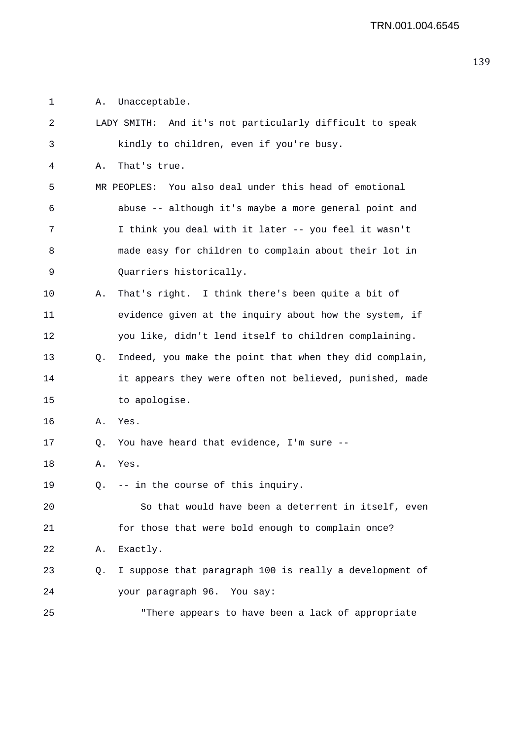A. Unacceptable.

LADY SMITH: And it's not particularly difficult to speak kindly to children, even if you're busy.

A. That's true.

MR PEOPLES: You also deal under this head of emotional abuse -- although it's maybe a more general point and I think you deal with it later -- you feel it wasn't made easy for children to complain about their lot in Quarriers historically.

A. That's right. I think there's been quite a bit of evidence given at the inquiry about how the system, if you like, didn't lend itself to children complaining.

Q. Indeed, you make the point that when they did complain, it appears they were often not believed, punished, made to apologise.

A. Yes.

Q. You have heard that evidence, I'm sure --

A. Yes.

Q. -- in the course of this inquiry.

So that would have been a deterrent in itself, even for those that were bold enough to complain once?

A. Exactly.

Q. I suppose that paragraph 100 is really a development of your paragraph 96. You say:

"There appears to have been a lack of appropriate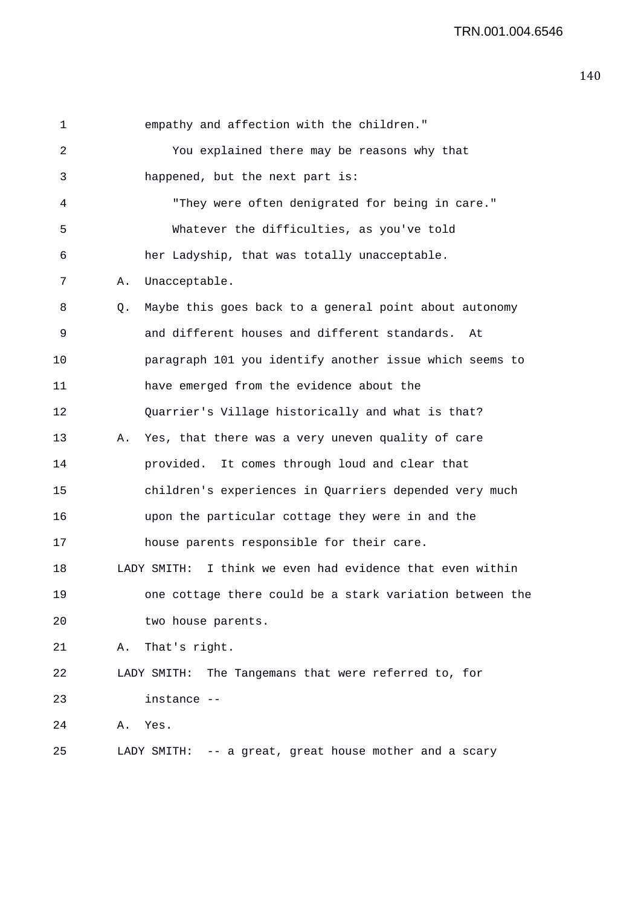empathy and affection with the children."

You explained there may be reasons why that happened, but the next part is:

"They were often denigrated for being in care."

Whatever the difficulties, as you've told her Ladyship, that was totally unacceptable.

A. Unacceptable.

Q. Maybe this goes back to a general point about autonomy and different houses and different standards. At paragraph 101 you identify another issue which seems to have emerged from the evidence about the Quarrier's Village historically and what is that?

A. Yes, that there was a very uneven quality of care provided. It comes through loud and clear that children's experiences in Quarriers depended very much upon the particular cottage they were in and the house parents responsible for their care.

LADY SMITH: I think we even had evidence that even within one cottage there could be a stark variation between the two house parents.

A. That's right.

LADY SMITH: The Tangemans that were referred to, for instance --

A. Yes.

LADY SMITH: -- a great, great house mother and a scary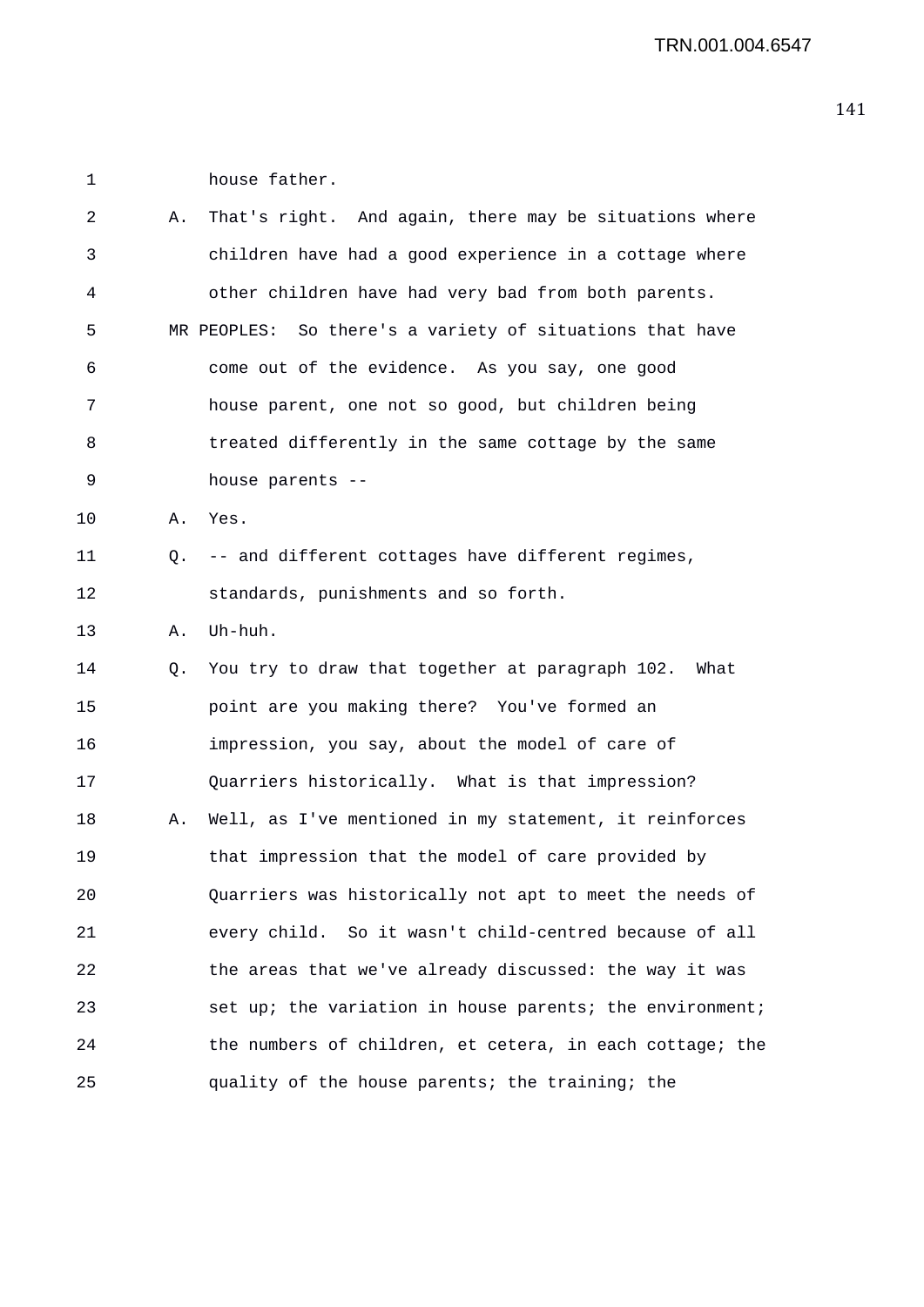house father.

A. That's right. And again, there may be situations where children have had a good experience in a cottage where other children have had very bad from both parents.

MR PEOPLES: So there's a variety of situations that have come out of the evidence. As you say, one good house parent, one not so good, but children being treated differently in the same cottage by the same house parents --

A. Yes.

Q. -- and different cottages have different regimes, standards, punishments and so forth.

A. Uh-huh.

Q. You try to draw that together at paragraph 102. What point are you making there? You've formed an impression, you say, about the model of care of Quarriers historically. What is that impression?

A. Well, as I've mentioned in my statement, it reinforces that impression that the model of care provided by Quarriers was historically not apt to meet the needs of every child. So it wasn't child-centred because of all the areas that we've already discussed: the way it was set up; the variation in house parents; the environment; the numbers of children, et cetera, in each cottage; the quality of the house parents; the training; the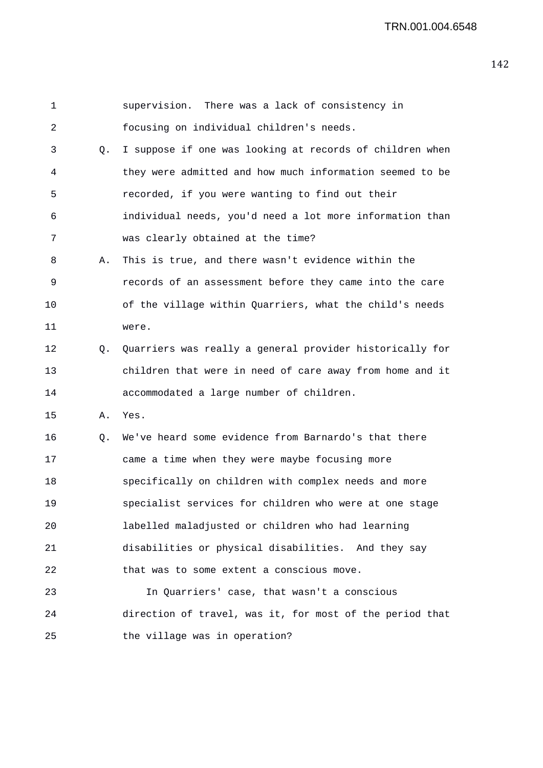supervision. There was a lack of consistency in focusing on individual children's needs.

Q. I suppose if one was looking at records of children when they were admitted and how much information seemed to be recorded, if you were wanting to find out their individual needs, you'd need a lot more information than was clearly obtained at the time?

A. This is true, and there wasn't evidence within the records of an assessment before they came into the care of the village within Quarriers, what the child's needs were.

Q. Quarriers was really a general provider historically for children that were in need of care away from home and it accommodated a large number of children.

A. Yes.

Q. We've heard some evidence from Barnardo's that there came a time when they were maybe focusing more specifically on children with complex needs and more specialist services for children who were at one stage labelled maladjusted or children who had learning disabilities or physical disabilities. And they say that was to some extent a conscious move.

In Quarriers' case, that wasn't a conscious direction of travel, was it, for most of the period that the village was in operation?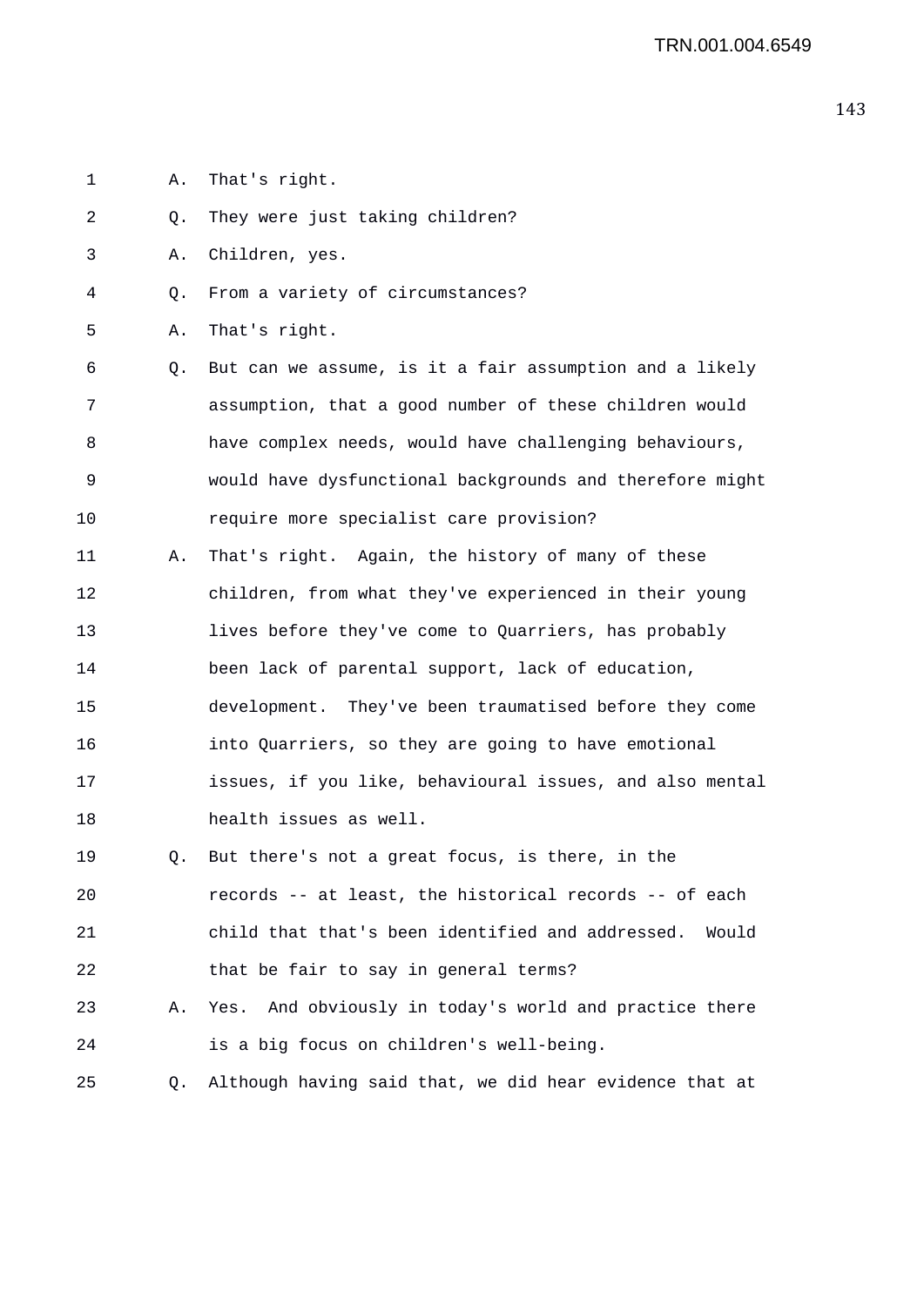1 A. That's right.

2 Q. They were just taking children?

3 A. Children, yes.

4 Q. From a variety of circumstances?

5 A. That's right.

6 Q. But can we assume, is it a fair assumption and a likely
7 assumption, that a good number of these children would
8 have complex needs, would have challenging behaviours,
9 would have dysfunctional backgrounds and therefore might
10 require more specialist care provision?

11 A. That's right. Again, the history of many of these
12 children, from what they've experienced in their young
13 lives before they've come to Quarriers, has probably
14 been lack of parental support, lack of education,
15 development. They've been traumatised before they come
16 into Quarriers, so they are going to have emotional
17 issues, if you like, behavioural issues, and also mental
18 health issues as well.

19 Q. But there's not a great focus, is there, in the
20 records -- at least, the historical records -- of each
21 child that that's been identified and addressed. Would
22 that be fair to say in general terms?

23 A. Yes. And obviously in today's world and practice there
24 is a big focus on children's well-being.

25 Q. Although having said that, we did hear evidence that at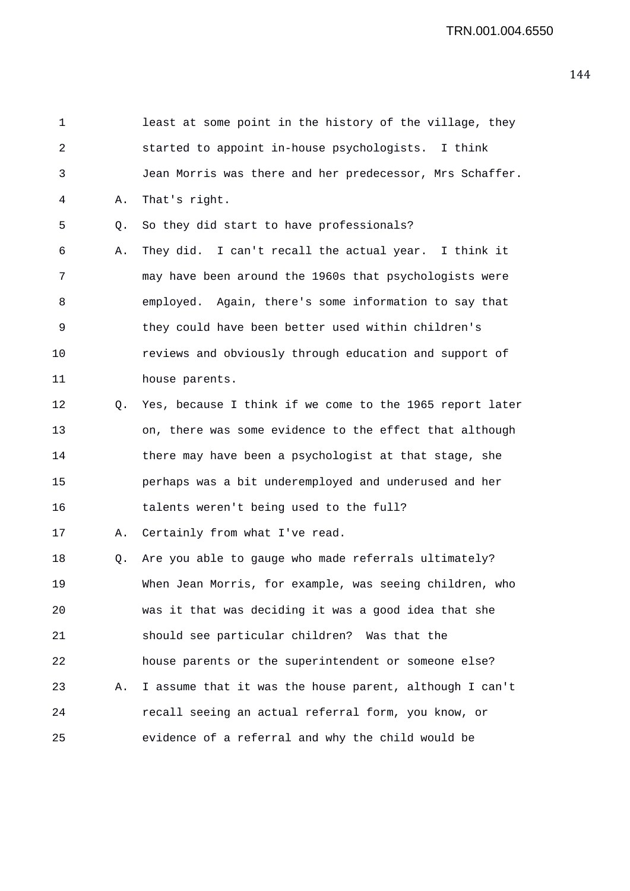least at some point in the history of the village, they started to appoint in-house psychologists. I think Jean Morris was there and her predecessor, Mrs Schaffer.

A. That's right.

Q. So they did start to have professionals?

A. They did. I can't recall the actual year. I think it may have been around the 1960s that psychologists were employed. Again, there's some information to say that they could have been better used within children's reviews and obviously through education and support of house parents.

Q. Yes, because I think if we come to the 1965 report later on, there was some evidence to the effect that although there may have been a psychologist at that stage, she perhaps was a bit underemployed and underused and her talents weren't being used to the full?

A. Certainly from what I've read.

Q. Are you able to gauge who made referrals ultimately? When Jean Morris, for example, was seeing children, who was it that was deciding it was a good idea that she should see particular children? Was that the house parents or the superintendent or someone else?

A. I assume that it was the house parent, although I can't recall seeing an actual referral form, you know, or evidence of a referral and why the child would be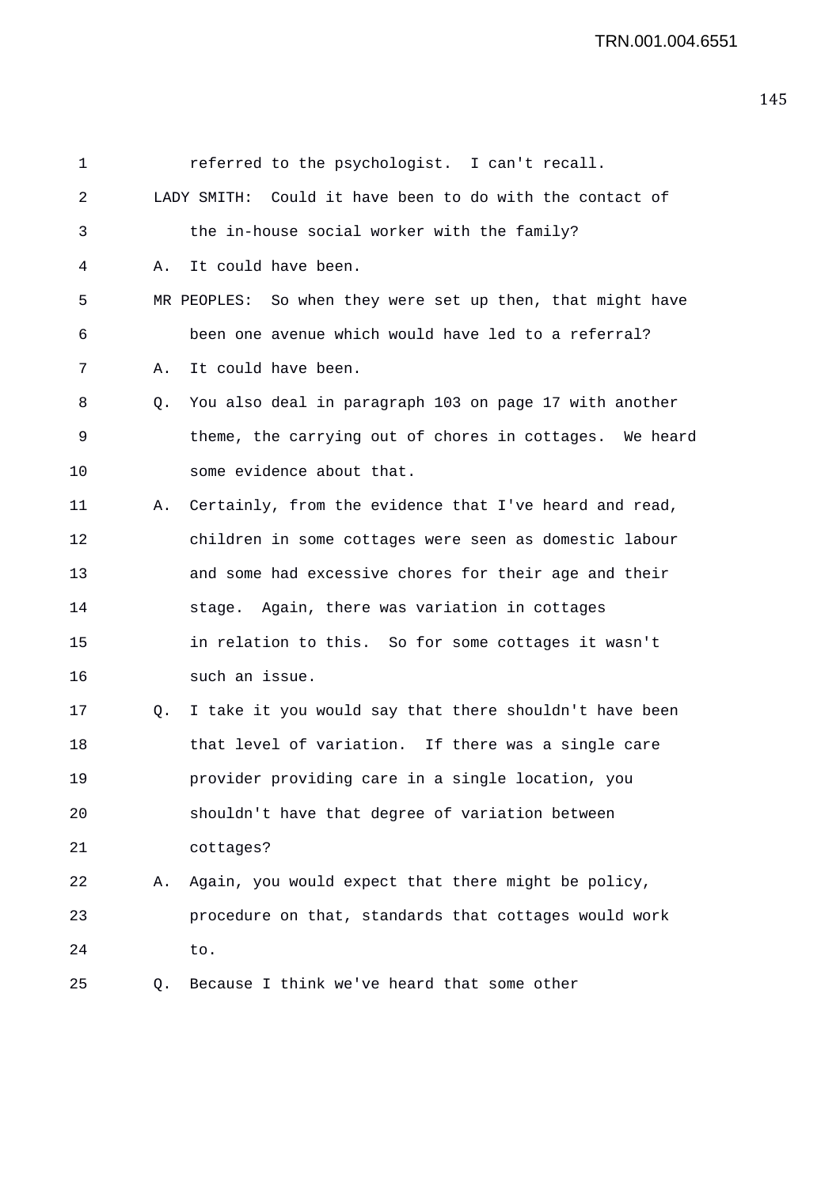1 referred to the psychologist. I can't recall.

2 LADY SMITH: Could it have been to do with the contact of

3 the in-house social worker with the family?

4 A. It could have been.

5 MR PEOPLES: So when they were set up then, that might have

6 been one avenue which would have led to a referral?

7 A. It could have been.

8 Q. You also deal in paragraph 103 on page 17 with another

9 theme, the carrying out of chores in cottages. We heard

10 some evidence about that.

11 A. Certainly, from the evidence that I've heard and read,

12 children in some cottages were seen as domestic labour

13 and some had excessive chores for their age and their

14 stage. Again, there was variation in cottages

15 in relation to this. So for some cottages it wasn't

16 such an issue.

17 Q. I take it you would say that there shouldn't have been

18 that level of variation. If there was a single care

19 provider providing care in a single location, you

20 shouldn't have that degree of variation between

21 cottages?

22 A. Again, you would expect that there might be policy,

23 procedure on that, standards that cottages would work

24 to.

25 Q. Because I think we've heard that some other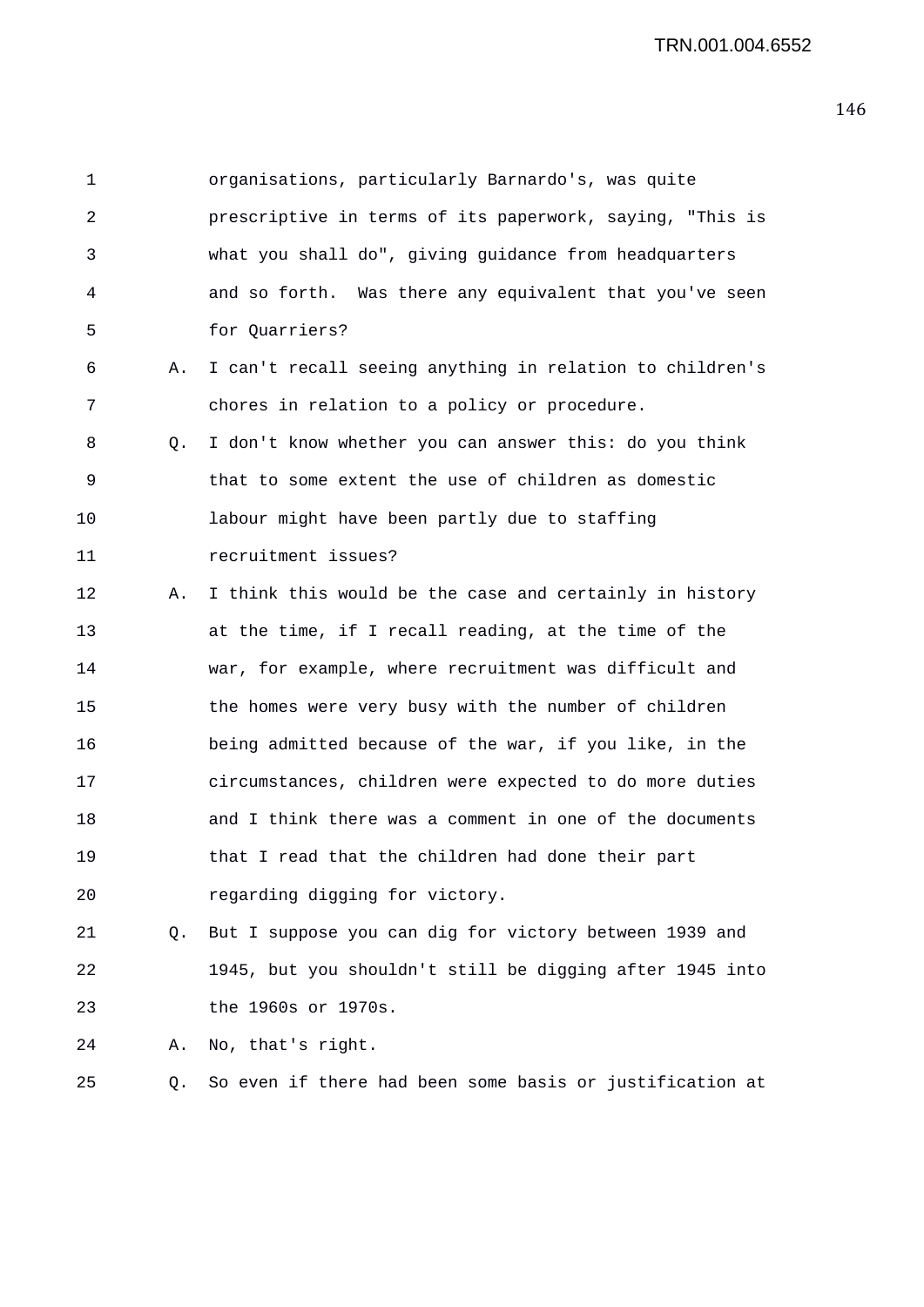organisations, particularly Barnardo's, was quite prescriptive in terms of its paperwork, saying, "This is what you shall do", giving guidance from headquarters and so forth. Was there any equivalent that you've seen for Quarriers?

A. I can't recall seeing anything in relation to children's chores in relation to a policy or procedure.

Q. I don't know whether you can answer this: do you think that to some extent the use of children as domestic labour might have been partly due to staffing recruitment issues?

A. I think this would be the case and certainly in history at the time, if I recall reading, at the time of the war, for example, where recruitment was difficult and the homes were very busy with the number of children being admitted because of the war, if you like, in the circumstances, children were expected to do more duties and I think there was a comment in one of the documents that I read that the children had done their part regarding digging for victory.

Q. But I suppose you can dig for victory between 1939 and 1945, but you shouldn't still be digging after 1945 into the 1960s or 1970s.

A. No, that's right.

Q. So even if there had been some basis or justification at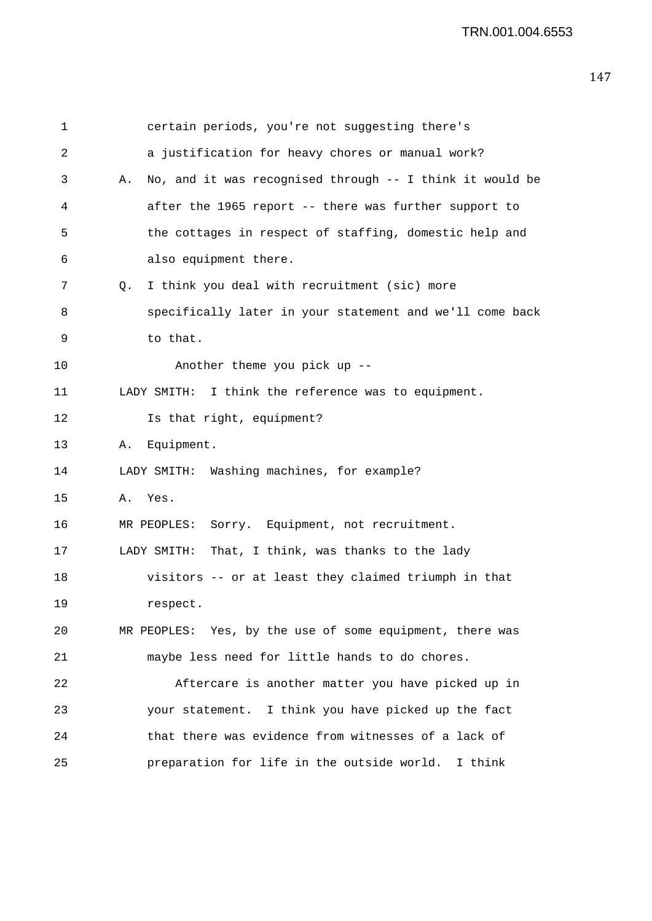certain periods, you're not suggesting there's a justification for heavy chores or manual work?

A. No, and it was recognised through -- I think it would be after the 1965 report -- there was further support to the cottages in respect of staffing, domestic help and also equipment there.

Q. I think you deal with recruitment (sic) more specifically later in your statement and we'll come back to that.

Another theme you pick up --

LADY SMITH: I think the reference was to equipment. Is that right, equipment?

A. Equipment.

LADY SMITH: Washing machines, for example?

A. Yes.

MR PEOPLES: Sorry. Equipment, not recruitment.

LADY SMITH: That, I think, was thanks to the lady visitors -- or at least they claimed triumph in that respect.

MR PEOPLES: Yes, by the use of some equipment, there was maybe less need for little hands to do chores.

Aftercare is another matter you have picked up in your statement. I think you have picked up the fact that there was evidence from witnesses of a lack of preparation for life in the outside world. I think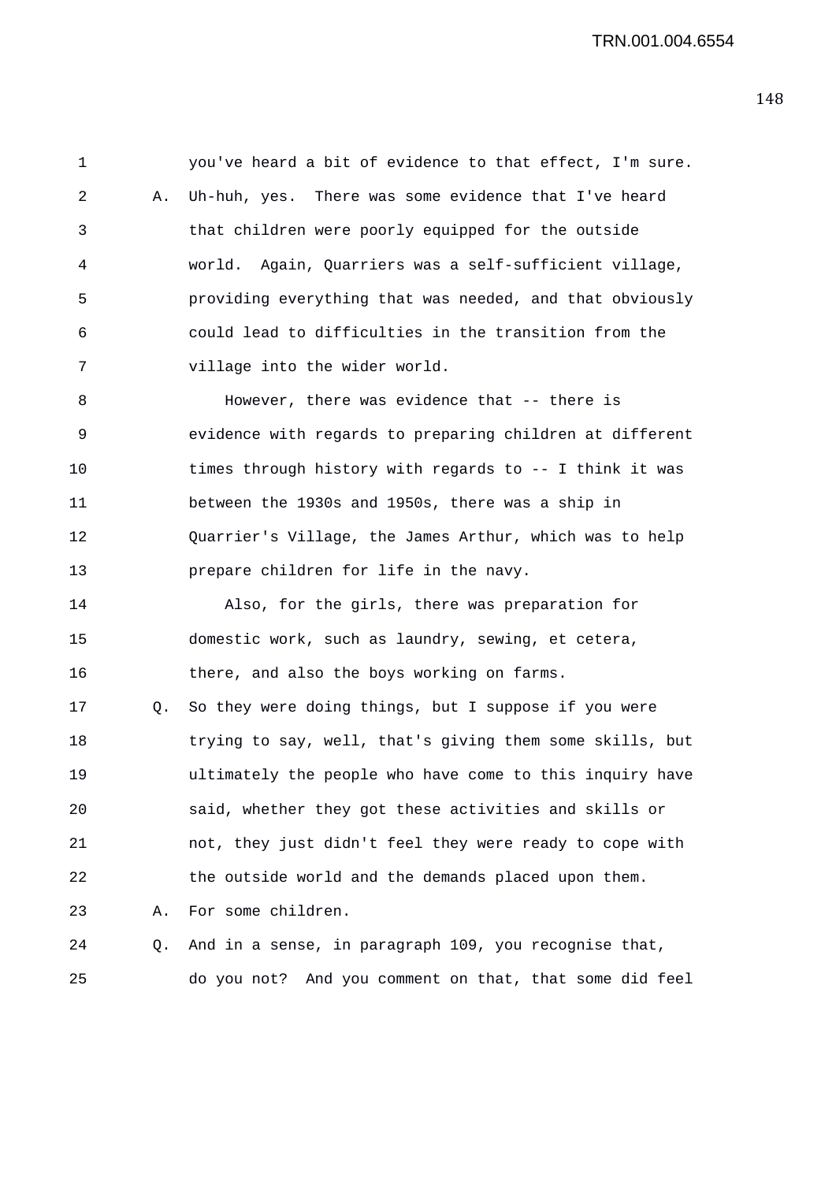1 you've heard a bit of evidence to that effect, I'm sure.

2 A. Uh-huh, yes. There was some evidence that I've heard

3 that children were poorly equipped for the outside

4 world. Again, Quarriers was a self-sufficient village,

5 providing everything that was needed, and that obviously

6 could lead to difficulties in the transition from the

7 village into the wider world.

8 However, there was evidence that -- there is

9 evidence with regards to preparing children at different

10 times through history with regards to -- I think it was

11 between the 1930s and 1950s, there was a ship in

12 Quarrier's Village, the James Arthur, which was to help

13 prepare children for life in the navy.

14 Also, for the girls, there was preparation for

15 domestic work, such as laundry, sewing, et cetera,

16 there, and also the boys working on farms.

17 Q. So they were doing things, but I suppose if you were

18 trying to say, well, that's giving them some skills, but

19 ultimately the people who have come to this inquiry have

20 said, whether they got these activities and skills or

21 not, they just didn't feel they were ready to cope with

22 the outside world and the demands placed upon them.

23 A. For some children.

24 Q. And in a sense, in paragraph 109, you recognise that,

25 do you not? And you comment on that, that some did feel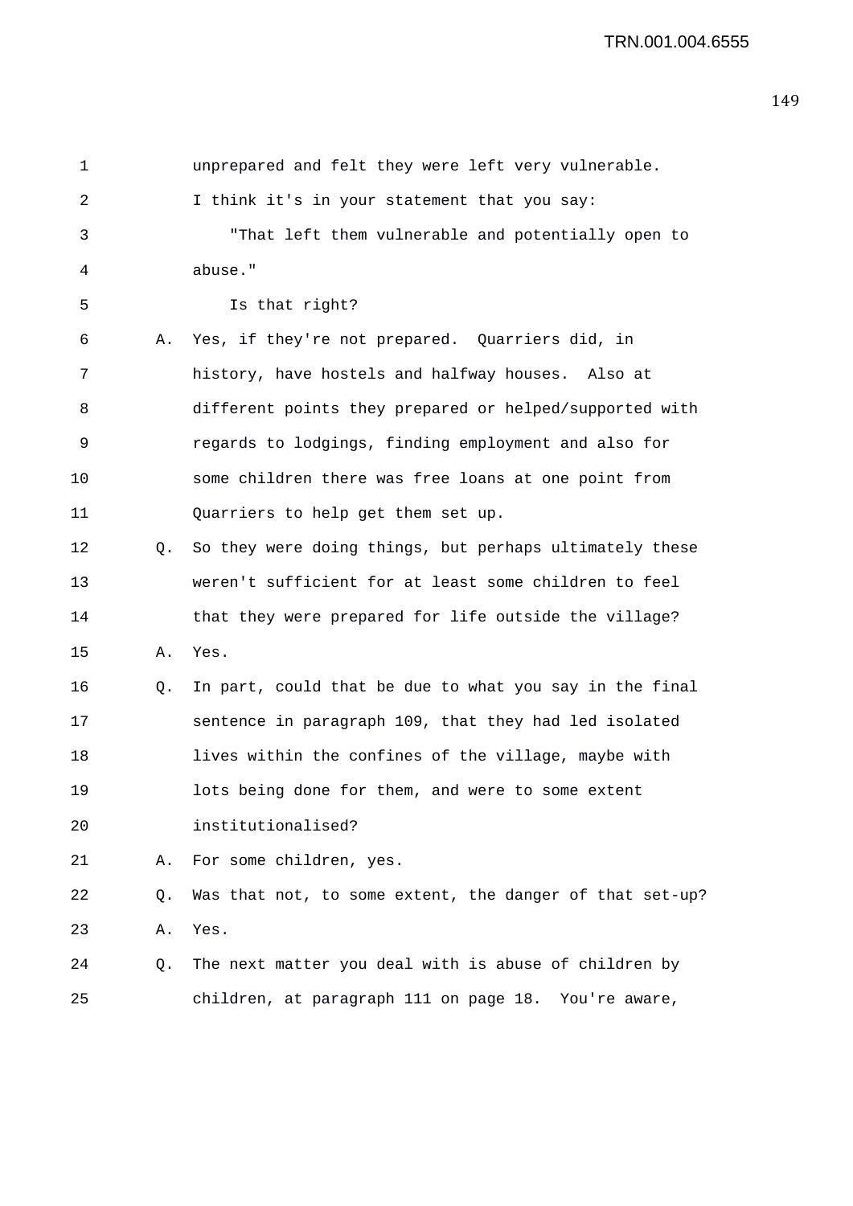unprepared and felt they were left very vulnerable.

I think it's in your statement that you say:

"That left them vulnerable and potentially open to abuse."

Is that right?

A. Yes, if they're not prepared. Quarriers did, in history, have hostels and halfway houses. Also at different points they prepared or helped/supported with regards to lodgings, finding employment and also for some children there was free loans at one point from Quarriers to help get them set up.

Q. So they were doing things, but perhaps ultimately these weren't sufficient for at least some children to feel that they were prepared for life outside the village?

A. Yes.

Q. In part, could that be due to what you say in the final sentence in paragraph 109, that they had led isolated lives within the confines of the village, maybe with lots being done for them, and were to some extent institutionalised?

A. For some children, yes.

Q. Was that not, to some extent, the danger of that set-up?

A. Yes.

Q. The next matter you deal with is abuse of children by children, at paragraph 111 on page 18. You're aware,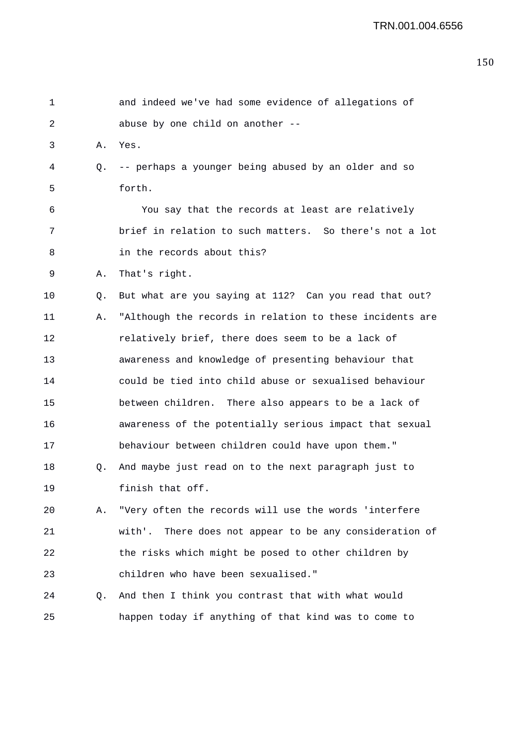and indeed we've had some evidence of allegations of abuse by one child on another --

A. Yes.

Q. -- perhaps a younger being abused by an older and so forth.

You say that the records at least are relatively brief in relation to such matters. So there's not a lot in the records about this?

A. That's right.

Q. But what are you saying at 112? Can you read that out?

A. "Although the records in relation to these incidents are relatively brief, there does seem to be a lack of awareness and knowledge of presenting behaviour that could be tied into child abuse or sexualised behaviour between children. There also appears to be a lack of awareness of the potentially serious impact that sexual behaviour between children could have upon them."

Q. And maybe just read on to the next paragraph just to finish that off.

A. "Very often the records will use the words 'interfere with'. There does not appear to be any consideration of the risks which might be posed to other children by children who have been sexualised."

Q. And then I think you contrast that with what would happen today if anything of that kind was to come to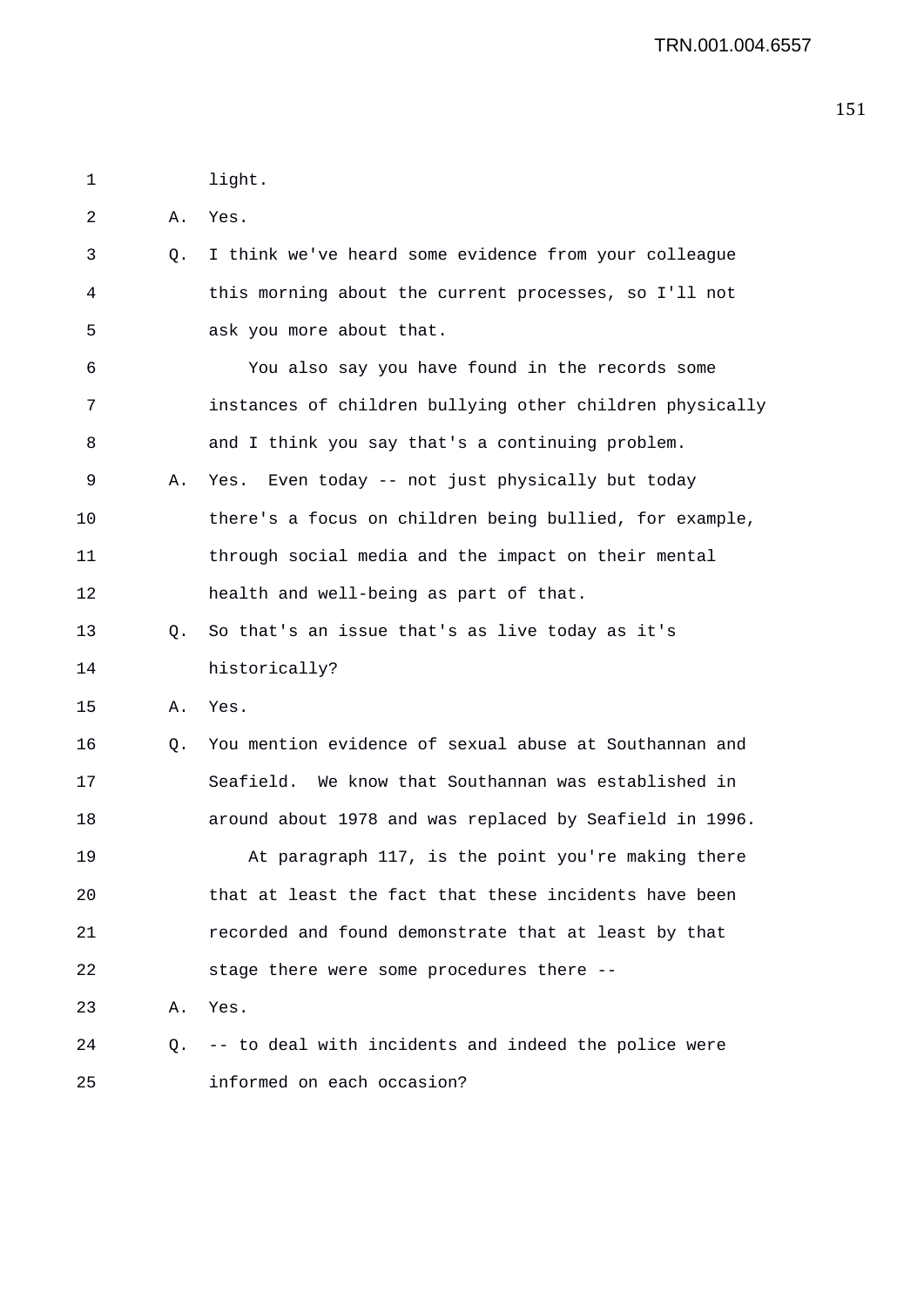1 light.

2 A. Yes.

3 Q. I think we've heard some evidence from your colleague

4 this morning about the current processes, so I'll not

5 ask you more about that.

6 You also say you have found in the records some

7 instances of children bullying other children physically

8 and I think you say that's a continuing problem.

9 A. Yes. Even today -- not just physically but today

10 there's a focus on children being bullied, for example,

11 through social media and the impact on their mental

12 health and well-being as part of that.

13 Q. So that's an issue that's as live today as it's

14 historically?

15 A. Yes.

16 Q. You mention evidence of sexual abuse at Southannan and

17 Seafield. We know that Southannan was established in

18 around about 1978 and was replaced by Seafield in 1996.

19 At paragraph 117, is the point you're making there

20 that at least the fact that these incidents have been

21 recorded and found demonstrate that at least by that

22 stage there were some procedures there --

23 A. Yes.

24 Q. -- to deal with incidents and indeed the police were

25 informed on each occasion?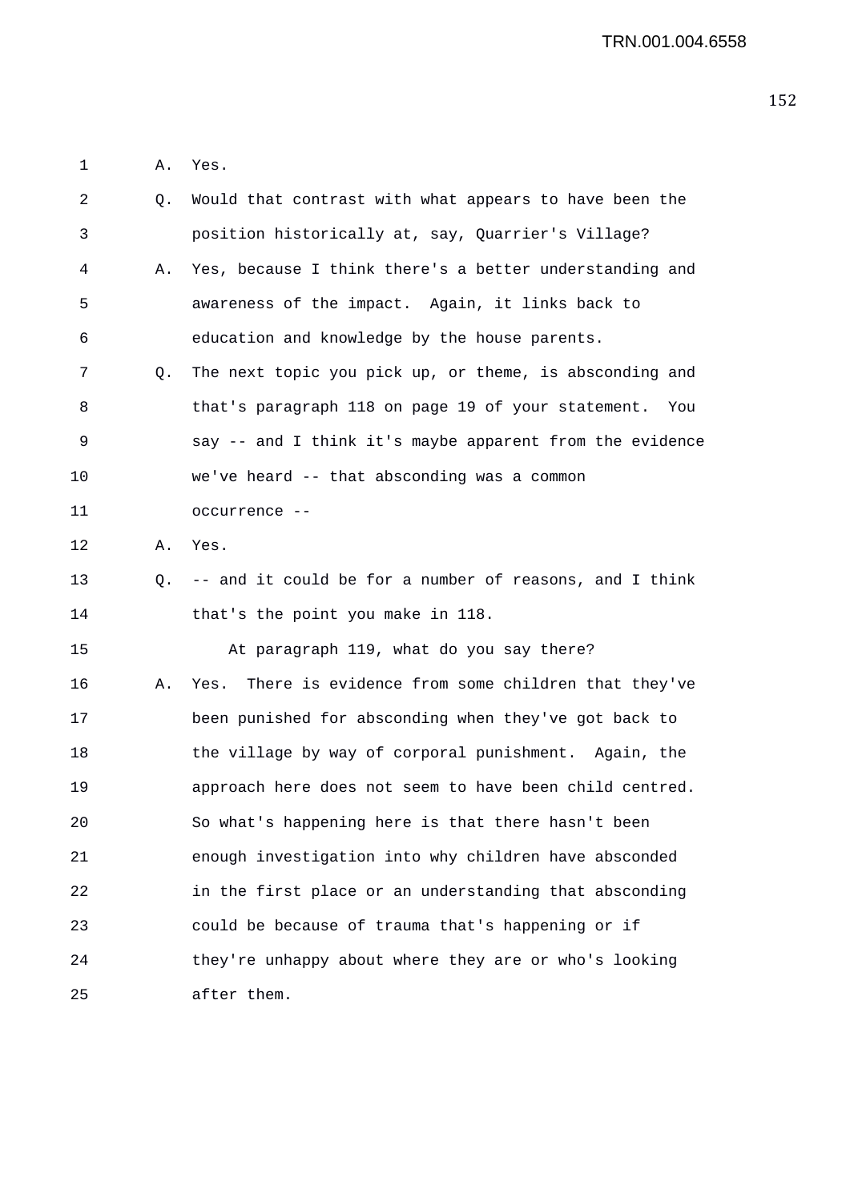A. Yes.

Q. Would that contrast with what appears to have been the position historically at, say, Quarrier's Village?

A. Yes, because I think there's a better understanding and awareness of the impact. Again, it links back to education and knowledge by the house parents.

Q. The next topic you pick up, or theme, is absconding and that's paragraph 118 on page 19 of your statement. You say -- and I think it's maybe apparent from the evidence we've heard -- that absconding was a common occurrence --

A. Yes.

Q. -- and it could be for a number of reasons, and I think that's the point you make in 118.

At paragraph 119, what do you say there?

A. Yes. There is evidence from some children that they've been punished for absconding when they've got back to the village by way of corporal punishment. Again, the approach here does not seem to have been child centred. So what's happening here is that there hasn't been enough investigation into why children have absconded in the first place or an understanding that absconding could be because of trauma that's happening or if they're unhappy about where they are or who's looking after them.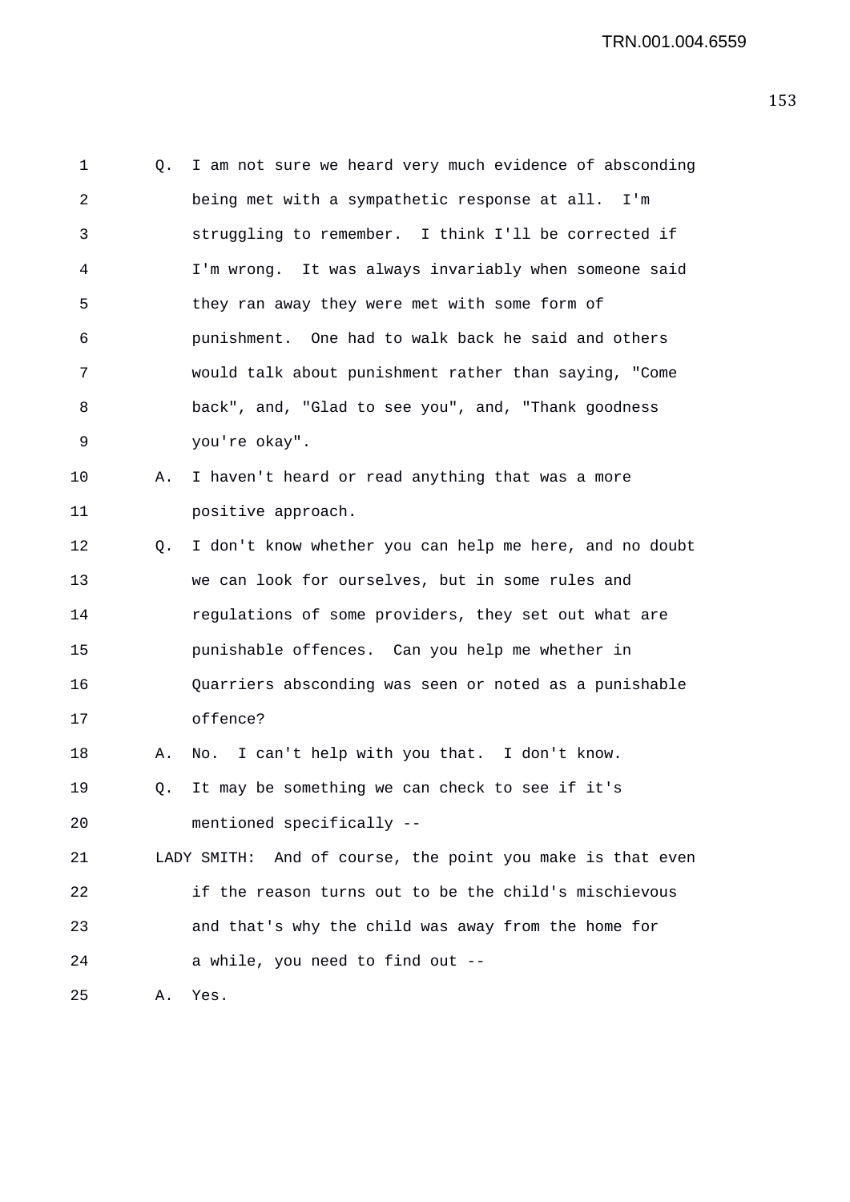1 Q. I am not sure we heard very much evidence of absconding
2 being met with a sympathetic response at all. I'm
3 struggling to remember. I think I'll be corrected if
4 I'm wrong. It was always invariably when someone said
5 they ran away they were met with some form of
6 punishment. One had to walk back he said and others
7 would talk about punishment rather than saying, "Come
8 back", and, "Glad to see you", and, "Thank goodness
9 you're okay".

10 A. I haven't heard or read anything that was a more
11 positive approach.

12 Q. I don't know whether you can help me here, and no doubt
13 we can look for ourselves, but in some rules and
14 regulations of some providers, they set out what are
15 punishable offences. Can you help me whether in
16 Quarriers absconding was seen or noted as a punishable
17 offence?

18 A. No. I can't help with you that. I don't know.

19 Q. It may be something we can check to see if it's
20 mentioned specifically --

21 LADY SMITH: And of course, the point you make is that even
22 if the reason turns out to be the child's mischievous
23 and that's why the child was away from the home for
24 a while, you need to find out --

25 A. Yes.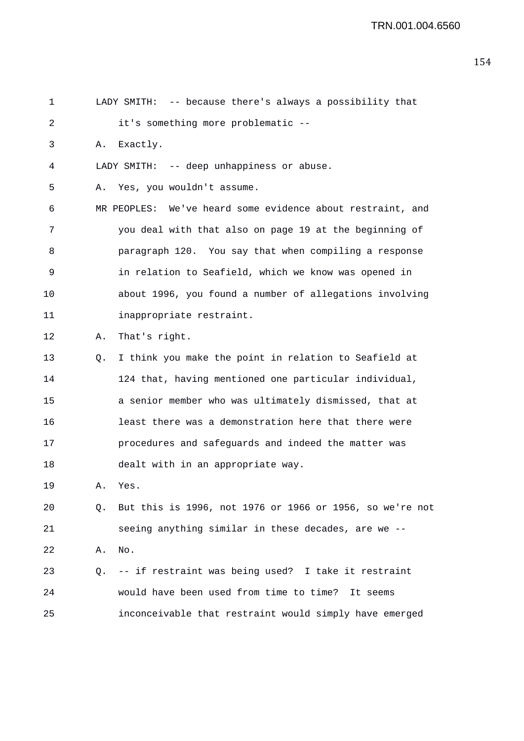LADY SMITH: -- because there's always a possibility that it's something more problematic --

A. Exactly.

LADY SMITH: -- deep unhappiness or abuse.

A. Yes, you wouldn't assume.

MR PEOPLES: We've heard some evidence about restraint, and you deal with that also on page 19 at the beginning of paragraph 120. You say that when compiling a response in relation to Seafield, which we know was opened in about 1996, you found a number of allegations involving inappropriate restraint.

A. That's right.

Q. I think you make the point in relation to Seafield at 124 that, having mentioned one particular individual, a senior member who was ultimately dismissed, that at least there was a demonstration here that there were procedures and safeguards and indeed the matter was dealt with in an appropriate way.

A. Yes.

Q. But this is 1996, not 1976 or 1966 or 1956, so we're not seeing anything similar in these decades, are we --

A. No.

Q. -- if restraint was being used? I take it restraint would have been used from time to time? It seems inconceivable that restraint would simply have emerged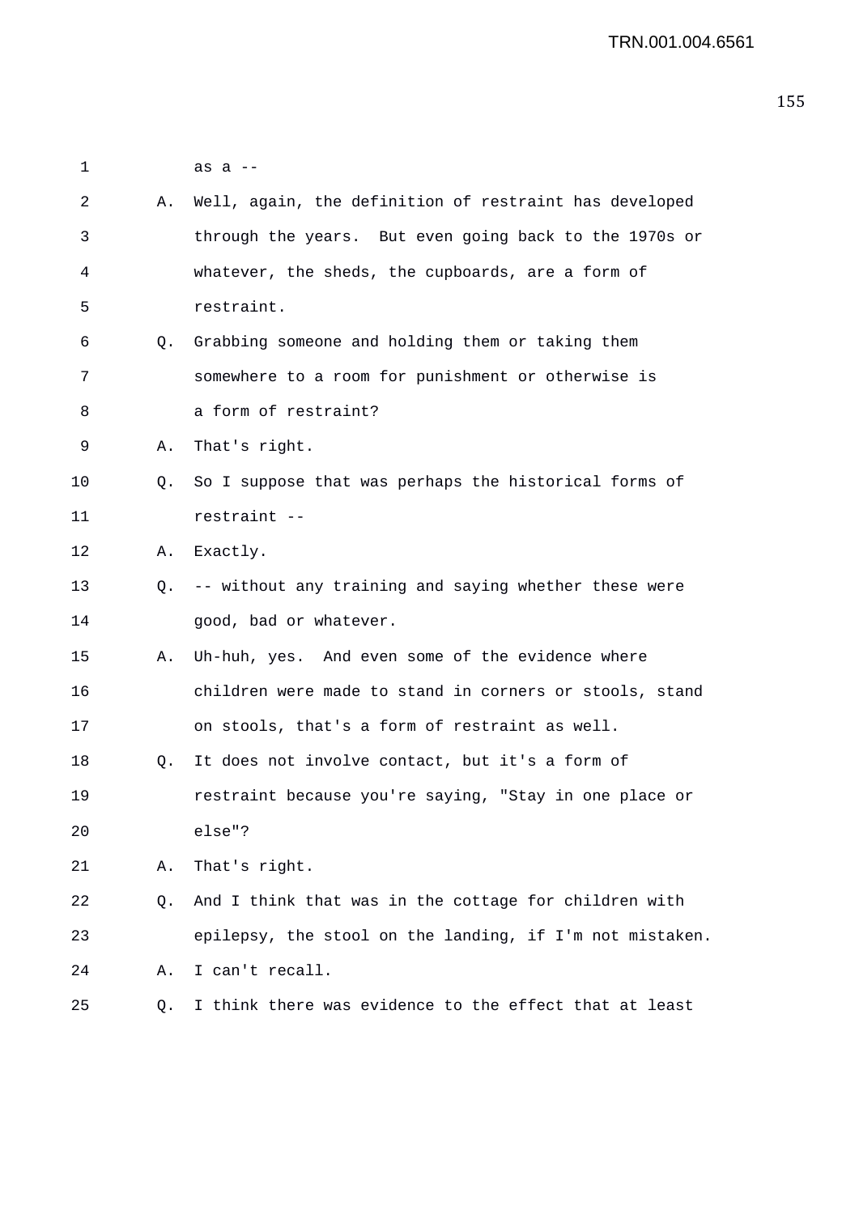1 as a --

2 A. Well, again, the definition of restraint has developed

3 through the years. But even going back to the 1970s or

4 whatever, the sheds, the cupboards, are a form of

5 restraint.

6 Q. Grabbing someone and holding them or taking them

7 somewhere to a room for punishment or otherwise is

8 a form of restraint?

9 A. That's right.

10 Q. So I suppose that was perhaps the historical forms of

11 restraint --

12 A. Exactly.

13 Q. -- without any training and saying whether these were

14 good, bad or whatever.

15 A. Uh-huh, yes. And even some of the evidence where

16 children were made to stand in corners or stools, stand

17 on stools, that's a form of restraint as well.

18 Q. It does not involve contact, but it's a form of

19 restraint because you're saying, "Stay in one place or

20 else"?

21 A. That's right.

22 Q. And I think that was in the cottage for children with

23 epilepsy, the stool on the landing, if I'm not mistaken.

24 A. I can't recall.

25 Q. I think there was evidence to the effect that at least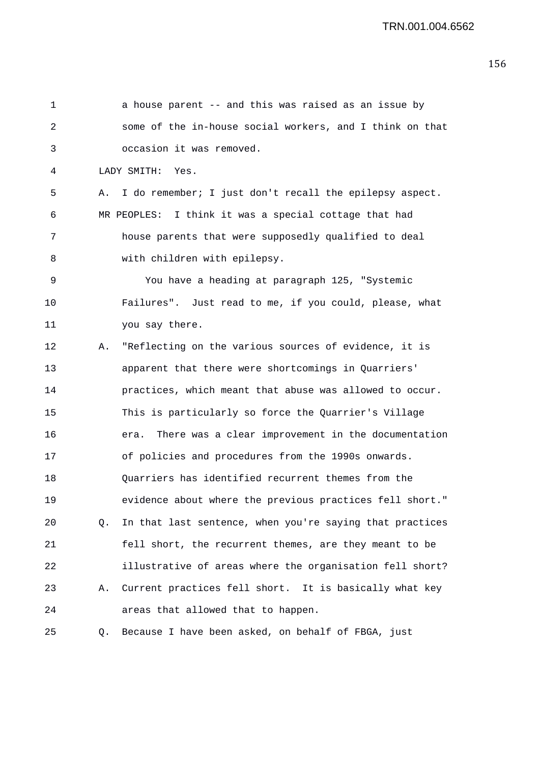1 a house parent -- and this was raised as an issue by
2 some of the in-house social workers, and I think on that
3 occasion it was removed.

4 LADY SMITH: Yes.

5 A. I do remember; I just don't recall the epilepsy aspect.

6 MR PEOPLES: I think it was a special cottage that had
7 house parents that were supposedly qualified to deal
8 with children with epilepsy.

9 You have a heading at paragraph 125, "Systemic
10 Failures". Just read to me, if you could, please, what
11 you say there.

12 A. "Reflecting on the various sources of evidence, it is
13 apparent that there were shortcomings in Quarriers'
14 practices, which meant that abuse was allowed to occur.
15 This is particularly so force the Quarrier's Village
16 era. There was a clear improvement in the documentation
17 of policies and procedures from the 1990s onwards.
18 Quarriers has identified recurrent themes from the
19 evidence about where the previous practices fell short."

20 Q. In that last sentence, when you're saying that practices
21 fell short, the recurrent themes, are they meant to be
22 illustrative of areas where the organisation fell short?

23 A. Current practices fell short. It is basically what key
24 areas that allowed that to happen.

25 Q. Because I have been asked, on behalf of FBGA, just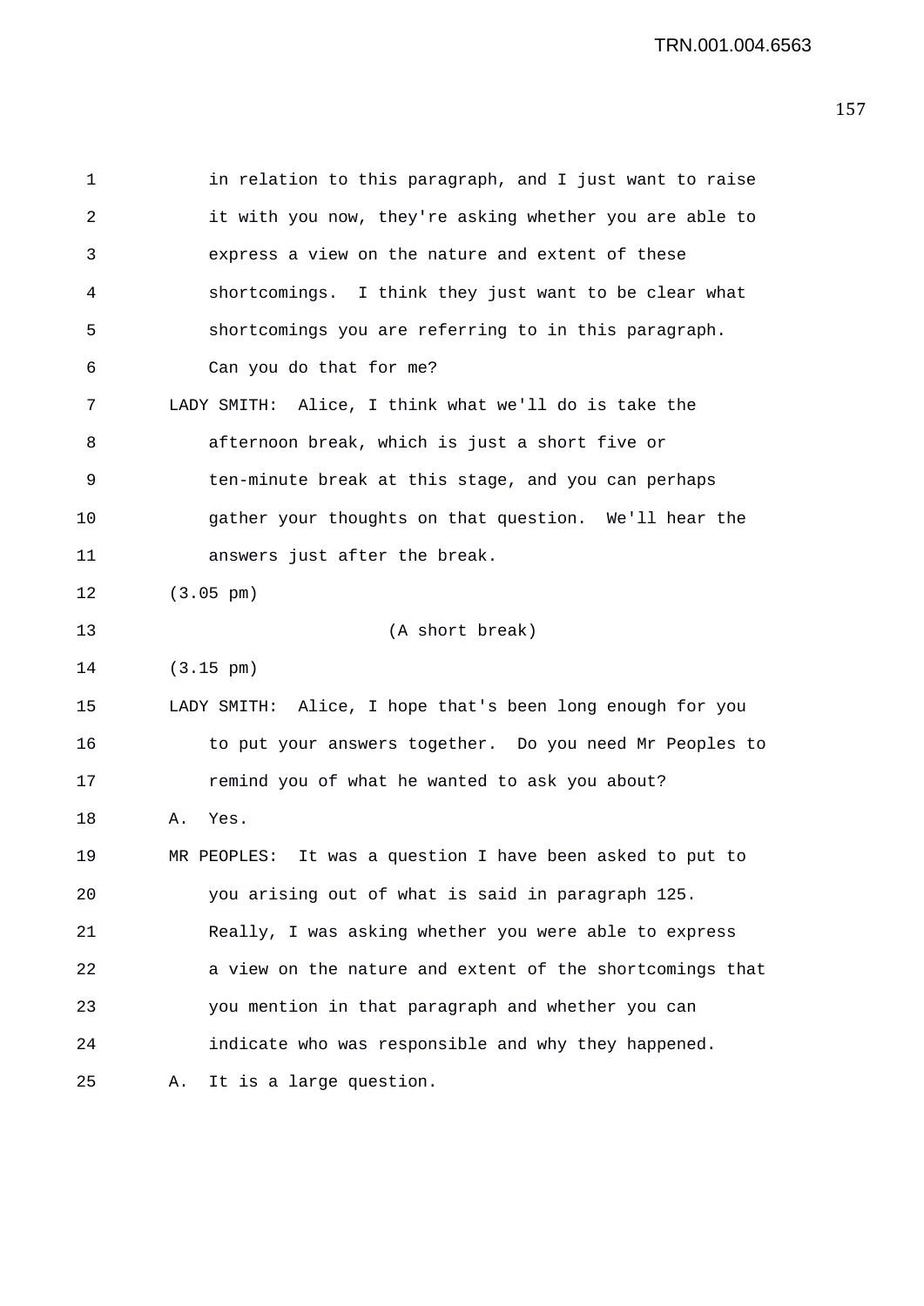in relation to this paragraph, and I just want to raise it with you now, they're asking whether you are able to express a view on the nature and extent of these shortcomings. I think they just want to be clear what shortcomings you are referring to in this paragraph. Can you do that for me?

LADY SMITH: Alice, I think what we'll do is take the afternoon break, which is just a short five or ten-minute break at this stage, and you can perhaps gather your thoughts on that question. We'll hear the answers just after the break.

(3.05 pm)

(A short break)

(3.15 pm)

LADY SMITH: Alice, I hope that's been long enough for you to put your answers together. Do you need Mr Peoples to remind you of what he wanted to ask you about?

A. Yes.

MR PEOPLES: It was a question I have been asked to put to you arising out of what is said in paragraph 125. Really, I was asking whether you were able to express a view on the nature and extent of the shortcomings that you mention in that paragraph and whether you can indicate who was responsible and why they happened.

A. It is a large question.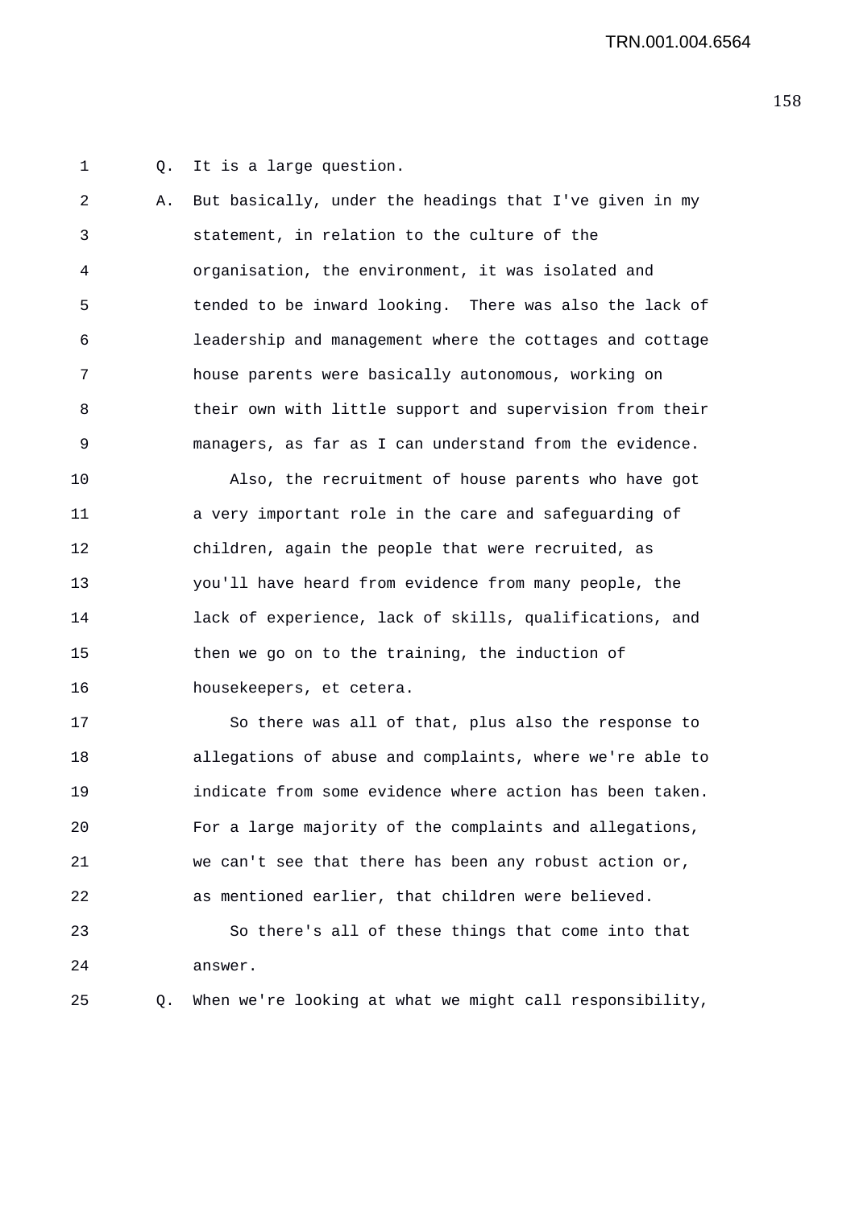Q. It is a large question.

A. But basically, under the headings that I've given in my statement, in relation to the culture of the organisation, the environment, it was isolated and tended to be inward looking. There was also the lack of leadership and management where the cottages and cottage house parents were basically autonomous, working on their own with little support and supervision from their managers, as far as I can understand from the evidence.

Also, the recruitment of house parents who have got a very important role in the care and safeguarding of children, again the people that were recruited, as you'll have heard from evidence from many people, the lack of experience, lack of skills, qualifications, and then we go on to the training, the induction of housekeepers, et cetera.

So there was all of that, plus also the response to allegations of abuse and complaints, where we're able to indicate from some evidence where action has been taken. For a large majority of the complaints and allegations, we can't see that there has been any robust action or, as mentioned earlier, that children were believed.

So there's all of these things that come into that answer.

Q. When we're looking at what we might call responsibility,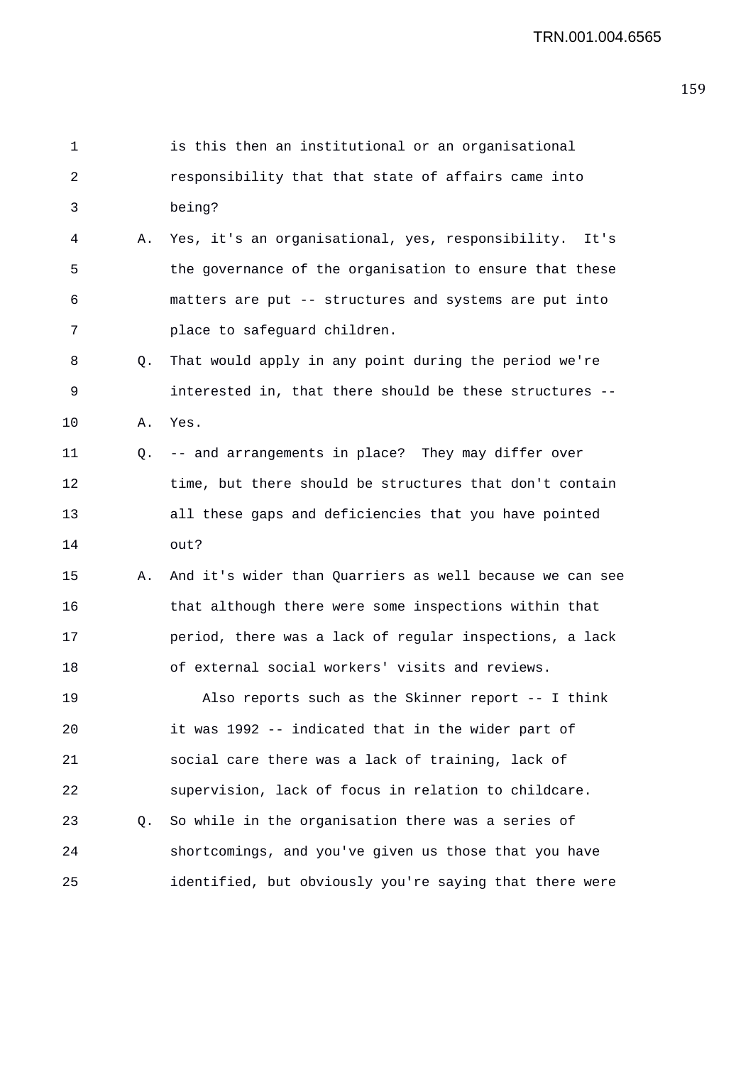is this then an institutional or an organisational responsibility that that state of affairs came into being?

A. Yes, it's an organisational, yes, responsibility. It's the governance of the organisation to ensure that these matters are put -- structures and systems are put into place to safeguard children.

Q. That would apply in any point during the period we're interested in, that there should be these structures --

A. Yes.

Q. -- and arrangements in place? They may differ over time, but there should be structures that don't contain all these gaps and deficiencies that you have pointed out?

A. And it's wider than Quarriers as well because we can see that although there were some inspections within that period, there was a lack of regular inspections, a lack of external social workers' visits and reviews.

Also reports such as the Skinner report -- I think it was 1992 -- indicated that in the wider part of social care there was a lack of training, lack of supervision, lack of focus in relation to childcare.

Q. So while in the organisation there was a series of shortcomings, and you've given us those that you have identified, but obviously you're saying that there were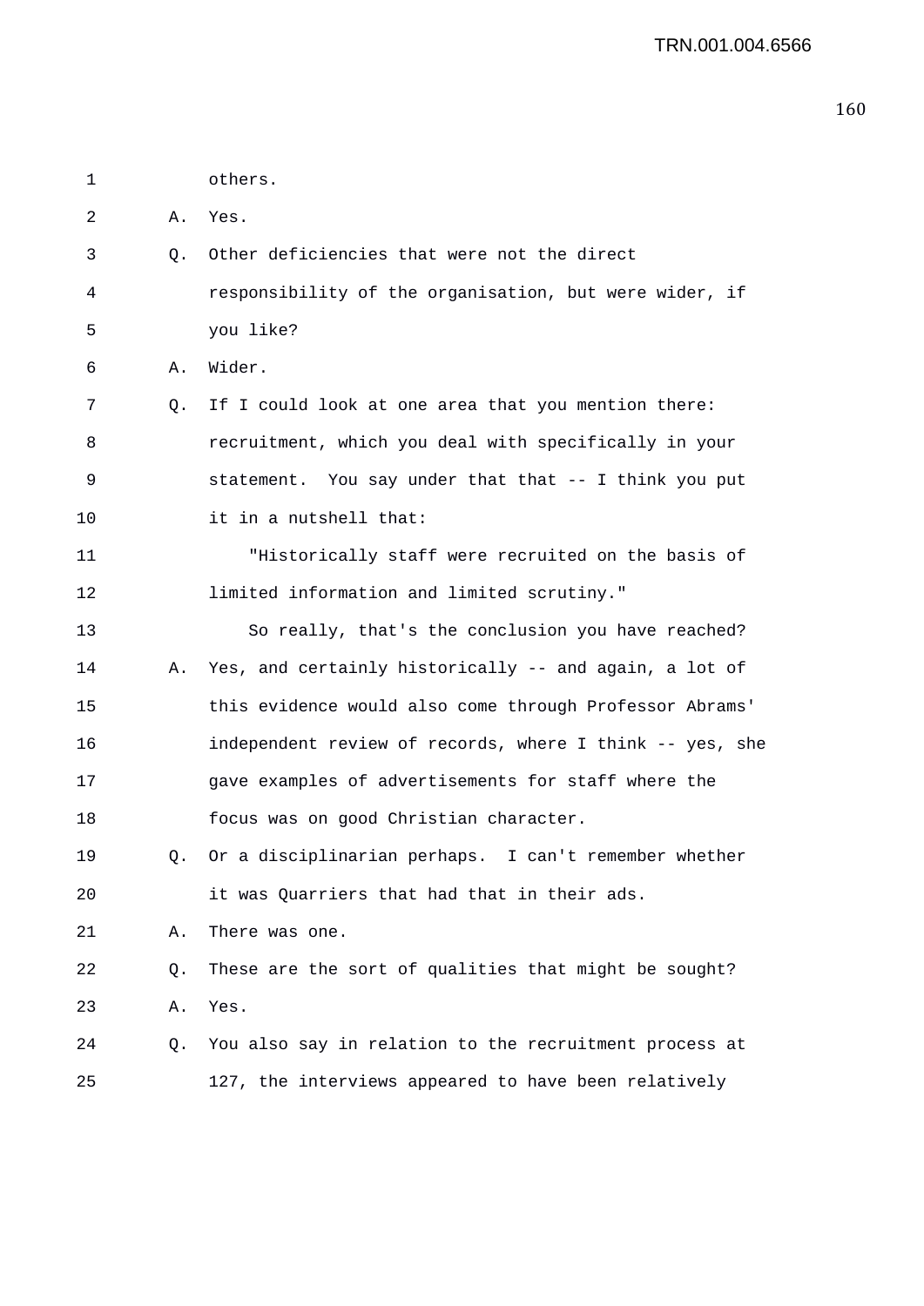1 others.

2 A. Yes.

3 Q. Other deficiencies that were not the direct

4 responsibility of the organisation, but were wider, if

5 you like?

6 A. Wider.

7 Q. If I could look at one area that you mention there:

8 recruitment, which you deal with specifically in your

9 statement. You say under that that -- I think you put

10 it in a nutshell that:

11 "Historically staff were recruited on the basis of

12 limited information and limited scrutiny."

13 So really, that's the conclusion you have reached?

14 A. Yes, and certainly historically -- and again, a lot of

15 this evidence would also come through Professor Abrams'

16 independent review of records, where I think -- yes, she

17 gave examples of advertisements for staff where the

18 focus was on good Christian character.

19 Q. Or a disciplinarian perhaps. I can't remember whether

20 it was Quarriers that had that in their ads.

21 A. There was one.

22 Q. These are the sort of qualities that might be sought?

23 A. Yes.

24 Q. You also say in relation to the recruitment process at

25 127, the interviews appeared to have been relatively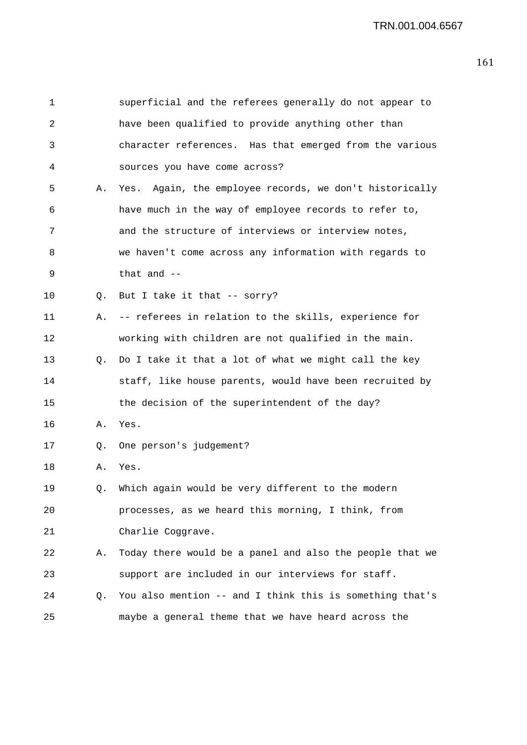superficial and the referees generally do not appear to have been qualified to provide anything other than character references. Has that emerged from the various sources you have come across?

A. Yes. Again, the employee records, we don't historically have much in the way of employee records to refer to, and the structure of interviews or interview notes, we haven't come across any information with regards to that and --

Q. But I take it that -- sorry?

A. -- referees in relation to the skills, experience for working with children are not qualified in the main.

Q. Do I take it that a lot of what we might call the key staff, like house parents, would have been recruited by the decision of the superintendent of the day?

A. Yes.

Q. One person's judgement?

A. Yes.

Q. Which again would be very different to the modern processes, as we heard this morning, I think, from Charlie Coggrave.

A. Today there would be a panel and also the people that we support are included in our interviews for staff.

Q. You also mention -- and I think this is something that's maybe a general theme that we have heard across the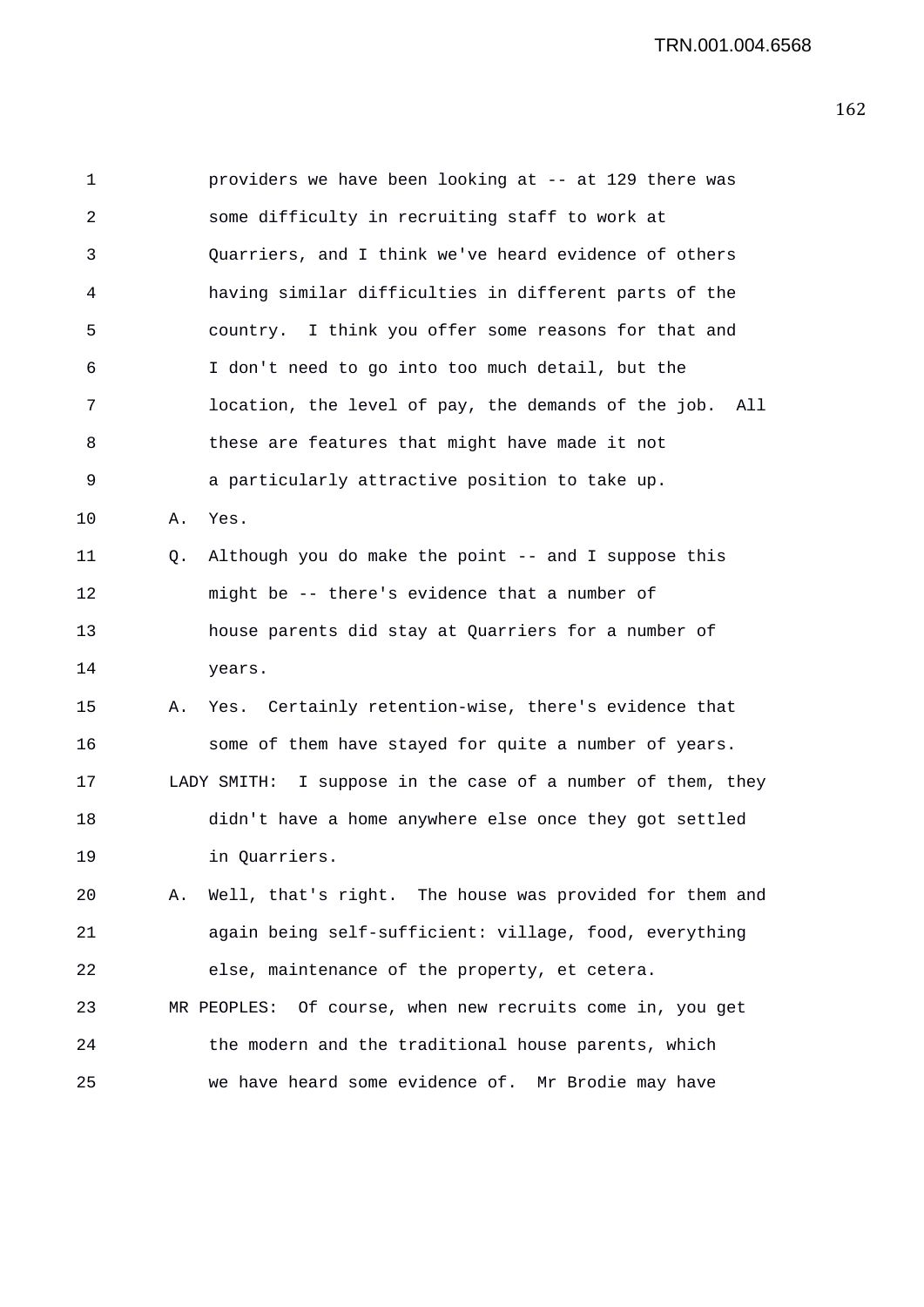providers we have been looking at -- at 129 there was some difficulty in recruiting staff to work at Quarriers, and I think we've heard evidence of others having similar difficulties in different parts of the country. I think you offer some reasons for that and I don't need to go into too much detail, but the location, the level of pay, the demands of the job. All these are features that might have made it not a particularly attractive position to take up.

A. Yes.

Q. Although you do make the point -- and I suppose this might be -- there's evidence that a number of house parents did stay at Quarriers for a number of years.

A. Yes. Certainly retention-wise, there's evidence that some of them have stayed for quite a number of years.

LADY SMITH: I suppose in the case of a number of them, they didn't have a home anywhere else once they got settled in Quarriers.

A. Well, that's right. The house was provided for them and again being self-sufficient: village, food, everything else, maintenance of the property, et cetera.

MR PEOPLES: Of course, when new recruits come in, you get the modern and the traditional house parents, which we have heard some evidence of. Mr Brodie may have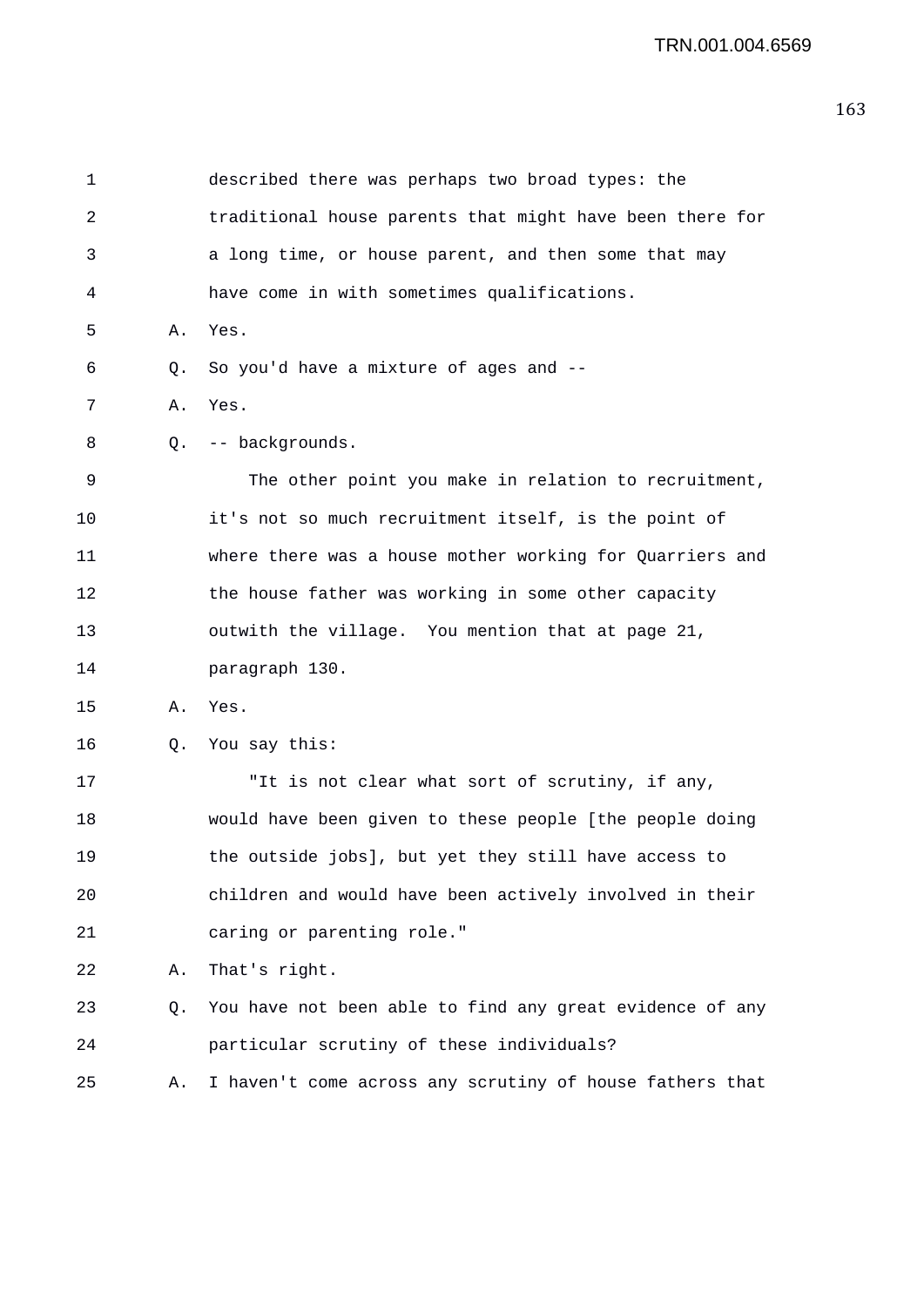described there was perhaps two broad types: the traditional house parents that might have been there for a long time, or house parent, and then some that may have come in with sometimes qualifications.

A. Yes.

Q. So you'd have a mixture of ages and --

A. Yes.

Q. -- backgrounds.

The other point you make in relation to recruitment, it's not so much recruitment itself, is the point of where there was a house mother working for Quarriers and the house father was working in some other capacity outwith the village. You mention that at page 21, paragraph 130.

A. Yes.

Q. You say this:

"It is not clear what sort of scrutiny, if any, would have been given to these people [the people doing the outside jobs], but yet they still have access to children and would have been actively involved in their caring or parenting role."

A. That's right.

Q. You have not been able to find any great evidence of any particular scrutiny of these individuals?

A. I haven't come across any scrutiny of house fathers that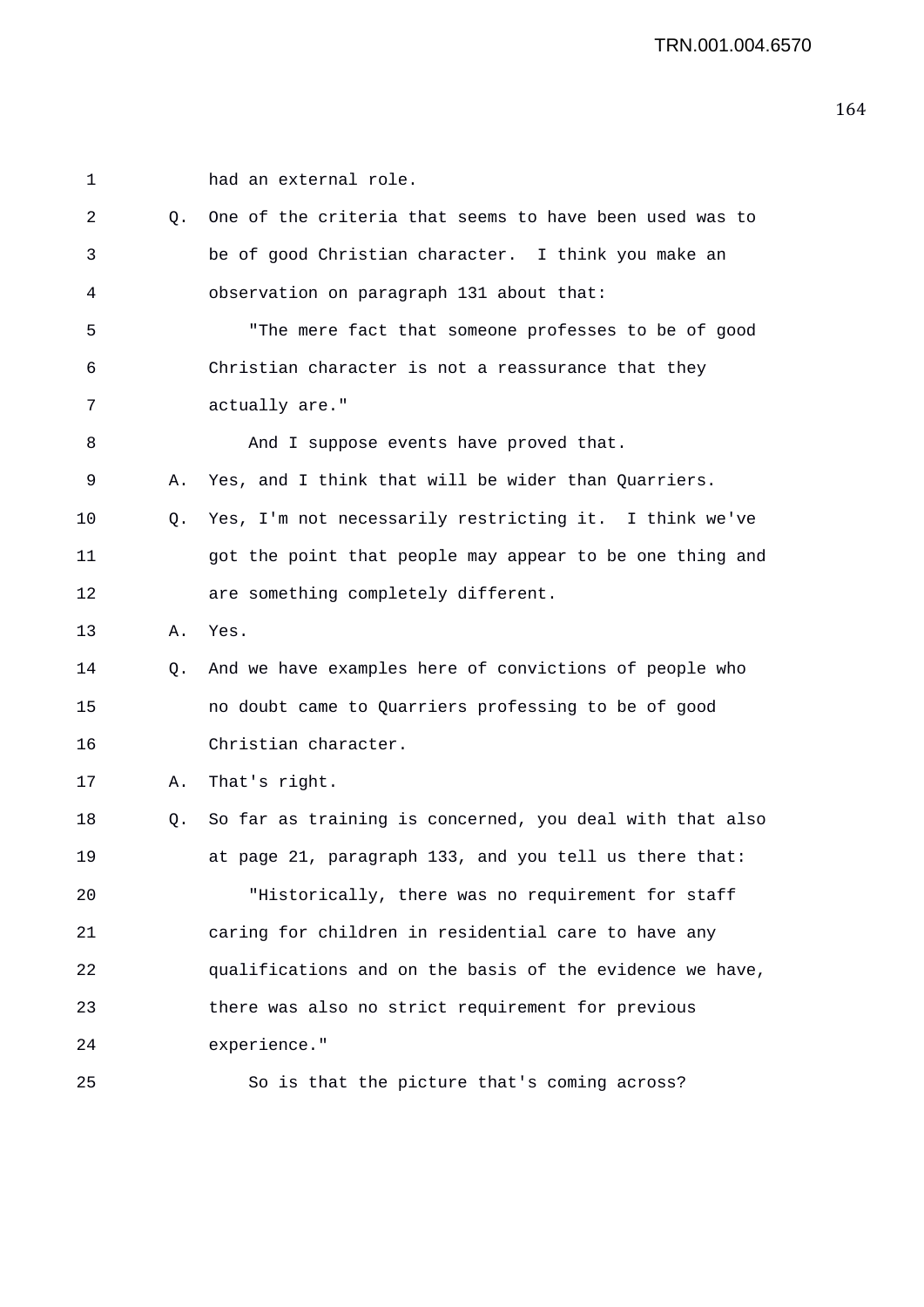1 had an external role.

2 Q. One of the criteria that seems to have been used was to
3 be of good Christian character. I think you make an
4 observation on paragraph 131 about that:

5 "The mere fact that someone professes to be of good
6 Christian character is not a reassurance that they
7 actually are."

8 And I suppose events have proved that.

9 A. Yes, and I think that will be wider than Quarriers.

10 Q. Yes, I'm not necessarily restricting it. I think we've
11 got the point that people may appear to be one thing and
12 are something completely different.

13 A. Yes.

14 Q. And we have examples here of convictions of people who
15 no doubt came to Quarriers professing to be of good
16 Christian character.

17 A. That's right.

18 Q. So far as training is concerned, you deal with that also
19 at page 21, paragraph 133, and you tell us there that:

20 "Historically, there was no requirement for staff
21 caring for children in residential care to have any
22 qualifications and on the basis of the evidence we have,
23 there was also no strict requirement for previous
24 experience."

25 So is that the picture that's coming across?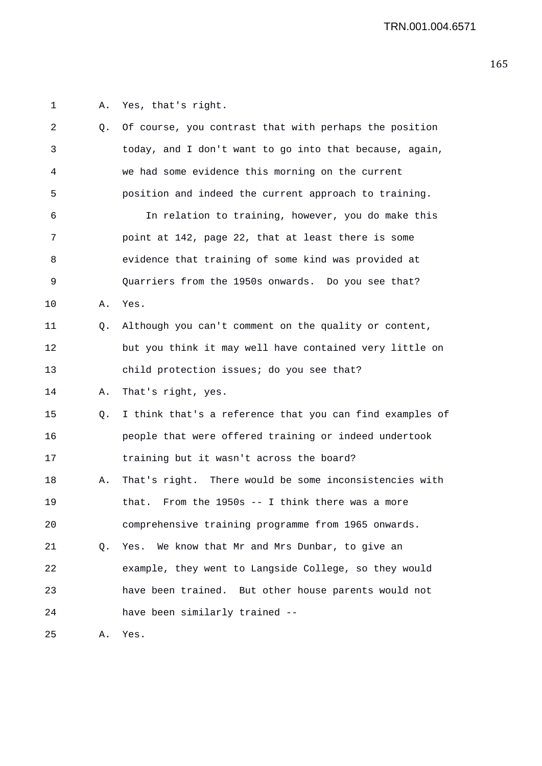1 A. Yes, that's right.

2 Q. Of course, you contrast that with perhaps the position

3 today, and I don't want to go into that because, again,

4 we had some evidence this morning on the current

5 position and indeed the current approach to training.

6 In relation to training, however, you do make this

7 point at 142, page 22, that at least there is some

8 evidence that training of some kind was provided at

9 Quarriers from the 1950s onwards. Do you see that?

10 A. Yes.

11 Q. Although you can't comment on the quality or content,

12 but you think it may well have contained very little on

13 child protection issues; do you see that?

14 A. That's right, yes.

15 Q. I think that's a reference that you can find examples of

16 people that were offered training or indeed undertook

17 training but it wasn't across the board?

18 A. That's right. There would be some inconsistencies with

19 that. From the 1950s -- I think there was a more

20 comprehensive training programme from 1965 onwards.

21 Q. Yes. We know that Mr and Mrs Dunbar, to give an

22 example, they went to Langside College, so they would

23 have been trained. But other house parents would not

24 have been similarly trained --

25 A. Yes.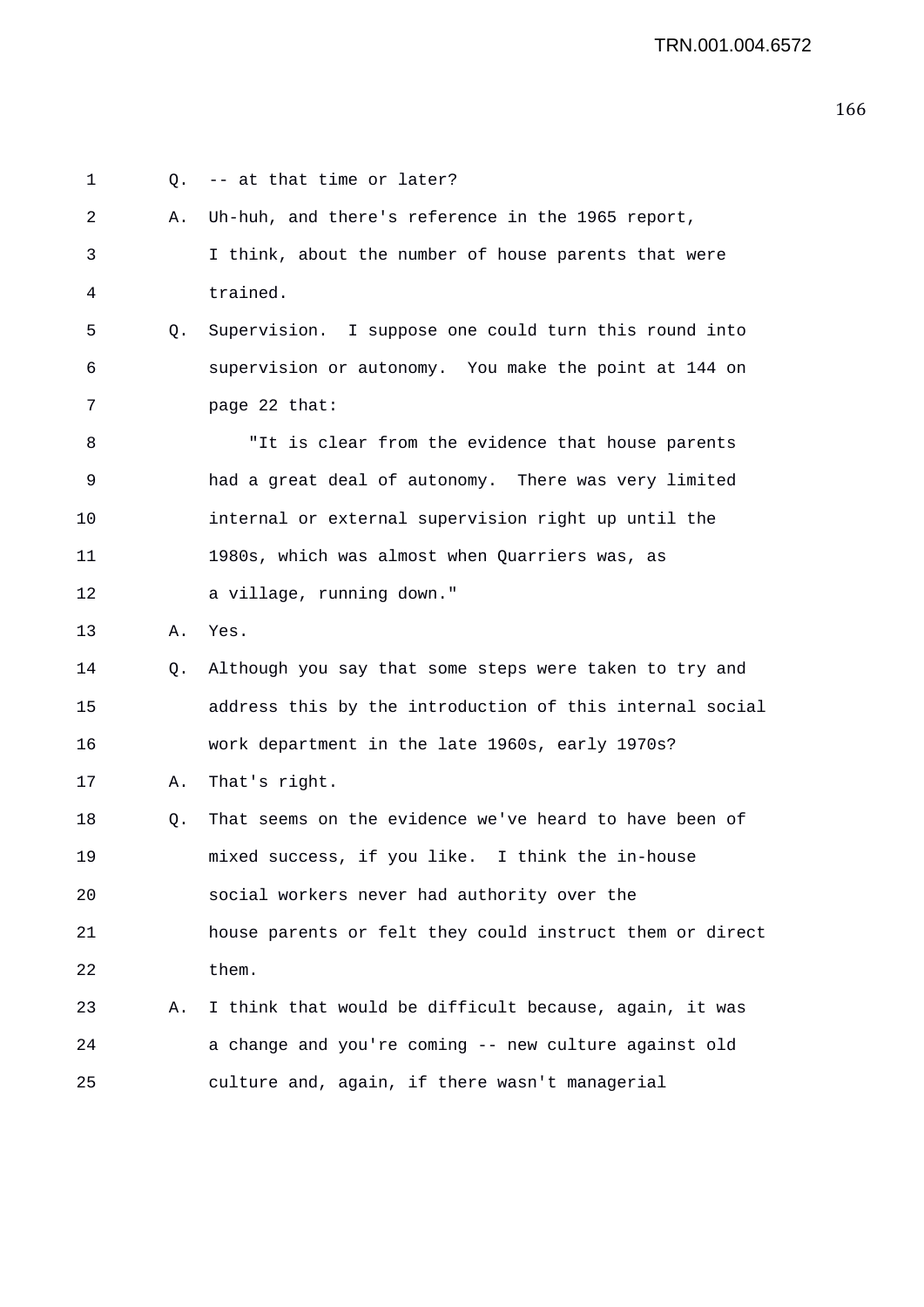Q. -- at that time or later?

A. Uh-huh, and there's reference in the 1965 report, I think, about the number of house parents that were trained.

Q. Supervision. I suppose one could turn this round into supervision or autonomy. You make the point at 144 on page 22 that:

"It is clear from the evidence that house parents had a great deal of autonomy. There was very limited internal or external supervision right up until the 1980s, which was almost when Quarriers was, as a village, running down."

A. Yes.

Q. Although you say that some steps were taken to try and address this by the introduction of this internal social work department in the late 1960s, early 1970s?

A. That's right.

Q. That seems on the evidence we've heard to have been of mixed success, if you like. I think the in-house social workers never had authority over the house parents or felt they could instruct them or direct them.

A. I think that would be difficult because, again, it was a change and you're coming -- new culture against old culture and, again, if there wasn't managerial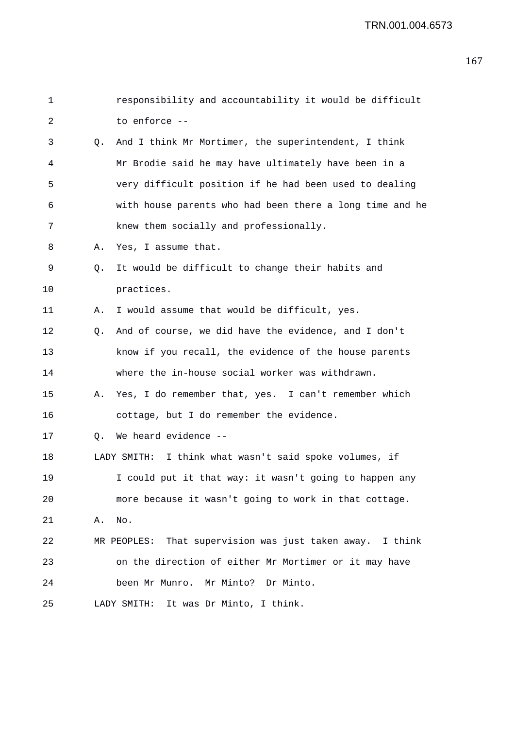responsibility and accountability it would be difficult to enforce --

Q. And I think Mr Mortimer, the superintendent, I think Mr Brodie said he may have ultimately have been in a very difficult position if he had been used to dealing with house parents who had been there a long time and he knew them socially and professionally.

A. Yes, I assume that.

Q. It would be difficult to change their habits and practices.

A. I would assume that would be difficult, yes.

Q. And of course, we did have the evidence, and I don't know if you recall, the evidence of the house parents where the in-house social worker was withdrawn.

A. Yes, I do remember that, yes. I can't remember which cottage, but I do remember the evidence.

Q. We heard evidence --

LADY SMITH: I think what wasn't said spoke volumes, if I could put it that way: it wasn't going to happen any more because it wasn't going to work in that cottage.

A. No.

MR PEOPLES: That supervision was just taken away. I think on the direction of either Mr Mortimer or it may have been Mr Munro. Mr Minto? Dr Minto.

LADY SMITH: It was Dr Minto, I think.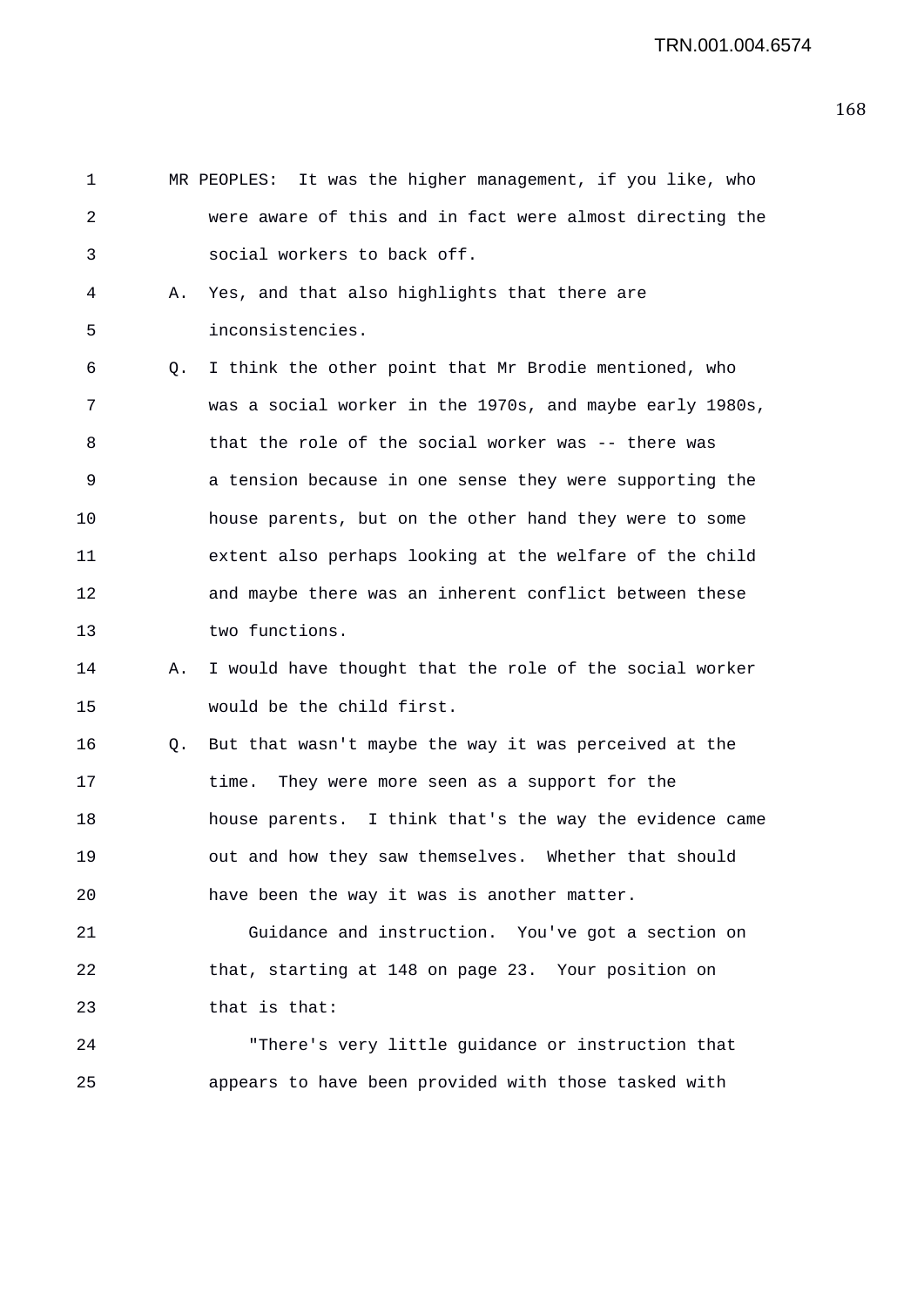MR PEOPLES: It was the higher management, if you like, who were aware of this and in fact were almost directing the social workers to back off.

A. Yes, and that also highlights that there are inconsistencies.

Q. I think the other point that Mr Brodie mentioned, who was a social worker in the 1970s, and maybe early 1980s, that the role of the social worker was -- there was a tension because in one sense they were supporting the house parents, but on the other hand they were to some extent also perhaps looking at the welfare of the child and maybe there was an inherent conflict between these two functions.

A. I would have thought that the role of the social worker would be the child first.

Q. But that wasn't maybe the way it was perceived at the time. They were more seen as a support for the house parents. I think that's the way the evidence came out and how they saw themselves. Whether that should have been the way it was is another matter.

Guidance and instruction. You've got a section on that, starting at 148 on page 23. Your position on that is that:

"There's very little guidance or instruction that appears to have been provided with those tasked with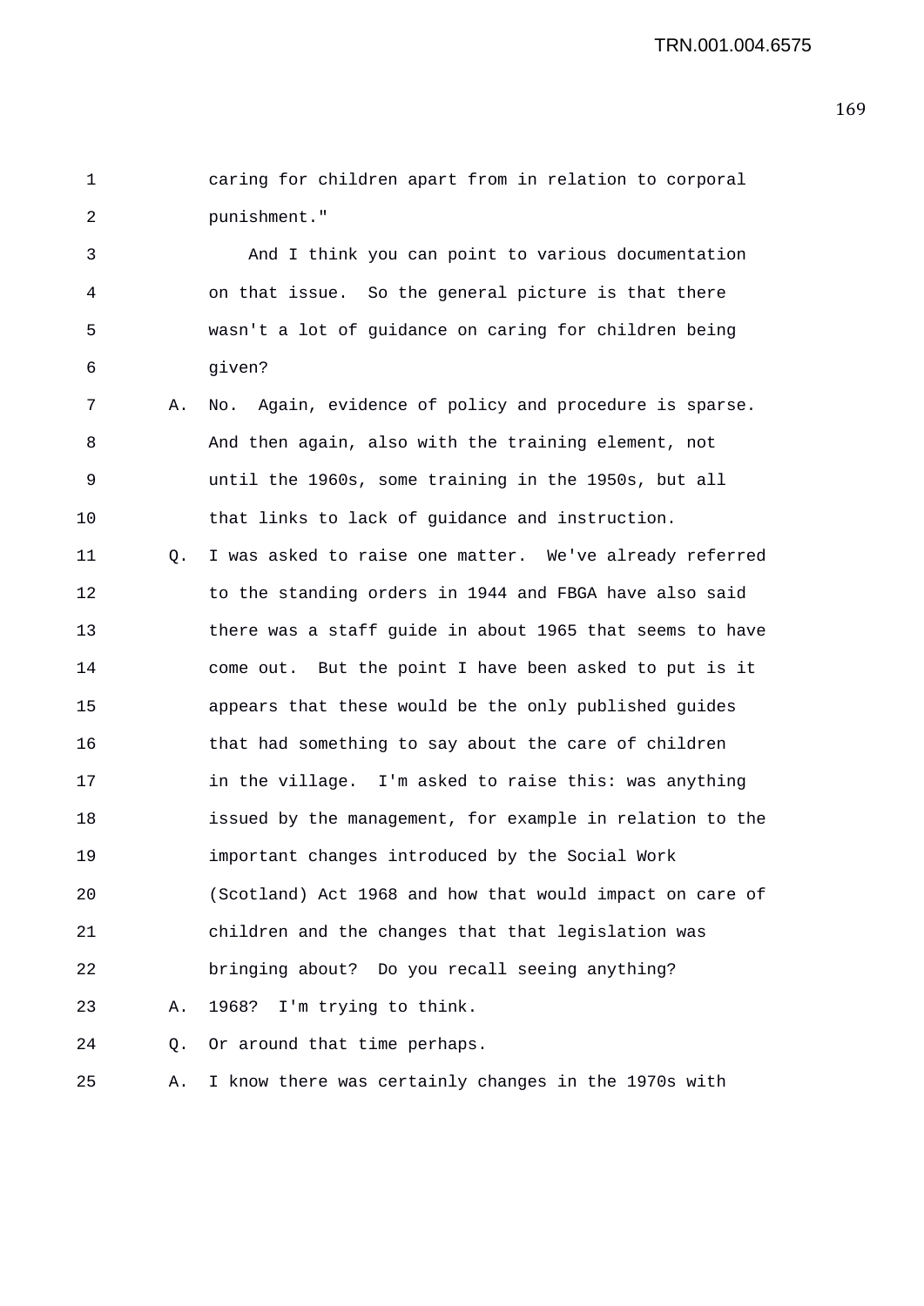1 caring for children apart from in relation to corporal
2 punishment."
3 And I think you can point to various documentation
4 on that issue. So the general picture is that there
5 wasn't a lot of guidance on caring for children being
6 given?
7 A. No. Again, evidence of policy and procedure is sparse.
8 And then again, also with the training element, not
9 until the 1960s, some training in the 1950s, but all
10 that links to lack of guidance and instruction.
11 Q. I was asked to raise one matter. We've already referred
12 to the standing orders in 1944 and FBGA have also said
13 there was a staff guide in about 1965 that seems to have
14 come out. But the point I have been asked to put is it
15 appears that these would be the only published guides
16 that had something to say about the care of children
17 in the village. I'm asked to raise this: was anything
18 issued by the management, for example in relation to the
19 important changes introduced by the Social Work
20 (Scotland) Act 1968 and how that would impact on care of
21 children and the changes that that legislation was
22 bringing about? Do you recall seeing anything?
23 A. 1968? I'm trying to think.
24 Q. Or around that time perhaps.
25 A. I know there was certainly changes in the 1970s with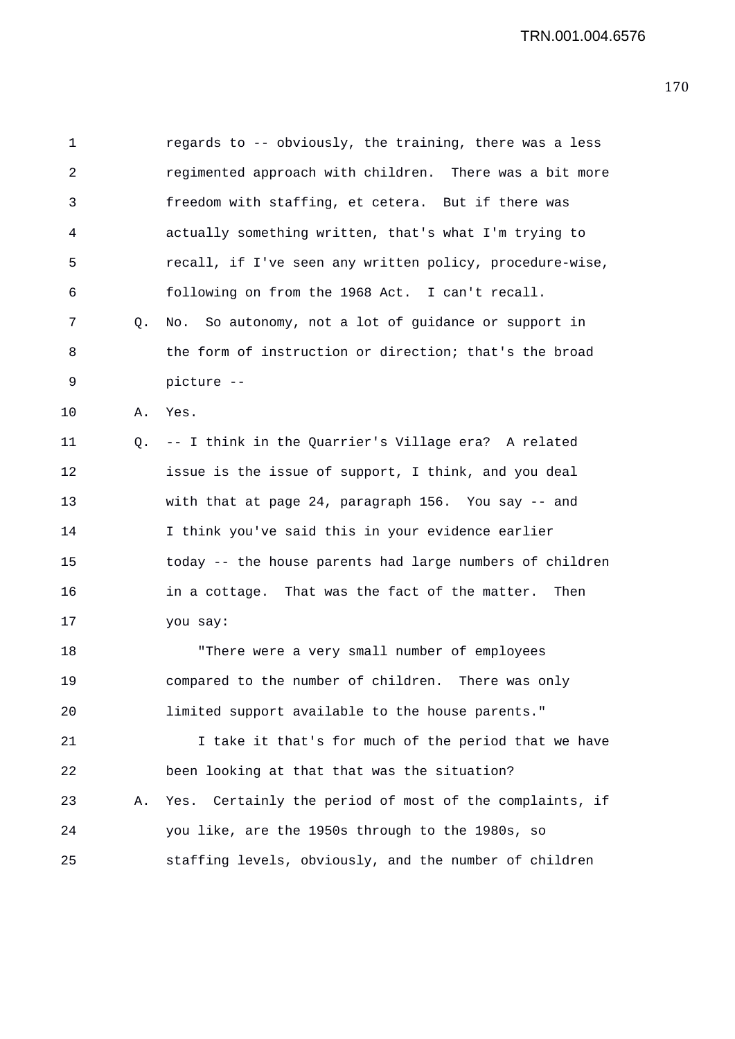regards to -- obviously, the training, there was a less regimented approach with children. There was a bit more freedom with staffing, et cetera. But if there was actually something written, that's what I'm trying to recall, if I've seen any written policy, procedure-wise, following on from the 1968 Act. I can't recall.

Q. No. So autonomy, not a lot of guidance or support in the form of instruction or direction; that's the broad picture --

A. Yes.

Q. -- I think in the Quarrier's Village era? A related issue is the issue of support, I think, and you deal with that at page 24, paragraph 156. You say -- and I think you've said this in your evidence earlier today -- the house parents had large numbers of children in a cottage. That was the fact of the matter. Then you say:

"There were a very small number of employees compared to the number of children. There was only limited support available to the house parents."

I take it that's for much of the period that we have been looking at that that was the situation?

A. Yes. Certainly the period of most of the complaints, if you like, are the 1950s through to the 1980s, so staffing levels, obviously, and the number of children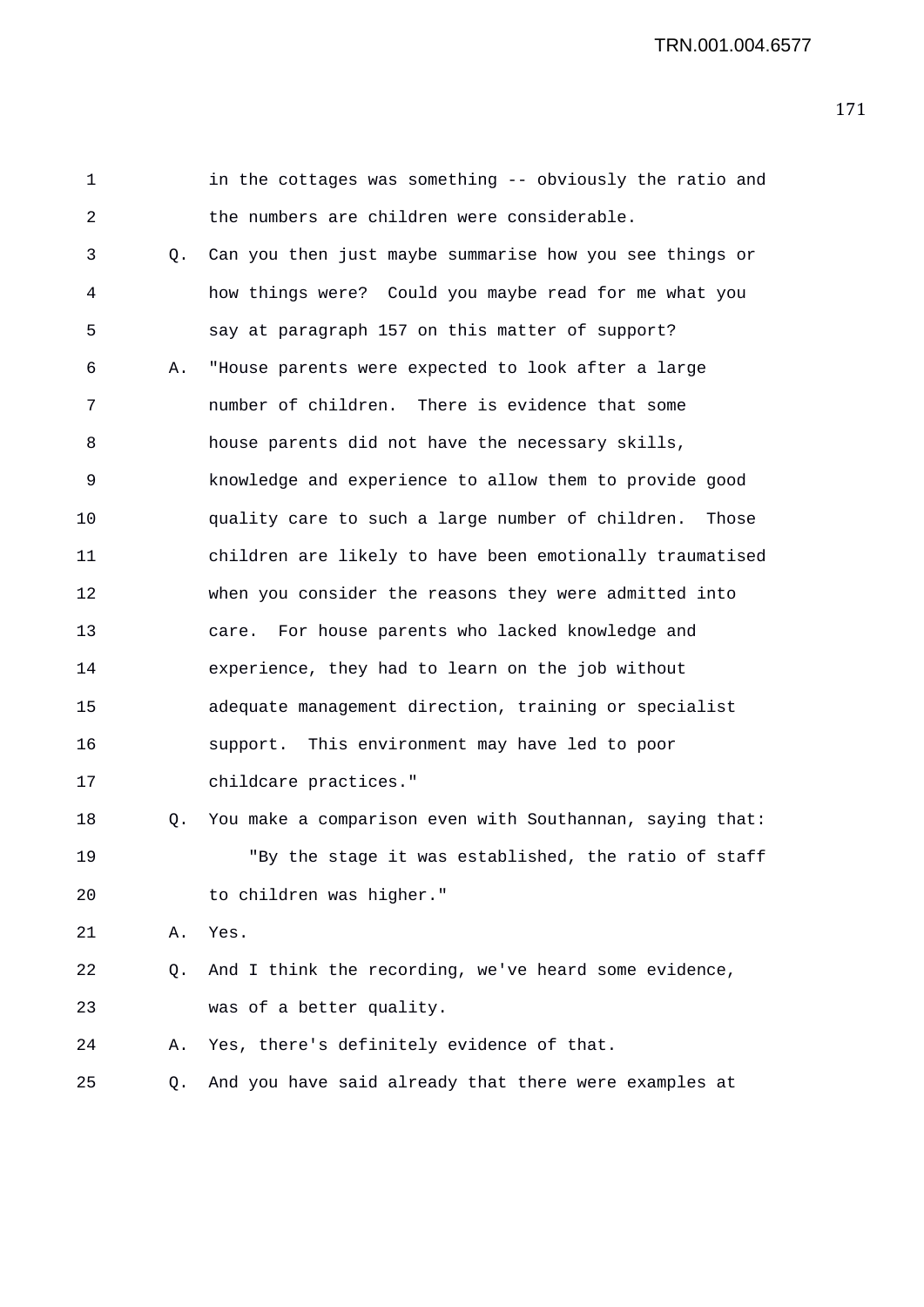in the cottages was something -- obviously the ratio and the numbers are children were considerable.

Q. Can you then just maybe summarise how you see things or how things were? Could you maybe read for me what you say at paragraph 157 on this matter of support?

A. "House parents were expected to look after a large number of children. There is evidence that some house parents did not have the necessary skills, knowledge and experience to allow them to provide good quality care to such a large number of children. Those children are likely to have been emotionally traumatised when you consider the reasons they were admitted into care. For house parents who lacked knowledge and experience, they had to learn on the job without adequate management direction, training or specialist support. This environment may have led to poor childcare practices."

Q. You make a comparison even with Southannan, saying that:

"By the stage it was established, the ratio of staff to children was higher."

A. Yes.

Q. And I think the recording, we've heard some evidence, was of a better quality.

A. Yes, there's definitely evidence of that.

Q. And you have said already that there were examples at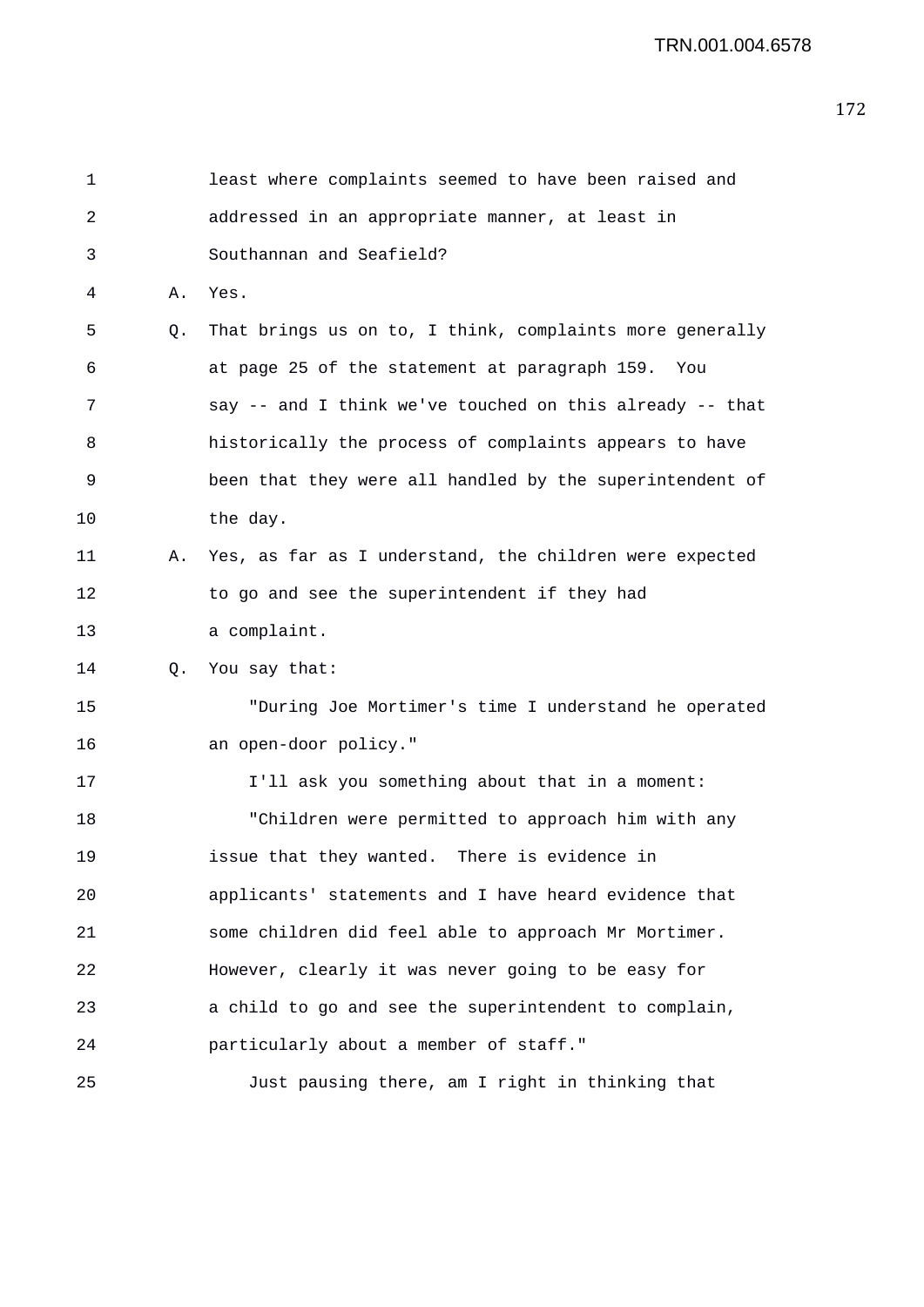least where complaints seemed to have been raised and addressed in an appropriate manner, at least in Southannan and Seafield?

A. Yes.

Q. That brings us on to, I think, complaints more generally at page 25 of the statement at paragraph 159. You say -- and I think we've touched on this already -- that historically the process of complaints appears to have been that they were all handled by the superintendent of the day.

A. Yes, as far as I understand, the children were expected to go and see the superintendent if they had a complaint.

Q. You say that:

"During Joe Mortimer's time I understand he operated an open-door policy."

I'll ask you something about that in a moment:

"Children were permitted to approach him with any issue that they wanted. There is evidence in applicants' statements and I have heard evidence that some children did feel able to approach Mr Mortimer. However, clearly it was never going to be easy for a child to go and see the superintendent to complain, particularly about a member of staff."

Just pausing there, am I right in thinking that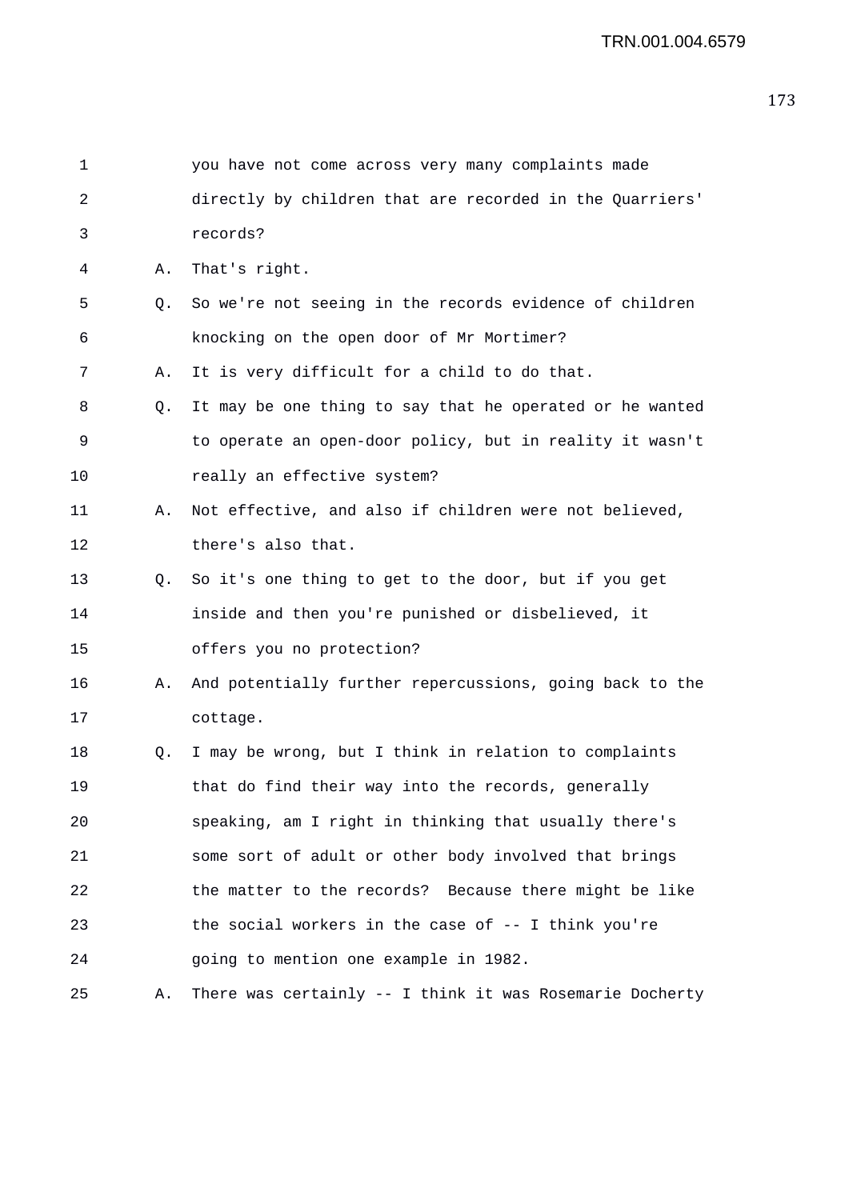1 you have not come across very many complaints made
2 directly by children that are recorded in the Quarriers'
3 records?

4 A. That's right.

5 Q. So we're not seeing in the records evidence of children
6 knocking on the open door of Mr Mortimer?

7 A. It is very difficult for a child to do that.

8 Q. It may be one thing to say that he operated or he wanted
9 to operate an open-door policy, but in reality it wasn't
10 really an effective system?

11 A. Not effective, and also if children were not believed,
12 there's also that.

13 Q. So it's one thing to get to the door, but if you get
14 inside and then you're punished or disbelieved, it
15 offers you no protection?

16 A. And potentially further repercussions, going back to the
17 cottage.

18 Q. I may be wrong, but I think in relation to complaints
19 that do find their way into the records, generally
20 speaking, am I right in thinking that usually there's
21 some sort of adult or other body involved that brings
22 the matter to the records? Because there might be like
23 the social workers in the case of -- I think you're
24 going to mention one example in 1982.

25 A. There was certainly -- I think it was Rosemarie Docherty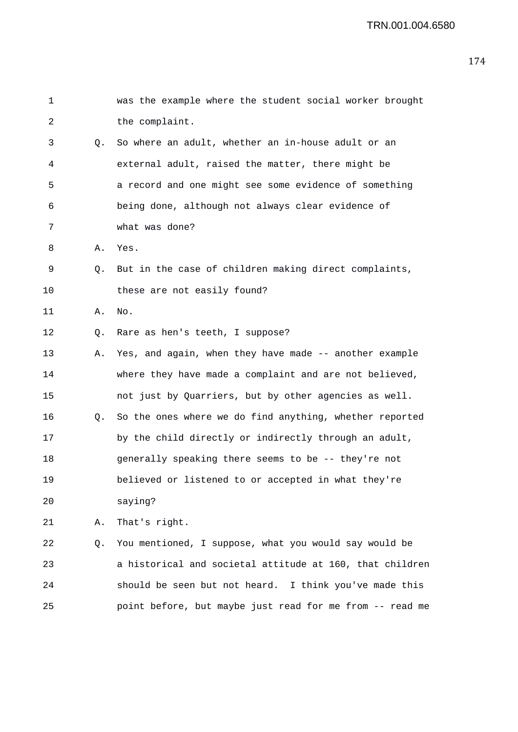was the example where the student social worker brought the complaint.

Q. So where an adult, whether an in-house adult or an external adult, raised the matter, there might be a record and one might see some evidence of something being done, although not always clear evidence of what was done?

A. Yes.

Q. But in the case of children making direct complaints, these are not easily found?

A. No.

Q. Rare as hen's teeth, I suppose?

A. Yes, and again, when they have made -- another example where they have made a complaint and are not believed, not just by Quarriers, but by other agencies as well.

Q. So the ones where we do find anything, whether reported by the child directly or indirectly through an adult, generally speaking there seems to be -- they're not believed or listened to or accepted in what they're saying?

A. That's right.

Q. You mentioned, I suppose, what you would say would be a historical and societal attitude at 160, that children should be seen but not heard. I think you've made this point before, but maybe just read for me from -- read me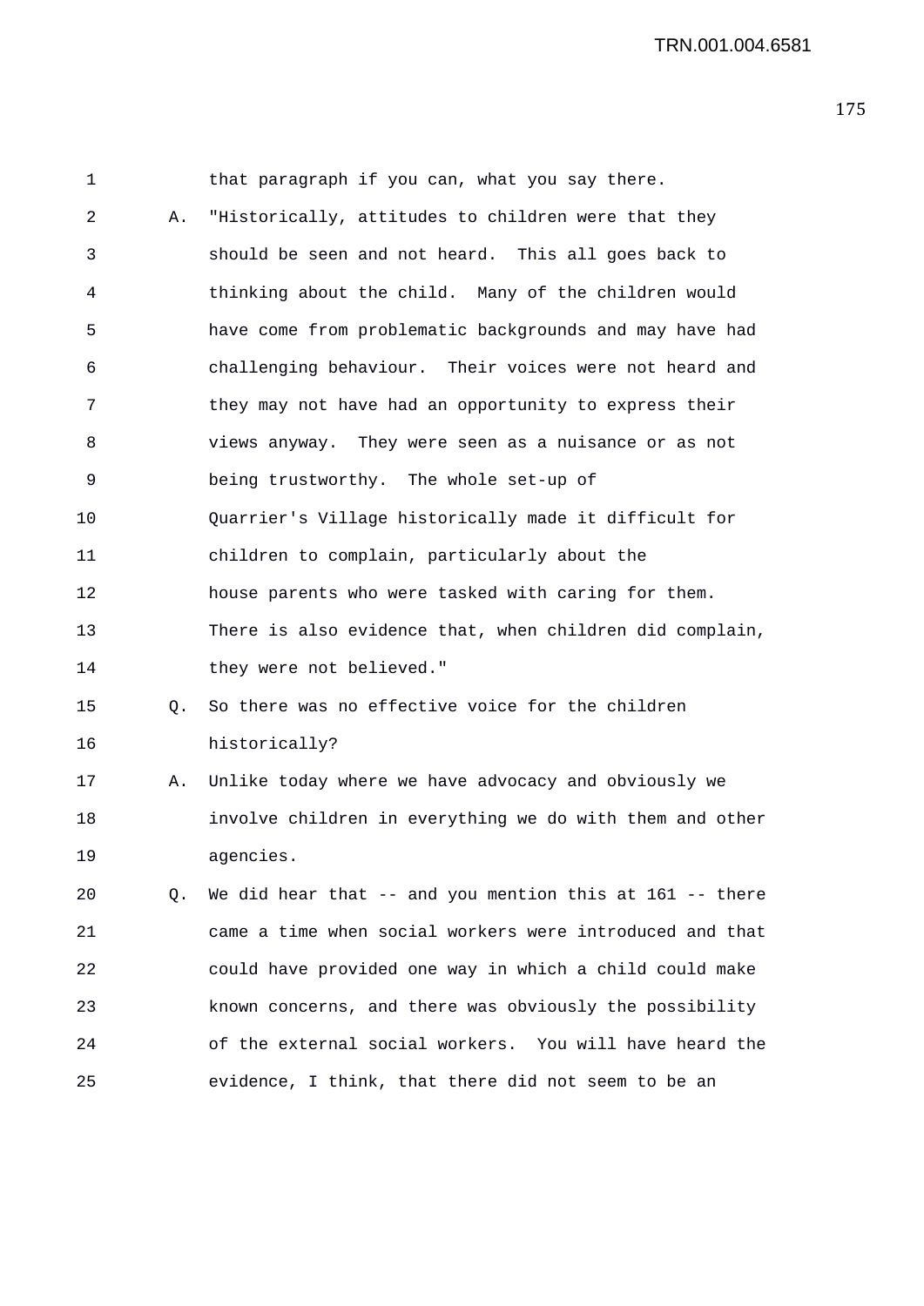1 that paragraph if you can, what you say there.

2 A. "Historically, attitudes to children were that they

3 should be seen and not heard. This all goes back to

4 thinking about the child. Many of the children would

5 have come from problematic backgrounds and may have had

6 challenging behaviour. Their voices were not heard and

7 they may not have had an opportunity to express their

8 views anyway. They were seen as a nuisance or as not

9 being trustworthy. The whole set-up of

10 Quarrier's Village historically made it difficult for

11 children to complain, particularly about the

12 house parents who were tasked with caring for them.

13 There is also evidence that, when children did complain,

14 they were not believed."

15 Q. So there was no effective voice for the children

16 historically?

17 A. Unlike today where we have advocacy and obviously we

18 involve children in everything we do with them and other

19 agencies.

20 Q. We did hear that -- and you mention this at 161 -- there

21 came a time when social workers were introduced and that

22 could have provided one way in which a child could make

23 known concerns, and there was obviously the possibility

24 of the external social workers. You will have heard the

25 evidence, I think, that there did not seem to be an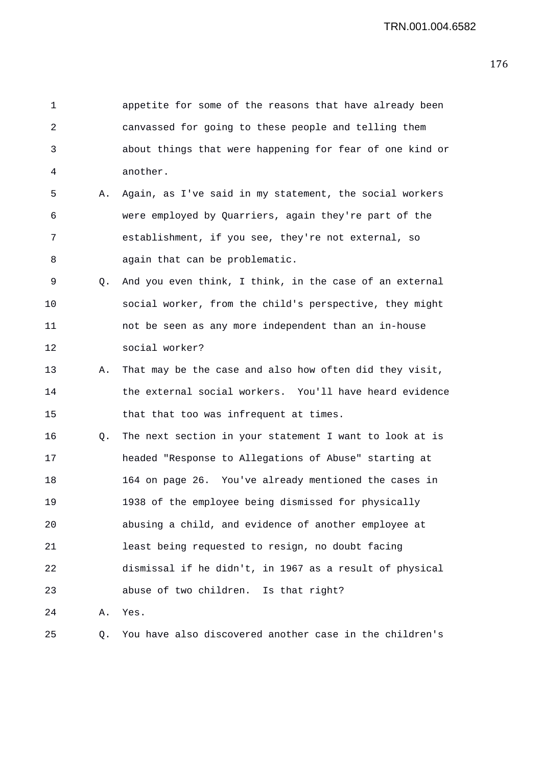appetite for some of the reasons that have already been canvassed for going to these people and telling them about things that were happening for fear of one kind or another.

A. Again, as I've said in my statement, the social workers were employed by Quarriers, again they're part of the establishment, if you see, they're not external, so again that can be problematic.

Q. And you even think, I think, in the case of an external social worker, from the child's perspective, they might not be seen as any more independent than an in-house social worker?

A. That may be the case and also how often did they visit, the external social workers. You'll have heard evidence that that too was infrequent at times.

Q. The next section in your statement I want to look at is headed "Response to Allegations of Abuse" starting at 164 on page 26. You've already mentioned the cases in 1938 of the employee being dismissed for physically abusing a child, and evidence of another employee at least being requested to resign, no doubt facing dismissal if he didn't, in 1967 as a result of physical abuse of two children. Is that right?

A. Yes.

Q. You have also discovered another case in the children's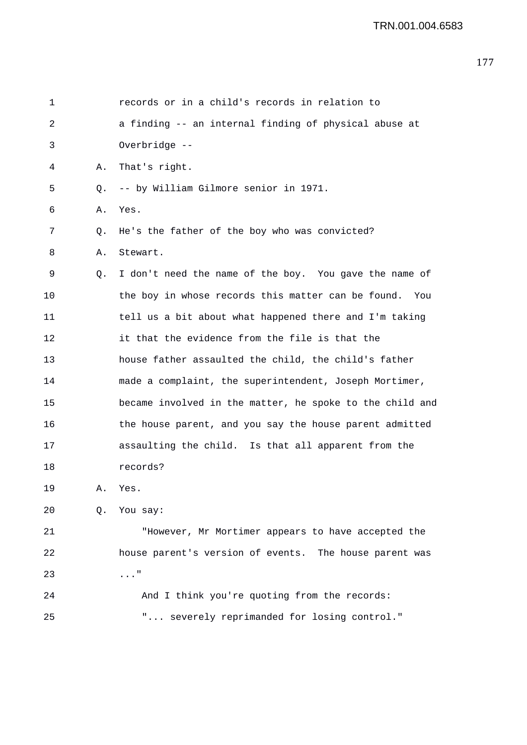records or in a child's records in relation to a finding -- an internal finding of physical abuse at Overbridge --

A. That's right.

Q. -- by William Gilmore senior in 1971.

A. Yes.

Q. He's the father of the boy who was convicted?

A. Stewart.

Q. I don't need the name of the boy. You gave the name of the boy in whose records this matter can be found. You tell us a bit about what happened there and I'm taking it that the evidence from the file is that the house father assaulted the child, the child's father made a complaint, the superintendent, Joseph Mortimer, became involved in the matter, he spoke to the child and the house parent, and you say the house parent admitted assaulting the child. Is that all apparent from the records?

A. Yes.

Q. You say:

"However, Mr Mortimer appears to have accepted the house parent's version of events. The house parent was ..."

And I think you're quoting from the records:

"... severely reprimanded for losing control."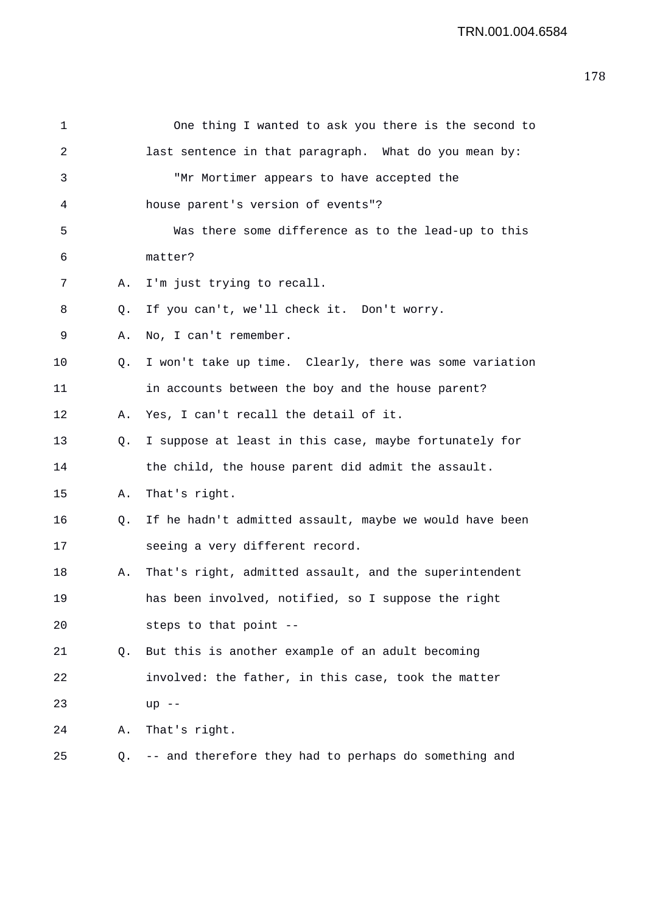One thing I wanted to ask you there is the second to last sentence in that paragraph. What do you mean by:

"Mr Mortimer appears to have accepted the house parent's version of events"?

Was there some difference as to the lead-up to this matter?

A. I'm just trying to recall.

Q. If you can't, we'll check it. Don't worry.

A. No, I can't remember.

Q. I won't take up time. Clearly, there was some variation in accounts between the boy and the house parent?

A. Yes, I can't recall the detail of it.

Q. I suppose at least in this case, maybe fortunately for the child, the house parent did admit the assault.

A. That's right.

Q. If he hadn't admitted assault, maybe we would have been seeing a very different record.

A. That's right, admitted assault, and the superintendent has been involved, notified, so I suppose the right steps to that point --

Q. But this is another example of an adult becoming involved: the father, in this case, took the matter up --

A. That's right.

Q. -- and therefore they had to perhaps do something and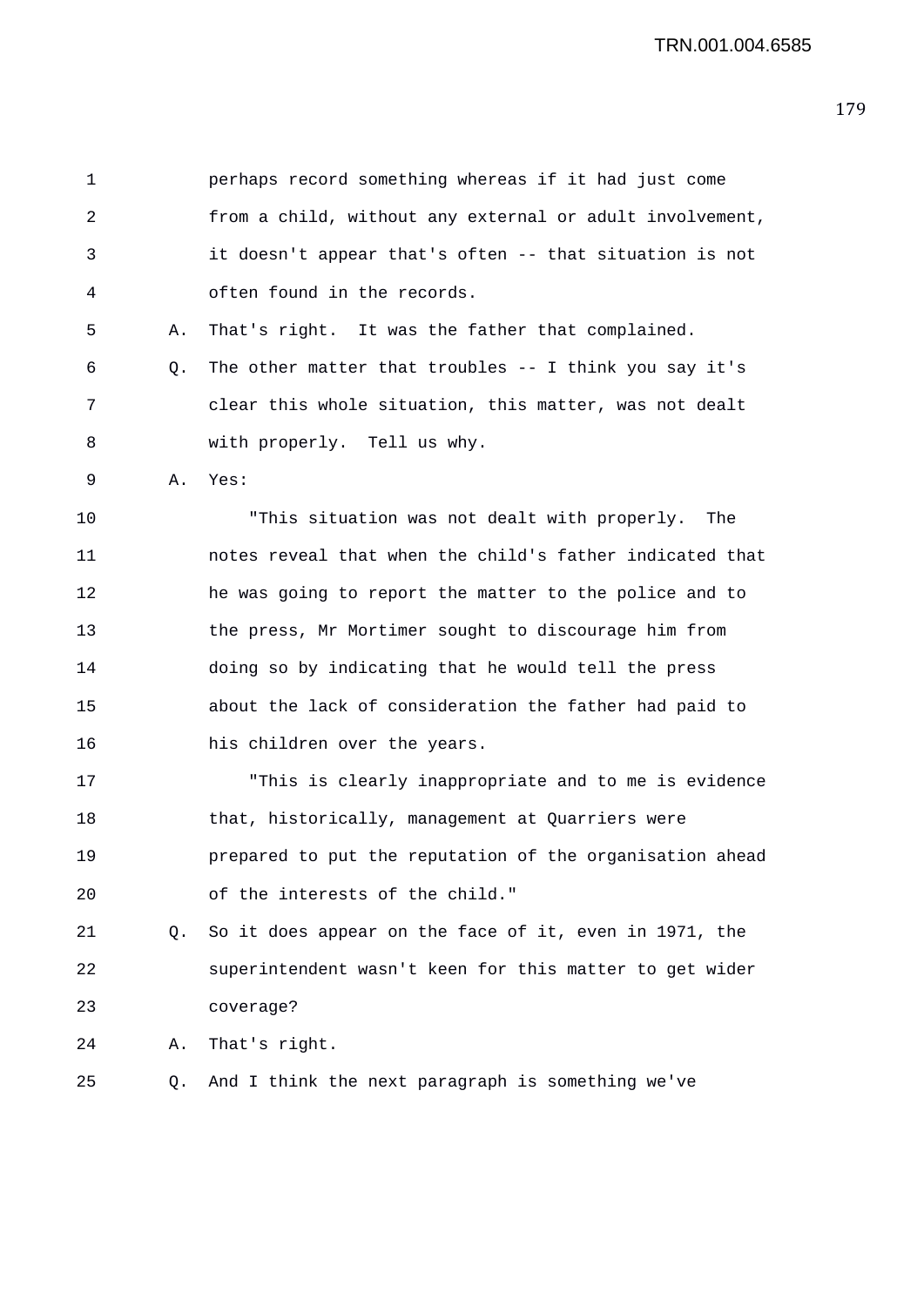perhaps record something whereas if it had just come from a child, without any external or adult involvement, it doesn't appear that's often -- that situation is not often found in the records.

A. That's right. It was the father that complained.

Q. The other matter that troubles -- I think you say it's clear this whole situation, this matter, was not dealt with properly. Tell us why.

A. Yes:

"This situation was not dealt with properly. The notes reveal that when the child's father indicated that he was going to report the matter to the police and to the press, Mr Mortimer sought to discourage him from doing so by indicating that he would tell the press about the lack of consideration the father had paid to his children over the years.

"This is clearly inappropriate and to me is evidence that, historically, management at Quarriers were prepared to put the reputation of the organisation ahead of the interests of the child."

Q. So it does appear on the face of it, even in 1971, the superintendent wasn't keen for this matter to get wider coverage?

A. That's right.

Q. And I think the next paragraph is something we've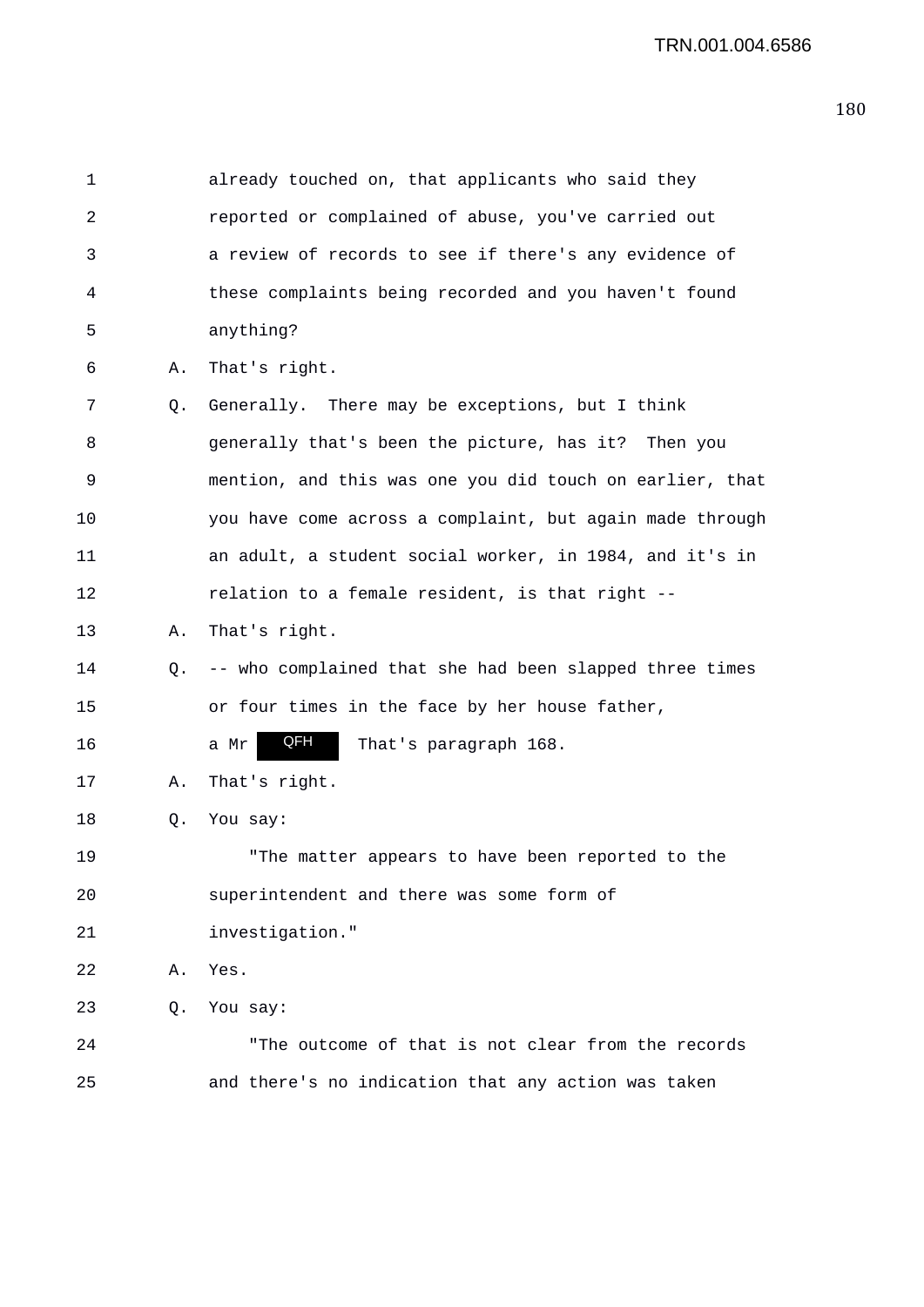1 already touched on, that applicants who said they
2 reported or complained of abuse, you've carried out
3 a review of records to see if there's any evidence of
4 these complaints being recorded and you haven't found
5 anything?

6 A. That's right.

7 Q. Generally. There may be exceptions, but I think
8 generally that's been the picture, has it? Then you
9 mention, and this was one you did touch on earlier, that
10 you have come across a complaint, but again made through
11 an adult, a student social worker, in 1984, and it's in
12 relation to a female resident, is that right --

13 A. That's right.

14 Q. -- who complained that she had been slapped three times
15 or four times in the face by her house father,
16 a Mr QFH That's paragraph 168.

17 A. That's right.

18 Q. You say:

19 "The matter appears to have been reported to the
20 superintendent and there was some form of
21 investigation."

22 A. Yes.

23 Q. You say:

24 "The outcome of that is not clear from the records
25 and there's no indication that any action was taken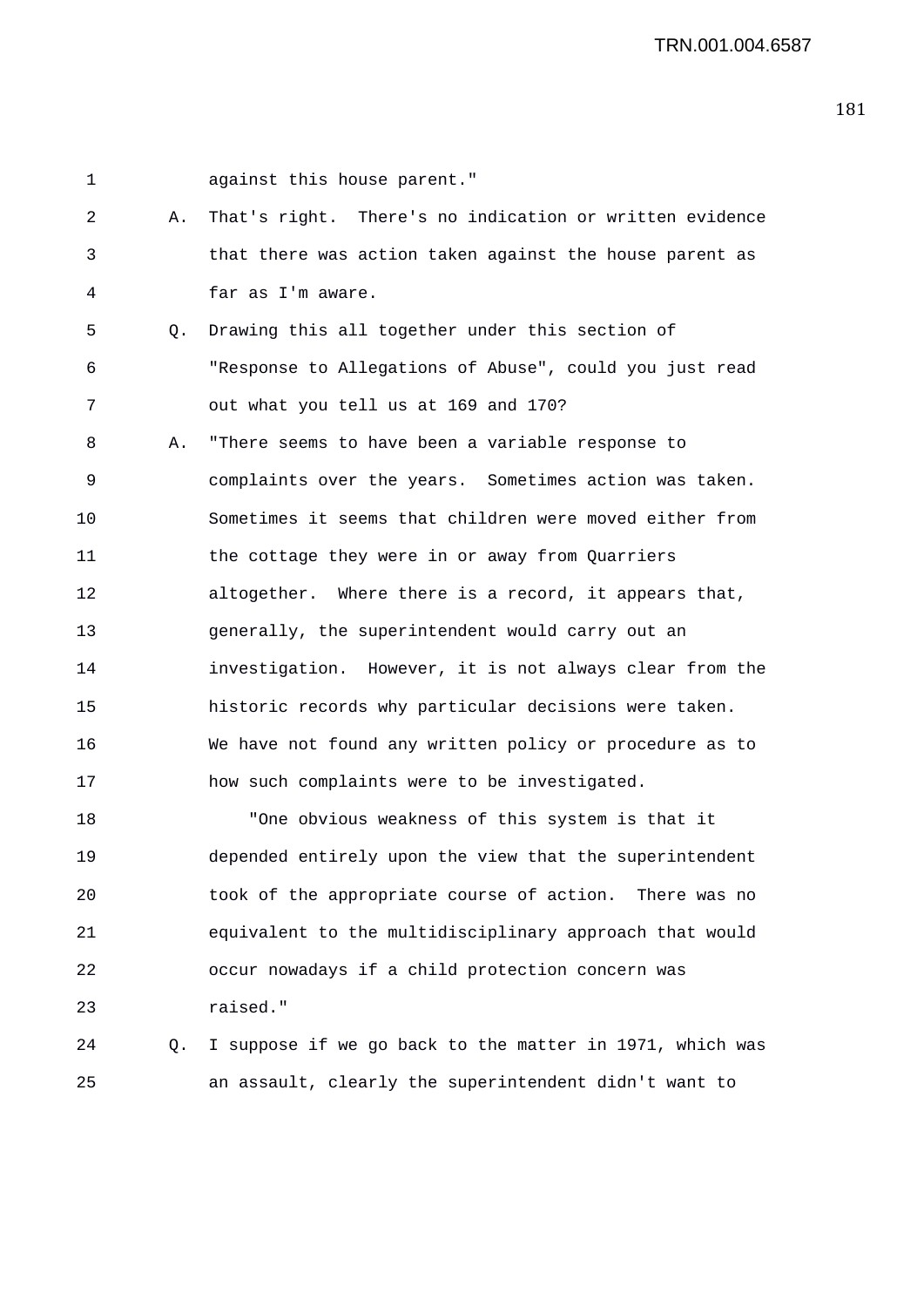1 against this house parent."

2 A. That's right. There's no indication or written evidence

3 that there was action taken against the house parent as

4 far as I'm aware.

5 Q. Drawing this all together under this section of

6 "Response to Allegations of Abuse", could you just read

7 out what you tell us at 169 and 170?

8 A. "There seems to have been a variable response to

9 complaints over the years. Sometimes action was taken.

10 Sometimes it seems that children were moved either from

11 the cottage they were in or away from Quarriers

12 altogether. Where there is a record, it appears that,

13 generally, the superintendent would carry out an

14 investigation. However, it is not always clear from the

15 historic records why particular decisions were taken.

16 We have not found any written policy or procedure as to

17 how such complaints were to be investigated.

18 "One obvious weakness of this system is that it

19 depended entirely upon the view that the superintendent

20 took of the appropriate course of action. There was no

21 equivalent to the multidisciplinary approach that would

22 occur nowadays if a child protection concern was

23 raised."

24 Q. I suppose if we go back to the matter in 1971, which was

25 an assault, clearly the superintendent didn't want to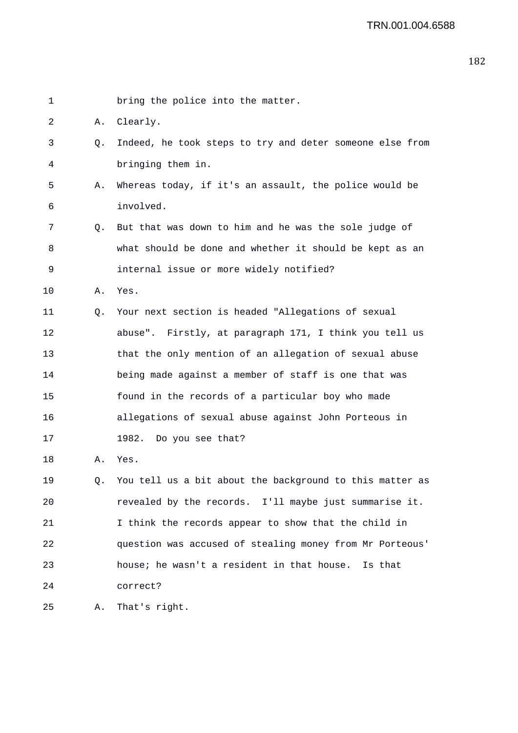1 bring the police into the matter.

2 A. Clearly.

3 Q. Indeed, he took steps to try and deter someone else from

4 bringing them in.

5 A. Whereas today, if it's an assault, the police would be

6 involved.

7 Q. But that was down to him and he was the sole judge of

8 what should be done and whether it should be kept as an

9 internal issue or more widely notified?

10 A. Yes.

11 Q. Your next section is headed "Allegations of sexual

12 abuse". Firstly, at paragraph 171, I think you tell us

13 that the only mention of an allegation of sexual abuse

14 being made against a member of staff is one that was

15 found in the records of a particular boy who made

16 allegations of sexual abuse against John Porteous in

17 1982. Do you see that?

18 A. Yes.

19 Q. You tell us a bit about the background to this matter as

20 revealed by the records. I'll maybe just summarise it.

21 I think the records appear to show that the child in

22 question was accused of stealing money from Mr Porteous'

23 house; he wasn't a resident in that house. Is that

24 correct?

25 A. That's right.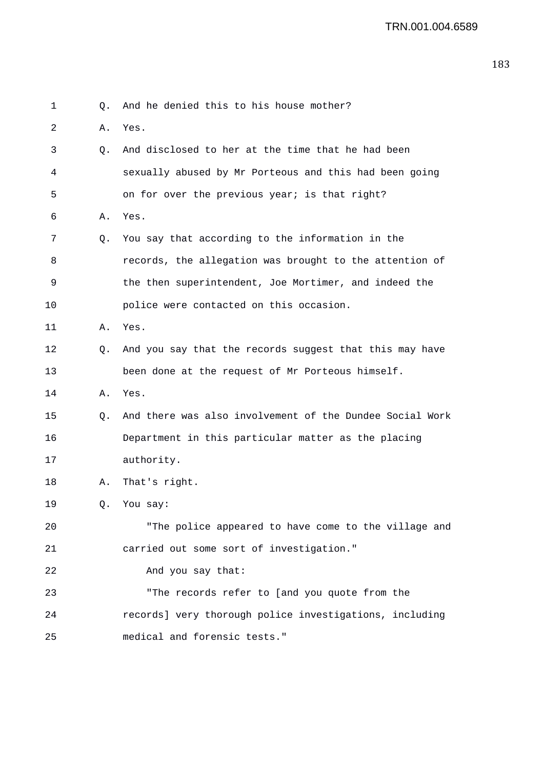Q. And he denied this to his house mother?

A. Yes.

Q. And disclosed to her at the time that he had been sexually abused by Mr Porteous and this had been going on for over the previous year; is that right?

A. Yes.

Q. You say that according to the information in the records, the allegation was brought to the attention of the then superintendent, Joe Mortimer, and indeed the police were contacted on this occasion.

A. Yes.

Q. And you say that the records suggest that this may have been done at the request of Mr Porteous himself.

A. Yes.

Q. And there was also involvement of the Dundee Social Work Department in this particular matter as the placing authority.

A. That's right.

Q. You say:

"The police appeared to have come to the village and carried out some sort of investigation."

And you say that:

"The records refer to [and you quote from the records] very thorough police investigations, including medical and forensic tests."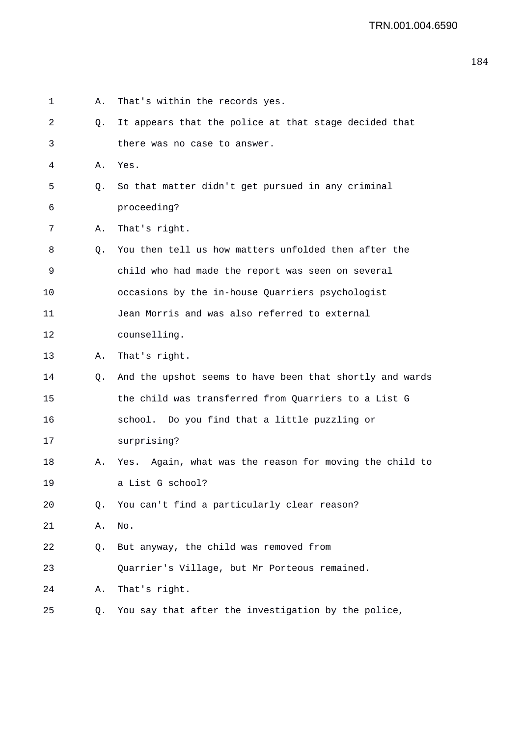1 A. That's within the records yes.

2 Q. It appears that the police at that stage decided that

3 there was no case to answer.

4 A. Yes.

5 Q. So that matter didn't get pursued in any criminal

6 proceeding?

7 A. That's right.

8 Q. You then tell us how matters unfolded then after the

9 child who had made the report was seen on several

10 occasions by the in-house Quarriers psychologist

11 Jean Morris and was also referred to external

12 counselling.

13 A. That's right.

14 Q. And the upshot seems to have been that shortly and wards

15 the child was transferred from Quarriers to a List G

16 school. Do you find that a little puzzling or

17 surprising?

18 A. Yes. Again, what was the reason for moving the child to

19 a List G school?

20 Q. You can't find a particularly clear reason?

21 A. No.

22 Q. But anyway, the child was removed from

23 Quarrier's Village, but Mr Porteous remained.

24 A. That's right.

25 Q. You say that after the investigation by the police,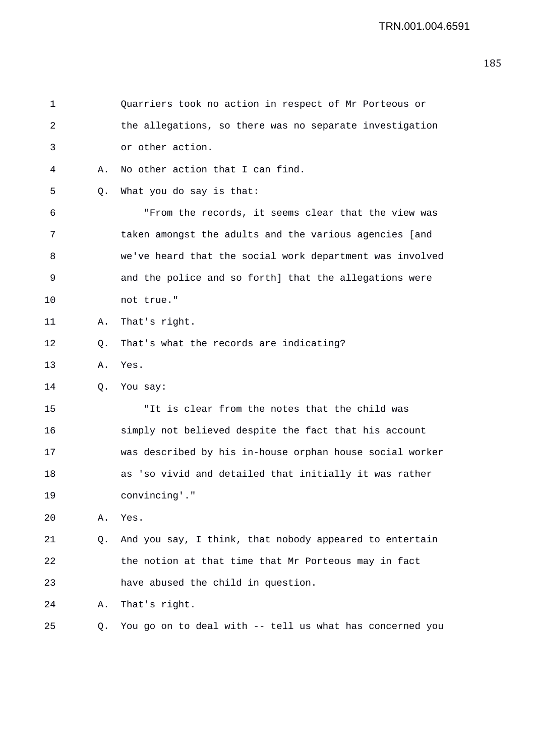Quarriers took no action in respect of Mr Porteous or the allegations, so there was no separate investigation or other action.

A. No other action that I can find.

Q. What you do say is that:

"From the records, it seems clear that the view was taken amongst the adults and the various agencies [and we've heard that the social work department was involved and the police and so forth] that the allegations were not true."

A. That's right.

Q. That's what the records are indicating?

A. Yes.

Q. You say:

"It is clear from the notes that the child was simply not believed despite the fact that his account was described by his in-house orphan house social worker as 'so vivid and detailed that initially it was rather convincing'."

A. Yes.

Q. And you say, I think, that nobody appeared to entertain the notion at that time that Mr Porteous may in fact have abused the child in question.

A. That's right.

Q. You go on to deal with -- tell us what has concerned you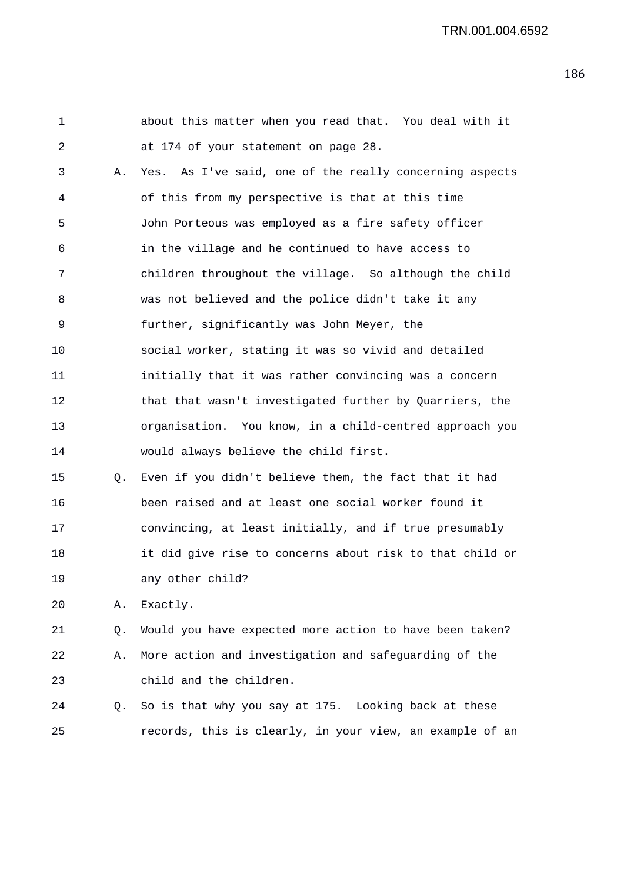1 about this matter when you read that. You deal with it
2 at 174 of your statement on page 28.

3 A. Yes. As I've said, one of the really concerning aspects
4 of this from my perspective is that at this time
5 John Porteous was employed as a fire safety officer
6 in the village and he continued to have access to
7 children throughout the village. So although the child
8 was not believed and the police didn't take it any
9 further, significantly was John Meyer, the
10 social worker, stating it was so vivid and detailed
11 initially that it was rather convincing was a concern
12 that that wasn't investigated further by Quarriers, the
13 organisation. You know, in a child-centred approach you
14 would always believe the child first.

15 Q. Even if you didn't believe them, the fact that it had
16 been raised and at least one social worker found it
17 convincing, at least initially, and if true presumably
18 it did give rise to concerns about risk to that child or
19 any other child?

20 A. Exactly.

21 Q. Would you have expected more action to have been taken?

22 A. More action and investigation and safeguarding of the
23 child and the children.

24 Q. So is that why you say at 175. Looking back at these
25 records, this is clearly, in your view, an example of an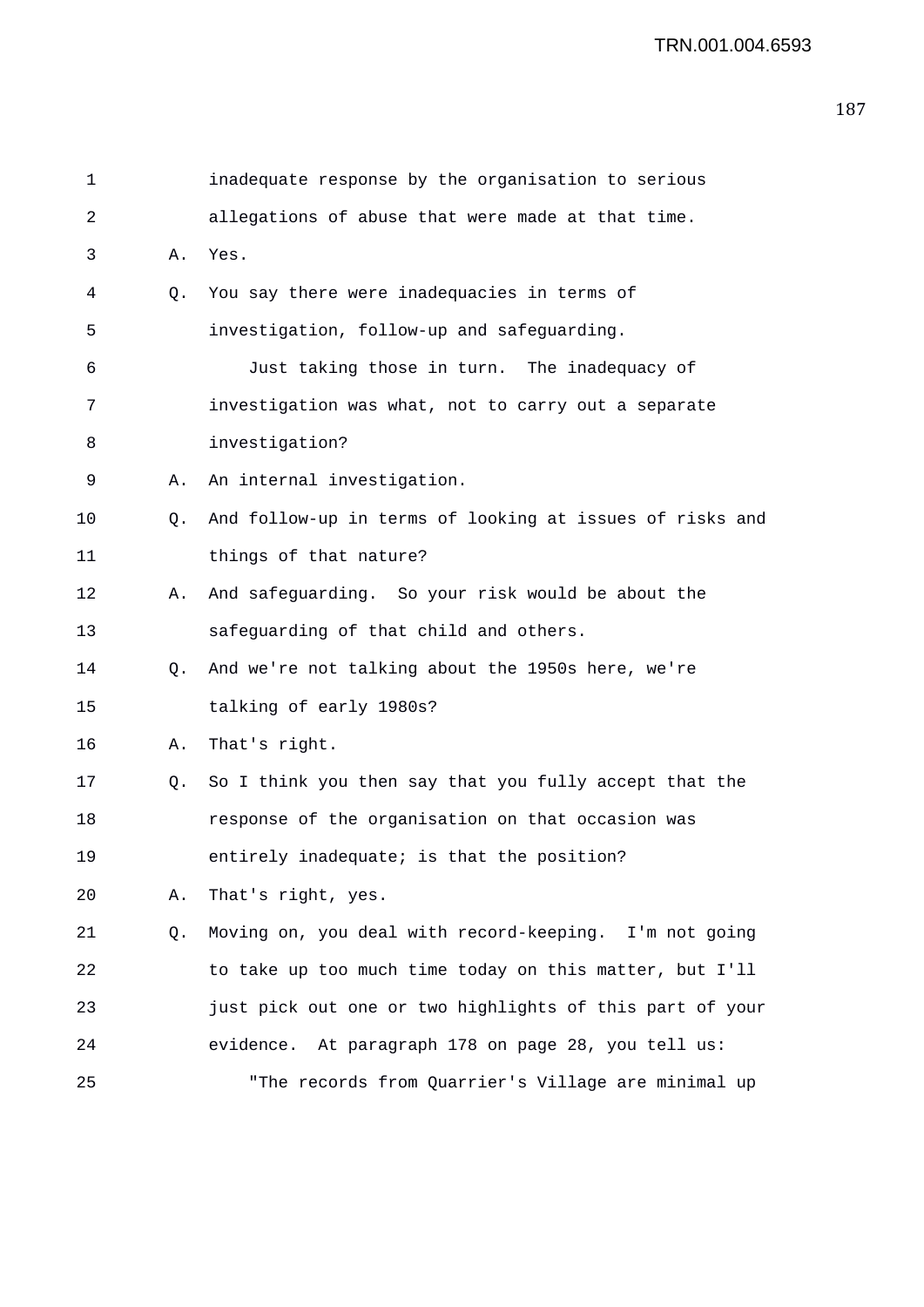inadequate response by the organisation to serious allegations of abuse that were made at that time.

A. Yes.

Q. You say there were inadequacies in terms of investigation, follow-up and safeguarding.

Just taking those in turn. The inadequacy of investigation was what, not to carry out a separate investigation?

A. An internal investigation.

Q. And follow-up in terms of looking at issues of risks and things of that nature?

A. And safeguarding. So your risk would be about the safeguarding of that child and others.

Q. And we're not talking about the 1950s here, we're talking of early 1980s?

A. That's right.

Q. So I think you then say that you fully accept that the response of the organisation on that occasion was entirely inadequate; is that the position?

A. That's right, yes.

Q. Moving on, you deal with record-keeping. I'm not going to take up too much time today on this matter, but I'll just pick out one or two highlights of this part of your evidence. At paragraph 178 on page 28, you tell us:

"The records from Quarrier's Village are minimal up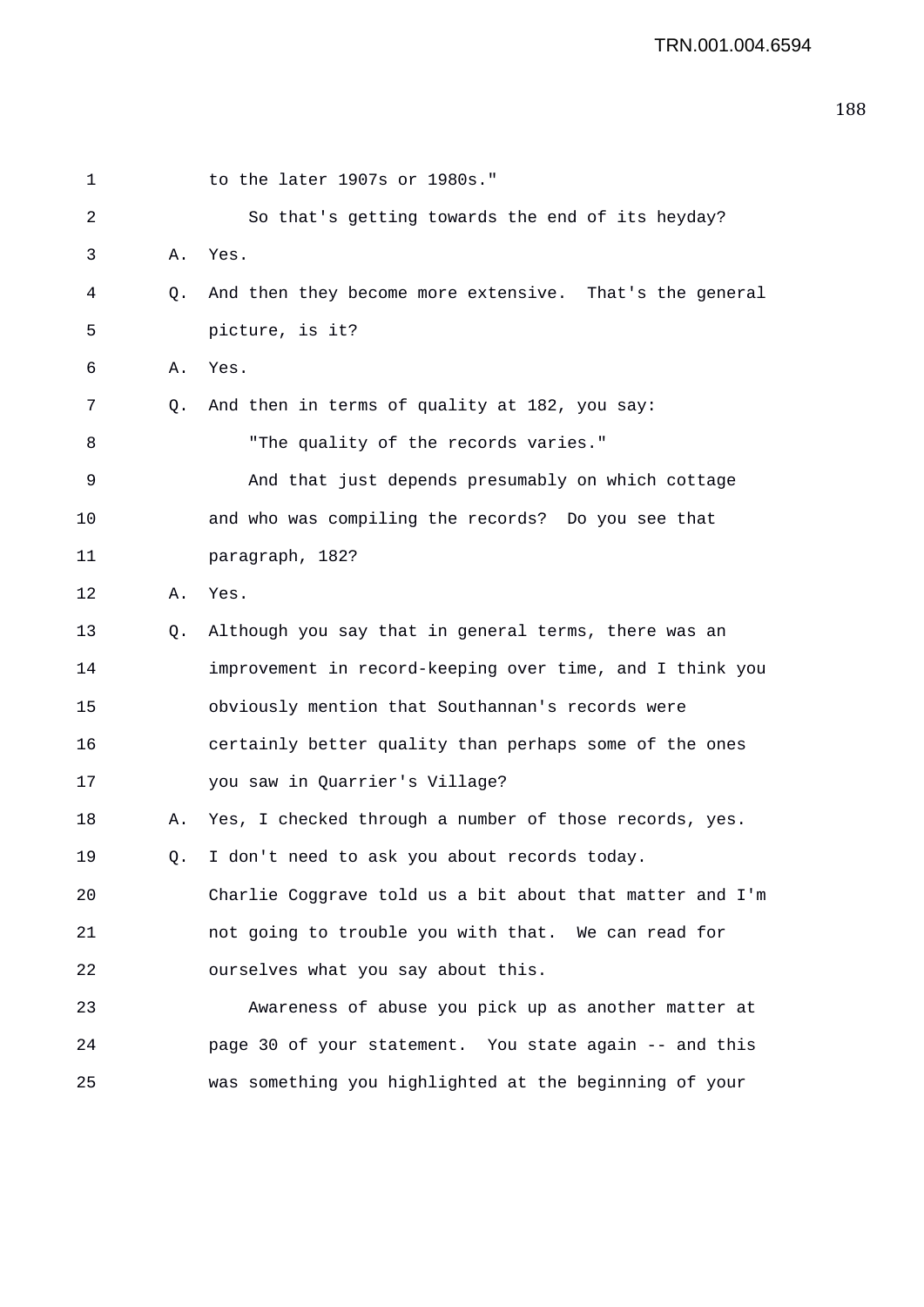1 to the later 1907s or 1980s."

2 So that's getting towards the end of its heyday?

3 A. Yes.

4 Q. And then they become more extensive. That's the general

5 picture, is it?

6 A. Yes.

7 Q. And then in terms of quality at 182, you say:

8 "The quality of the records varies."

9 And that just depends presumably on which cottage

10 and who was compiling the records? Do you see that

11 paragraph, 182?

12 A. Yes.

13 Q. Although you say that in general terms, there was an

14 improvement in record-keeping over time, and I think you

15 obviously mention that Southannan's records were

16 certainly better quality than perhaps some of the ones

17 you saw in Quarrier's Village?

18 A. Yes, I checked through a number of those records, yes.

19 Q. I don't need to ask you about records today.

20 Charlie Coggrave told us a bit about that matter and I'm

21 not going to trouble you with that. We can read for

22 ourselves what you say about this.

23 Awareness of abuse you pick up as another matter at

24 page 30 of your statement. You state again -- and this

25 was something you highlighted at the beginning of your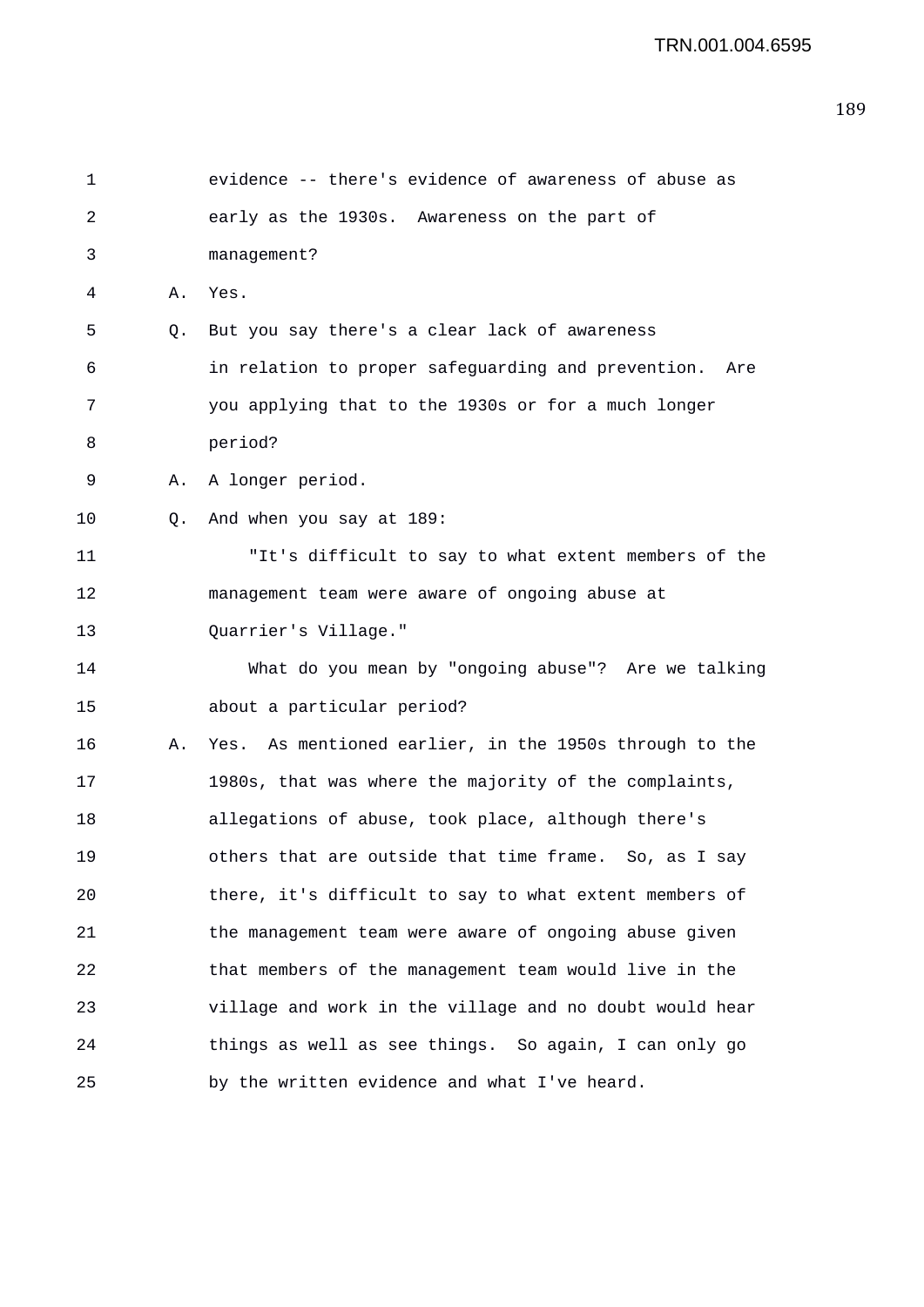evidence -- there's evidence of awareness of abuse as early as the 1930s. Awareness on the part of management?

A. Yes.

Q. But you say there's a clear lack of awareness in relation to proper safeguarding and prevention. Are you applying that to the 1930s or for a much longer period?

A. A longer period.

Q. And when you say at 189:

"It's difficult to say to what extent members of the management team were aware of ongoing abuse at Quarrier's Village."

What do you mean by "ongoing abuse"? Are we talking about a particular period?

A. Yes. As mentioned earlier, in the 1950s through to the 1980s, that was where the majority of the complaints, allegations of abuse, took place, although there's others that are outside that time frame. So, as I say there, it's difficult to say to what extent members of the management team were aware of ongoing abuse given that members of the management team would live in the village and work in the village and no doubt would hear things as well as see things. So again, I can only go by the written evidence and what I've heard.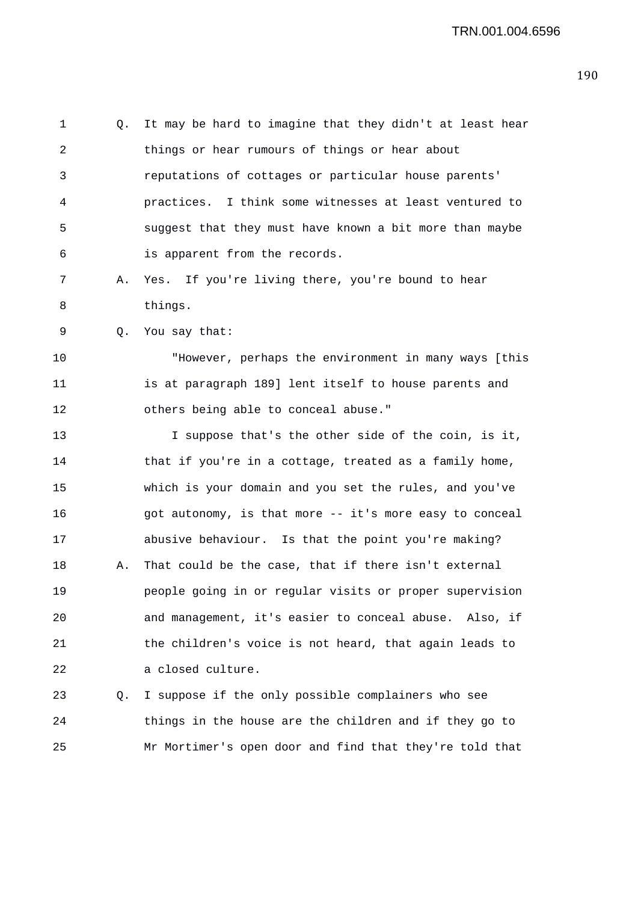Q. It may be hard to imagine that they didn't at least hear things or hear rumours of things or hear about reputations of cottages or particular house parents' practices. I think some witnesses at least ventured to suggest that they must have known a bit more than maybe is apparent from the records.

A. Yes. If you're living there, you're bound to hear things.

Q. You say that:

"However, perhaps the environment in many ways [this is at paragraph 189] lent itself to house parents and others being able to conceal abuse."

I suppose that's the other side of the coin, is it, that if you're in a cottage, treated as a family home, which is your domain and you set the rules, and you've got autonomy, is that more -- it's more easy to conceal abusive behaviour. Is that the point you're making?

A. That could be the case, that if there isn't external people going in or regular visits or proper supervision and management, it's easier to conceal abuse. Also, if the children's voice is not heard, that again leads to a closed culture.

Q. I suppose if the only possible complainers who see things in the house are the children and if they go to Mr Mortimer's open door and find that they're told that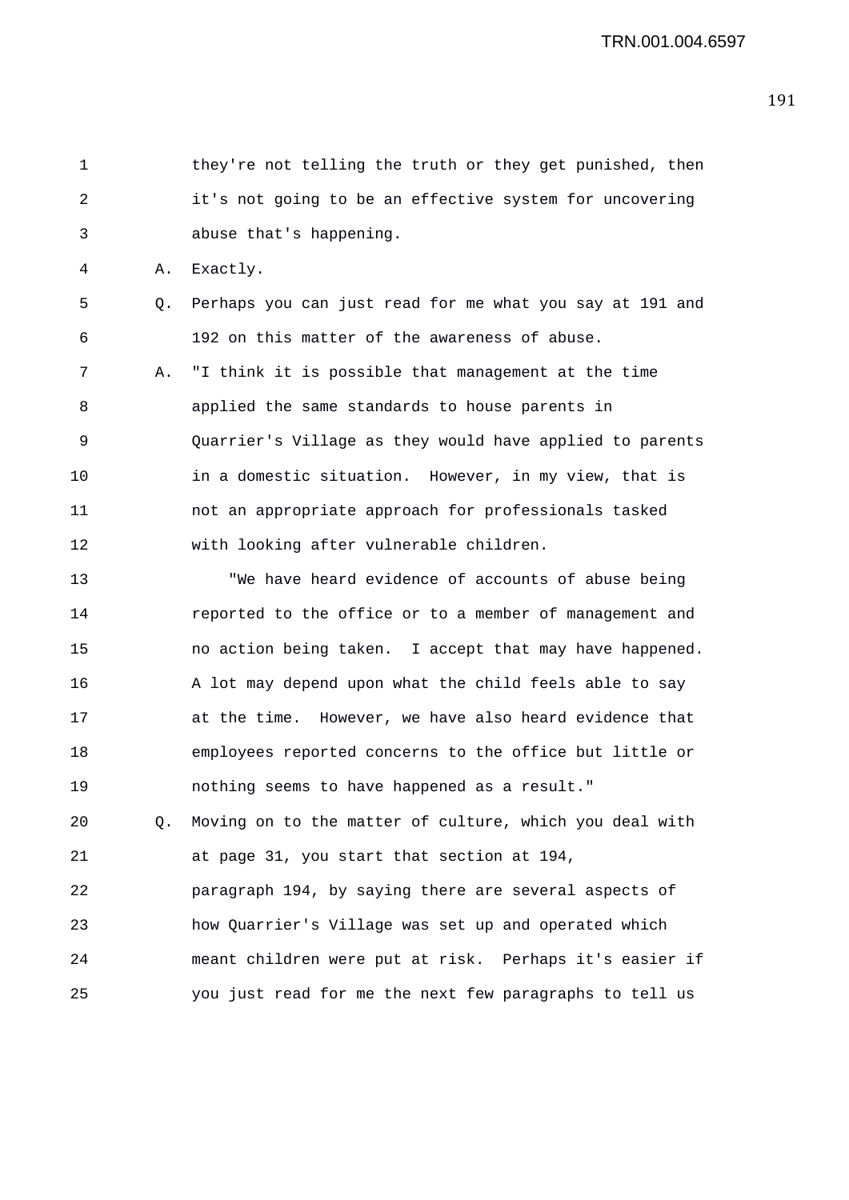1 they're not telling the truth or they get punished, then
2 it's not going to be an effective system for uncovering
3 abuse that's happening.

4 A. Exactly.

5 Q. Perhaps you can just read for me what you say at 191 and
6 192 on this matter of the awareness of abuse.

7 A. "I think it is possible that management at the time
8 applied the same standards to house parents in
9 Quarrier's Village as they would have applied to parents
10 in a domestic situation. However, in my view, that is
11 not an appropriate approach for professionals tasked
12 with looking after vulnerable children.

13 "We have heard evidence of accounts of abuse being
14 reported to the office or to a member of management and
15 no action being taken. I accept that may have happened.
16 A lot may depend upon what the child feels able to say
17 at the time. However, we have also heard evidence that
18 employees reported concerns to the office but little or
19 nothing seems to have happened as a result."

20 Q. Moving on to the matter of culture, which you deal with
21 at page 31, you start that section at 194,
22 paragraph 194, by saying there are several aspects of
23 how Quarrier's Village was set up and operated which
24 meant children were put at risk. Perhaps it's easier if
25 you just read for me the next few paragraphs to tell us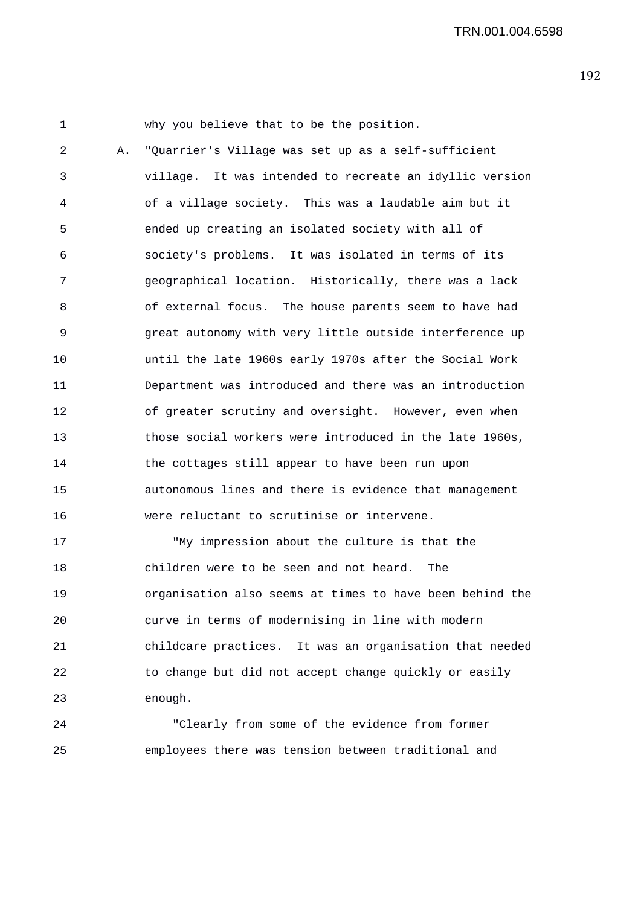why you believe that to be the position.

A. "Quarrier's Village was set up as a self-sufficient village. It was intended to recreate an idyllic version of a village society. This was a laudable aim but it ended up creating an isolated society with all of society's problems. It was isolated in terms of its geographical location. Historically, there was a lack of external focus. The house parents seem to have had great autonomy with very little outside interference up until the late 1960s early 1970s after the Social Work Department was introduced and there was an introduction of greater scrutiny and oversight. However, even when those social workers were introduced in the late 1960s, the cottages still appear to have been run upon autonomous lines and there is evidence that management were reluctant to scrutinise or intervene.

"My impression about the culture is that the children were to be seen and not heard. The organisation also seems at times to have been behind the curve in terms of modernising in line with modern childcare practices. It was an organisation that needed to change but did not accept change quickly or easily enough.

"Clearly from some of the evidence from former employees there was tension between traditional and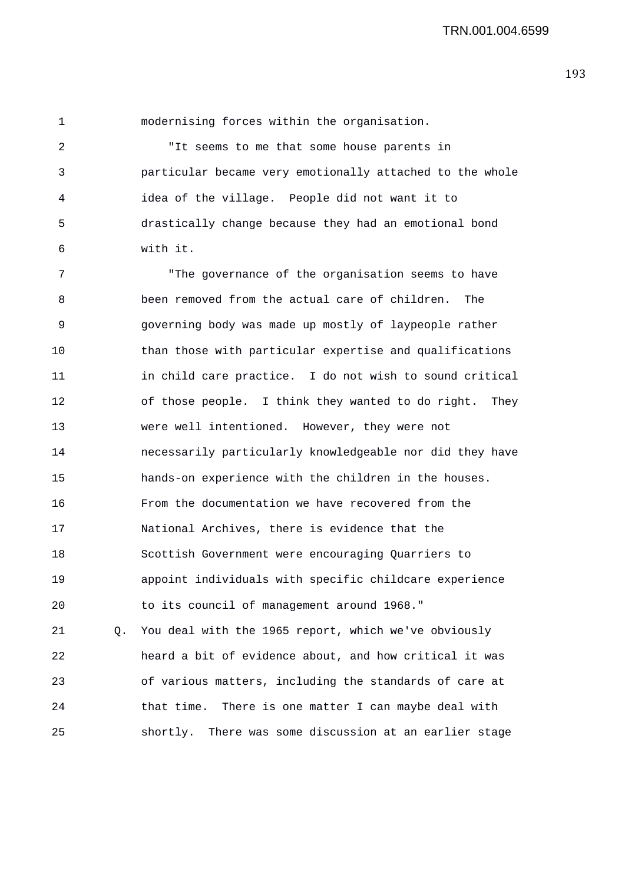modernising forces within the organisation.

"It seems to me that some house parents in particular became very emotionally attached to the whole idea of the village. People did not want it to drastically change because they had an emotional bond with it.

"The governance of the organisation seems to have been removed from the actual care of children. The governing body was made up mostly of laypeople rather than those with particular expertise and qualifications in child care practice. I do not wish to sound critical of those people. I think they wanted to do right. They were well intentioned. However, they were not necessarily particularly knowledgeable nor did they have hands-on experience with the children in the houses. From the documentation we have recovered from the National Archives, there is evidence that the Scottish Government were encouraging Quarriers to appoint individuals with specific childcare experience to its council of management around 1968."

Q. You deal with the 1965 report, which we've obviously heard a bit of evidence about, and how critical it was of various matters, including the standards of care at that time. There is one matter I can maybe deal with shortly. There was some discussion at an earlier stage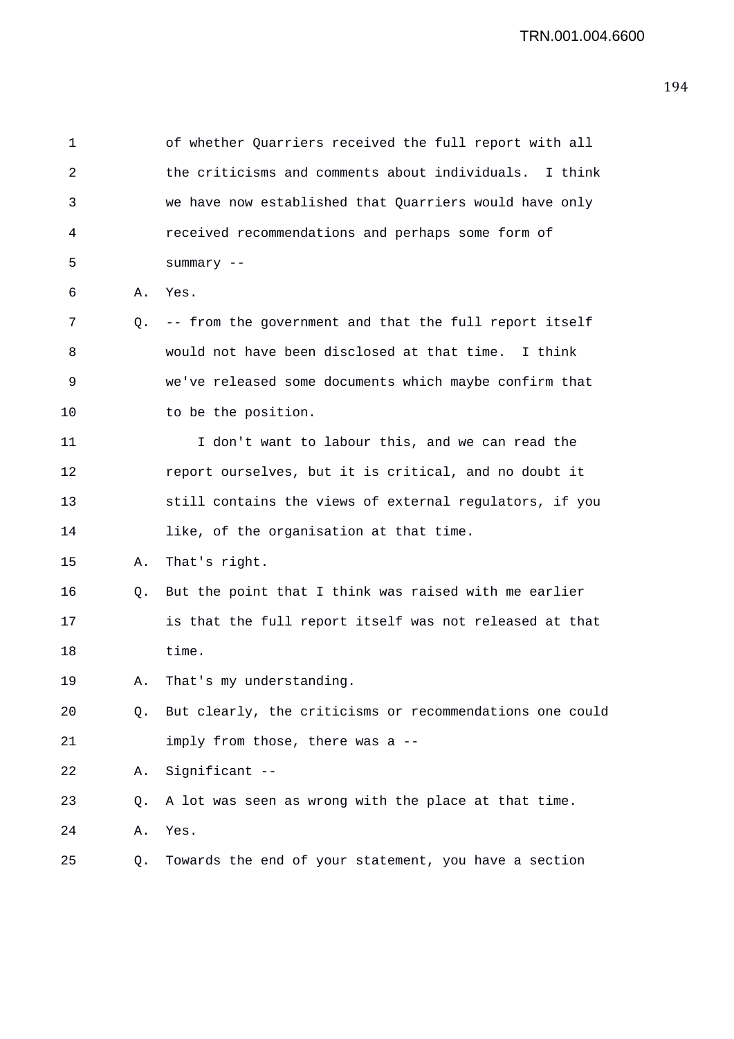1 of whether Quarriers received the full report with all
2 the criticisms and comments about individuals. I think
3 we have now established that Quarriers would have only
4 received recommendations and perhaps some form of
5 summary --

6 A. Yes.

7 Q. -- from the government and that the full report itself
8 would not have been disclosed at that time. I think
9 we've released some documents which maybe confirm that
10 to be the position.

11 I don't want to labour this, and we can read the
12 report ourselves, but it is critical, and no doubt it
13 still contains the views of external regulators, if you
14 like, of the organisation at that time.

15 A. That's right.

16 Q. But the point that I think was raised with me earlier
17 is that the full report itself was not released at that
18 time.

19 A. That's my understanding.

20 Q. But clearly, the criticisms or recommendations one could
21 imply from those, there was a --

22 A. Significant --

23 Q. A lot was seen as wrong with the place at that time.

24 A. Yes.

25 Q. Towards the end of your statement, you have a section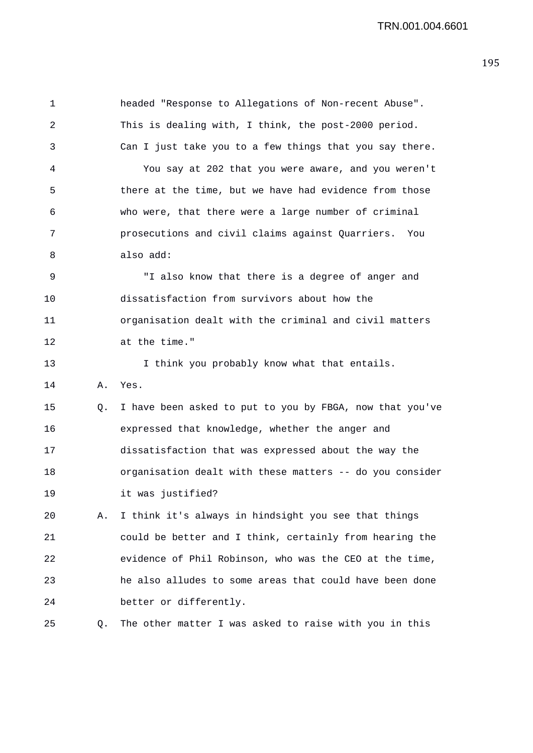headed "Response to Allegations of Non-recent Abuse". This is dealing with, I think, the post-2000 period. Can I just take you to a few things that you say there.

You say at 202 that you were aware, and you weren't there at the time, but we have had evidence from those who were, that there were a large number of criminal prosecutions and civil claims against Quarriers. You also add:

"I also know that there is a degree of anger and dissatisfaction from survivors about how the organisation dealt with the criminal and civil matters at the time."

I think you probably know what that entails.

A. Yes.

Q. I have been asked to put to you by FBGA, now that you've expressed that knowledge, whether the anger and dissatisfaction that was expressed about the way the organisation dealt with these matters -- do you consider it was justified?

A. I think it's always in hindsight you see that things could be better and I think, certainly from hearing the evidence of Phil Robinson, who was the CEO at the time, he also alludes to some areas that could have been done better or differently.

Q. The other matter I was asked to raise with you in this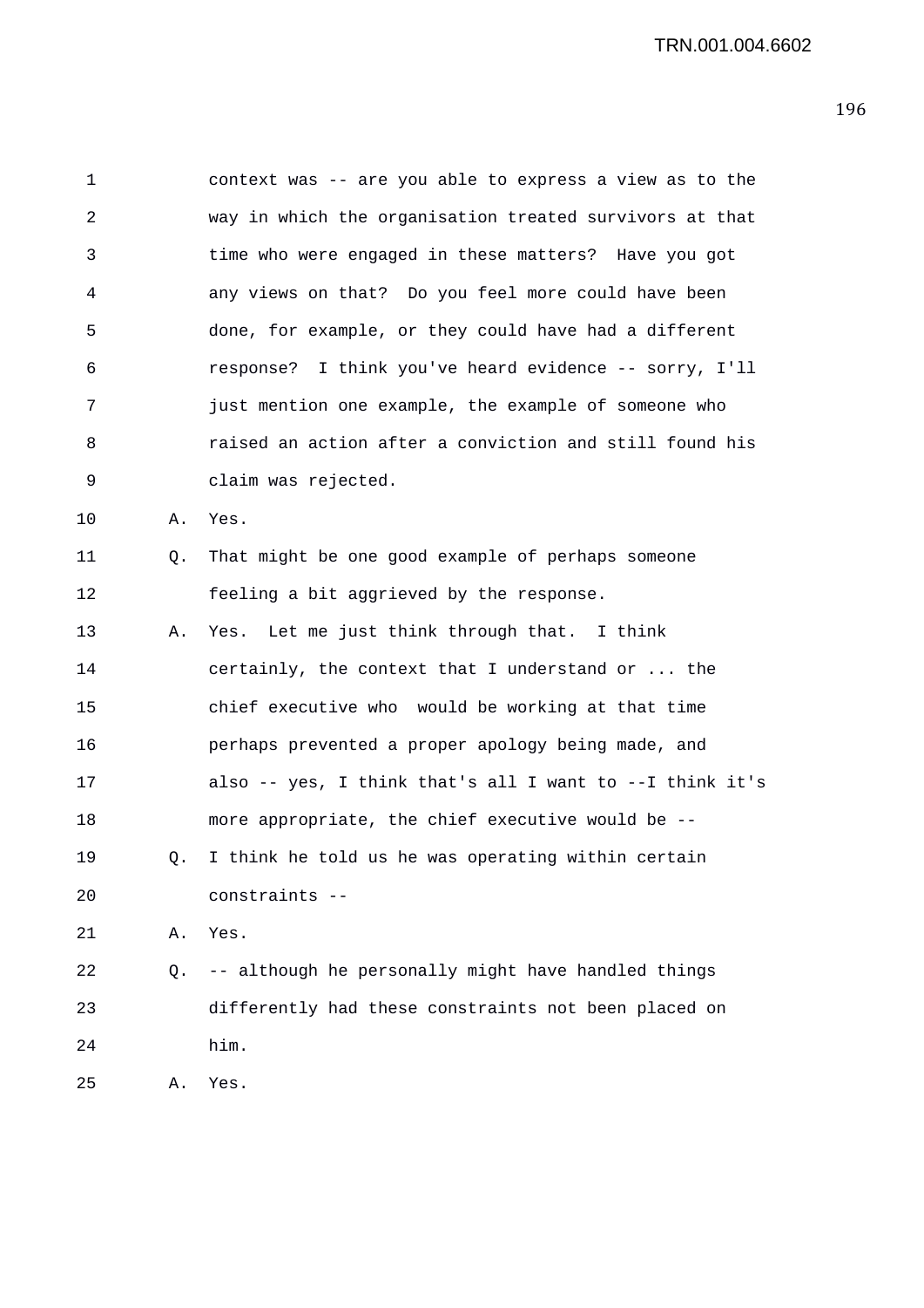1 context was -- are you able to express a view as to the
2 way in which the organisation treated survivors at that
3 time who were engaged in these matters? Have you got
4 any views on that? Do you feel more could have been
5 done, for example, or they could have had a different
6 response? I think you've heard evidence -- sorry, I'll
7 just mention one example, the example of someone who
8 raised an action after a conviction and still found his
9 claim was rejected.

10 A. Yes.

11 Q. That might be one good example of perhaps someone
12 feeling a bit aggrieved by the response.

13 A. Yes. Let me just think through that. I think
14 certainly, the context that I understand or ... the
15 chief executive who would be working at that time
16 perhaps prevented a proper apology being made, and
17 also -- yes, I think that's all I want to --I think it's
18 more appropriate, the chief executive would be --

19 Q. I think he told us he was operating within certain
20 constraints --

21 A. Yes.

22 Q. -- although he personally might have handled things
23 differently had these constraints not been placed on
24 him.

25 A. Yes.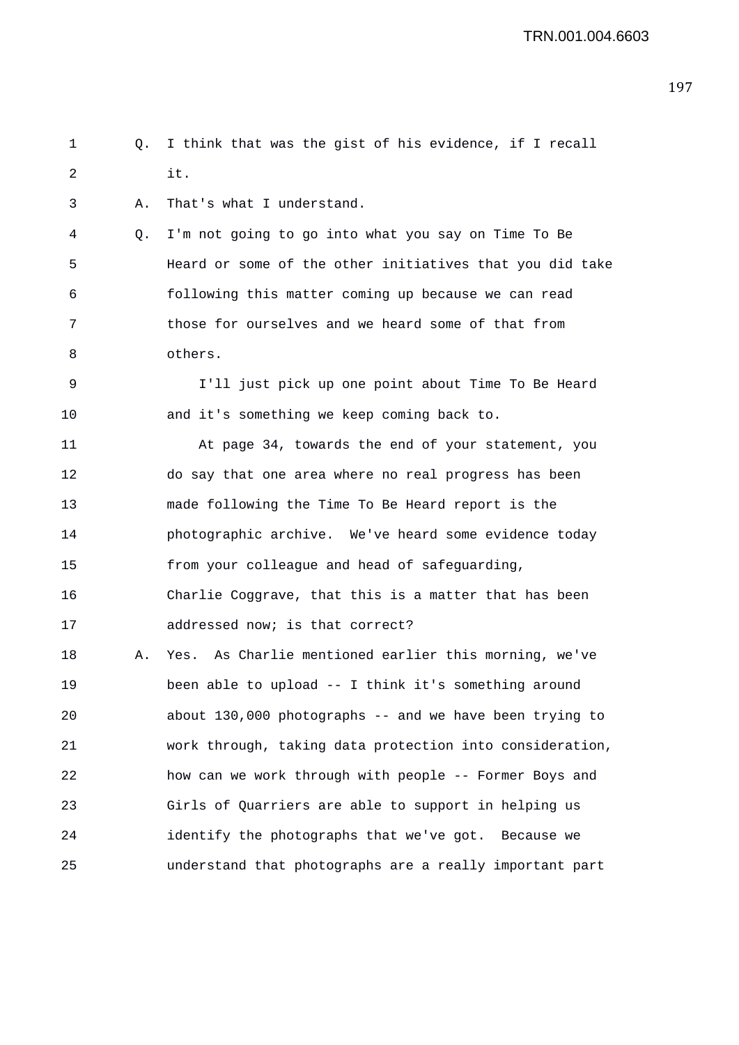Q. I think that was the gist of his evidence, if I recall it.

A. That's what I understand.

Q. I'm not going to go into what you say on Time To Be Heard or some of the other initiatives that you did take following this matter coming up because we can read those for ourselves and we heard some of that from others.

I'll just pick up one point about Time To Be Heard and it's something we keep coming back to.

At page 34, towards the end of your statement, you do say that one area where no real progress has been made following the Time To Be Heard report is the photographic archive. We've heard some evidence today from your colleague and head of safeguarding, Charlie Coggrave, that this is a matter that has been addressed now; is that correct?

A. Yes. As Charlie mentioned earlier this morning, we've been able to upload -- I think it's something around about 130,000 photographs -- and we have been trying to work through, taking data protection into consideration, how can we work through with people -- Former Boys and Girls of Quarriers are able to support in helping us identify the photographs that we've got. Because we understand that photographs are a really important part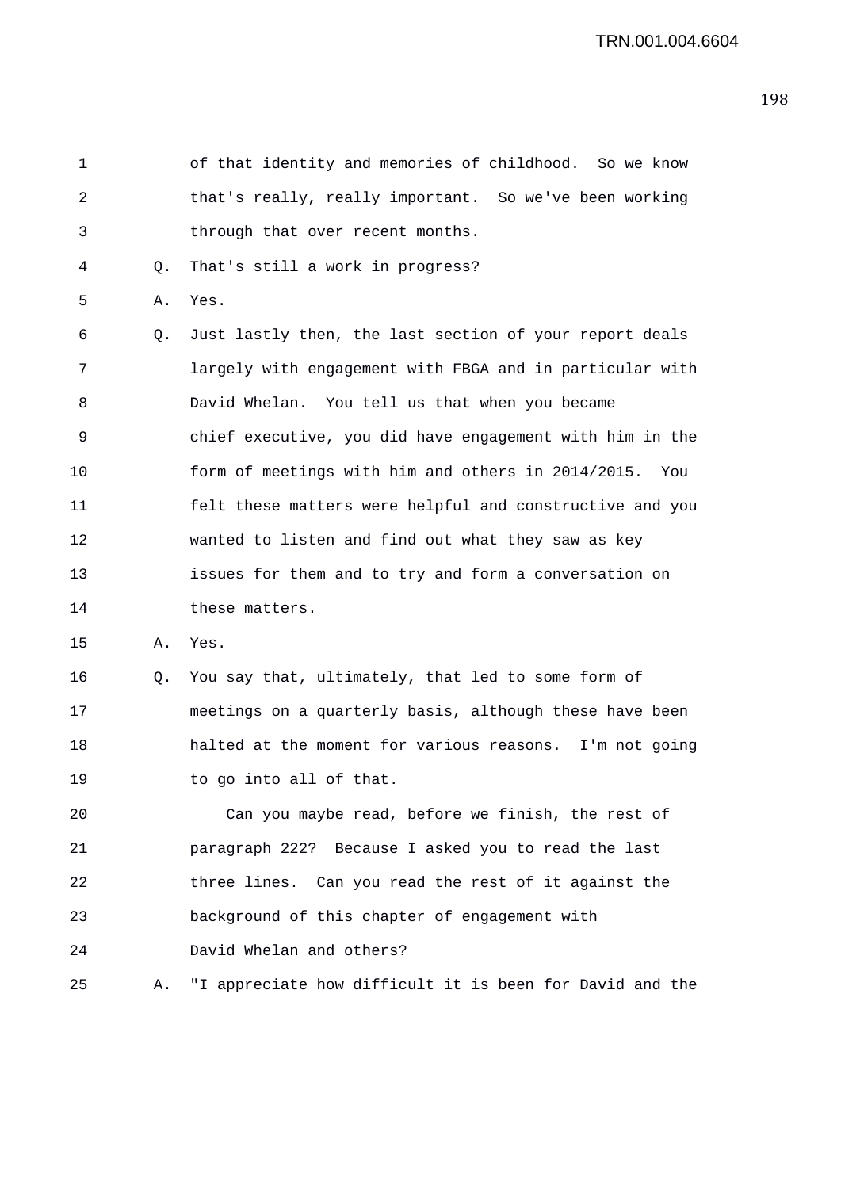1 of that identity and memories of childhood. So we know
2 that's really, really important. So we've been working
3 through that over recent months.
4 Q. That's still a work in progress?
5 A. Yes.
6 Q. Just lastly then, the last section of your report deals
7 largely with engagement with FBGA and in particular with
8 David Whelan. You tell us that when you became
9 chief executive, you did have engagement with him in the
10 form of meetings with him and others in 2014/2015. You
11 felt these matters were helpful and constructive and you
12 wanted to listen and find out what they saw as key
13 issues for them and to try and form a conversation on
14 these matters.
15 A. Yes.
16 Q. You say that, ultimately, that led to some form of
17 meetings on a quarterly basis, although these have been
18 halted at the moment for various reasons. I'm not going
19 to go into all of that.
20 Can you maybe read, before we finish, the rest of
21 paragraph 222? Because I asked you to read the last
22 three lines. Can you read the rest of it against the
23 background of this chapter of engagement with
24 David Whelan and others?
25 A. "I appreciate how difficult it is been for David and the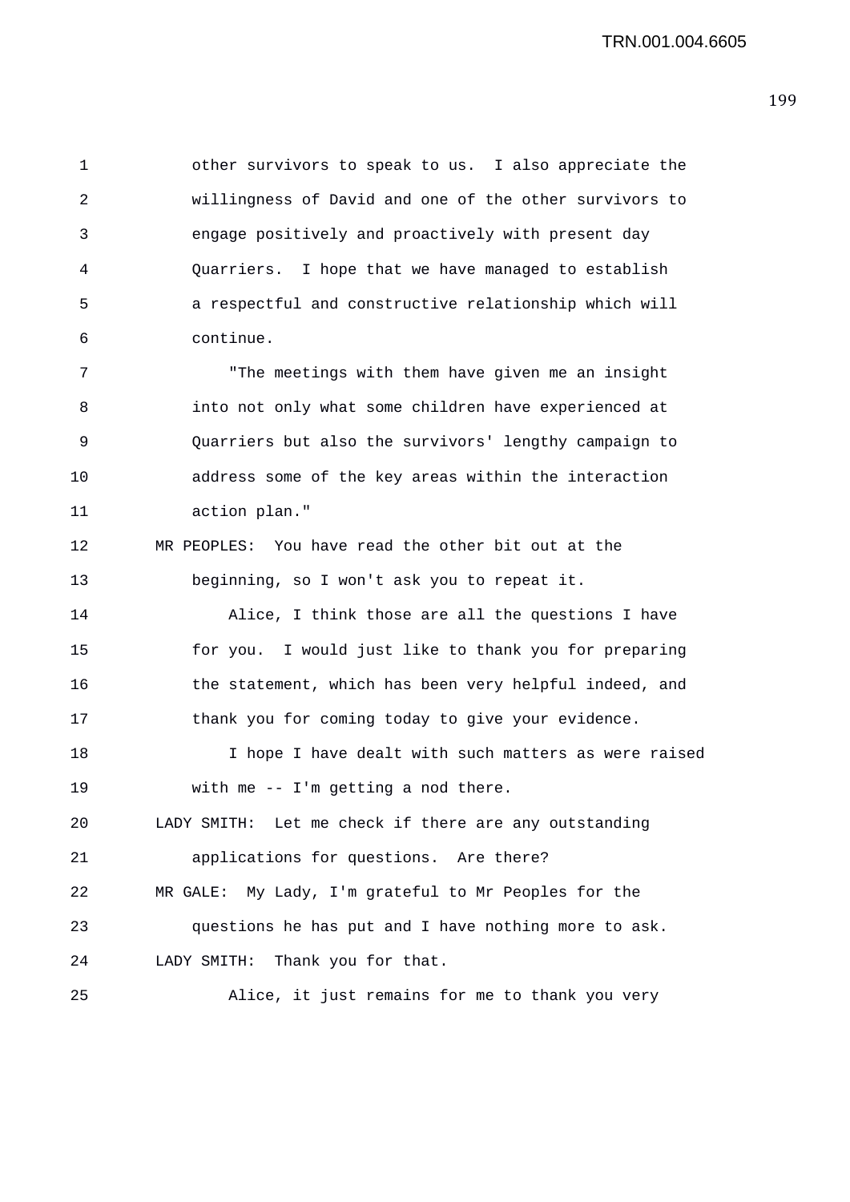other survivors to speak to us. I also appreciate the willingness of David and one of the other survivors to engage positively and proactively with present day Quarriers. I hope that we have managed to establish a respectful and constructive relationship which will continue.

"The meetings with them have given me an insight into not only what some children have experienced at Quarriers but also the survivors' lengthy campaign to address some of the key areas within the interaction action plan."

MR PEOPLES: You have read the other bit out at the beginning, so I won't ask you to repeat it.

Alice, I think those are all the questions I have for you. I would just like to thank you for preparing the statement, which has been very helpful indeed, and thank you for coming today to give your evidence.

I hope I have dealt with such matters as were raised with me -- I'm getting a nod there.

LADY SMITH: Let me check if there are any outstanding applications for questions. Are there?

MR GALE: My Lady, I'm grateful to Mr Peoples for the questions he has put and I have nothing more to ask.

LADY SMITH: Thank you for that.

Alice, it just remains for me to thank you very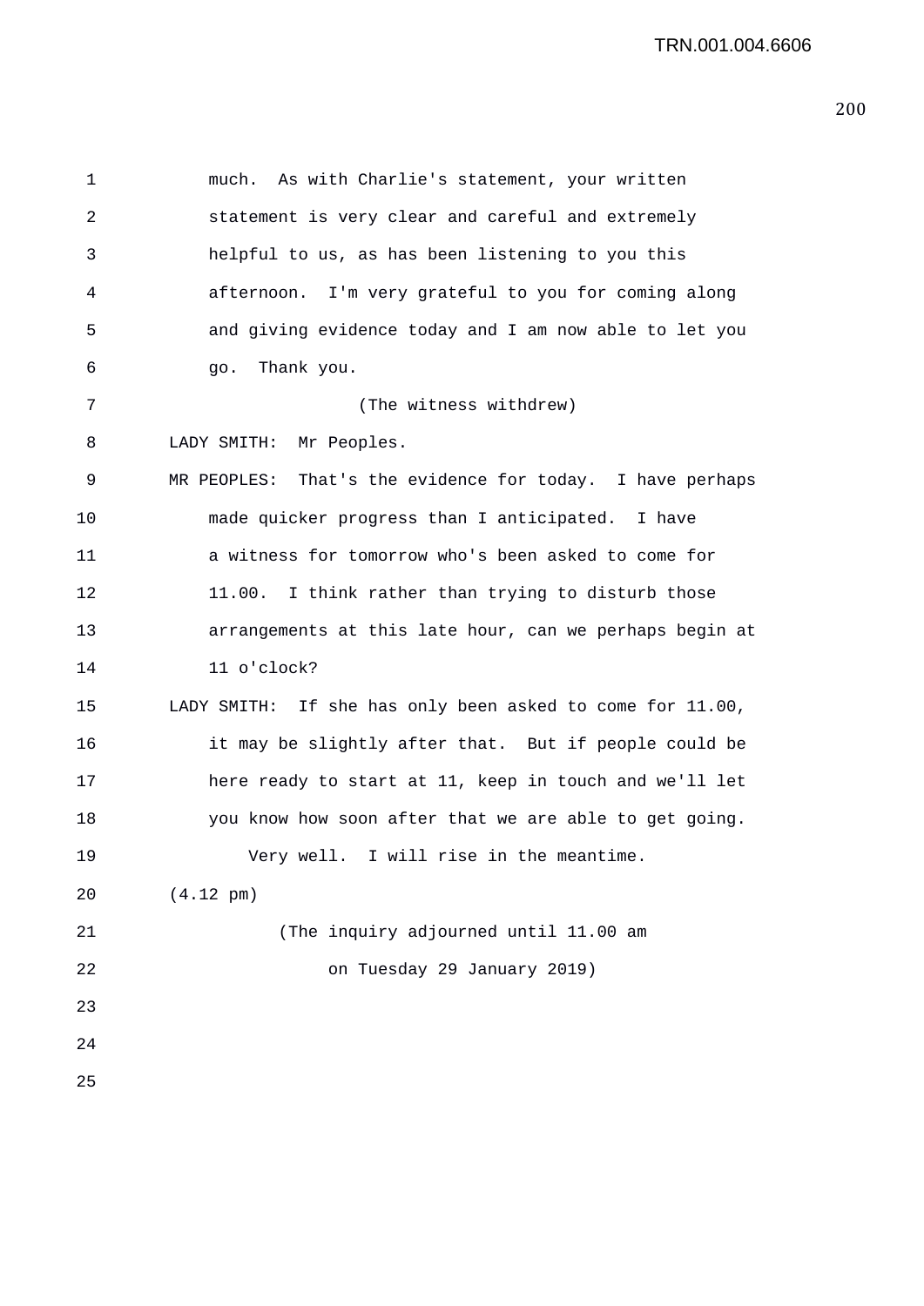much. As with Charlie's statement, your written statement is very clear and careful and extremely helpful to us, as has been listening to you this afternoon. I'm very grateful to you for coming along and giving evidence today and I am now able to let you go. Thank you.

(The witness withdrew)

LADY SMITH: Mr Peoples.

MR PEOPLES: That's the evidence for today. I have perhaps made quicker progress than I anticipated. I have a witness for tomorrow who's been asked to come for 11.00. I think rather than trying to disturb those arrangements at this late hour, can we perhaps begin at 11 o'clock?

LADY SMITH: If she has only been asked to come for 11.00, it may be slightly after that. But if people could be here ready to start at 11, keep in touch and we'll let you know how soon after that we are able to get going.

Very well. I will rise in the meantime.

(4.12 pm)

(The inquiry adjourned until 11.00 am on Tuesday 29 January 2019)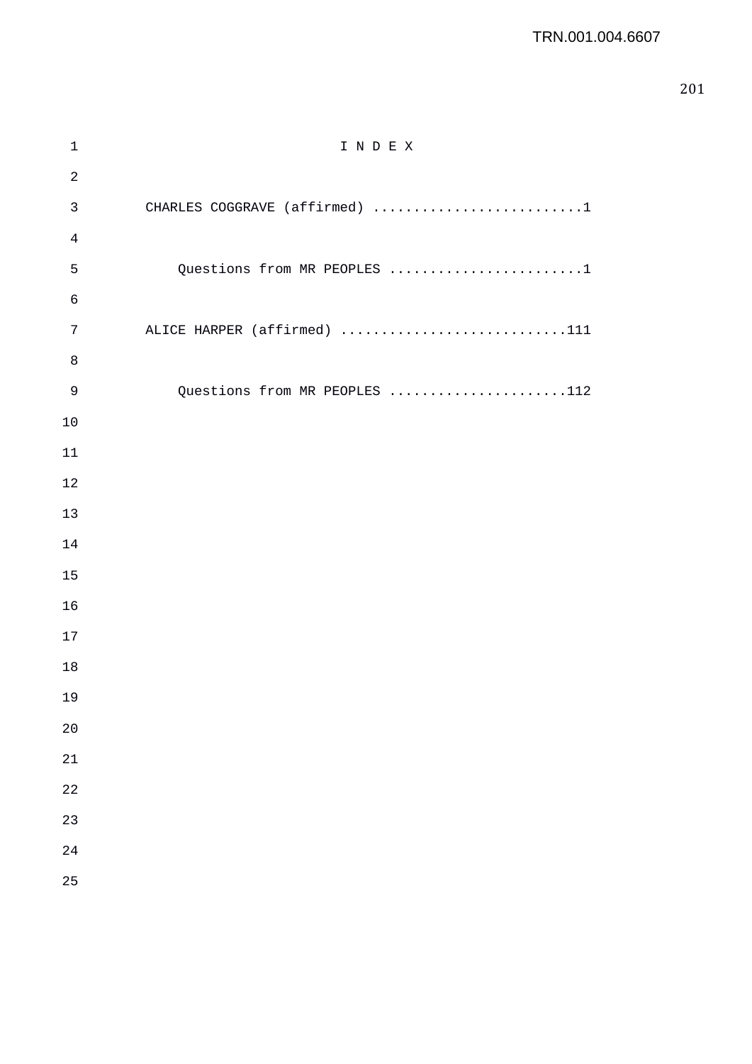# I N D E X

CHARLES COGGRAVE (affirmed) ..........................1

Questions from MR PEOPLES ........................1

ALICE HARPER (affirmed) ............................111

Questions from MR PEOPLES ......................112